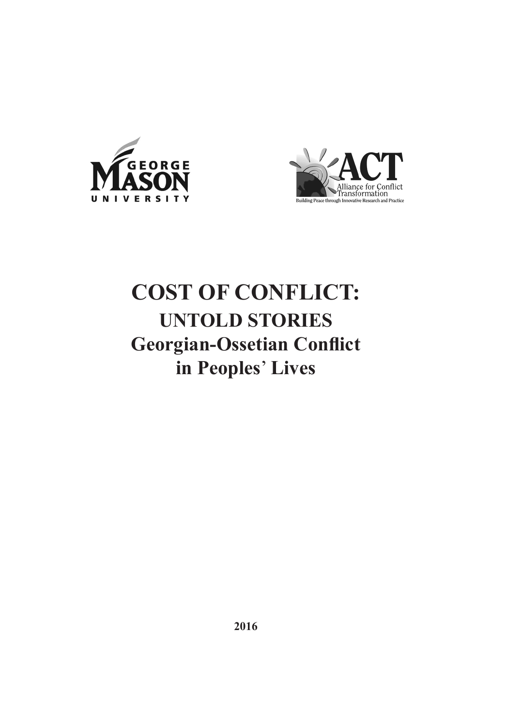GEORGE MASON UNIVERSITY

ACT Alliance for Conflict Transformation
Building Peace through Innovative Research and Practice

# COST OF CONFLICT:

## UNTOLD STORIES

## Georgian-Ossetian Conflict in Peoples' Lives

**2016**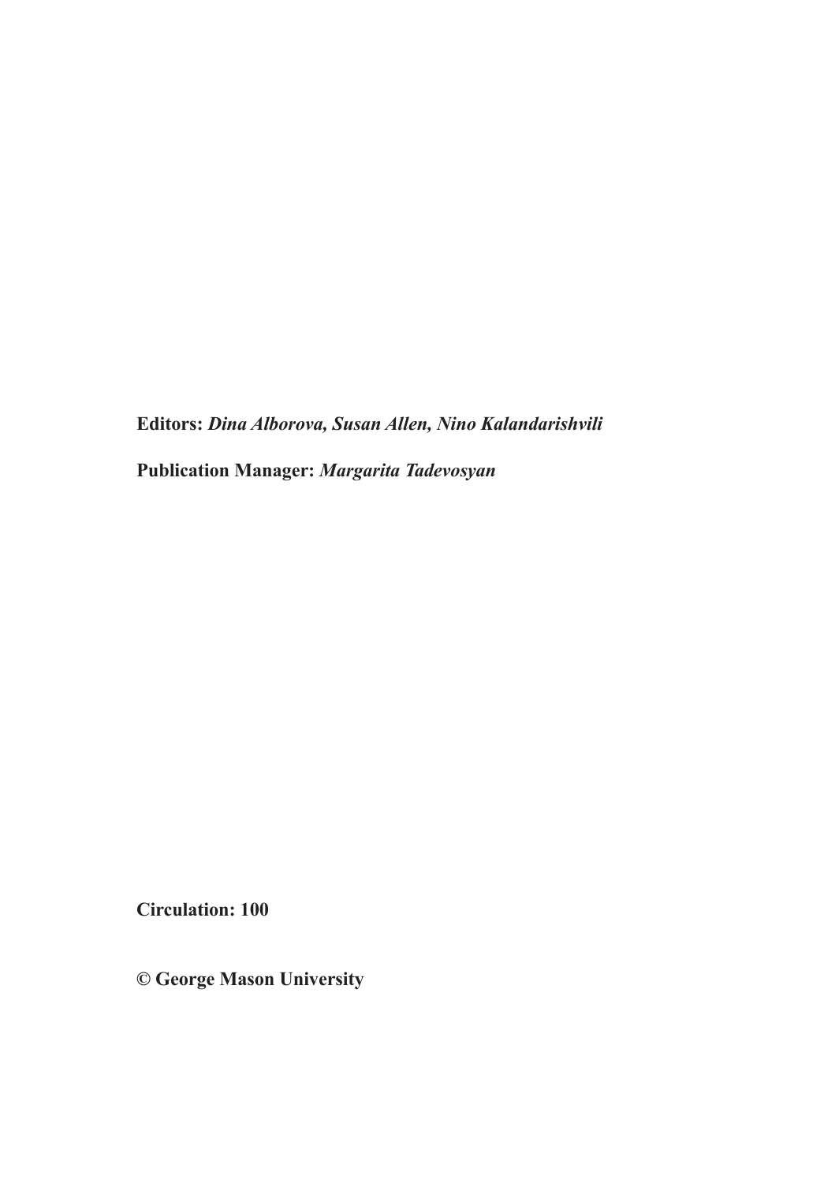**Editors:** ***Dina Alborova, Susan Allen, Nino Kalandarishvili***

**Publication Manager:** ***Margarita Tadevosyan***

**Circulation: 100**

**© George Mason University**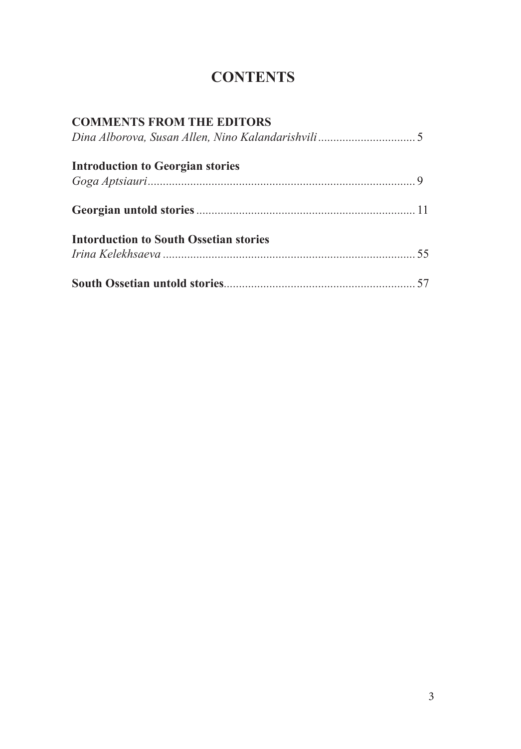# CONTENTS

**COMMENTS FROM THE EDITORS**
*Dina Alborova, Susan Allen, Nino Kalandarishvili* ................................ 5

**Introduction to Georgian stories**
*Goga Aptsiauri* ........................................................................................ 9

**Georgian untold stories** ....................................................................... 11

**Intorduction to South Ossetian stories**
*Irina Kelekhsaeva* .................................................................................. 55

**South Ossetian untold stories** .............................................................. 57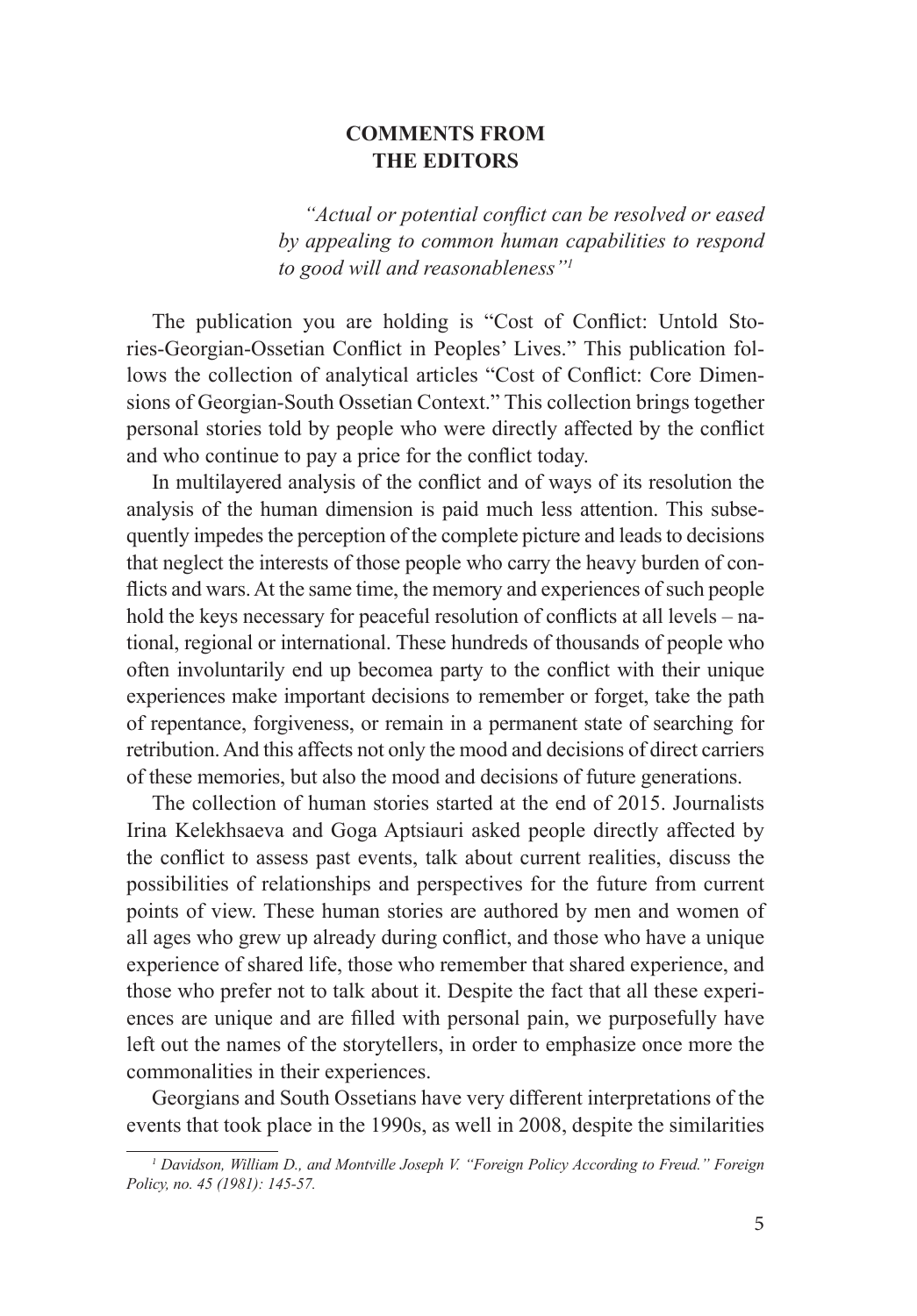## COMMENTS FROM THE EDITORS

*"Actual or potential conflict can be resolved or eased by appealing to common human capabilities to respond to good will and reasonableness"*[1]

The publication you are holding is "Cost of Conflict: Untold Stories-Georgian-Ossetian Conflict in Peoples' Lives." This publication follows the collection of analytical articles "Cost of Conflict: Core Dimensions of Georgian-South Ossetian Context." This collection brings together personal stories told by people who were directly affected by the conflict and who continue to pay a price for the conflict today.

In multilayered analysis of the conflict and of ways of its resolution the analysis of the human dimension is paid much less attention. This subsequently impedes the perception of the complete picture and leads to decisions that neglect the interests of those people who carry the heavy burden of conflicts and wars. At the same time, the memory and experiences of such people hold the keys necessary for peaceful resolution of conflicts at all levels – national, regional or international. These hundreds of thousands of people who often involuntarily end up becomea party to the conflict with their unique experiences make important decisions to remember or forget, take the path of repentance, forgiveness, or remain in a permanent state of searching for retribution. And this affects not only the mood and decisions of direct carriers of these memories, but also the mood and decisions of future generations.

The collection of human stories started at the end of 2015. Journalists Irina Kelekhsaeva and Goga Aptsiauri asked people directly affected by the conflict to assess past events, talk about current realities, discuss the possibilities of relationships and perspectives for the future from current points of view. These human stories are authored by men and women of all ages who grew up already during conflict, and those who have a unique experience of shared life, those who remember that shared experience, and those who prefer not to talk about it. Despite the fact that all these experiences are unique and are filled with personal pain, we purposefully have left out the names of the storytellers, in order to emphasize once more the commonalities in their experiences.

Georgians and South Ossetians have very different interpretations of the events that took place in the 1990s, as well in 2008, despite the similarities

---

[1] *Davidson, William D., and Montville Joseph V. "Foreign Policy According to Freud." Foreign Policy, no. 45 (1981): 145-57.*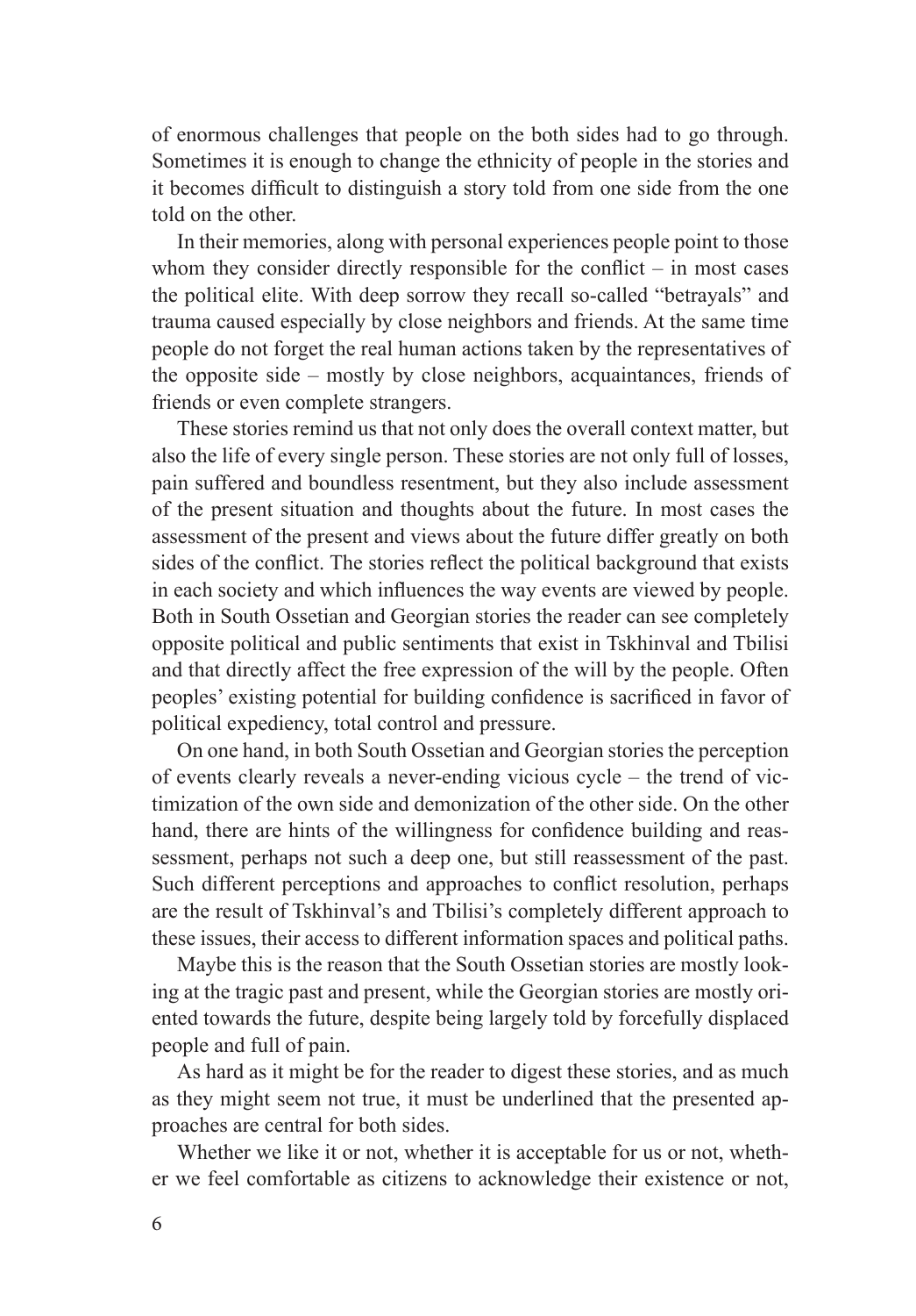of enormous challenges that people on the both sides had to go through. Sometimes it is enough to change the ethnicity of people in the stories and it becomes difficult to distinguish a story told from one side from the one told on the other.

In their memories, along with personal experiences people point to those whom they consider directly responsible for the conflict – in most cases the political elite. With deep sorrow they recall so-called "betrayals" and trauma caused especially by close neighbors and friends. At the same time people do not forget the real human actions taken by the representatives of the opposite side – mostly by close neighbors, acquaintances, friends of friends or even complete strangers.

These stories remind us that not only does the overall context matter, but also the life of every single person. These stories are not only full of losses, pain suffered and boundless resentment, but they also include assessment of the present situation and thoughts about the future. In most cases the assessment of the present and views about the future differ greatly on both sides of the conflict. The stories reflect the political background that exists in each society and which influences the way events are viewed by people. Both in South Ossetian and Georgian stories the reader can see completely opposite political and public sentiments that exist in Tskhinval and Tbilisi and that directly affect the free expression of the will by the people. Often peoples' existing potential for building confidence is sacrificed in favor of political expediency, total control and pressure.

On one hand, in both South Ossetian and Georgian stories the perception of events clearly reveals a never-ending vicious cycle – the trend of victimization of the own side and demonization of the other side. On the other hand, there are hints of the willingness for confidence building and reassessment, perhaps not such a deep one, but still reassessment of the past. Such different perceptions and approaches to conflict resolution, perhaps are the result of Tskhinval's and Tbilisi's completely different approach to these issues, their access to different information spaces and political paths.

Maybe this is the reason that the South Ossetian stories are mostly looking at the tragic past and present, while the Georgian stories are mostly oriented towards the future, despite being largely told by forcefully displaced people and full of pain.

As hard as it might be for the reader to digest these stories, and as much as they might seem not true, it must be underlined that the presented approaches are central for both sides.

Whether we like it or not, whether it is acceptable for us or not, whether we feel comfortable as citizens to acknowledge their existence or not,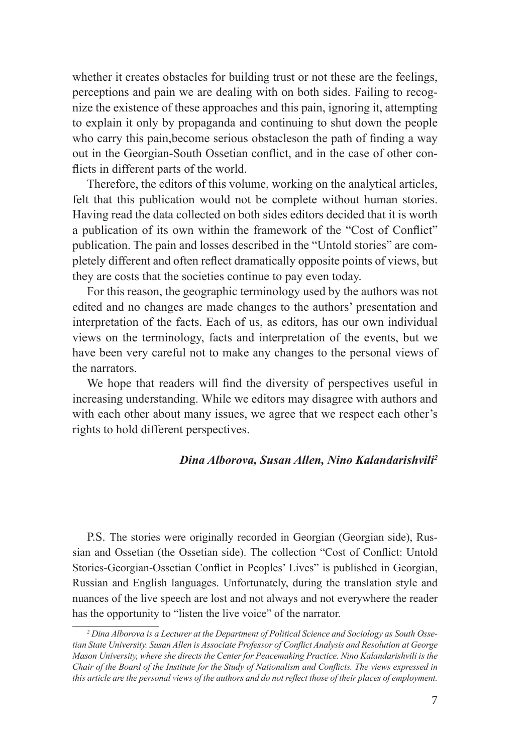whether it creates obstacles for building trust or not these are the feelings, perceptions and pain we are dealing with on both sides. Failing to recognize the existence of these approaches and this pain, ignoring it, attempting to explain it only by propaganda and continuing to shut down the people who carry this pain,become serious obstacleson the path of finding a way out in the Georgian-South Ossetian conflict, and in the case of other conflicts in different parts of the world.

Therefore, the editors of this volume, working on the analytical articles, felt that this publication would not be complete without human stories. Having read the data collected on both sides editors decided that it is worth a publication of its own within the framework of the "Cost of Conflict" publication. The pain and losses described in the "Untold stories" are completely different and often reflect dramatically opposite points of views, but they are costs that the societies continue to pay even today.

For this reason, the geographic terminology used by the authors was not edited and no changes are made changes to the authors' presentation and interpretation of the facts. Each of us, as editors, has our own individual views on the terminology, facts and interpretation of the events, but we have been very careful not to make any changes to the personal views of the narrators.

We hope that readers will find the diversity of perspectives useful in increasing understanding. While we editors may disagree with authors and with each other about many issues, we agree that we respect each other's rights to hold different perspectives.

***Dina Alborova, Susan Allen, Nino Kalandarishvili[2]***

P.S. The stories were originally recorded in Georgian (Georgian side), Russian and Ossetian (the Ossetian side). The collection "Cost of Conflict: Untold Stories-Georgian-Ossetian Conflict in Peoples' Lives" is published in Georgian, Russian and English languages. Unfortunately, during the translation style and nuances of the live speech are lost and not always and not everywhere the reader has the opportunity to "listen the live voice" of the narrator.

---

*[2] Dina Alborova is a Lecturer at the Department of Political Science and Sociology as South Ossetian State University. Susan Allen is Associate Professor of Conflict Analysis and Resolution at George Mason University, where she directs the Center for Peacemaking Practice. Nino Kalandarishvili is the Chair of the Board of the Institute for the Study of Nationalism and Conflicts. The views expressed in this article are the personal views of the authors and do not reflect those of their places of employment.*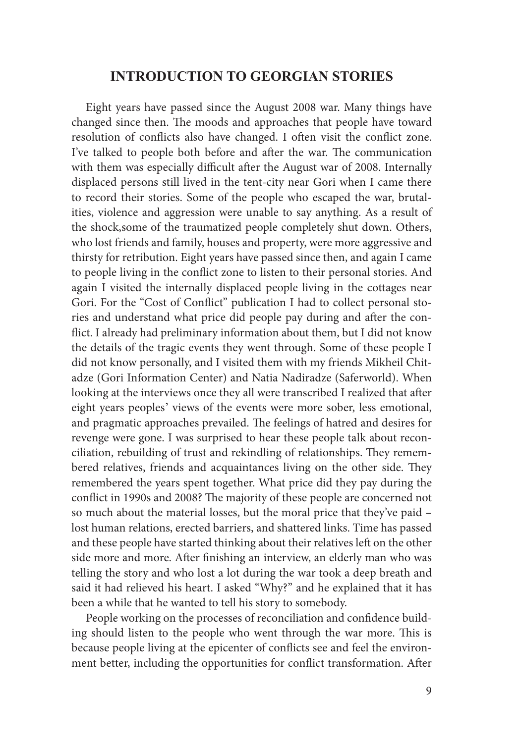## INTRODUCTION TO GEORGIAN STORIES

Eight years have passed since the August 2008 war. Many things have changed since then. The moods and approaches that people have toward resolution of conflicts also have changed. I often visit the conflict zone. I've talked to people both before and after the war. The communication with them was especially difficult after the August war of 2008. Internally displaced persons still lived in the tent-city near Gori when I came there to record their stories. Some of the people who escaped the war, brutalities, violence and aggression were unable to say anything. As a result of the shock,some of the traumatized people completely shut down. Others, who lost friends and family, houses and property, were more aggressive and thirsty for retribution. Eight years have passed since then, and again I came to people living in the conflict zone to listen to their personal stories. And again I visited the internally displaced people living in the cottages near Gori. For the "Cost of Conflict" publication I had to collect personal stories and understand what price did people pay during and after the conflict. I already had preliminary information about them, but I did not know the details of the tragic events they went through. Some of these people I did not know personally, and I visited them with my friends Mikheil Chitadze (Gori Information Center) and Natia Nadiradze (Saferworld). When looking at the interviews once they all were transcribed I realized that after eight years peoples' views of the events were more sober, less emotional, and pragmatic approaches prevailed. The feelings of hatred and desires for revenge were gone. I was surprised to hear these people talk about reconciliation, rebuilding of trust and rekindling of relationships. They remembered relatives, friends and acquaintances living on the other side. They remembered the years spent together. What price did they pay during the conflict in 1990s and 2008? The majority of these people are concerned not so much about the material losses, but the moral price that they've paid – lost human relations, erected barriers, and shattered links. Time has passed and these people have started thinking about their relatives left on the other side more and more. After finishing an interview, an elderly man who was telling the story and who lost a lot during the war took a deep breath and said it had relieved his heart. I asked "Why?" and he explained that it has been a while that he wanted to tell his story to somebody.

People working on the processes of reconciliation and confidence building should listen to the people who went through the war more. This is because people living at the epicenter of conflicts see and feel the environment better, including the opportunities for conflict transformation. After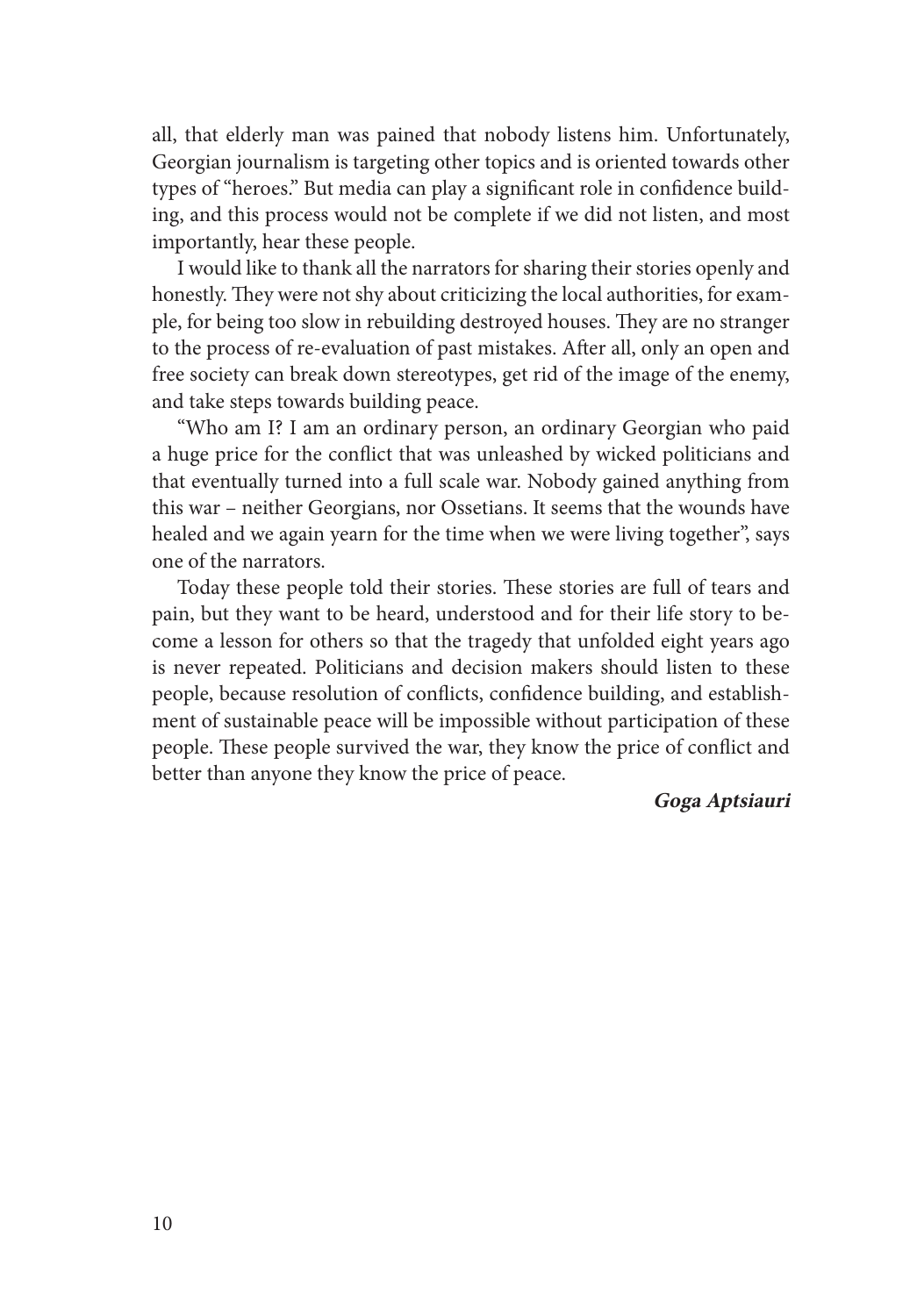all, that elderly man was pained that nobody listens him. Unfortunately, Georgian journalism is targeting other topics and is oriented towards other types of "heroes." But media can play a significant role in confidence building, and this process would not be complete if we did not listen, and most importantly, hear these people.

I would like to thank all the narrators for sharing their stories openly and honestly. They were not shy about criticizing the local authorities, for example, for being too slow in rebuilding destroyed houses. They are no stranger to the process of re-evaluation of past mistakes. After all, only an open and free society can break down stereotypes, get rid of the image of the enemy, and take steps towards building peace.

"Who am I? I am an ordinary person, an ordinary Georgian who paid a huge price for the conflict that was unleashed by wicked politicians and that eventually turned into a full scale war. Nobody gained anything from this war – neither Georgians, nor Ossetians. It seems that the wounds have healed and we again yearn for the time when we were living together", says one of the narrators.

Today these people told their stories. These stories are full of tears and pain, but they want to be heard, understood and for their life story to become a lesson for others so that the tragedy that unfolded eight years ago is never repeated. Politicians and decision makers should listen to these people, because resolution of conflicts, confidence building, and establishment of sustainable peace will be impossible without participation of these people. These people survived the war, they know the price of conflict and better than anyone they know the price of peace.

***Goga Aptsiauri***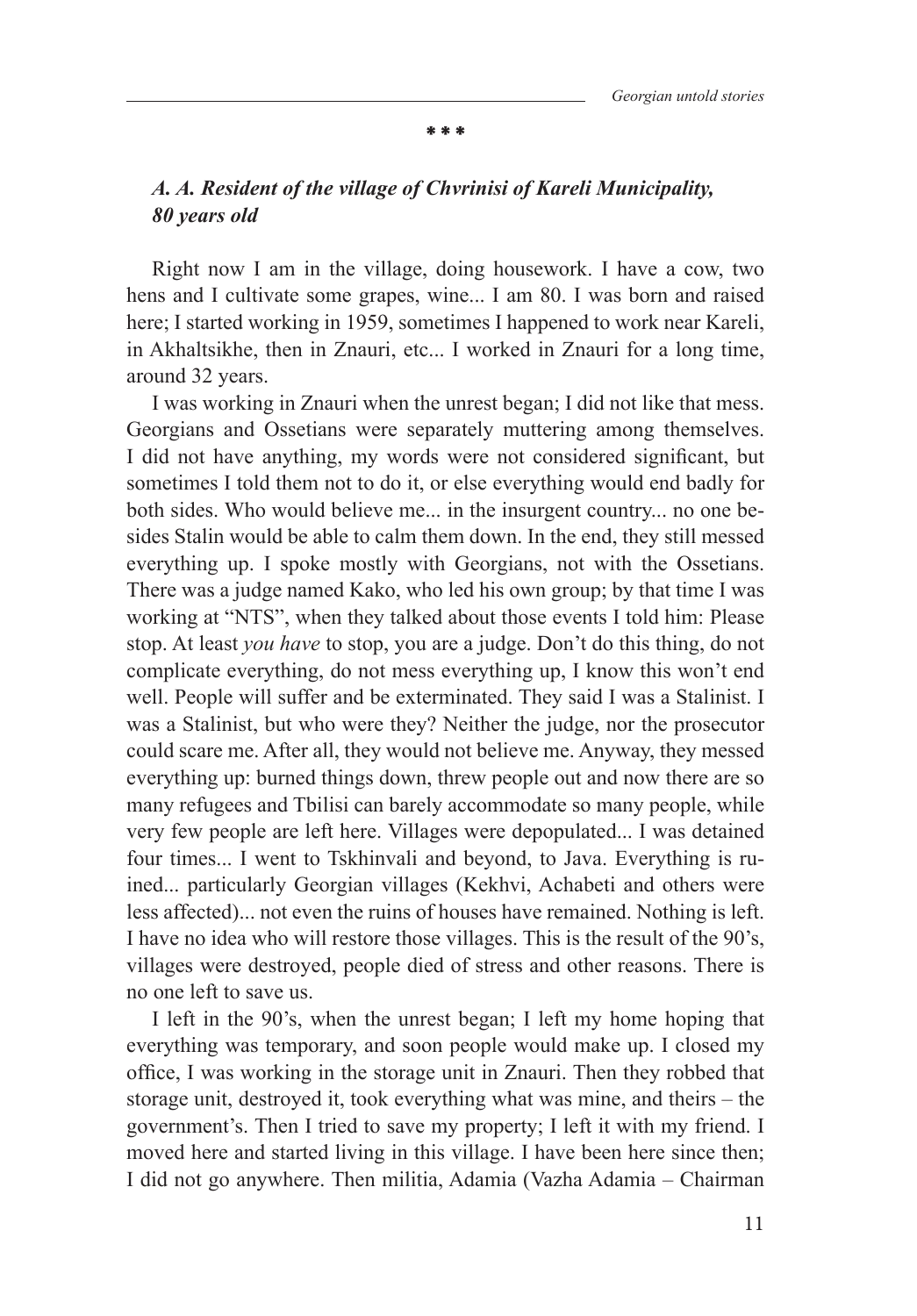\* \* \*

### *A. A. Resident of the village of Chvrinisi of Kareli Municipality, 80 years old*

Right now I am in the village, doing housework. I have a cow, two hens and I cultivate some grapes, wine... I am 80. I was born and raised here; I started working in 1959, sometimes I happened to work near Kareli, in Akhaltsikhe, then in Znauri, etc... I worked in Znauri for a long time, around 32 years.

I was working in Znauri when the unrest began; I did not like that mess. Georgians and Ossetians were separately muttering among themselves. I did not have anything, my words were not considered significant, but sometimes I told them not to do it, or else everything would end badly for both sides. Who would believe me... in the insurgent country... no one besides Stalin would be able to calm them down. In the end, they still messed everything up. I spoke mostly with Georgians, not with the Ossetians. There was a judge named Kako, who led his own group; by that time I was working at "NTS", when they talked about those events I told him: Please stop. At least *you have* to stop, you are a judge. Don't do this thing, do not complicate everything, do not mess everything up, I know this won't end well. People will suffer and be exterminated. They said I was a Stalinist. I was a Stalinist, but who were they? Neither the judge, nor the prosecutor could scare me. After all, they would not believe me. Anyway, they messed everything up: burned things down, threw people out and now there are so many refugees and Tbilisi can barely accommodate so many people, while very few people are left here. Villages were depopulated... I was detained four times... I went to Tskhinvali and beyond, to Java. Everything is ruined... particularly Georgian villages (Kekhvi, Achabeti and others were less affected)... not even the ruins of houses have remained. Nothing is left. I have no idea who will restore those villages. This is the result of the 90's, villages were destroyed, people died of stress and other reasons. There is no one left to save us.

I left in the 90's, when the unrest began; I left my home hoping that everything was temporary, and soon people would make up. I closed my office, I was working in the storage unit in Znauri. Then they robbed that storage unit, destroyed it, took everything what was mine, and theirs – the government's. Then I tried to save my property; I left it with my friend. I moved here and started living in this village. I have been here since then; I did not go anywhere. Then militia, Adamia (Vazha Adamia – Chairman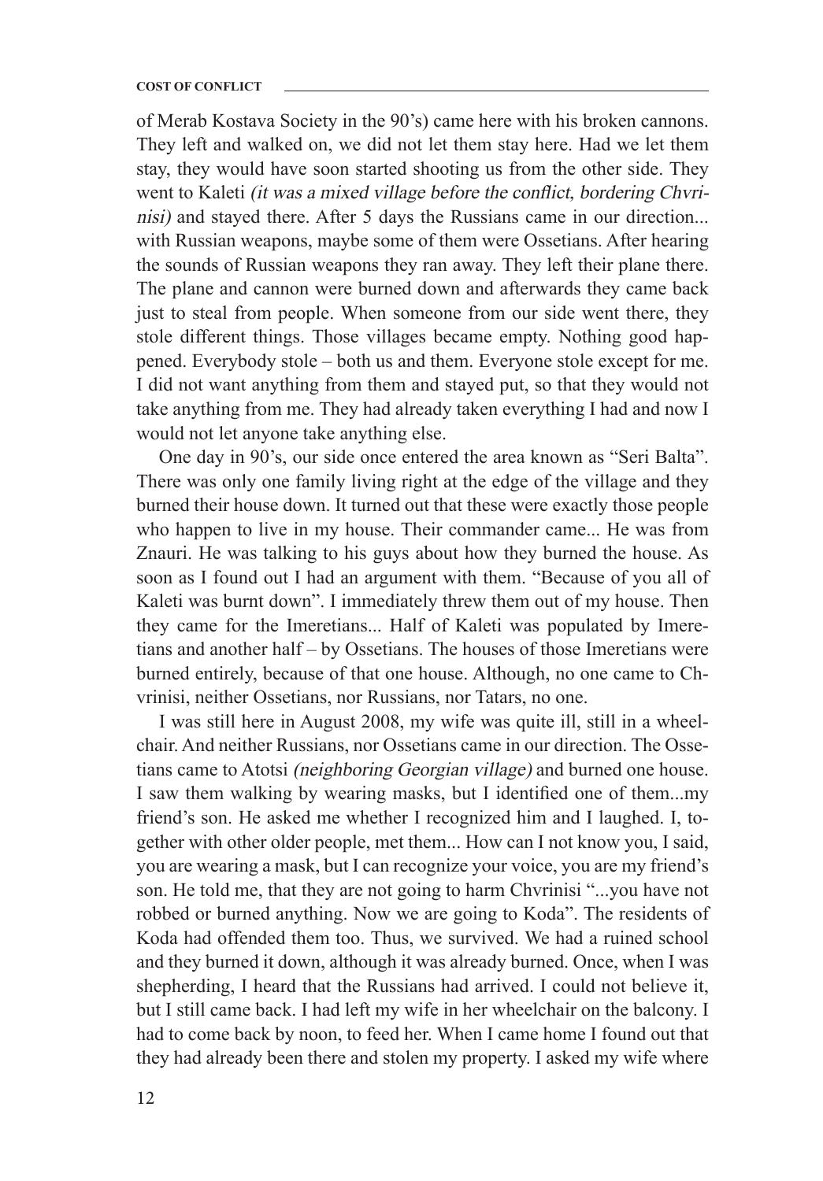of Merab Kostava Society in the 90's) came here with his broken cannons. They left and walked on, we did not let them stay here. Had we let them stay, they would have soon started shooting us from the other side. They went to Kaleti *(it was a mixed village before the conflict, bordering Chvrinisi)* and stayed there. After 5 days the Russians came in our direction... with Russian weapons, maybe some of them were Ossetians. After hearing the sounds of Russian weapons they ran away. They left their plane there. The plane and cannon were burned down and afterwards they came back just to steal from people. When someone from our side went there, they stole different things. Those villages became empty. Nothing good happened. Everybody stole – both us and them. Everyone stole except for me. I did not want anything from them and stayed put, so that they would not take anything from me. They had already taken everything I had and now I would not let anyone take anything else.

One day in 90's, our side once entered the area known as "Seri Balta". There was only one family living right at the edge of the village and they burned their house down. It turned out that these were exactly those people who happen to live in my house. Their commander came... He was from Znauri. He was talking to his guys about how they burned the house. As soon as I found out I had an argument with them. "Because of you all of Kaleti was burnt down". I immediately threw them out of my house. Then they came for the Imeretians... Half of Kaleti was populated by Imeretians and another half – by Ossetians. The houses of those Imeretians were burned entirely, because of that one house. Although, no one came to Chvrinisi, neither Ossetians, nor Russians, nor Tatars, no one.

I was still here in August 2008, my wife was quite ill, still in a wheelchair. And neither Russians, nor Ossetians came in our direction. The Ossetians came to Atotsi *(neighboring Georgian village)* and burned one house. I saw them walking by wearing masks, but I identified one of them...my friend's son. He asked me whether I recognized him and I laughed. I, together with other older people, met them... How can I not know you, I said, you are wearing a mask, but I can recognize your voice, you are my friend's son. He told me, that they are not going to harm Chvrinisi "...you have not robbed or burned anything. Now we are going to Koda". The residents of Koda had offended them too. Thus, we survived. We had a ruined school and they burned it down, although it was already burned. Once, when I was shepherding, I heard that the Russians had arrived. I could not believe it, but I still came back. I had left my wife in her wheelchair on the balcony. I had to come back by noon, to feed her. When I came home I found out that they had already been there and stolen my property. I asked my wife where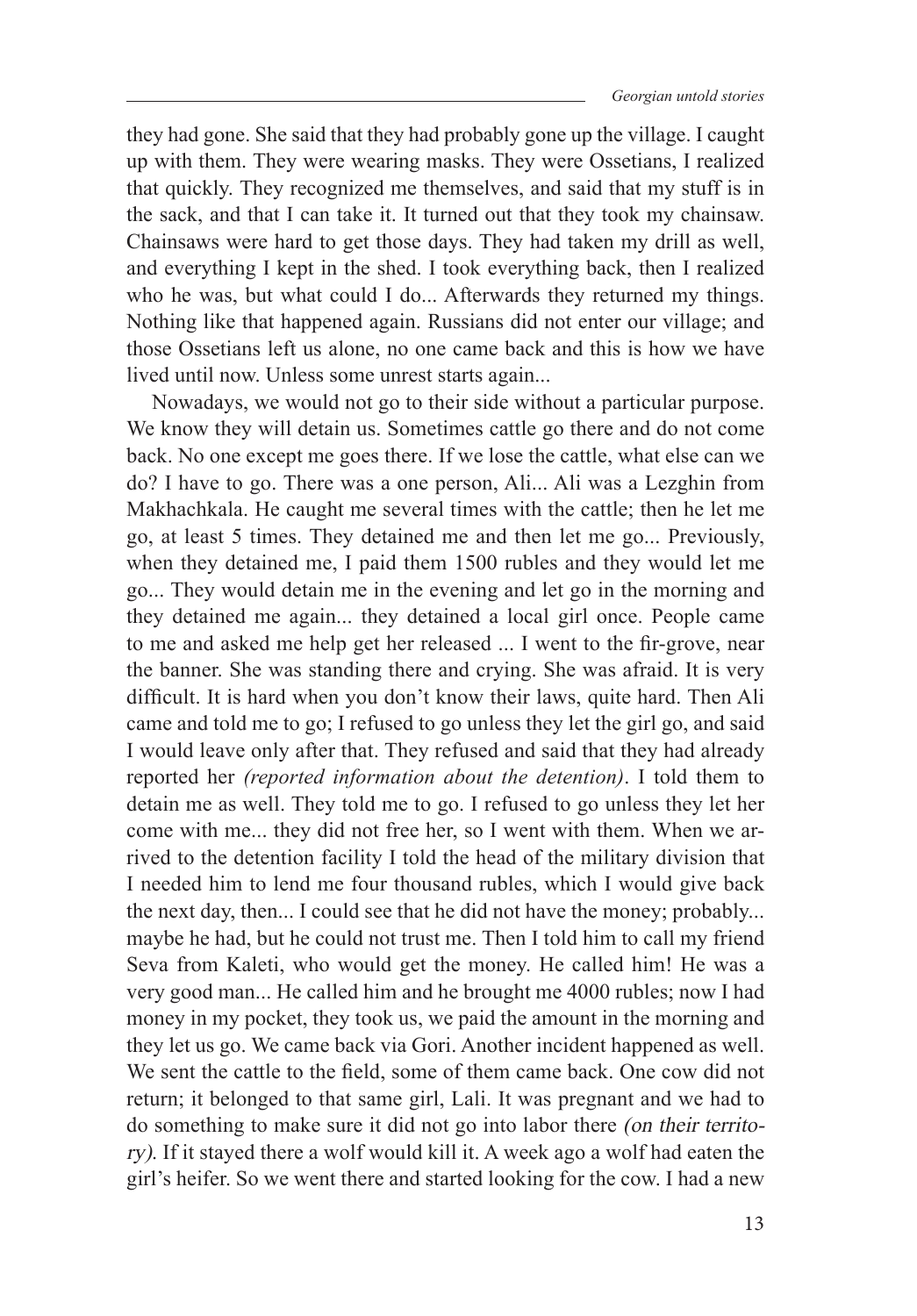they had gone. She said that they had probably gone up the village. I caught up with them. They were wearing masks. They were Ossetians, I realized that quickly. They recognized me themselves, and said that my stuff is in the sack, and that I can take it. It turned out that they took my chainsaw. Chainsaws were hard to get those days. They had taken my drill as well, and everything I kept in the shed. I took everything back, then I realized who he was, but what could I do... Afterwards they returned my things. Nothing like that happened again. Russians did not enter our village; and those Ossetians left us alone, no one came back and this is how we have lived until now. Unless some unrest starts again...

Nowadays, we would not go to their side without a particular purpose. We know they will detain us. Sometimes cattle go there and do not come back. No one except me goes there. If we lose the cattle, what else can we do? I have to go. There was a one person, Ali... Ali was a Lezghin from Makhachkala. He caught me several times with the cattle; then he let me go, at least 5 times. They detained me and then let me go... Previously, when they detained me, I paid them 1500 rubles and they would let me go... They would detain me in the evening and let go in the morning and they detained me again... they detained a local girl once. People came to me and asked me help get her released ... I went to the fir-grove, near the banner. She was standing there and crying. She was afraid. It is very difficult. It is hard when you don't know their laws, quite hard. Then Ali came and told me to go; I refused to go unless they let the girl go, and said I would leave only after that. They refused and said that they had already reported her *(reported information about the detention)*. I told them to detain me as well. They told me to go. I refused to go unless they let her come with me... they did not free her, so I went with them. When we arrived to the detention facility I told the head of the military division that I needed him to lend me four thousand rubles, which I would give back the next day, then... I could see that he did not have the money; probably... maybe he had, but he could not trust me. Then I told him to call my friend Seva from Kaleti, who would get the money. He called him! He was a very good man... He called him and he brought me 4000 rubles; now I had money in my pocket, they took us, we paid the amount in the morning and they let us go. We came back via Gori. Another incident happened as well. We sent the cattle to the field, some of them came back. One cow did not return; it belonged to that same girl, Lali. It was pregnant and we had to do something to make sure it did not go into labor there *(on their territory)*. If it stayed there a wolf would kill it. A week ago a wolf had eaten the girl's heifer. So we went there and started looking for the cow. I had a new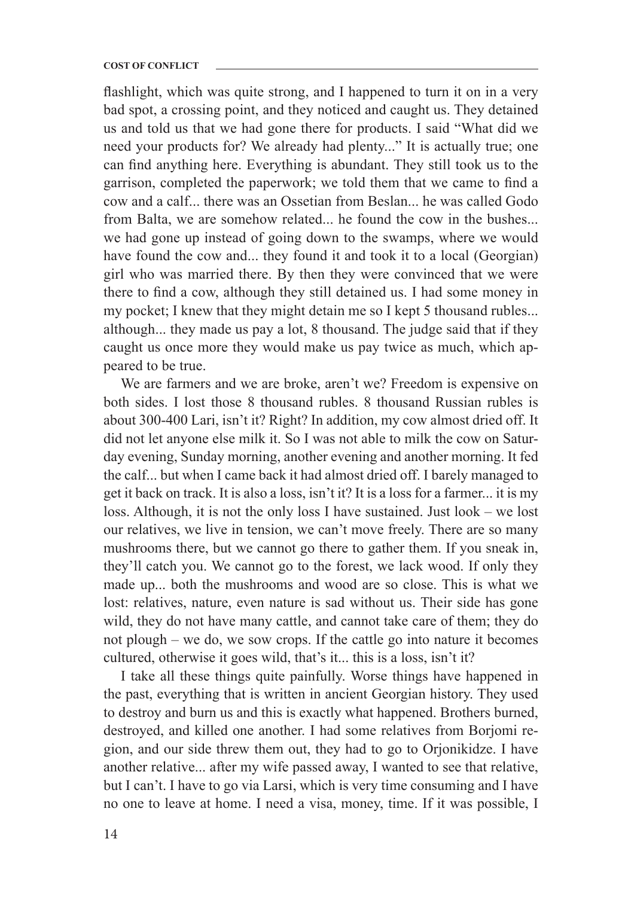flashlight, which was quite strong, and I happened to turn it on in a very bad spot, a crossing point, and they noticed and caught us. They detained us and told us that we had gone there for products. I said "What did we need your products for? We already had plenty..." It is actually true; one can find anything here. Everything is abundant. They still took us to the garrison, completed the paperwork; we told them that we came to find a cow and a calf... there was an Ossetian from Beslan... he was called Godo from Balta, we are somehow related... he found the cow in the bushes... we had gone up instead of going down to the swamps, where we would have found the cow and... they found it and took it to a local (Georgian) girl who was married there. By then they were convinced that we were there to find a cow, although they still detained us. I had some money in my pocket; I knew that they might detain me so I kept 5 thousand rubles... although... they made us pay a lot, 8 thousand. The judge said that if they caught us once more they would make us pay twice as much, which appeared to be true.

We are farmers and we are broke, aren't we? Freedom is expensive on both sides. I lost those 8 thousand rubles. 8 thousand Russian rubles is about 300-400 Lari, isn't it? Right? In addition, my cow almost dried off. It did not let anyone else milk it. So I was not able to milk the cow on Saturday evening, Sunday morning, another evening and another morning. It fed the calf... but when I came back it had almost dried off. I barely managed to get it back on track. It is also a loss, isn't it? It is a loss for a farmer... it is my loss. Although, it is not the only loss I have sustained. Just look – we lost our relatives, we live in tension, we can't move freely. There are so many mushrooms there, but we cannot go there to gather them. If you sneak in, they'll catch you. We cannot go to the forest, we lack wood. If only they made up... both the mushrooms and wood are so close. This is what we lost: relatives, nature, even nature is sad without us. Their side has gone wild, they do not have many cattle, and cannot take care of them; they do not plough – we do, we sow crops. If the cattle go into nature it becomes cultured, otherwise it goes wild, that's it... this is a loss, isn't it?

I take all these things quite painfully. Worse things have happened in the past, everything that is written in ancient Georgian history. They used to destroy and burn us and this is exactly what happened. Brothers burned, destroyed, and killed one another. I had some relatives from Borjomi region, and our side threw them out, they had to go to Orjonikidze. I have another relative... after my wife passed away, I wanted to see that relative, but I can't. I have to go via Larsi, which is very time consuming and I have no one to leave at home. I need a visa, money, time. If it was possible, I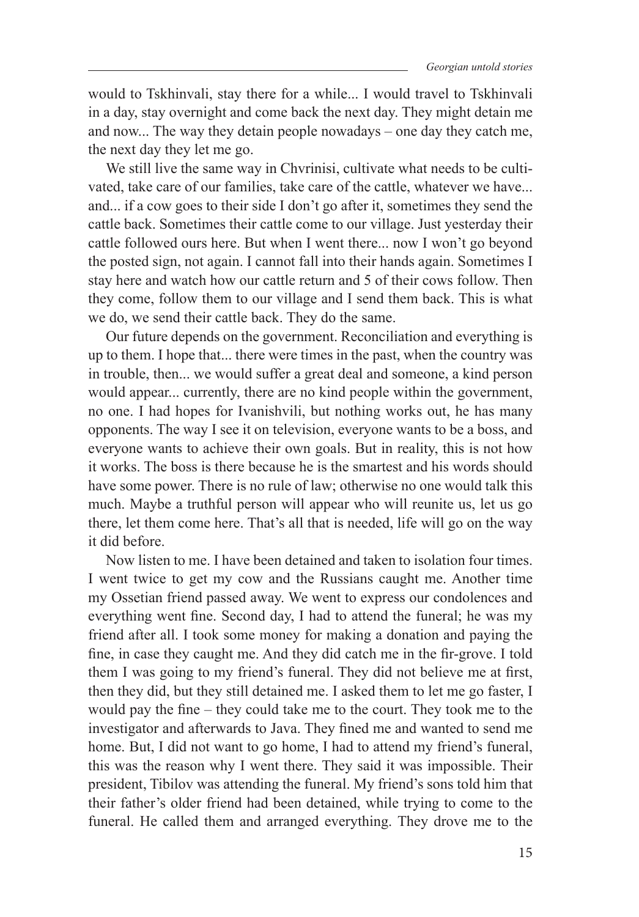would to Tskhinvali, stay there for a while... I would travel to Tskhinvali in a day, stay overnight and come back the next day. They might detain me and now... The way they detain people nowadays – one day they catch me, the next day they let me go.

We still live the same way in Chvrinisi, cultivate what needs to be cultivated, take care of our families, take care of the cattle, whatever we have... and... if a cow goes to their side I don't go after it, sometimes they send the cattle back. Sometimes their cattle come to our village. Just yesterday their cattle followed ours here. But when I went there... now I won't go beyond the posted sign, not again. I cannot fall into their hands again. Sometimes I stay here and watch how our cattle return and 5 of their cows follow. Then they come, follow them to our village and I send them back. This is what we do, we send their cattle back. They do the same.

Our future depends on the government. Reconciliation and everything is up to them. I hope that... there were times in the past, when the country was in trouble, then... we would suffer a great deal and someone, a kind person would appear... currently, there are no kind people within the government, no one. I had hopes for Ivanishvili, but nothing works out, he has many opponents. The way I see it on television, everyone wants to be a boss, and everyone wants to achieve their own goals. But in reality, this is not how it works. The boss is there because he is the smartest and his words should have some power. There is no rule of law; otherwise no one would talk this much. Maybe a truthful person will appear who will reunite us, let us go there, let them come here. That's all that is needed, life will go on the way it did before.

Now listen to me. I have been detained and taken to isolation four times. I went twice to get my cow and the Russians caught me. Another time my Ossetian friend passed away. We went to express our condolences and everything went fine. Second day, I had to attend the funeral; he was my friend after all. I took some money for making a donation and paying the fine, in case they caught me. And they did catch me in the fir-grove. I told them I was going to my friend's funeral. They did not believe me at first, then they did, but they still detained me. I asked them to let me go faster, I would pay the fine – they could take me to the court. They took me to the investigator and afterwards to Java. They fined me and wanted to send me home. But, I did not want to go home, I had to attend my friend's funeral, this was the reason why I went there. They said it was impossible. Their president, Tibilov was attending the funeral. My friend's sons told him that their father's older friend had been detained, while trying to come to the funeral. He called them and arranged everything. They drove me to the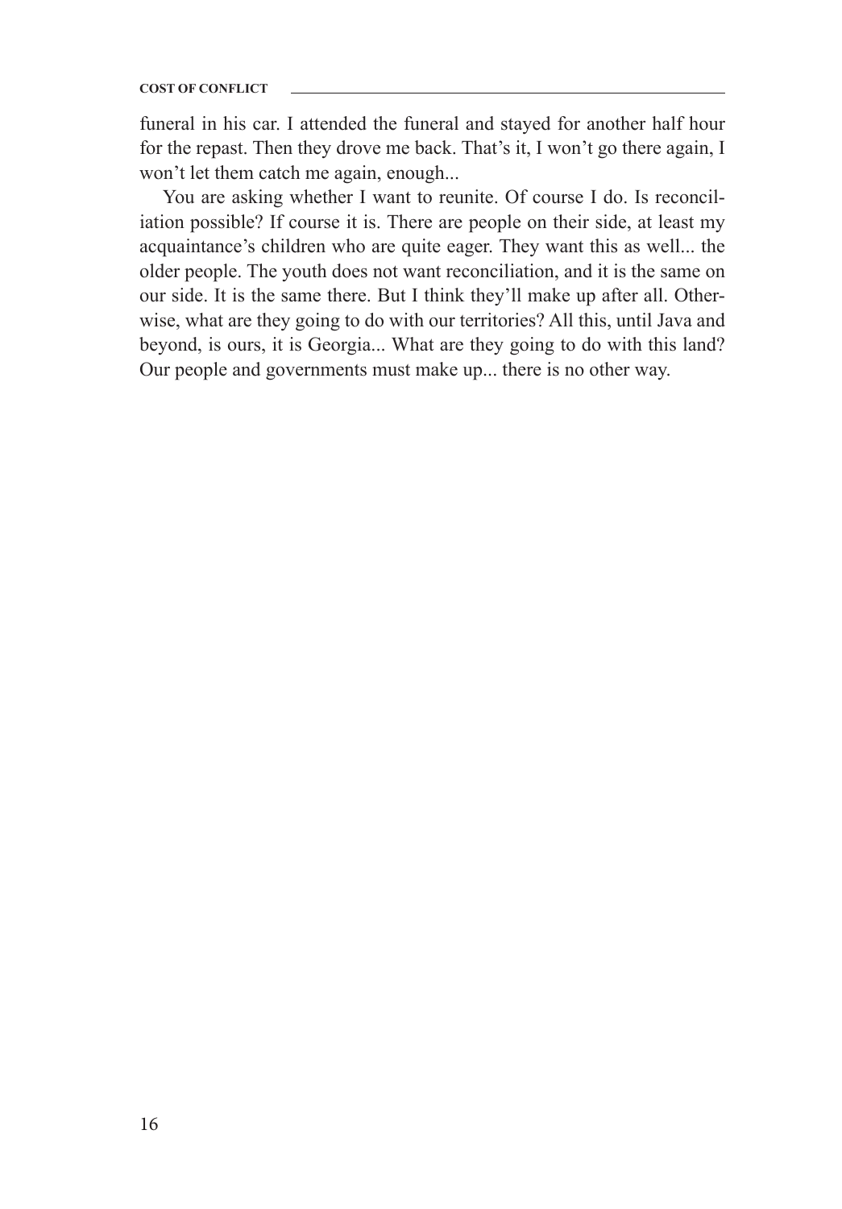funeral in his car. I attended the funeral and stayed for another half hour for the repast. Then they drove me back. That's it, I won't go there again, I won't let them catch me again, enough...

You are asking whether I want to reunite. Of course I do. Is reconciliation possible? If course it is. There are people on their side, at least my acquaintance's children who are quite eager. They want this as well... the older people. The youth does not want reconciliation, and it is the same on our side. It is the same there. But I think they'll make up after all. Otherwise, what are they going to do with our territories? All this, until Java and beyond, is ours, it is Georgia... What are they going to do with this land? Our people and governments must make up... there is no other way.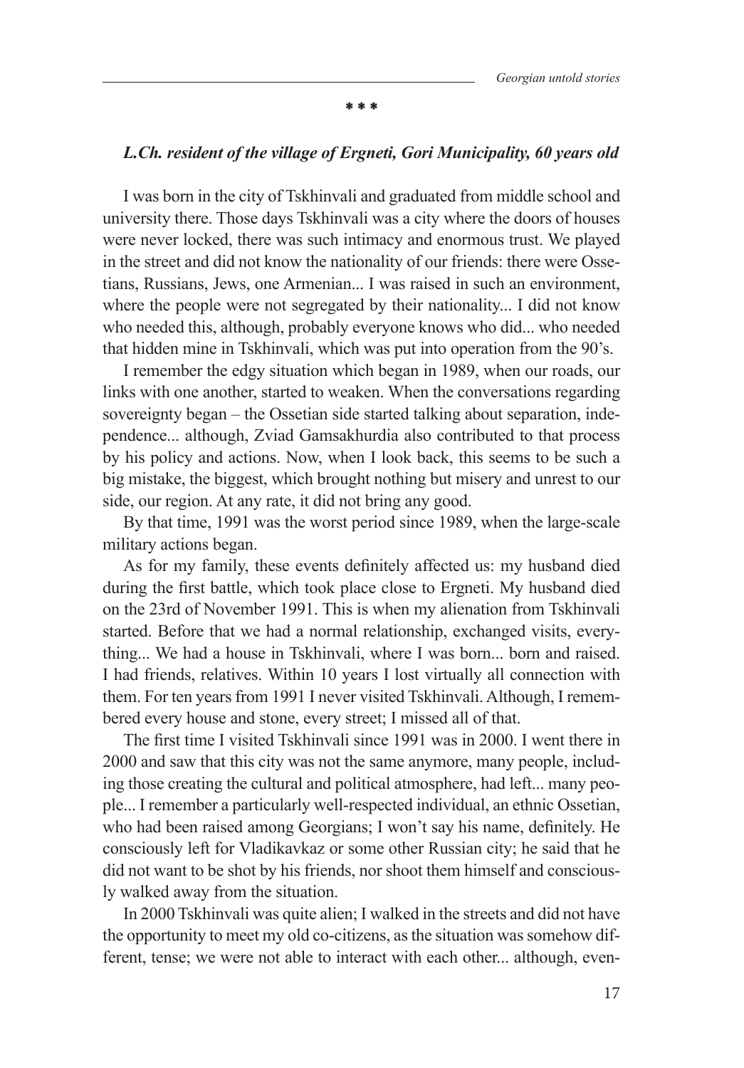\* \* \*

***L.Ch. resident of the village of Ergneti, Gori Municipality, 60 years old***

I was born in the city of Tskhinvali and graduated from middle school and university there. Those days Tskhinvali was a city where the doors of houses were never locked, there was such intimacy and enormous trust. We played in the street and did not know the nationality of our friends: there were Ossetians, Russians, Jews, one Armenian... I was raised in such an environment, where the people were not segregated by their nationality... I did not know who needed this, although, probably everyone knows who did... who needed that hidden mine in Tskhinvali, which was put into operation from the 90's.

I remember the edgy situation which began in 1989, when our roads, our links with one another, started to weaken. When the conversations regarding sovereignty began – the Ossetian side started talking about separation, independence... although, Zviad Gamsakhurdia also contributed to that process by his policy and actions. Now, when I look back, this seems to be such a big mistake, the biggest, which brought nothing but misery and unrest to our side, our region. At any rate, it did not bring any good.

By that time, 1991 was the worst period since 1989, when the large-scale military actions began.

As for my family, these events definitely affected us: my husband died during the first battle, which took place close to Ergneti. My husband died on the 23rd of November 1991. This is when my alienation from Tskhinvali started. Before that we had a normal relationship, exchanged visits, everything... We had a house in Tskhinvali, where I was born... born and raised. I had friends, relatives. Within 10 years I lost virtually all connection with them. For ten years from 1991 I never visited Tskhinvali. Although, I remembered every house and stone, every street; I missed all of that.

The first time I visited Tskhinvali since 1991 was in 2000. I went there in 2000 and saw that this city was not the same anymore, many people, including those creating the cultural and political atmosphere, had left... many people... I remember a particularly well-respected individual, an ethnic Ossetian, who had been raised among Georgians; I won't say his name, definitely. He consciously left for Vladikavkaz or some other Russian city; he said that he did not want to be shot by his friends, nor shoot them himself and consciously walked away from the situation.

In 2000 Tskhinvali was quite alien; I walked in the streets and did not have the opportunity to meet my old co-citizens, as the situation was somehow different, tense; we were not able to interact with each other... although, even-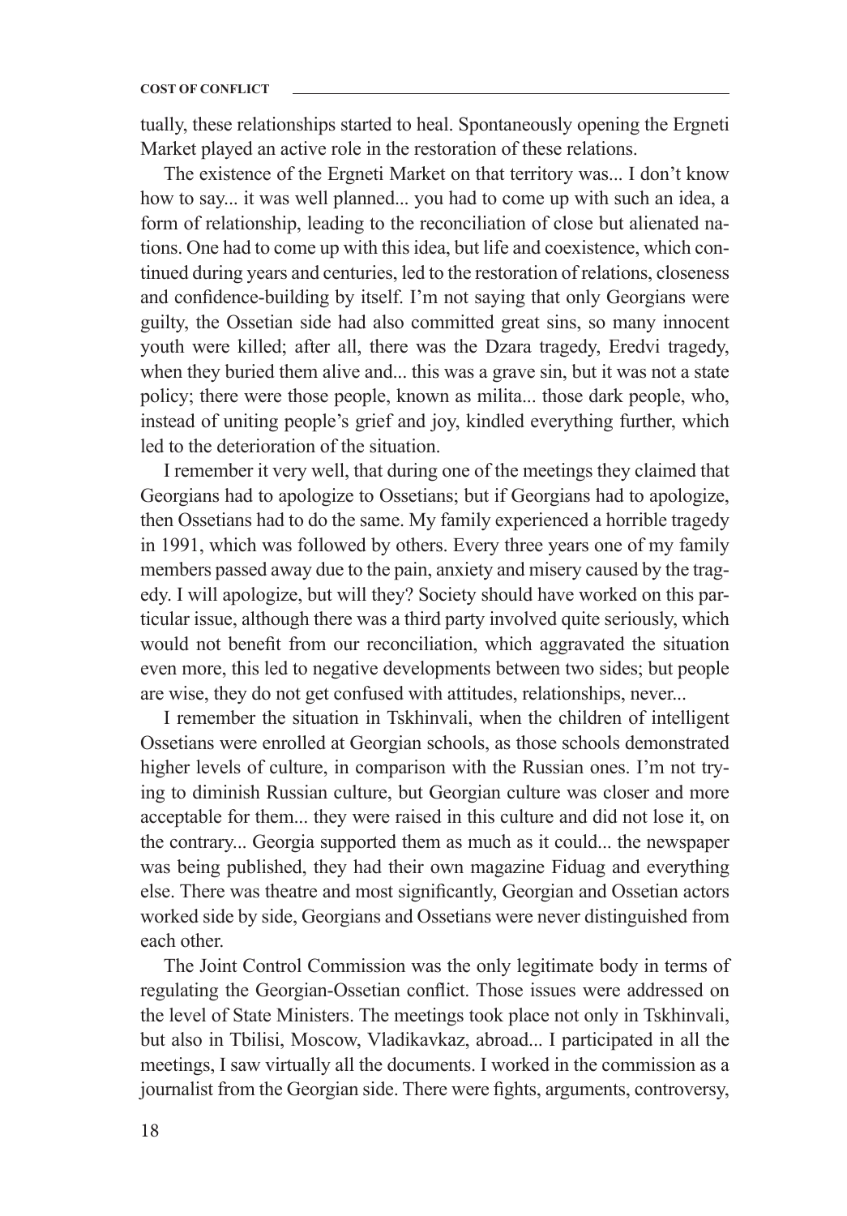tually, these relationships started to heal. Spontaneously opening the Ergneti Market played an active role in the restoration of these relations.

The existence of the Ergneti Market on that territory was... I don't know how to say... it was well planned... you had to come up with such an idea, a form of relationship, leading to the reconciliation of close but alienated nations. One had to come up with this idea, but life and coexistence, which continued during years and centuries, led to the restoration of relations, closeness and confidence-building by itself. I'm not saying that only Georgians were guilty, the Ossetian side had also committed great sins, so many innocent youth were killed; after all, there was the Dzara tragedy, Eredvi tragedy, when they buried them alive and... this was a grave sin, but it was not a state policy; there were those people, known as milita... those dark people, who, instead of uniting people's grief and joy, kindled everything further, which led to the deterioration of the situation.

I remember it very well, that during one of the meetings they claimed that Georgians had to apologize to Ossetians; but if Georgians had to apologize, then Ossetians had to do the same. My family experienced a horrible tragedy in 1991, which was followed by others. Every three years one of my family members passed away due to the pain, anxiety and misery caused by the tragedy. I will apologize, but will they? Society should have worked on this particular issue, although there was a third party involved quite seriously, which would not benefit from our reconciliation, which aggravated the situation even more, this led to negative developments between two sides; but people are wise, they do not get confused with attitudes, relationships, never...

I remember the situation in Tskhinvali, when the children of intelligent Ossetians were enrolled at Georgian schools, as those schools demonstrated higher levels of culture, in comparison with the Russian ones. I'm not trying to diminish Russian culture, but Georgian culture was closer and more acceptable for them... they were raised in this culture and did not lose it, on the contrary... Georgia supported them as much as it could... the newspaper was being published, they had their own magazine Fiduag and everything else. There was theatre and most significantly, Georgian and Ossetian actors worked side by side, Georgians and Ossetians were never distinguished from each other.

The Joint Control Commission was the only legitimate body in terms of regulating the Georgian-Ossetian conflict. Those issues were addressed on the level of State Ministers. The meetings took place not only in Tskhinvali, but also in Tbilisi, Moscow, Vladikavkaz, abroad... I participated in all the meetings, I saw virtually all the documents. I worked in the commission as a journalist from the Georgian side. There were fights, arguments, controversy,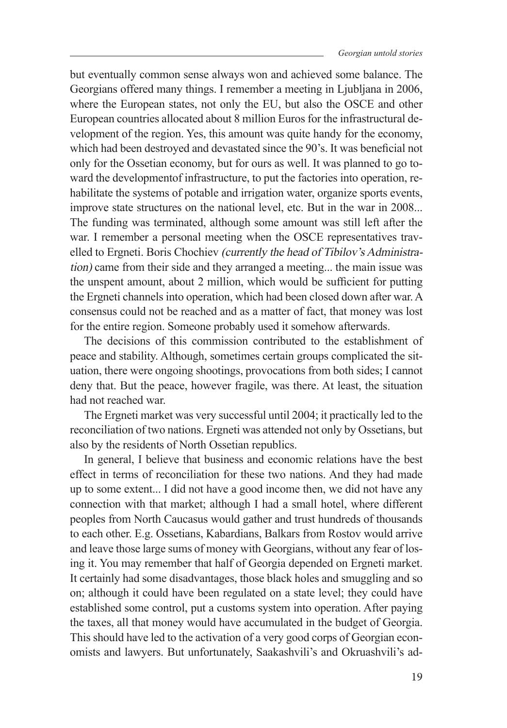but eventually common sense always won and achieved some balance. The Georgians offered many things. I remember a meeting in Ljubljana in 2006, where the European states, not only the EU, but also the OSCE and other European countries allocated about 8 million Euros for the infrastructural development of the region. Yes, this amount was quite handy for the economy, which had been destroyed and devastated since the 90's. It was beneficial not only for the Ossetian economy, but for ours as well. It was planned to go toward the developmentof infrastructure, to put the factories into operation, rehabilitate the systems of potable and irrigation water, organize sports events, improve state structures on the national level, etc. But in the war in 2008... The funding was terminated, although some amount was still left after the war. I remember a personal meeting when the OSCE representatives travelled to Ergneti. Boris Chochiev *(currently the head of Tibilov's Administration)* came from their side and they arranged a meeting... the main issue was the unspent amount, about 2 million, which would be sufficient for putting the Ergneti channels into operation, which had been closed down after war. A consensus could not be reached and as a matter of fact, that money was lost for the entire region. Someone probably used it somehow afterwards.

The decisions of this commission contributed to the establishment of peace and stability. Although, sometimes certain groups complicated the situation, there were ongoing shootings, provocations from both sides; I cannot deny that. But the peace, however fragile, was there. At least, the situation had not reached war.

The Ergneti market was very successful until 2004; it practically led to the reconciliation of two nations. Ergneti was attended not only by Ossetians, but also by the residents of North Ossetian republics.

In general, I believe that business and economic relations have the best effect in terms of reconciliation for these two nations. And they had made up to some extent... I did not have a good income then, we did not have any connection with that market; although I had a small hotel, where different peoples from North Caucasus would gather and trust hundreds of thousands to each other. E.g. Ossetians, Kabardians, Balkars from Rostov would arrive and leave those large sums of money with Georgians, without any fear of losing it. You may remember that half of Georgia depended on Ergneti market. It certainly had some disadvantages, those black holes and smuggling and so on; although it could have been regulated on a state level; they could have established some control, put a customs system into operation. After paying the taxes, all that money would have accumulated in the budget of Georgia. This should have led to the activation of a very good corps of Georgian economists and lawyers. But unfortunately, Saakashvili's and Okruashvili's ad-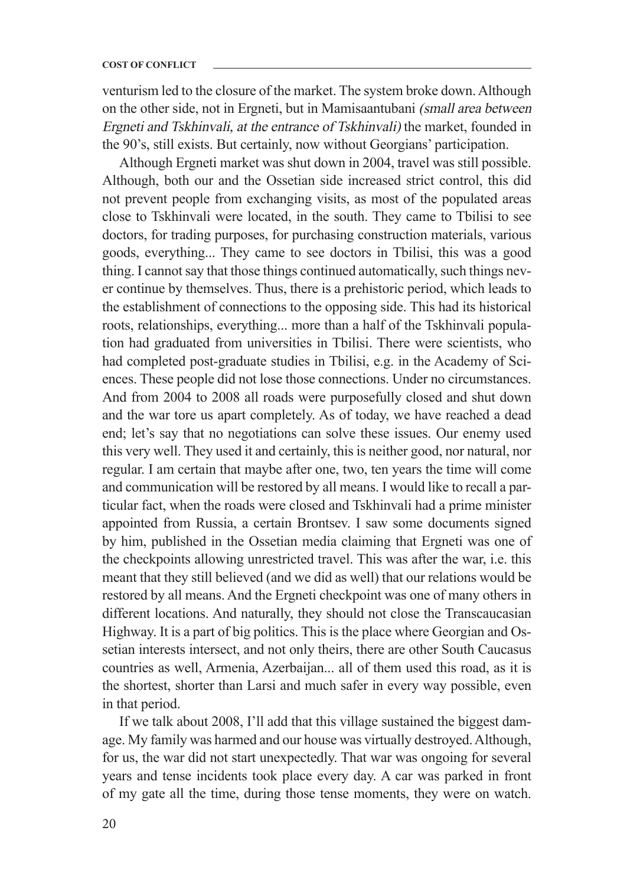venturism led to the closure of the market. The system broke down. Although on the other side, not in Ergneti, but in Mamisaantubani *(small area between Ergneti and Tskhinvali, at the entrance of Tskhinvali)* the market, founded in the 90's, still exists. But certainly, now without Georgians' participation.

Although Ergneti market was shut down in 2004, travel was still possible. Although, both our and the Ossetian side increased strict control, this did not prevent people from exchanging visits, as most of the populated areas close to Tskhinvali were located, in the south. They came to Tbilisi to see doctors, for trading purposes, for purchasing construction materials, various goods, everything... They came to see doctors in Tbilisi, this was a good thing. I cannot say that those things continued automatically, such things never continue by themselves. Thus, there is a prehistoric period, which leads to the establishment of connections to the opposing side. This had its historical roots, relationships, everything... more than a half of the Tskhinvali population had graduated from universities in Tbilisi. There were scientists, who had completed post-graduate studies in Tbilisi, e.g. in the Academy of Sciences. These people did not lose those connections. Under no circumstances. And from 2004 to 2008 all roads were purposefully closed and shut down and the war tore us apart completely. As of today, we have reached a dead end; let's say that no negotiations can solve these issues. Our enemy used this very well. They used it and certainly, this is neither good, nor natural, nor regular. I am certain that maybe after one, two, ten years the time will come and communication will be restored by all means. I would like to recall a particular fact, when the roads were closed and Tskhinvali had a prime minister appointed from Russia, a certain Brontsev. I saw some documents signed by him, published in the Ossetian media claiming that Ergneti was one of the checkpoints allowing unrestricted travel. This was after the war, i.e. this meant that they still believed (and we did as well) that our relations would be restored by all means. And the Ergneti checkpoint was one of many others in different locations. And naturally, they should not close the Transcaucasian Highway. It is a part of big politics. This is the place where Georgian and Ossetian interests intersect, and not only theirs, there are other South Caucasus countries as well, Armenia, Azerbaijan... all of them used this road, as it is the shortest, shorter than Larsi and much safer in every way possible, even in that period.

If we talk about 2008, I'll add that this village sustained the biggest damage. My family was harmed and our house was virtually destroyed. Although, for us, the war did not start unexpectedly. That war was ongoing for several years and tense incidents took place every day. A car was parked in front of my gate all the time, during those tense moments, they were on watch.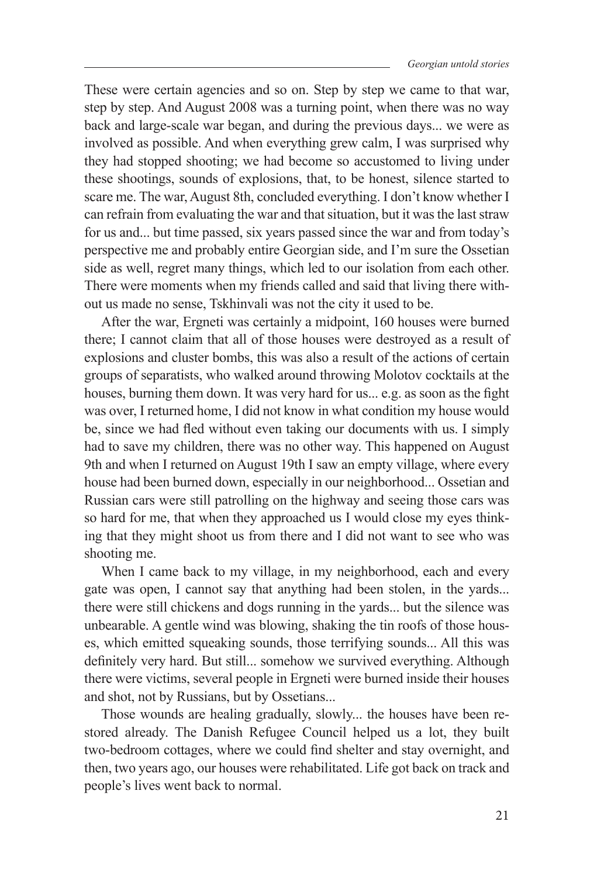These were certain agencies and so on. Step by step we came to that war, step by step. And August 2008 was a turning point, when there was no way back and large-scale war began, and during the previous days... we were as involved as possible. And when everything grew calm, I was surprised why they had stopped shooting; we had become so accustomed to living under these shootings, sounds of explosions, that, to be honest, silence started to scare me. The war, August 8th, concluded everything. I don't know whether I can refrain from evaluating the war and that situation, but it was the last straw for us and... but time passed, six years passed since the war and from today's perspective me and probably entire Georgian side, and I'm sure the Ossetian side as well, regret many things, which led to our isolation from each other. There were moments when my friends called and said that living there without us made no sense, Tskhinvali was not the city it used to be.

After the war, Ergneti was certainly a midpoint, 160 houses were burned there; I cannot claim that all of those houses were destroyed as a result of explosions and cluster bombs, this was also a result of the actions of certain groups of separatists, who walked around throwing Molotov cocktails at the houses, burning them down. It was very hard for us... e.g. as soon as the fight was over, I returned home, I did not know in what condition my house would be, since we had fled without even taking our documents with us. I simply had to save my children, there was no other way. This happened on August 9th and when I returned on August 19th I saw an empty village, where every house had been burned down, especially in our neighborhood... Ossetian and Russian cars were still patrolling on the highway and seeing those cars was so hard for me, that when they approached us I would close my eyes thinking that they might shoot us from there and I did not want to see who was shooting me.

When I came back to my village, in my neighborhood, each and every gate was open, I cannot say that anything had been stolen, in the yards... there were still chickens and dogs running in the yards... but the silence was unbearable. A gentle wind was blowing, shaking the tin roofs of those houses, which emitted squeaking sounds, those terrifying sounds... All this was definitely very hard. But still... somehow we survived everything. Although there were victims, several people in Ergneti were burned inside their houses and shot, not by Russians, but by Ossetians...

Those wounds are healing gradually, slowly... the houses have been restored already. The Danish Refugee Council helped us a lot, they built two-bedroom cottages, where we could find shelter and stay overnight, and then, two years ago, our houses were rehabilitated. Life got back on track and people's lives went back to normal.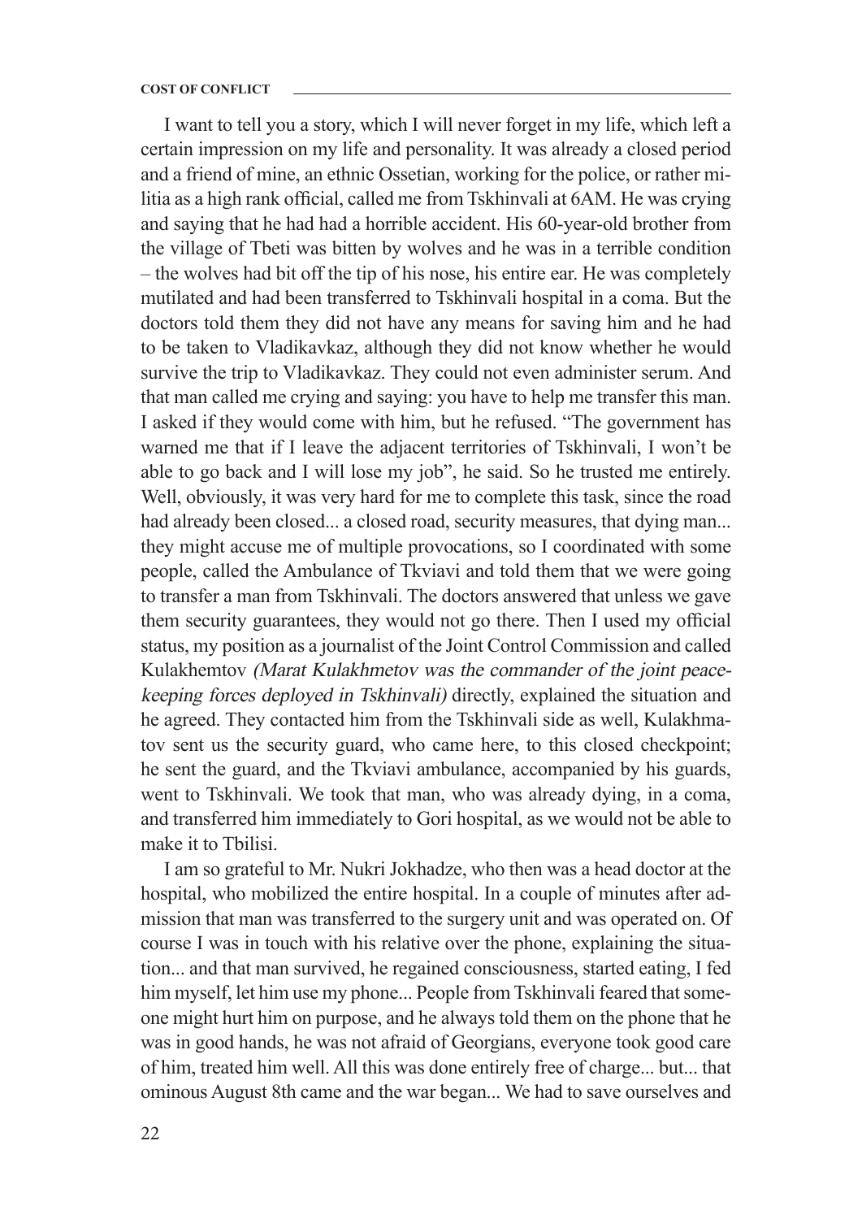I want to tell you a story, which I will never forget in my life, which left a certain impression on my life and personality. It was already a closed period and a friend of mine, an ethnic Ossetian, working for the police, or rather militia as a high rank official, called me from Tskhinvali at 6AM. He was crying and saying that he had had a horrible accident. His 60-year-old brother from the village of Tbeti was bitten by wolves and he was in a terrible condition – the wolves had bit off the tip of his nose, his entire ear. He was completely mutilated and had been transferred to Tskhinvali hospital in a coma. But the doctors told them they did not have any means for saving him and he had to be taken to Vladikavkaz, although they did not know whether he would survive the trip to Vladikavkaz. They could not even administer serum. And that man called me crying and saying: you have to help me transfer this man. I asked if they would come with him, but he refused. "The government has warned me that if I leave the adjacent territories of Tskhinvali, I won't be able to go back and I will lose my job", he said. So he trusted me entirely. Well, obviously, it was very hard for me to complete this task, since the road had already been closed... a closed road, security measures, that dying man... they might accuse me of multiple provocations, so I coordinated with some people, called the Ambulance of Tkviavi and told them that we were going to transfer a man from Tskhinvali. The doctors answered that unless we gave them security guarantees, they would not go there. Then I used my official status, my position as a journalist of the Joint Control Commission and called Kulakhemtov *(Marat Kulakhmetov was the commander of the joint peacekeeping forces deployed in Tskhinvali)* directly, explained the situation and he agreed. They contacted him from the Tskhinvali side as well, Kulakhmatov sent us the security guard, who came here, to this closed checkpoint; he sent the guard, and the Tkviavi ambulance, accompanied by his guards, went to Tskhinvali. We took that man, who was already dying, in a coma, and transferred him immediately to Gori hospital, as we would not be able to make it to Tbilisi.

I am so grateful to Mr. Nukri Jokhadze, who then was a head doctor at the hospital, who mobilized the entire hospital. In a couple of minutes after admission that man was transferred to the surgery unit and was operated on. Of course I was in touch with his relative over the phone, explaining the situation... and that man survived, he regained consciousness, started eating, I fed him myself, let him use my phone... People from Tskhinvali feared that someone might hurt him on purpose, and he always told them on the phone that he was in good hands, he was not afraid of Georgians, everyone took good care of him, treated him well. All this was done entirely free of charge... but... that ominous August 8th came and the war began... We had to save ourselves and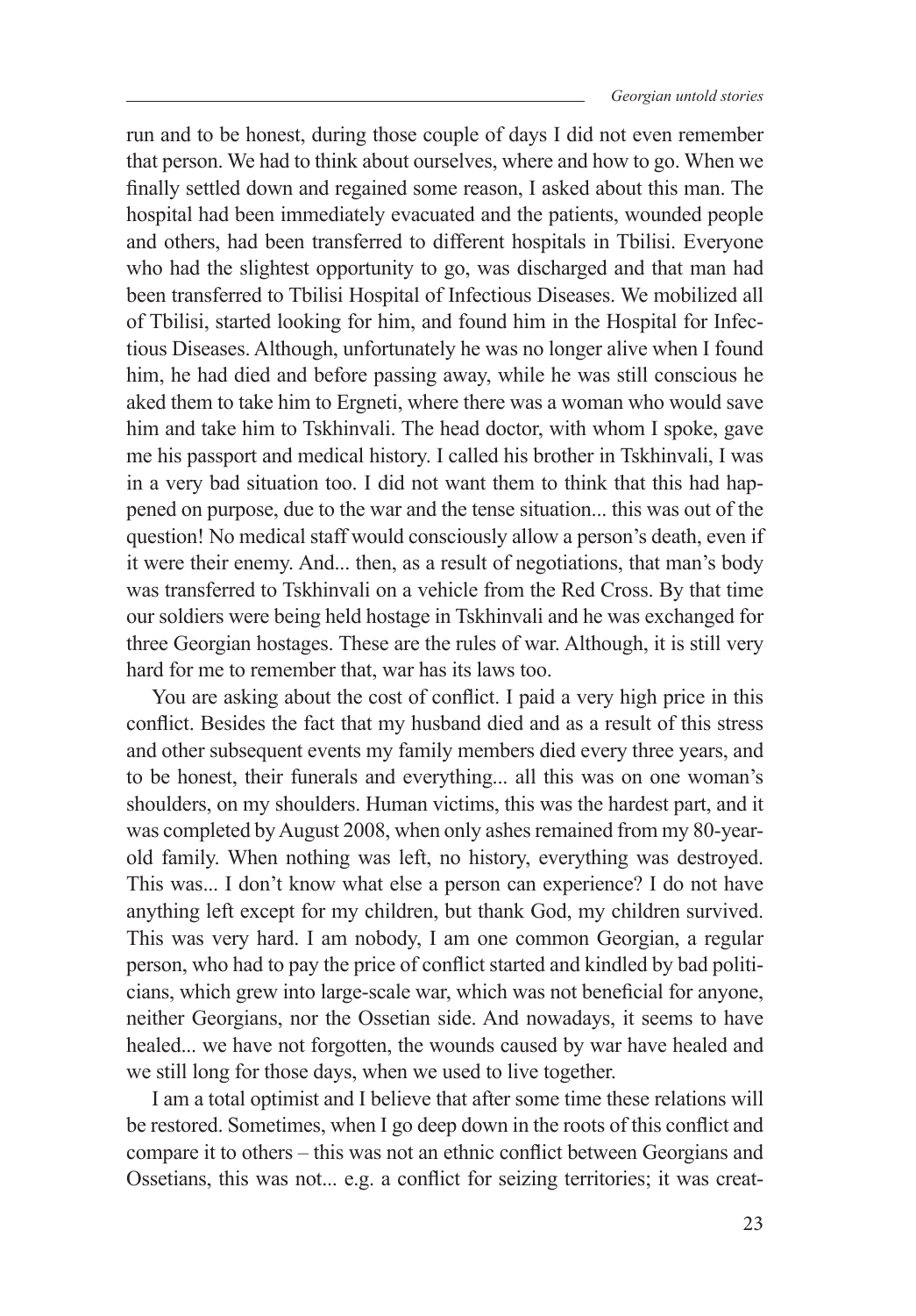run and to be honest, during those couple of days I did not even remember that person. We had to think about ourselves, where and how to go. When we finally settled down and regained some reason, I asked about this man. The hospital had been immediately evacuated and the patients, wounded people and others, had been transferred to different hospitals in Tbilisi. Everyone who had the slightest opportunity to go, was discharged and that man had been transferred to Tbilisi Hospital of Infectious Diseases. We mobilized all of Tbilisi, started looking for him, and found him in the Hospital for Infectious Diseases. Although, unfortunately he was no longer alive when I found him, he had died and before passing away, while he was still conscious he aked them to take him to Ergneti, where there was a woman who would save him and take him to Tskhinvali. The head doctor, with whom I spoke, gave me his passport and medical history. I called his brother in Tskhinvali, I was in a very bad situation too. I did not want them to think that this had happened on purpose, due to the war and the tense situation... this was out of the question! No medical staff would consciously allow a person's death, even if it were their enemy. And... then, as a result of negotiations, that man's body was transferred to Tskhinvali on a vehicle from the Red Cross. By that time our soldiers were being held hostage in Tskhinvali and he was exchanged for three Georgian hostages. These are the rules of war. Although, it is still very hard for me to remember that, war has its laws too.

You are asking about the cost of conflict. I paid a very high price in this conflict. Besides the fact that my husband died and as a result of this stress and other subsequent events my family members died every three years, and to be honest, their funerals and everything... all this was on one woman's shoulders, on my shoulders. Human victims, this was the hardest part, and it was completed by August 2008, when only ashes remained from my 80-year-old family. When nothing was left, no history, everything was destroyed. This was... I don't know what else a person can experience? I do not have anything left except for my children, but thank God, my children survived. This was very hard. I am nobody, I am one common Georgian, a regular person, who had to pay the price of conflict started and kindled by bad politicians, which grew into large-scale war, which was not beneficial for anyone, neither Georgians, nor the Ossetian side. And nowadays, it seems to have healed... we have not forgotten, the wounds caused by war have healed and we still long for those days, when we used to live together.

I am a total optimist and I believe that after some time these relations will be restored. Sometimes, when I go deep down in the roots of this conflict and compare it to others – this was not an ethnic conflict between Georgians and Ossetians, this was not... e.g. a conflict for seizing territories; it was creat-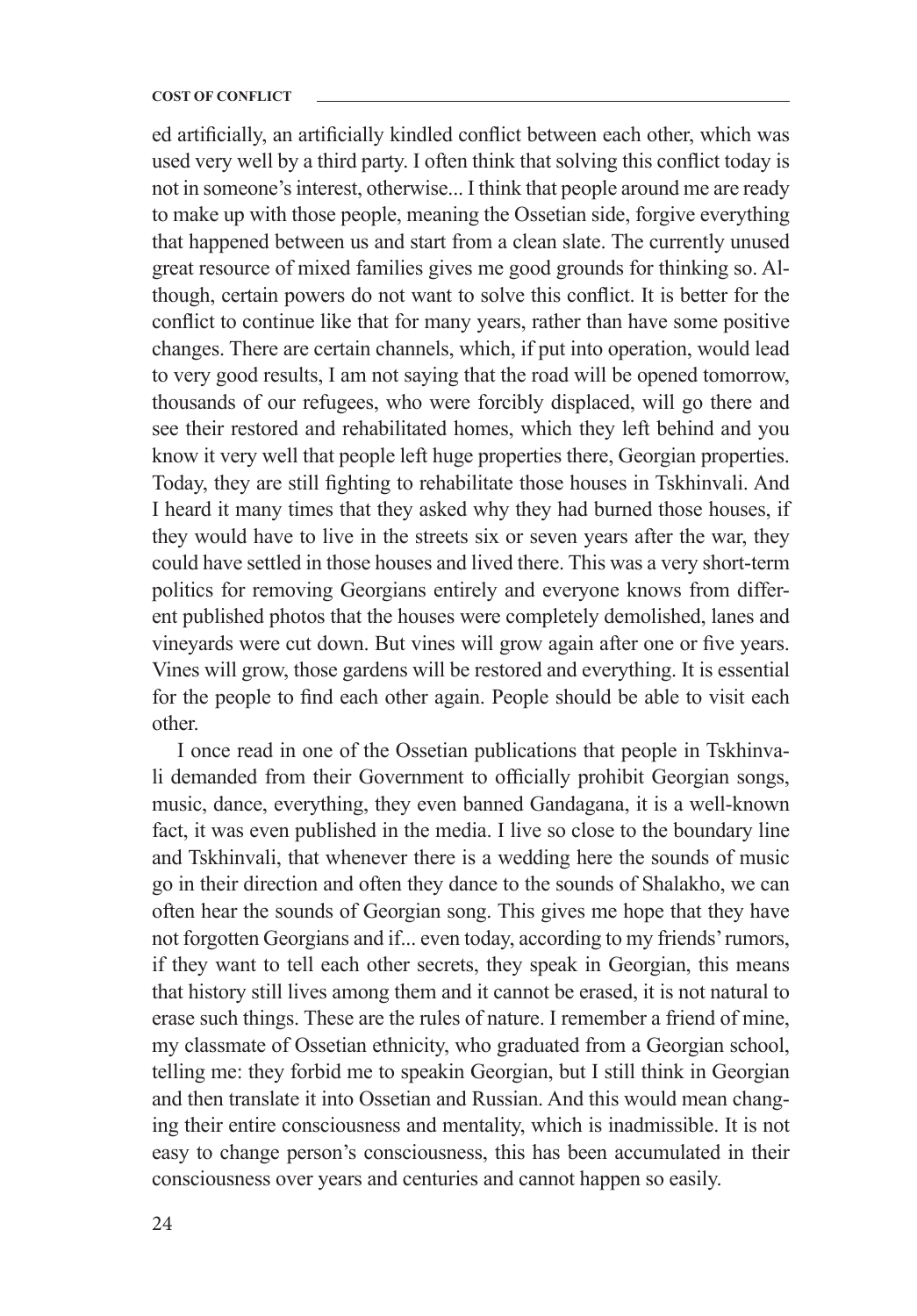ed artificially, an artificially kindled conflict between each other, which was used very well by a third party. I often think that solving this conflict today is not in someone's interest, otherwise... I think that people around me are ready to make up with those people, meaning the Ossetian side, forgive everything that happened between us and start from a clean slate. The currently unused great resource of mixed families gives me good grounds for thinking so. Although, certain powers do not want to solve this conflict. It is better for the conflict to continue like that for many years, rather than have some positive changes. There are certain channels, which, if put into operation, would lead to very good results, I am not saying that the road will be opened tomorrow, thousands of our refugees, who were forcibly displaced, will go there and see their restored and rehabilitated homes, which they left behind and you know it very well that people left huge properties there, Georgian properties. Today, they are still fighting to rehabilitate those houses in Tskhinvali. And I heard it many times that they asked why they had burned those houses, if they would have to live in the streets six or seven years after the war, they could have settled in those houses and lived there. This was a very short-term politics for removing Georgians entirely and everyone knows from different published photos that the houses were completely demolished, lanes and vineyards were cut down. But vines will grow again after one or five years. Vines will grow, those gardens will be restored and everything. It is essential for the people to find each other again. People should be able to visit each other.

I once read in one of the Ossetian publications that people in Tskhinvali demanded from their Government to officially prohibit Georgian songs, music, dance, everything, they even banned Gandagana, it is a well-known fact, it was even published in the media. I live so close to the boundary line and Tskhinvali, that whenever there is a wedding here the sounds of music go in their direction and often they dance to the sounds of Shalakho, we can often hear the sounds of Georgian song. This gives me hope that they have not forgotten Georgians and if... even today, according to my friends' rumors, if they want to tell each other secrets, they speak in Georgian, this means that history still lives among them and it cannot be erased, it is not natural to erase such things. These are the rules of nature. I remember a friend of mine, my classmate of Ossetian ethnicity, who graduated from a Georgian school, telling me: they forbid me to speakin Georgian, but I still think in Georgian and then translate it into Ossetian and Russian. And this would mean changing their entire consciousness and mentality, which is inadmissible. It is not easy to change person's consciousness, this has been accumulated in their consciousness over years and centuries and cannot happen so easily.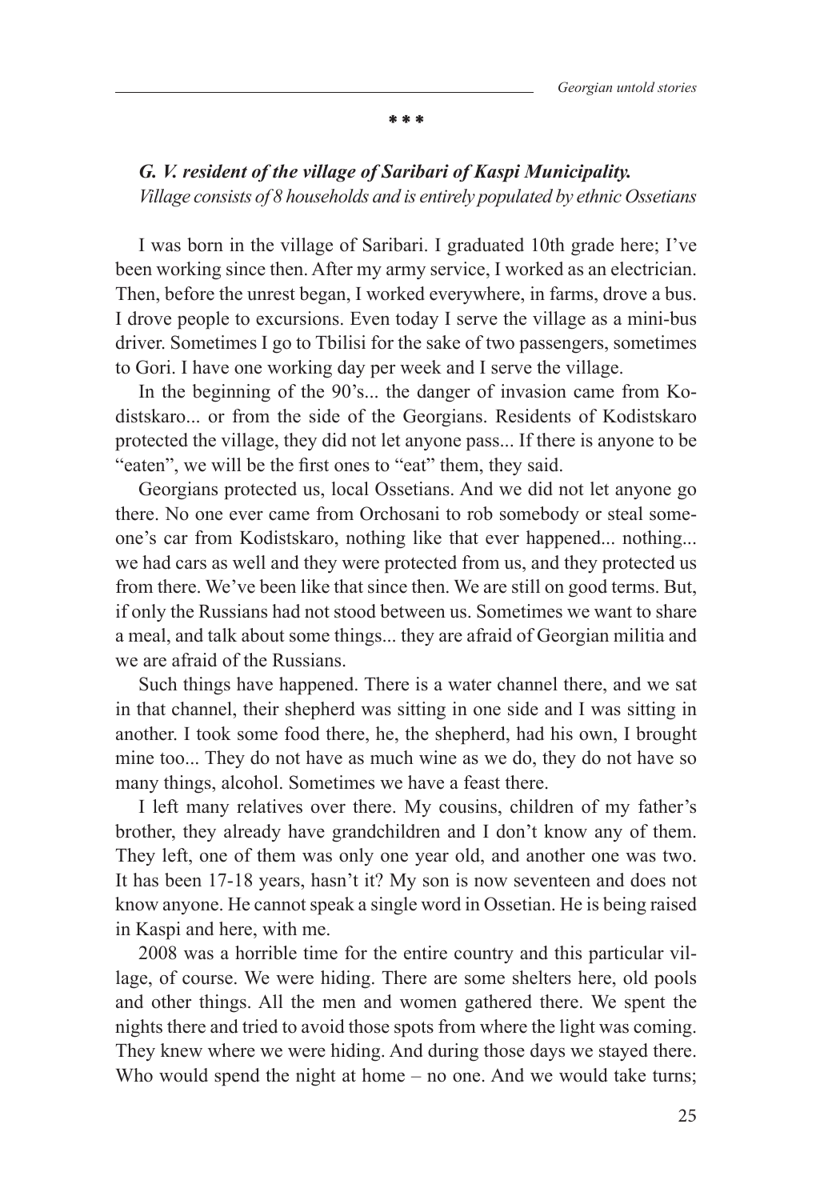\* \* \*

***G. V. resident of the village of Saribari of Kaspi Municipality.***
*Village consists of 8 households and is entirely populated by ethnic Ossetians*

I was born in the village of Saribari. I graduated 10th grade here; I've been working since then. After my army service, I worked as an electrician. Then, before the unrest began, I worked everywhere, in farms, drove a bus. I drove people to excursions. Even today I serve the village as a mini-bus driver. Sometimes I go to Tbilisi for the sake of two passengers, sometimes to Gori. I have one working day per week and I serve the village.

In the beginning of the 90's... the danger of invasion came from Kodistskaro... or from the side of the Georgians. Residents of Kodistskaro protected the village, they did not let anyone pass... If there is anyone to be "eaten", we will be the first ones to "eat" them, they said.

Georgians protected us, local Ossetians. And we did not let anyone go there. No one ever came from Orchosani to rob somebody or steal someone's car from Kodistskaro, nothing like that ever happened... nothing... we had cars as well and they were protected from us, and they protected us from there. We've been like that since then. We are still on good terms. But, if only the Russians had not stood between us. Sometimes we want to share a meal, and talk about some things... they are afraid of Georgian militia and we are afraid of the Russians.

Such things have happened. There is a water channel there, and we sat in that channel, their shepherd was sitting in one side and I was sitting in another. I took some food there, he, the shepherd, had his own, I brought mine too... They do not have as much wine as we do, they do not have so many things, alcohol. Sometimes we have a feast there.

I left many relatives over there. My cousins, children of my father's brother, they already have grandchildren and I don't know any of them. They left, one of them was only one year old, and another one was two. It has been 17-18 years, hasn't it? My son is now seventeen and does not know anyone. He cannot speak a single word in Ossetian. He is being raised in Kaspi and here, with me.

2008 was a horrible time for the entire country and this particular village, of course. We were hiding. There are some shelters here, old pools and other things. All the men and women gathered there. We spent the nights there and tried to avoid those spots from where the light was coming. They knew where we were hiding. And during those days we stayed there. Who would spend the night at home – no one. And we would take turns;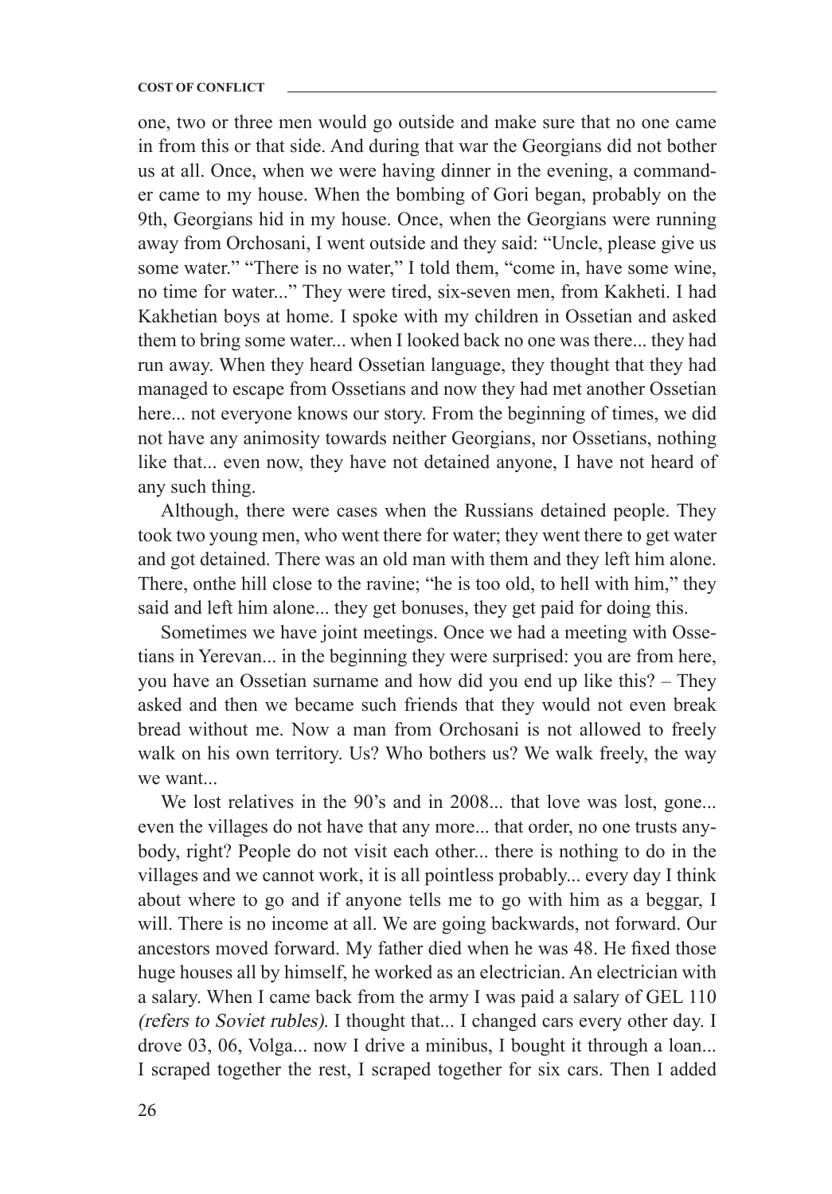one, two or three men would go outside and make sure that no one came in from this or that side. And during that war the Georgians did not bother us at all. Once, when we were having dinner in the evening, a commander came to my house. When the bombing of Gori began, probably on the 9th, Georgians hid in my house. Once, when the Georgians were running away from Orchosani, I went outside and they said: "Uncle, please give us some water." "There is no water," I told them, "come in, have some wine, no time for water..." They were tired, six-seven men, from Kakheti. I had Kakhetian boys at home. I spoke with my children in Ossetian and asked them to bring some water... when I looked back no one was there... they had run away. When they heard Ossetian language, they thought that they had managed to escape from Ossetians and now they had met another Ossetian here... not everyone knows our story. From the beginning of times, we did not have any animosity towards neither Georgians, nor Ossetians, nothing like that... even now, they have not detained anyone, I have not heard of any such thing.

Although, there were cases when the Russians detained people. They took two young men, who went there for water; they went there to get water and got detained. There was an old man with them and they left him alone. There, onthe hill close to the ravine; "he is too old, to hell with him," they said and left him alone... they get bonuses, they get paid for doing this.

Sometimes we have joint meetings. Once we had a meeting with Ossetians in Yerevan... in the beginning they were surprised: you are from here, you have an Ossetian surname and how did you end up like this? – They asked and then we became such friends that they would not even break bread without me. Now a man from Orchosani is not allowed to freely walk on his own territory. Us? Who bothers us? We walk freely, the way we want...

We lost relatives in the 90's and in 2008... that love was lost, gone... even the villages do not have that any more... that order, no one trusts anybody, right? People do not visit each other... there is nothing to do in the villages and we cannot work, it is all pointless probably... every day I think about where to go and if anyone tells me to go with him as a beggar, I will. There is no income at all. We are going backwards, not forward. Our ancestors moved forward. My father died when he was 48. He fixed those huge houses all by himself, he worked as an electrician. An electrician with a salary. When I came back from the army I was paid a salary of GEL 110 *(refers to Soviet rubles)*. I thought that... I changed cars every other day. I drove 03, 06, Volga... now I drive a minibus, I bought it through a loan... I scraped together the rest, I scraped together for six cars. Then I added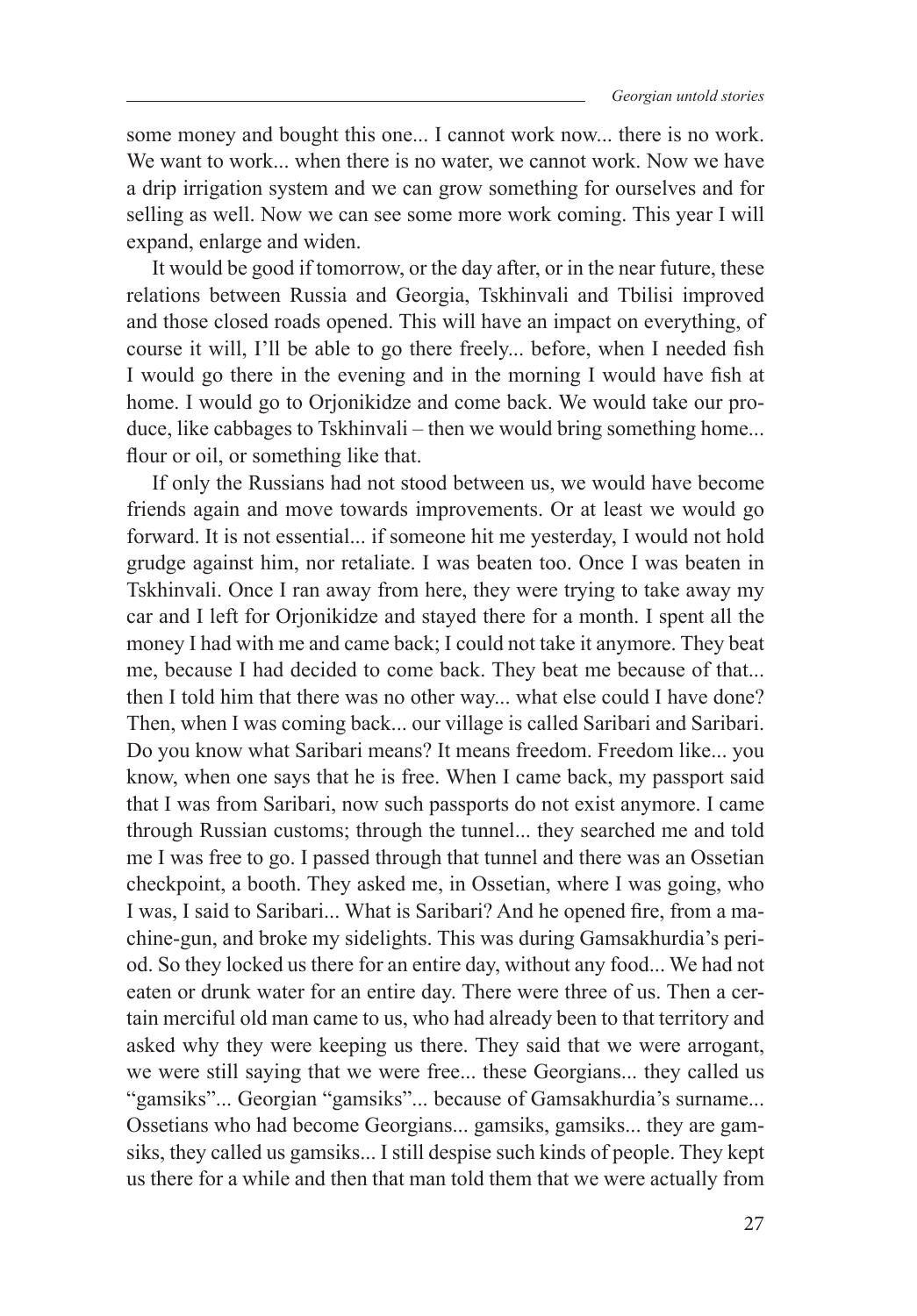some money and bought this one... I cannot work now... there is no work. We want to work... when there is no water, we cannot work. Now we have a drip irrigation system and we can grow something for ourselves and for selling as well. Now we can see some more work coming. This year I will expand, enlarge and widen.

It would be good if tomorrow, or the day after, or in the near future, these relations between Russia and Georgia, Tskhinvali and Tbilisi improved and those closed roads opened. This will have an impact on everything, of course it will, I'll be able to go there freely... before, when I needed fish I would go there in the evening and in the morning I would have fish at home. I would go to Orjonikidze and come back. We would take our produce, like cabbages to Tskhinvali – then we would bring something home... flour or oil, or something like that.

If only the Russians had not stood between us, we would have become friends again and move towards improvements. Or at least we would go forward. It is not essential... if someone hit me yesterday, I would not hold grudge against him, nor retaliate. I was beaten too. Once I was beaten in Tskhinvali. Once I ran away from here, they were trying to take away my car and I left for Orjonikidze and stayed there for a month. I spent all the money I had with me and came back; I could not take it anymore. They beat me, because I had decided to come back. They beat me because of that... then I told him that there was no other way... what else could I have done? Then, when I was coming back... our village is called Saribari and Saribari. Do you know what Saribari means? It means freedom. Freedom like... you know, when one says that he is free. When I came back, my passport said that I was from Saribari, now such passports do not exist anymore. I came through Russian customs; through the tunnel... they searched me and told me I was free to go. I passed through that tunnel and there was an Ossetian checkpoint, a booth. They asked me, in Ossetian, where I was going, who I was, I said to Saribari... What is Saribari? And he opened fire, from a machine-gun, and broke my sidelights. This was during Gamsakhurdia's period. So they locked us there for an entire day, without any food... We had not eaten or drunk water for an entire day. There were three of us. Then a certain merciful old man came to us, who had already been to that territory and asked why they were keeping us there. They said that we were arrogant, we were still saying that we were free... these Georgians... they called us "gamsiks"... Georgian "gamsiks"... because of Gamsakhurdia's surname... Ossetians who had become Georgians... gamsiks, gamsiks... they are gamsiks, they called us gamsiks... I still despise such kinds of people. They kept us there for a while and then that man told them that we were actually from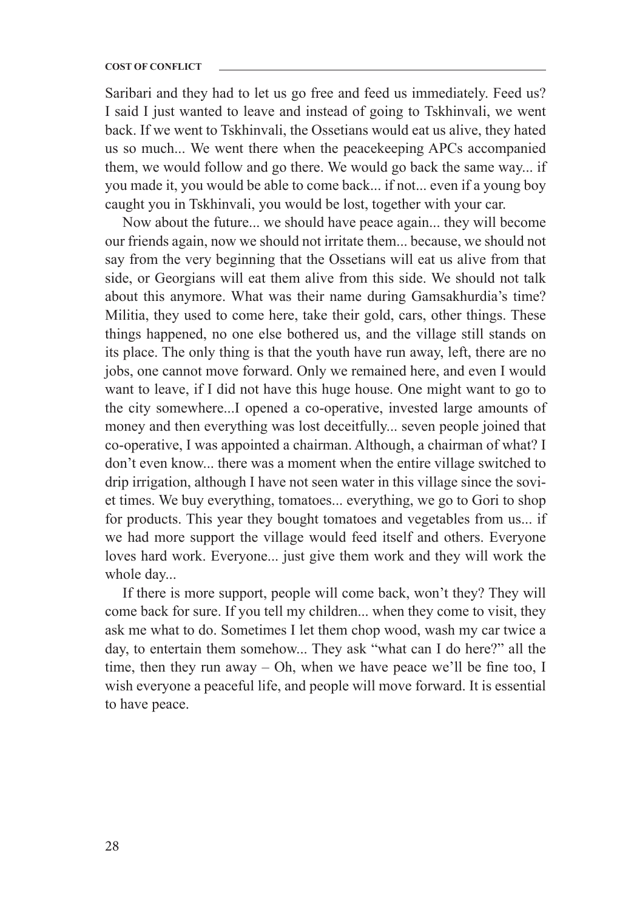Saribari and they had to let us go free and feed us immediately. Feed us? I said I just wanted to leave and instead of going to Tskhinvali, we went back. If we went to Tskhinvali, the Ossetians would eat us alive, they hated us so much... We went there when the peacekeeping APCs accompanied them, we would follow and go there. We would go back the same way... if you made it, you would be able to come back... if not... even if a young boy caught you in Tskhinvali, you would be lost, together with your car.

Now about the future... we should have peace again... they will become our friends again, now we should not irritate them... because, we should not say from the very beginning that the Ossetians will eat us alive from that side, or Georgians will eat them alive from this side. We should not talk about this anymore. What was their name during Gamsakhurdia's time? Militia, they used to come here, take their gold, cars, other things. These things happened, no one else bothered us, and the village still stands on its place. The only thing is that the youth have run away, left, there are no jobs, one cannot move forward. Only we remained here, and even I would want to leave, if I did not have this huge house. One might want to go to the city somewhere...I opened a co-operative, invested large amounts of money and then everything was lost deceitfully... seven people joined that co-operative, I was appointed a chairman. Although, a chairman of what? I don't even know... there was a moment when the entire village switched to drip irrigation, although I have not seen water in this village since the soviet times. We buy everything, tomatoes... everything, we go to Gori to shop for products. This year they bought tomatoes and vegetables from us... if we had more support the village would feed itself and others. Everyone loves hard work. Everyone... just give them work and they will work the whole day...

If there is more support, people will come back, won't they? They will come back for sure. If you tell my children... when they come to visit, they ask me what to do. Sometimes I let them chop wood, wash my car twice a day, to entertain them somehow... They ask "what can I do here?" all the time, then they run away – Oh, when we have peace we'll be fine too, I wish everyone a peaceful life, and people will move forward. It is essential to have peace.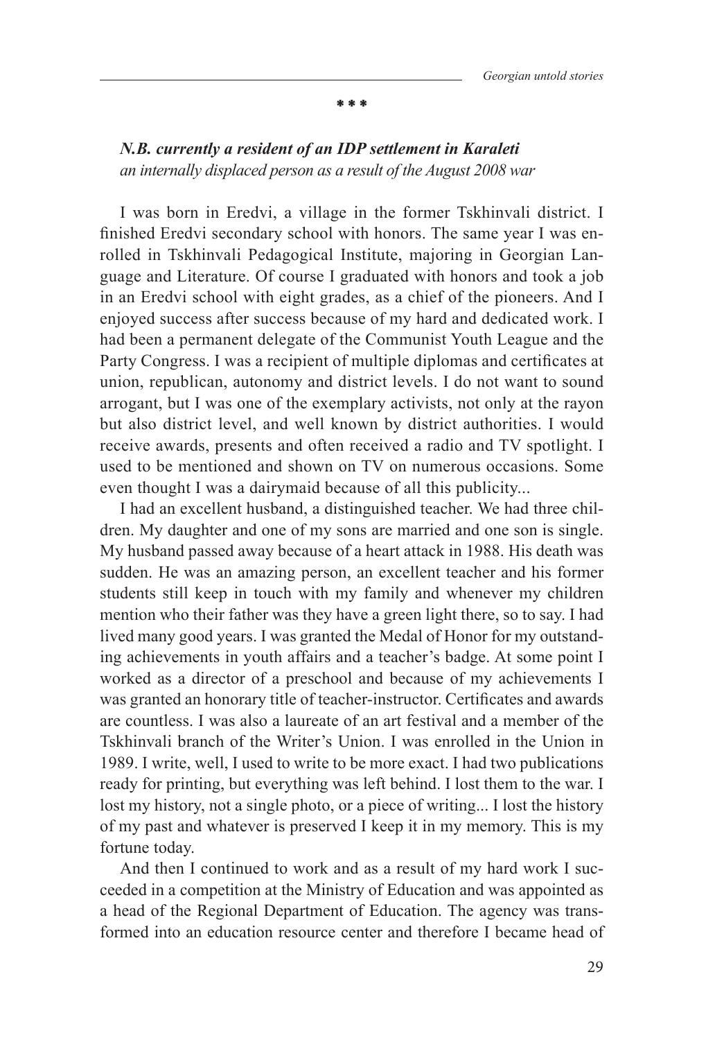\* \* \*

***N.B. currently a resident of an IDP settlement in Karaleti***
*an internally displaced person as a result of the August 2008 war*

I was born in Eredvi, a village in the former Tskhinvali district. I finished Eredvi secondary school with honors. The same year I was enrolled in Tskhinvali Pedagogical Institute, majoring in Georgian Language and Literature. Of course I graduated with honors and took a job in an Eredvi school with eight grades, as a chief of the pioneers. And I enjoyed success after success because of my hard and dedicated work. I had been a permanent delegate of the Communist Youth League and the Party Congress. I was a recipient of multiple diplomas and certificates at union, republican, autonomy and district levels. I do not want to sound arrogant, but I was one of the exemplary activists, not only at the rayon but also district level, and well known by district authorities. I would receive awards, presents and often received a radio and TV spotlight. I used to be mentioned and shown on TV on numerous occasions. Some even thought I was a dairymaid because of all this publicity...

I had an excellent husband, a distinguished teacher. We had three children. My daughter and one of my sons are married and one son is single. My husband passed away because of a heart attack in 1988. His death was sudden. He was an amazing person, an excellent teacher and his former students still keep in touch with my family and whenever my children mention who their father was they have a green light there, so to say. I had lived many good years. I was granted the Medal of Honor for my outstanding achievements in youth affairs and a teacher's badge. At some point I worked as a director of a preschool and because of my achievements I was granted an honorary title of teacher-instructor. Certificates and awards are countless. I was also a laureate of an art festival and a member of the Tskhinvali branch of the Writer's Union. I was enrolled in the Union in 1989. I write, well, I used to write to be more exact. I had two publications ready for printing, but everything was left behind. I lost them to the war. I lost my history, not a single photo, or a piece of writing... I lost the history of my past and whatever is preserved I keep it in my memory. This is my fortune today.

And then I continued to work and as a result of my hard work I succeeded in a competition at the Ministry of Education and was appointed as a head of the Regional Department of Education. The agency was transformed into an education resource center and therefore I became head of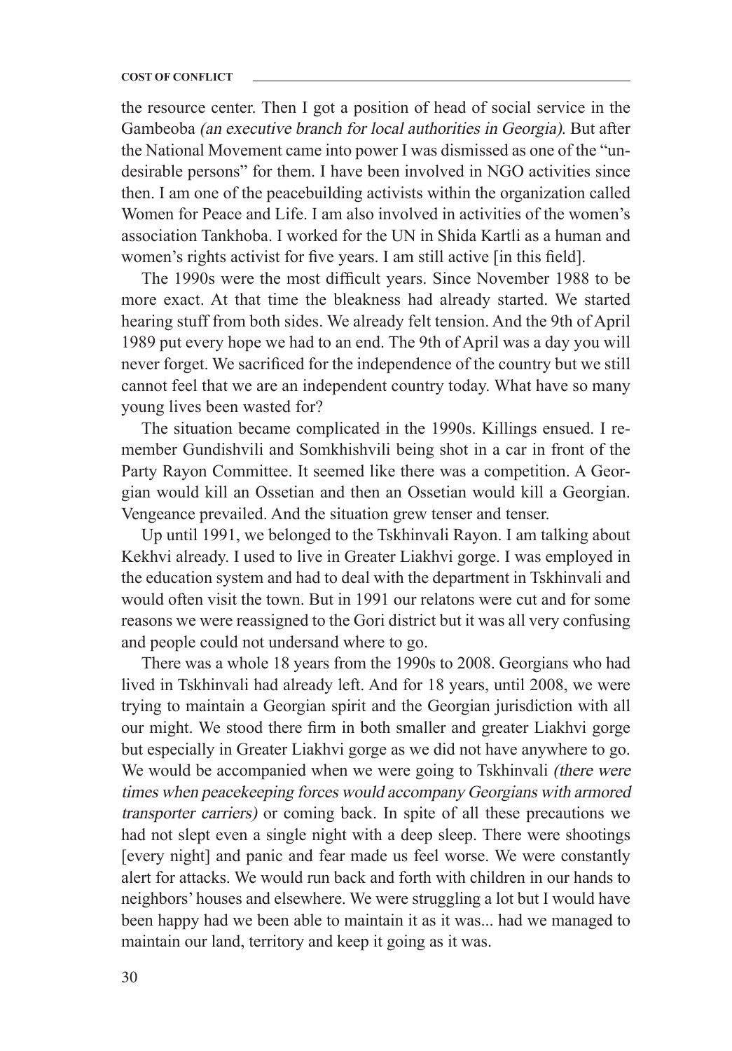the resource center. Then I got a position of head of social service in the Gambeoba *(an executive branch for local authorities in Georgia)*. But after the National Movement came into power I was dismissed as one of the "undesirable persons" for them. I have been involved in NGO activities since then. I am one of the peacebuilding activists within the organization called Women for Peace and Life. I am also involved in activities of the women's association Tankhoba. I worked for the UN in Shida Kartli as a human and women's rights activist for five years. I am still active [in this field].

The 1990s were the most difficult years. Since November 1988 to be more exact. At that time the bleakness had already started. We started hearing stuff from both sides. We already felt tension. And the 9th of April 1989 put every hope we had to an end. The 9th of April was a day you will never forget. We sacrificed for the independence of the country but we still cannot feel that we are an independent country today. What have so many young lives been wasted for?

The situation became complicated in the 1990s. Killings ensued. I remember Gundishvili and Somkhishvili being shot in a car in front of the Party Rayon Committee. It seemed like there was a competition. A Georgian would kill an Ossetian and then an Ossetian would kill a Georgian. Vengeance prevailed. And the situation grew tenser and tenser.

Up until 1991, we belonged to the Tskhinvali Rayon. I am talking about Kekhvi already. I used to live in Greater Liakhvi gorge. I was employed in the education system and had to deal with the department in Tskhinvali and would often visit the town. But in 1991 our relatons were cut and for some reasons we were reassigned to the Gori district but it was all very confusing and people could not undersand where to go.

There was a whole 18 years from the 1990s to 2008. Georgians who had lived in Tskhinvali had already left. And for 18 years, until 2008, we were trying to maintain a Georgian spirit and the Georgian jurisdiction with all our might. We stood there firm in both smaller and greater Liakhvi gorge but especially in Greater Liakhvi gorge as we did not have anywhere to go. We would be accompanied when we were going to Tskhinvali *(there were times when peacekeeping forces would accompany Georgians with armored transporter carriers)* or coming back. In spite of all these precautions we had not slept even a single night with a deep sleep. There were shootings [every night] and panic and fear made us feel worse. We were constantly alert for attacks. We would run back and forth with children in our hands to neighbors' houses and elsewhere. We were struggling a lot but I would have been happy had we been able to maintain it as it was... had we managed to maintain our land, territory and keep it going as it was.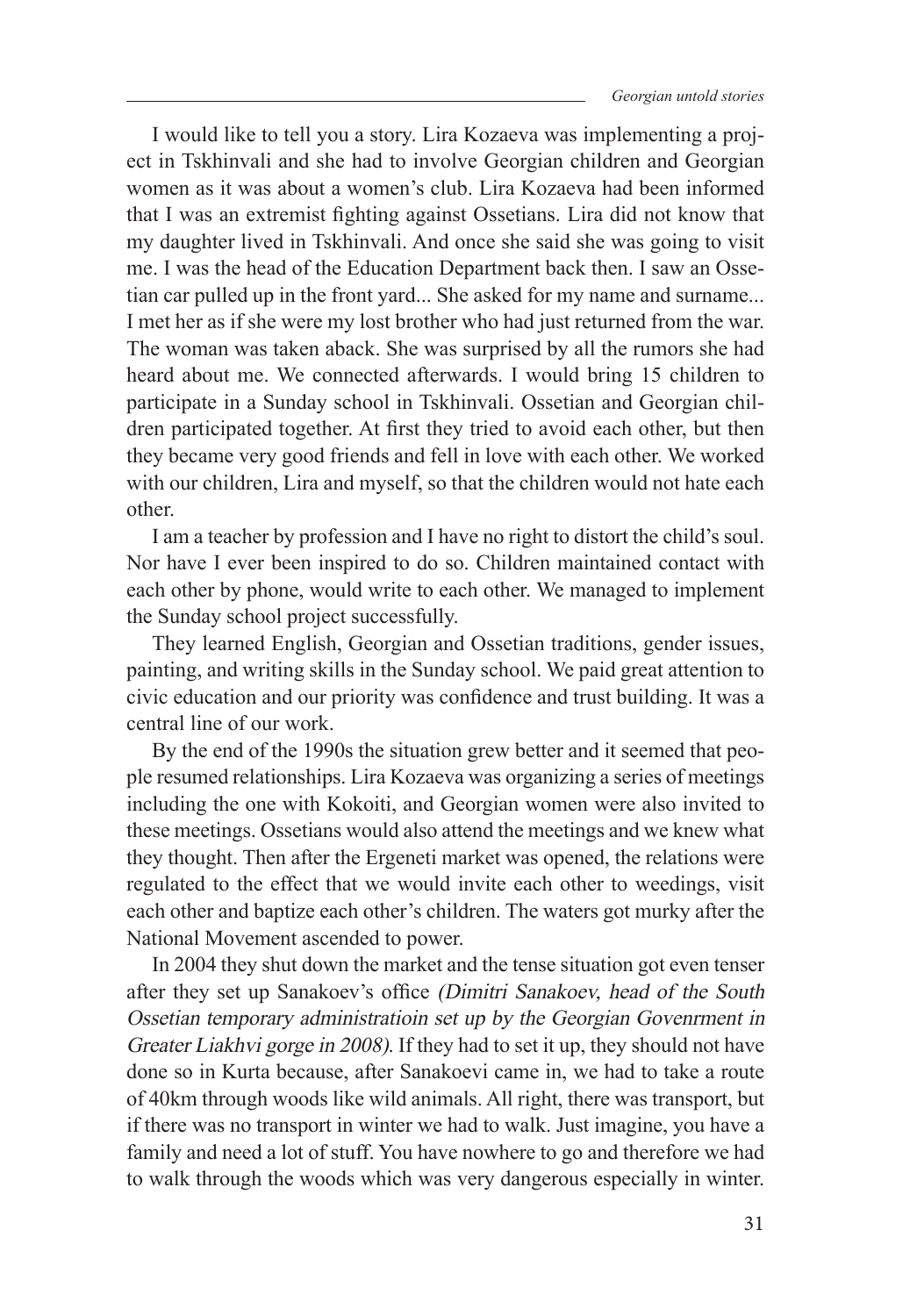I would like to tell you a story. Lira Kozaeva was implementing a project in Tskhinvali and she had to involve Georgian children and Georgian women as it was about a women's club. Lira Kozaeva had been informed that I was an extremist fighting against Ossetians. Lira did not know that my daughter lived in Tskhinvali. And once she said she was going to visit me. I was the head of the Education Department back then. I saw an Ossetian car pulled up in the front yard... She asked for my name and surname... I met her as if she were my lost brother who had just returned from the war. The woman was taken aback. She was surprised by all the rumors she had heard about me. We connected afterwards. I would bring 15 children to participate in a Sunday school in Tskhinvali. Ossetian and Georgian children participated together. At first they tried to avoid each other, but then they became very good friends and fell in love with each other. We worked with our children, Lira and myself, so that the children would not hate each other.

I am a teacher by profession and I have no right to distort the child's soul. Nor have I ever been inspired to do so. Children maintained contact with each other by phone, would write to each other. We managed to implement the Sunday school project successfully.

They learned English, Georgian and Ossetian traditions, gender issues, painting, and writing skills in the Sunday school. We paid great attention to civic education and our priority was confidence and trust building. It was a central line of our work.

By the end of the 1990s the situation grew better and it seemed that people resumed relationships. Lira Kozaeva was organizing a series of meetings including the one with Kokoiti, and Georgian women were also invited to these meetings. Ossetians would also attend the meetings and we knew what they thought. Then after the Ergeneti market was opened, the relations were regulated to the effect that we would invite each other to weedings, visit each other and baptize each other's children. The waters got murky after the National Movement ascended to power.

In 2004 they shut down the market and the tense situation got even tenser after they set up Sanakoev's office *(Dimitri Sanakoev, head of the South Ossetian temporary administratioin set up by the Georgian Govenrment in Greater Liakhvi gorge in 2008).* If they had to set it up, they should not have done so in Kurta because, after Sanakoevi came in, we had to take a route of 40km through woods like wild animals. All right, there was transport, but if there was no transport in winter we had to walk. Just imagine, you have a family and need a lot of stuff. You have nowhere to go and therefore we had to walk through the woods which was very dangerous especially in winter.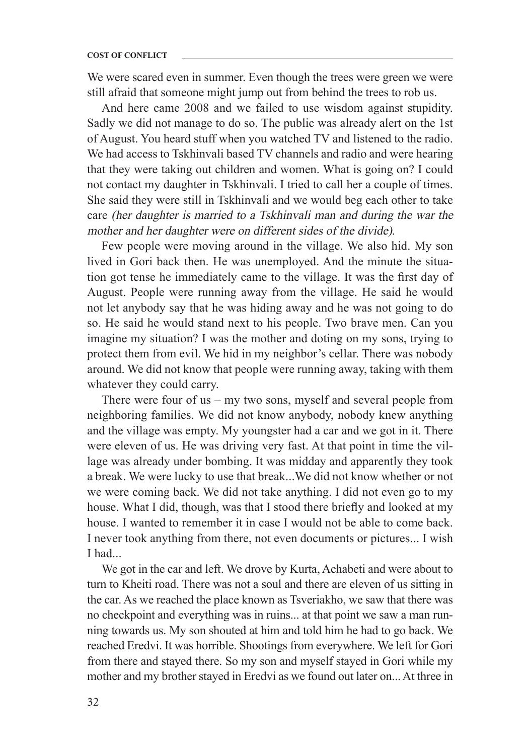We were scared even in summer. Even though the trees were green we were still afraid that someone might jump out from behind the trees to rob us.

And here came 2008 and we failed to use wisdom against stupidity. Sadly we did not manage to do so. The public was already alert on the 1st of August. You heard stuff when you watched TV and listened to the radio. We had access to Tskhinvali based TV channels and radio and were hearing that they were taking out children and women. What is going on? I could not contact my daughter in Tskhinvali. I tried to call her a couple of times. She said they were still in Tskhinvali and we would beg each other to take care *(her daughter is married to a Tskhinvali man and during the war the mother and her daughter were on different sides of the divide).*

Few people were moving around in the village. We also hid. My son lived in Gori back then. He was unemployed. And the minute the situation got tense he immediately came to the village. It was the first day of August. People were running away from the village. He said he would not let anybody say that he was hiding away and he was not going to do so. He said he would stand next to his people. Two brave men. Can you imagine my situation? I was the mother and doting on my sons, trying to protect them from evil. We hid in my neighbor's cellar. There was nobody around. We did not know that people were running away, taking with them whatever they could carry.

There were four of us – my two sons, myself and several people from neighboring families. We did not know anybody, nobody knew anything and the village was empty. My youngster had a car and we got in it. There were eleven of us. He was driving very fast. At that point in time the village was already under bombing. It was midday and apparently they took a break. We were lucky to use that break...We did not know whether or not we were coming back. We did not take anything. I did not even go to my house. What I did, though, was that I stood there briefly and looked at my house. I wanted to remember it in case I would not be able to come back. I never took anything from there, not even documents or pictures... I wish I had...

We got in the car and left. We drove by Kurta, Achabeti and were about to turn to Kheiti road. There was not a soul and there are eleven of us sitting in the car. As we reached the place known as Tsveriakho, we saw that there was no checkpoint and everything was in ruins... at that point we saw a man running towards us. My son shouted at him and told him he had to go back. We reached Eredvi. It was horrible. Shootings from everywhere. We left for Gori from there and stayed there. So my son and myself stayed in Gori while my mother and my brother stayed in Eredvi as we found out later on... At three in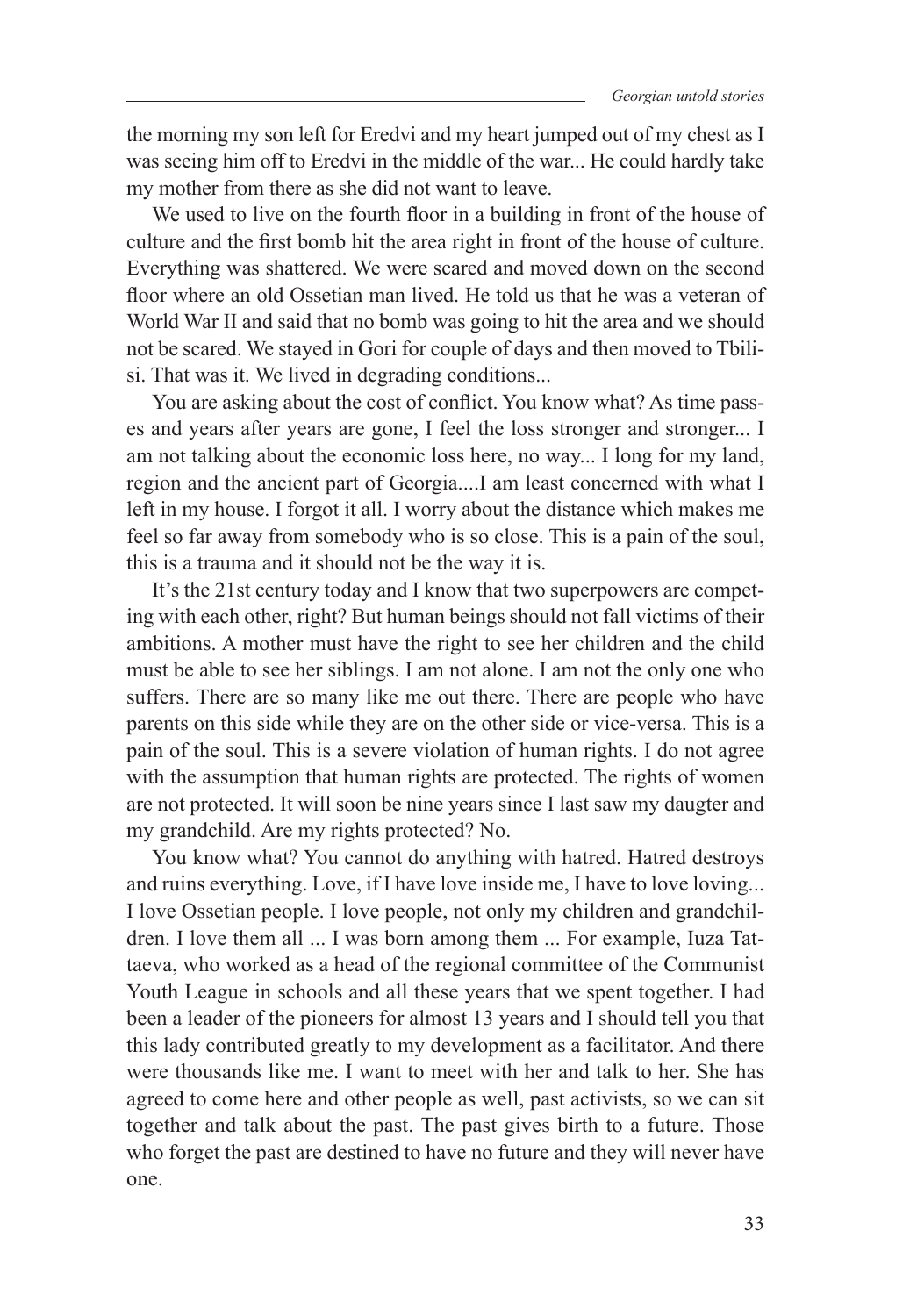the morning my son left for Eredvi and my heart jumped out of my chest as I was seeing him off to Eredvi in the middle of the war... He could hardly take my mother from there as she did not want to leave.

We used to live on the fourth floor in a building in front of the house of culture and the first bomb hit the area right in front of the house of culture. Everything was shattered. We were scared and moved down on the second floor where an old Ossetian man lived. He told us that he was a veteran of World War II and said that no bomb was going to hit the area and we should not be scared. We stayed in Gori for couple of days and then moved to Tbilisi. That was it. We lived in degrading conditions...

You are asking about the cost of conflict. You know what? As time passes and years after years are gone, I feel the loss stronger and stronger... I am not talking about the economic loss here, no way... I long for my land, region and the ancient part of Georgia....I am least concerned with what I left in my house. I forgot it all. I worry about the distance which makes me feel so far away from somebody who is so close. This is a pain of the soul, this is a trauma and it should not be the way it is.

It's the 21st century today and I know that two superpowers are competing with each other, right? But human beings should not fall victims of their ambitions. A mother must have the right to see her children and the child must be able to see her siblings. I am not alone. I am not the only one who suffers. There are so many like me out there. There are people who have parents on this side while they are on the other side or vice-versa. This is a pain of the soul. This is a severe violation of human rights. I do not agree with the assumption that human rights are protected. The rights of women are not protected. It will soon be nine years since I last saw my daugter and my grandchild. Are my rights protected? No.

You know what? You cannot do anything with hatred. Hatred destroys and ruins everything. Love, if I have love inside me, I have to love loving... I love Ossetian people. I love people, not only my children and grandchildren. I love them all ... I was born among them ... For example, Iuza Tattaeva, who worked as a head of the regional committee of the Communist Youth League in schools and all these years that we spent together. I had been a leader of the pioneers for almost 13 years and I should tell you that this lady contributed greatly to my development as a facilitator. And there were thousands like me. I want to meet with her and talk to her. She has agreed to come here and other people as well, past activists, so we can sit together and talk about the past. The past gives birth to a future. Those who forget the past are destined to have no future and they will never have one.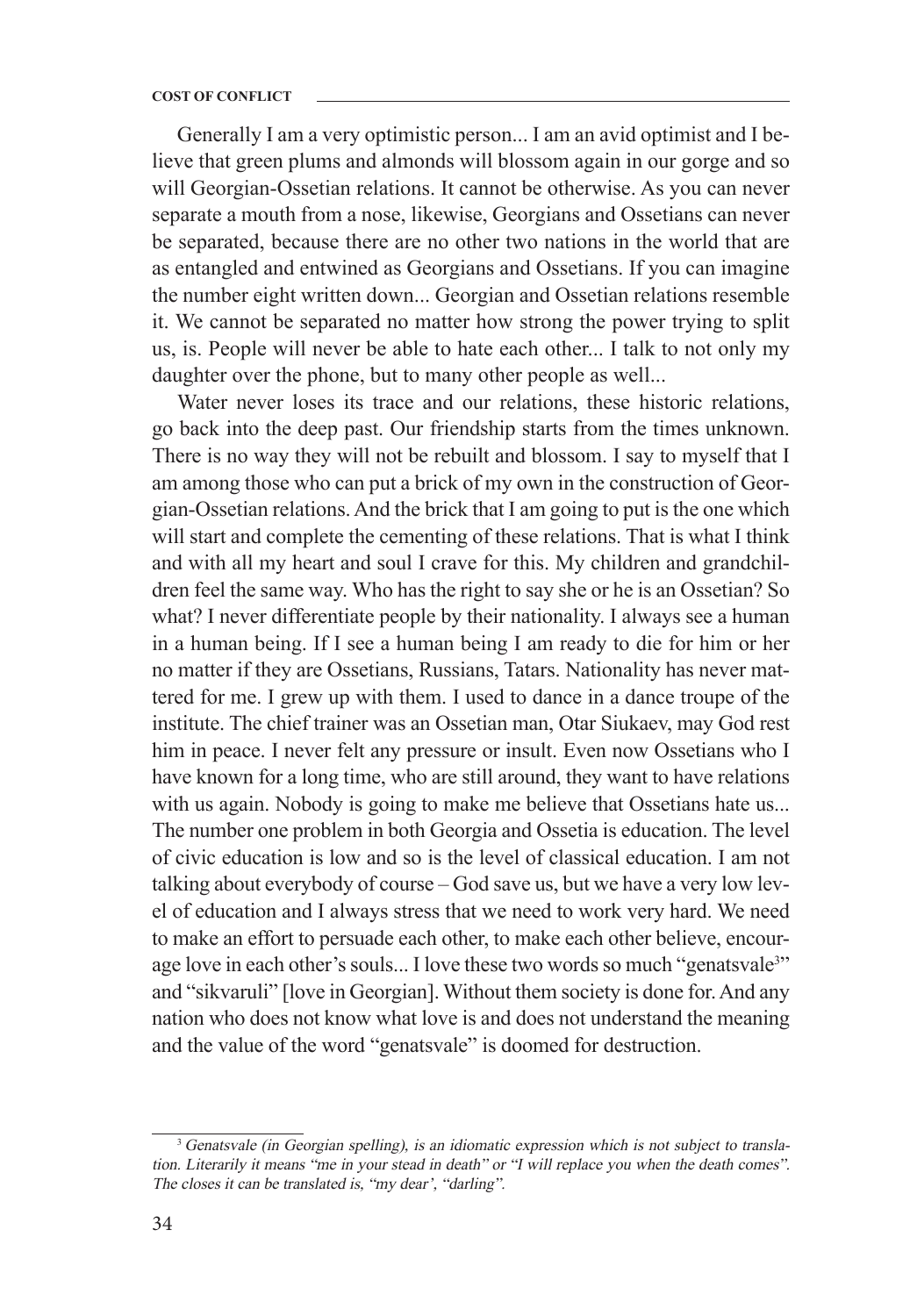Generally I am a very optimistic person... I am an avid optimist and I believe that green plums and almonds will blossom again in our gorge and so will Georgian-Ossetian relations. It cannot be otherwise. As you can never separate a mouth from a nose, likewise, Georgians and Ossetians can never be separated, because there are no other two nations in the world that are as entangled and entwined as Georgians and Ossetians. If you can imagine the number eight written down... Georgian and Ossetian relations resemble it. We cannot be separated no matter how strong the power trying to split us, is. People will never be able to hate each other... I talk to not only my daughter over the phone, but to many other people as well...

Water never loses its trace and our relations, these historic relations, go back into the deep past. Our friendship starts from the times unknown. There is no way they will not be rebuilt and blossom. I say to myself that I am among those who can put a brick of my own in the construction of Georgian-Ossetian relations. And the brick that I am going to put is the one which will start and complete the cementing of these relations. That is what I think and with all my heart and soul I crave for this. My children and grandchildren feel the same way. Who has the right to say she or he is an Ossetian? So what? I never differentiate people by their nationality. I always see a human in a human being. If I see a human being I am ready to die for him or her no matter if they are Ossetians, Russians, Tatars. Nationality has never mattered for me. I grew up with them. I used to dance in a dance troupe of the institute. The chief trainer was an Ossetian man, Otar Siukaev, may God rest him in peace. I never felt any pressure or insult. Even now Ossetians who I have known for a long time, who are still around, they want to have relations with us again. Nobody is going to make me believe that Ossetians hate us... The number one problem in both Georgia and Ossetia is education. The level of civic education is low and so is the level of classical education. I am not talking about everybody of course – God save us, but we have a very low level of education and I always stress that we need to work very hard. We need to make an effort to persuade each other, to make each other believe, encourage love in each other's souls... I love these two words so much "genatsvale[3]" and "sikvaruli" [love in Georgian]. Without them society is done for. And any nation who does not know what love is and does not understand the meaning and the value of the word "genatsvale" is doomed for destruction.

---

[3] *Genatsvale (in Georgian spelling), is an idiomatic expression which is not subject to translation. Literarily it means "me in your stead in death" or "I will replace you when the death comes". The closes it can be translated is, "my dear', "darling".*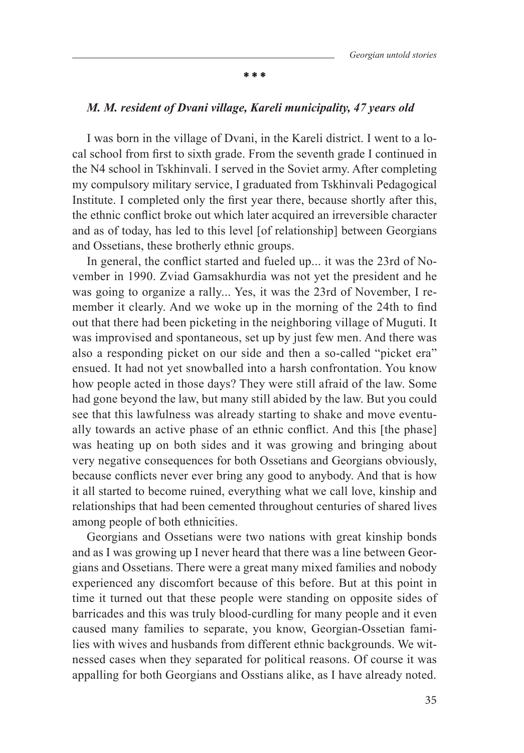\* \* \*

***M. M. resident of Dvani village, Kareli municipality, 47 years old***

I was born in the village of Dvani, in the Kareli district. I went to a local school from first to sixth grade. From the seventh grade I continued in the N4 school in Tskhinvali. I served in the Soviet army. After completing my compulsory military service, I graduated from Tskhinvali Pedagogical Institute. I completed only the first year there, because shortly after this, the ethnic conflict broke out which later acquired an irreversible character and as of today, has led to this level [of relationship] between Georgians and Ossetians, these brotherly ethnic groups.

In general, the conflict started and fueled up... it was the 23rd of November in 1990. Zviad Gamsakhurdia was not yet the president and he was going to organize a rally... Yes, it was the 23rd of November, I remember it clearly. And we woke up in the morning of the 24th to find out that there had been picketing in the neighboring village of Muguti. It was improvised and spontaneous, set up by just few men. And there was also a responding picket on our side and then a so-called "picket era" ensued. It had not yet snowballed into a harsh confrontation. You know how people acted in those days? They were still afraid of the law. Some had gone beyond the law, but many still abided by the law. But you could see that this lawfulness was already starting to shake and move eventually towards an active phase of an ethnic conflict. And this [the phase] was heating up on both sides and it was growing and bringing about very negative consequences for both Ossetians and Georgians obviously, because conflicts never ever bring any good to anybody. And that is how it all started to become ruined, everything what we call love, kinship and relationships that had been cemented throughout centuries of shared lives among people of both ethnicities.

Georgians and Ossetians were two nations with great kinship bonds and as I was growing up I never heard that there was a line between Georgians and Ossetians. There were a great many mixed families and nobody experienced any discomfort because of this before. But at this point in time it turned out that these people were standing on opposite sides of barricades and this was truly blood-curdling for many people and it even caused many families to separate, you know, Georgian-Ossetian families with wives and husbands from different ethnic backgrounds. We witnessed cases when they separated for political reasons. Of course it was appalling for both Georgians and Osstians alike, as I have already noted.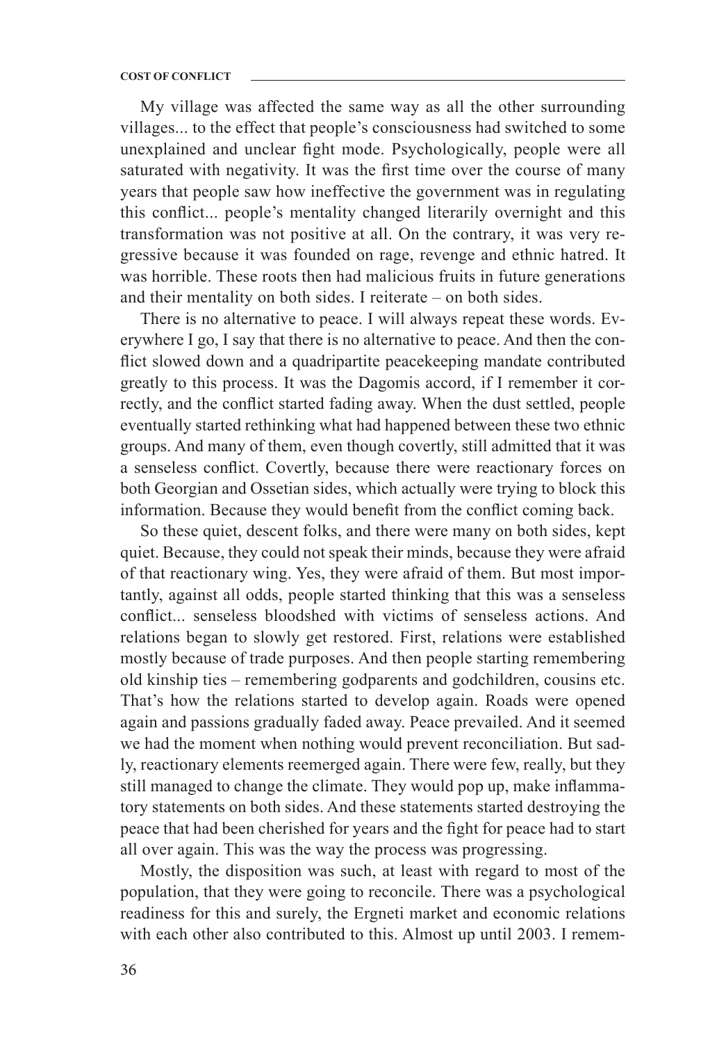My village was affected the same way as all the other surrounding villages... to the effect that people's consciousness had switched to some unexplained and unclear fight mode. Psychologically, people were all saturated with negativity. It was the first time over the course of many years that people saw how ineffective the government was in regulating this conflict... people's mentality changed literarily overnight and this transformation was not positive at all. On the contrary, it was very regressive because it was founded on rage, revenge and ethnic hatred. It was horrible. These roots then had malicious fruits in future generations and their mentality on both sides. I reiterate – on both sides.

There is no alternative to peace. I will always repeat these words. Everywhere I go, I say that there is no alternative to peace. And then the conflict slowed down and a quadripartite peacekeeping mandate contributed greatly to this process. It was the Dagomis accord, if I remember it correctly, and the conflict started fading away. When the dust settled, people eventually started rethinking what had happened between these two ethnic groups. And many of them, even though covertly, still admitted that it was a senseless conflict. Covertly, because there were reactionary forces on both Georgian and Ossetian sides, which actually were trying to block this information. Because they would benefit from the conflict coming back.

So these quiet, descent folks, and there were many on both sides, kept quiet. Because, they could not speak their minds, because they were afraid of that reactionary wing. Yes, they were afraid of them. But most importantly, against all odds, people started thinking that this was a senseless conflict... senseless bloodshed with victims of senseless actions. And relations began to slowly get restored. First, relations were established mostly because of trade purposes. And then people starting remembering old kinship ties – remembering godparents and godchildren, cousins etc. That's how the relations started to develop again. Roads were opened again and passions gradually faded away. Peace prevailed. And it seemed we had the moment when nothing would prevent reconciliation. But sadly, reactionary elements reemerged again. There were few, really, but they still managed to change the climate. They would pop up, make inflammatory statements on both sides. And these statements started destroying the peace that had been cherished for years and the fight for peace had to start all over again. This was the way the process was progressing.

Mostly, the disposition was such, at least with regard to most of the population, that they were going to reconcile. There was a psychological readiness for this and surely, the Ergneti market and economic relations with each other also contributed to this. Almost up until 2003. I remem-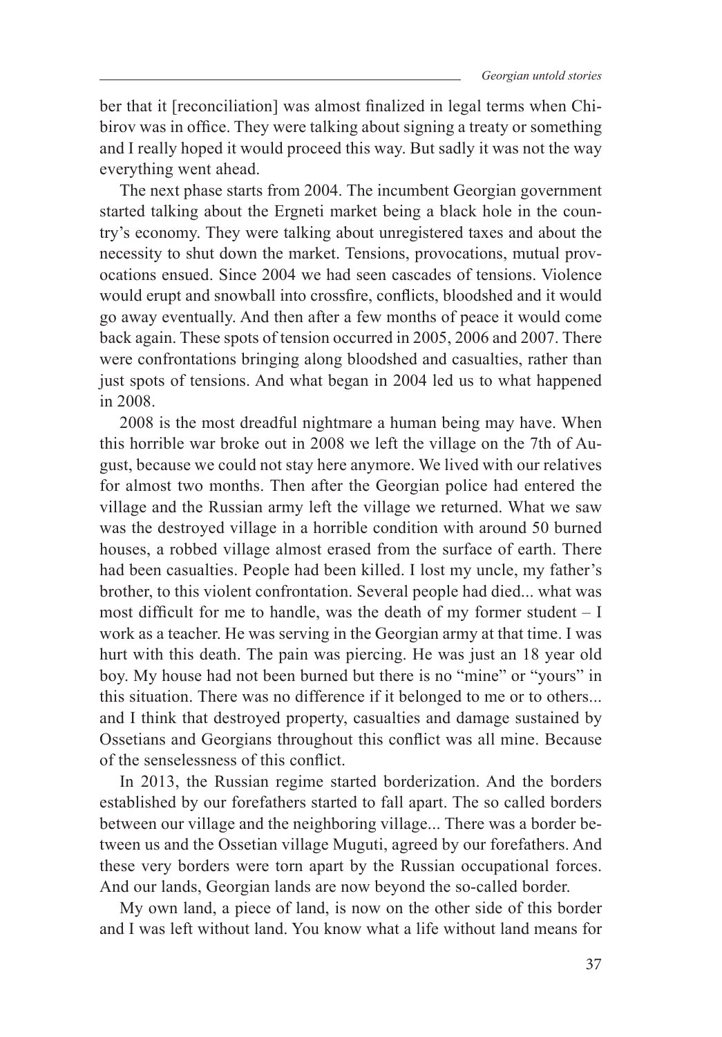ber that it [reconciliation] was almost finalized in legal terms when Chibirov was in office. They were talking about signing a treaty or something and I really hoped it would proceed this way. But sadly it was not the way everything went ahead.

The next phase starts from 2004. The incumbent Georgian government started talking about the Ergneti market being a black hole in the country's economy. They were talking about unregistered taxes and about the necessity to shut down the market. Tensions, provocations, mutual provocations ensued. Since 2004 we had seen cascades of tensions. Violence would erupt and snowball into crossfire, conflicts, bloodshed and it would go away eventually. And then after a few months of peace it would come back again. These spots of tension occurred in 2005, 2006 and 2007. There were confrontations bringing along bloodshed and casualties, rather than just spots of tensions. And what began in 2004 led us to what happened in 2008.

2008 is the most dreadful nightmare a human being may have. When this horrible war broke out in 2008 we left the village on the 7th of August, because we could not stay here anymore. We lived with our relatives for almost two months. Then after the Georgian police had entered the village and the Russian army left the village we returned. What we saw was the destroyed village in a horrible condition with around 50 burned houses, a robbed village almost erased from the surface of earth. There had been casualties. People had been killed. I lost my uncle, my father's brother, to this violent confrontation. Several people had died... what was most difficult for me to handle, was the death of my former student – I work as a teacher. He was serving in the Georgian army at that time. I was hurt with this death. The pain was piercing. He was just an 18 year old boy. My house had not been burned but there is no "mine" or "yours" in this situation. There was no difference if it belonged to me or to others... and I think that destroyed property, casualties and damage sustained by Ossetians and Georgians throughout this conflict was all mine. Because of the senselessness of this conflict.

In 2013, the Russian regime started borderization. And the borders established by our forefathers started to fall apart. The so called borders between our village and the neighboring village... There was a border between us and the Ossetian village Muguti, agreed by our forefathers. And these very borders were torn apart by the Russian occupational forces. And our lands, Georgian lands are now beyond the so-called border.

My own land, a piece of land, is now on the other side of this border and I was left without land. You know what a life without land means for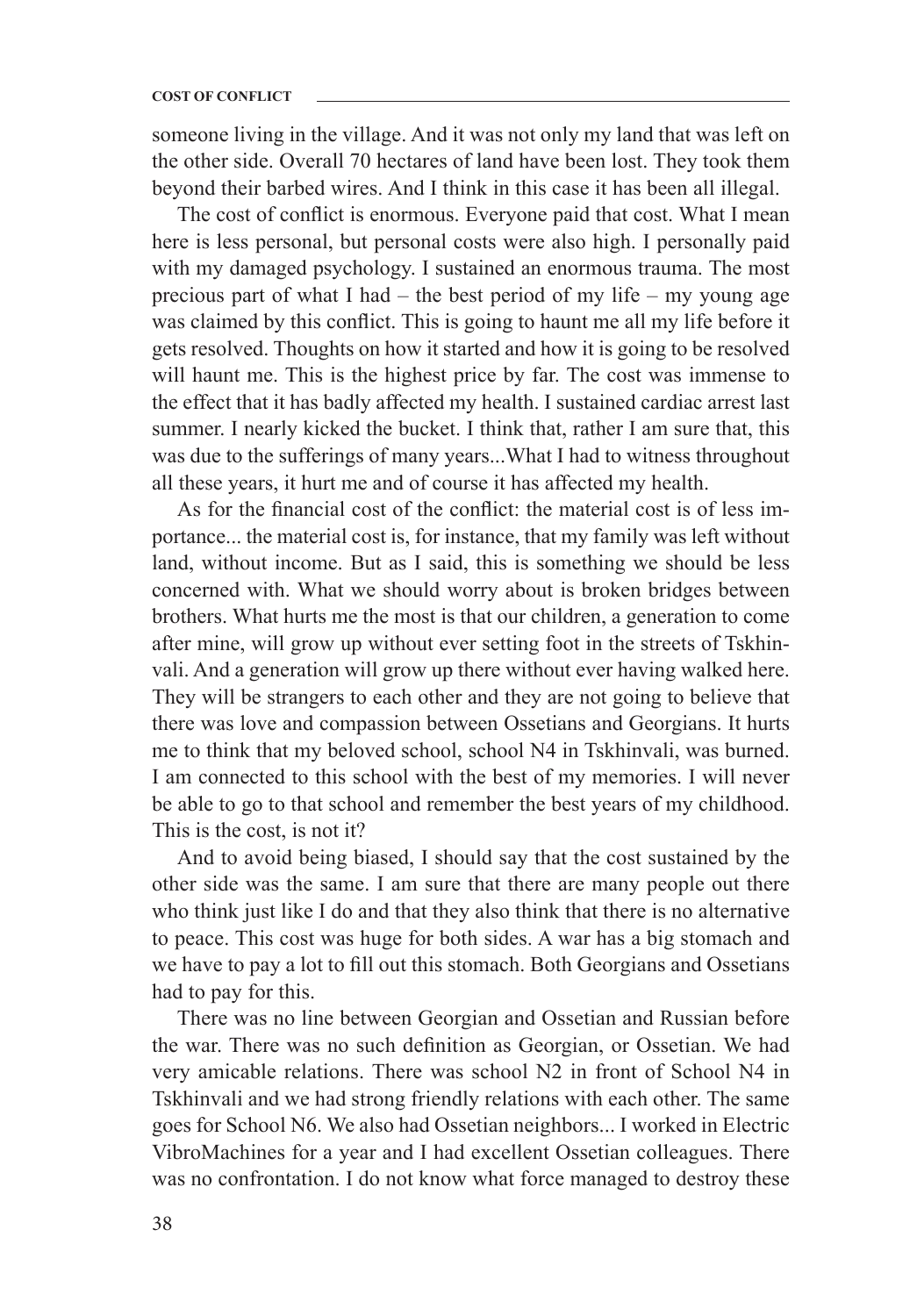someone living in the village. And it was not only my land that was left on the other side. Overall 70 hectares of land have been lost. They took them beyond their barbed wires. And I think in this case it has been all illegal.

The cost of conflict is enormous. Everyone paid that cost. What I mean here is less personal, but personal costs were also high. I personally paid with my damaged psychology. I sustained an enormous trauma. The most precious part of what I had – the best period of my life – my young age was claimed by this conflict. This is going to haunt me all my life before it gets resolved. Thoughts on how it started and how it is going to be resolved will haunt me. This is the highest price by far. The cost was immense to the effect that it has badly affected my health. I sustained cardiac arrest last summer. I nearly kicked the bucket. I think that, rather I am sure that, this was due to the sufferings of many years...What I had to witness throughout all these years, it hurt me and of course it has affected my health.

As for the financial cost of the conflict: the material cost is of less importance... the material cost is, for instance, that my family was left without land, without income. But as I said, this is something we should be less concerned with. What we should worry about is broken bridges between brothers. What hurts me the most is that our children, a generation to come after mine, will grow up without ever setting foot in the streets of Tskhinvali. And a generation will grow up there without ever having walked here. They will be strangers to each other and they are not going to believe that there was love and compassion between Ossetians and Georgians. It hurts me to think that my beloved school, school N4 in Tskhinvali, was burned. I am connected to this school with the best of my memories. I will never be able to go to that school and remember the best years of my childhood. This is the cost, is not it?

And to avoid being biased, I should say that the cost sustained by the other side was the same. I am sure that there are many people out there who think just like I do and that they also think that there is no alternative to peace. This cost was huge for both sides. A war has a big stomach and we have to pay a lot to fill out this stomach. Both Georgians and Ossetians had to pay for this.

There was no line between Georgian and Ossetian and Russian before the war. There was no such definition as Georgian, or Ossetian. We had very amicable relations. There was school N2 in front of School N4 in Tskhinvali and we had strong friendly relations with each other. The same goes for School N6. We also had Ossetian neighbors... I worked in Electric VibroMachines for a year and I had excellent Ossetian colleagues. There was no confrontation. I do not know what force managed to destroy these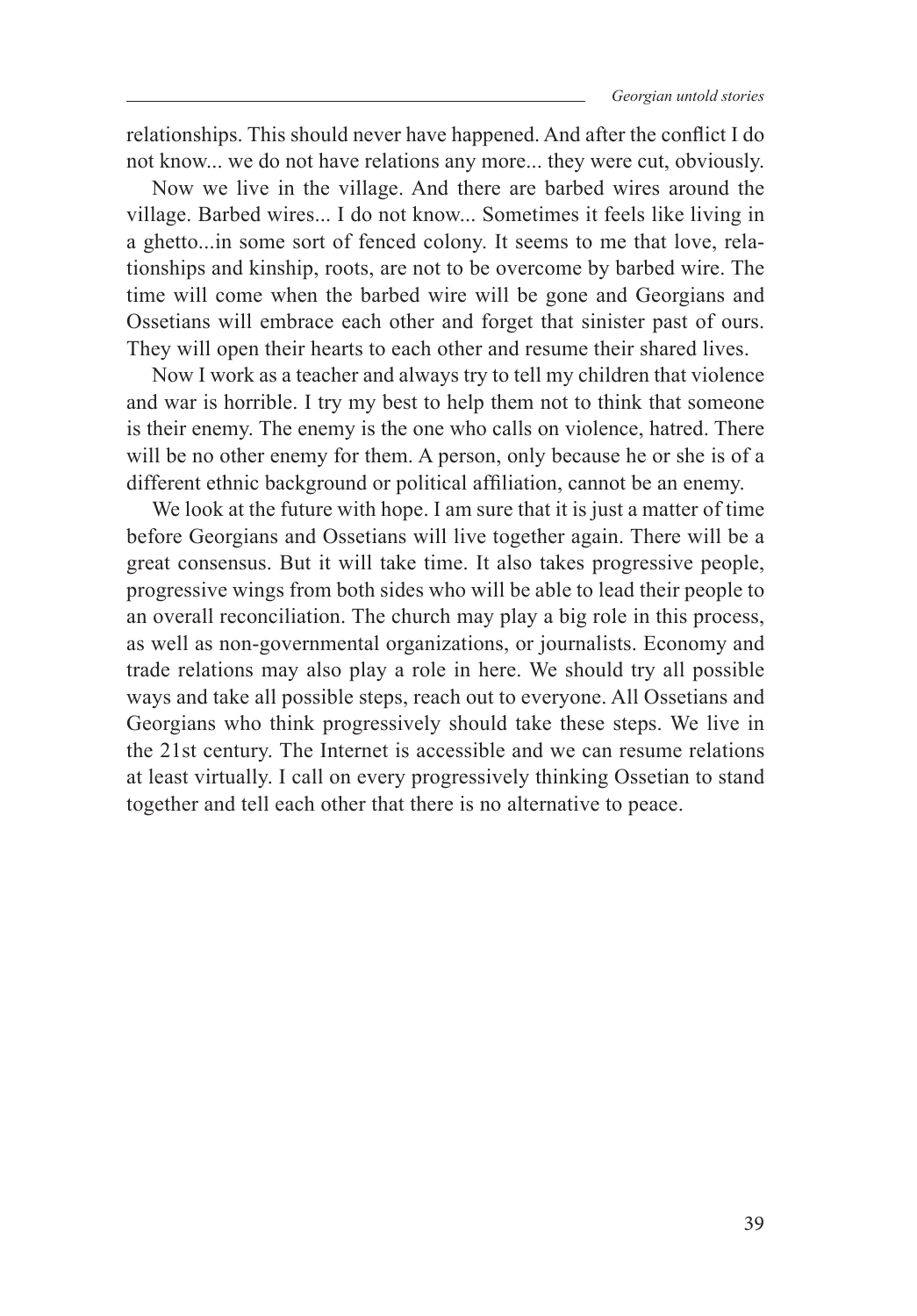relationships. This should never have happened. And after the conflict I do not know... we do not have relations any more... they were cut, obviously.

Now we live in the village. And there are barbed wires around the village. Barbed wires... I do not know... Sometimes it feels like living in a ghetto...in some sort of fenced colony. It seems to me that love, relationships and kinship, roots, are not to be overcome by barbed wire. The time will come when the barbed wire will be gone and Georgians and Ossetians will embrace each other and forget that sinister past of ours. They will open their hearts to each other and resume their shared lives.

Now I work as a teacher and always try to tell my children that violence and war is horrible. I try my best to help them not to think that someone is their enemy. The enemy is the one who calls on violence, hatred. There will be no other enemy for them. A person, only because he or she is of a different ethnic background or political affiliation, cannot be an enemy.

We look at the future with hope. I am sure that it is just a matter of time before Georgians and Ossetians will live together again. There will be a great consensus. But it will take time. It also takes progressive people, progressive wings from both sides who will be able to lead their people to an overall reconciliation. The church may play a big role in this process, as well as non-governmental organizations, or journalists. Economy and trade relations may also play a role in here. We should try all possible ways and take all possible steps, reach out to everyone. All Ossetians and Georgians who think progressively should take these steps. We live in the 21st century. The Internet is accessible and we can resume relations at least virtually. I call on every progressively thinking Ossetian to stand together and tell each other that there is no alternative to peace.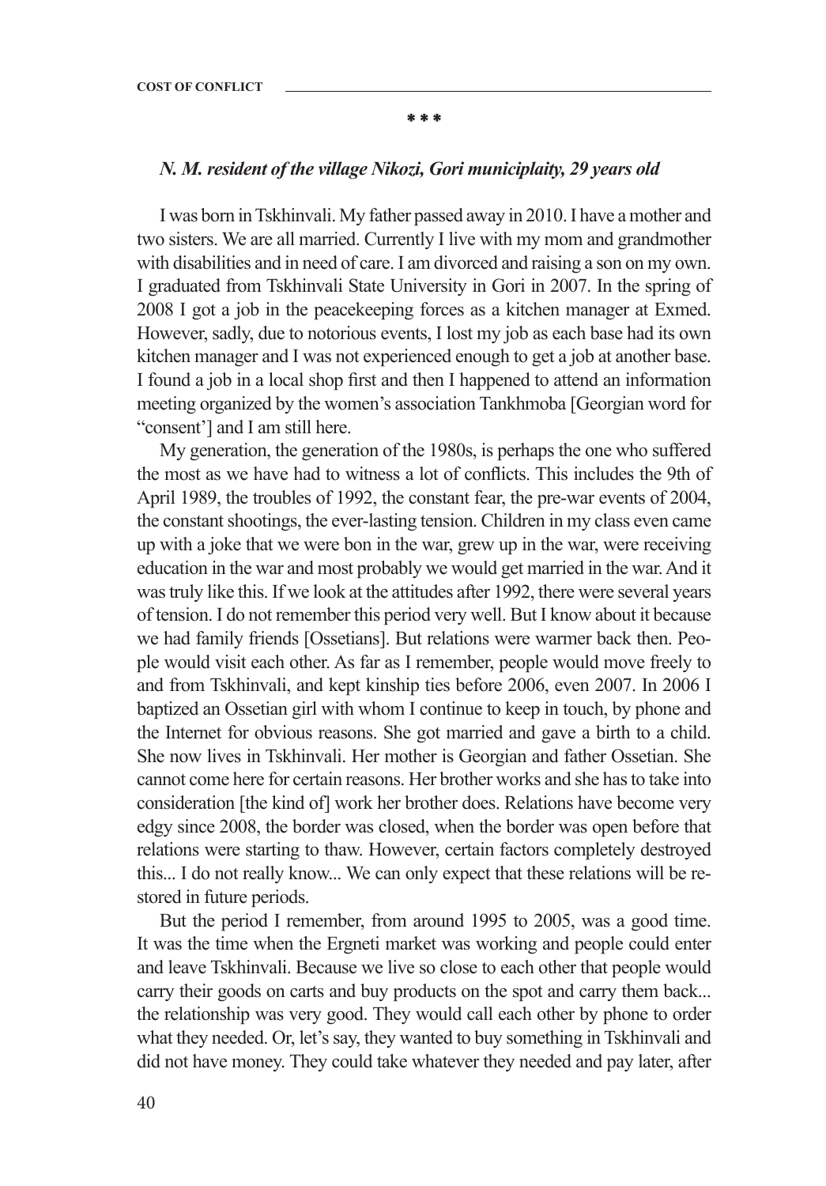\* \* \*

***N. M. resident of the village Nikozi, Gori municiplaity, 29 years old***

I was born in Tskhinvali. My father passed away in 2010. I have a mother and two sisters. We are all married. Currently I live with my mom and grandmother with disabilities and in need of care. I am divorced and raising a son on my own. I graduated from Tskhinvali State University in Gori in 2007. In the spring of 2008 I got a job in the peacekeeping forces as a kitchen manager at Exmed. However, sadly, due to notorious events, I lost my job as each base had its own kitchen manager and I was not experienced enough to get a job at another base. I found a job in a local shop first and then I happened to attend an information meeting organized by the women's association Tankhmoba [Georgian word for "consent"] and I am still here.

My generation, the generation of the 1980s, is perhaps the one who suffered the most as we have had to witness a lot of conflicts. This includes the 9th of April 1989, the troubles of 1992, the constant fear, the pre-war events of 2004, the constant shootings, the ever-lasting tension. Children in my class even came up with a joke that we were bon in the war, grew up in the war, were receiving education in the war and most probably we would get married in the war. And it was truly like this. If we look at the attitudes after 1992, there were several years of tension. I do not remember this period very well. But I know about it because we had family friends [Ossetians]. But relations were warmer back then. People would visit each other. As far as I remember, people would move freely to and from Tskhinvali, and kept kinship ties before 2006, even 2007. In 2006 I baptized an Ossetian girl with whom I continue to keep in touch, by phone and the Internet for obvious reasons. She got married and gave a birth to a child. She now lives in Tskhinvali. Her mother is Georgian and father Ossetian. She cannot come here for certain reasons. Her brother works and she has to take into consideration [the kind of] work her brother does. Relations have become very edgy since 2008, the border was closed, when the border was open before that relations were starting to thaw. However, certain factors completely destroyed this... I do not really know... We can only expect that these relations will be restored in future periods.

But the period I remember, from around 1995 to 2005, was a good time. It was the time when the Ergneti market was working and people could enter and leave Tskhinvali. Because we live so close to each other that people would carry their goods on carts and buy products on the spot and carry them back... the relationship was very good. They would call each other by phone to order what they needed. Or, let's say, they wanted to buy something in Tskhinvali and did not have money. They could take whatever they needed and pay later, after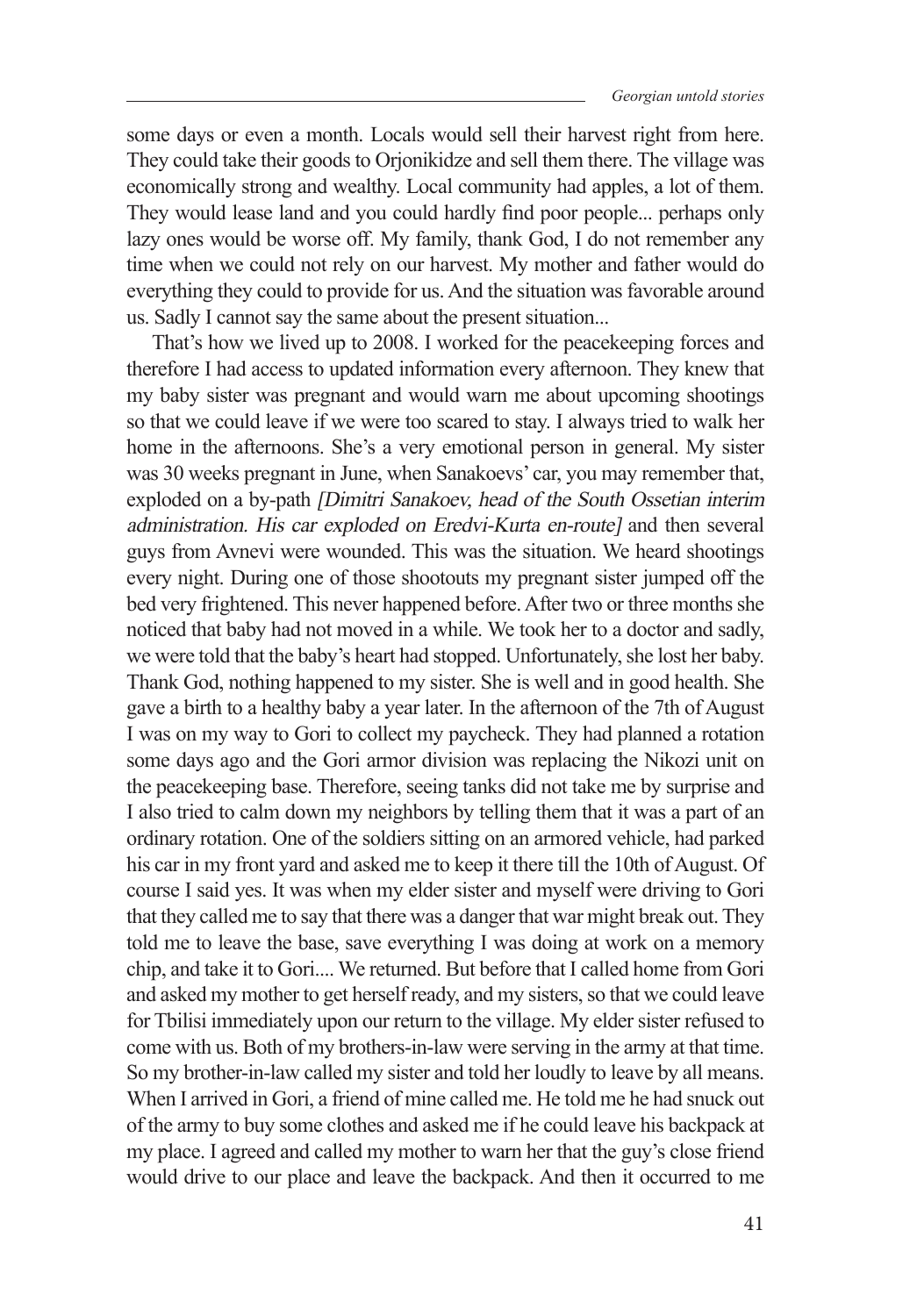some days or even a month. Locals would sell their harvest right from here. They could take their goods to Orjonikidze and sell them there. The village was economically strong and wealthy. Local community had apples, a lot of them. They would lease land and you could hardly find poor people... perhaps only lazy ones would be worse off. My family, thank God, I do not remember any time when we could not rely on our harvest. My mother and father would do everything they could to provide for us. And the situation was favorable around us. Sadly I cannot say the same about the present situation...

That's how we lived up to 2008. I worked for the peacekeeping forces and therefore I had access to updated information every afternoon. They knew that my baby sister was pregnant and would warn me about upcoming shootings so that we could leave if we were too scared to stay. I always tried to walk her home in the afternoons. She's a very emotional person in general. My sister was 30 weeks pregnant in June, when Sanakoevs' car, you may remember that, exploded on a by-path *[Dimitri Sanakoev, head of the South Ossetian interim administration. His car exploded on Eredvi-Kurta en-route]* and then several guys from Avnevi were wounded. This was the situation. We heard shootings every night. During one of those shootouts my pregnant sister jumped off the bed very frightened. This never happened before. After two or three months she noticed that baby had not moved in a while. We took her to a doctor and sadly, we were told that the baby's heart had stopped. Unfortunately, she lost her baby. Thank God, nothing happened to my sister. She is well and in good health. She gave a birth to a healthy baby a year later. In the afternoon of the 7th of August I was on my way to Gori to collect my paycheck. They had planned a rotation some days ago and the Gori armor division was replacing the Nikozi unit on the peacekeeping base. Therefore, seeing tanks did not take me by surprise and I also tried to calm down my neighbors by telling them that it was a part of an ordinary rotation. One of the soldiers sitting on an armored vehicle, had parked his car in my front yard and asked me to keep it there till the 10th of August. Of course I said yes. It was when my elder sister and myself were driving to Gori that they called me to say that there was a danger that war might break out. They told me to leave the base, save everything I was doing at work on a memory chip, and take it to Gori.... We returned. But before that I called home from Gori and asked my mother to get herself ready, and my sisters, so that we could leave for Tbilisi immediately upon our return to the village. My elder sister refused to come with us. Both of my brothers-in-law were serving in the army at that time. So my brother-in-law called my sister and told her loudly to leave by all means. When I arrived in Gori, a friend of mine called me. He told me he had snuck out of the army to buy some clothes and asked me if he could leave his backpack at my place. I agreed and called my mother to warn her that the guy's close friend would drive to our place and leave the backpack. And then it occurred to me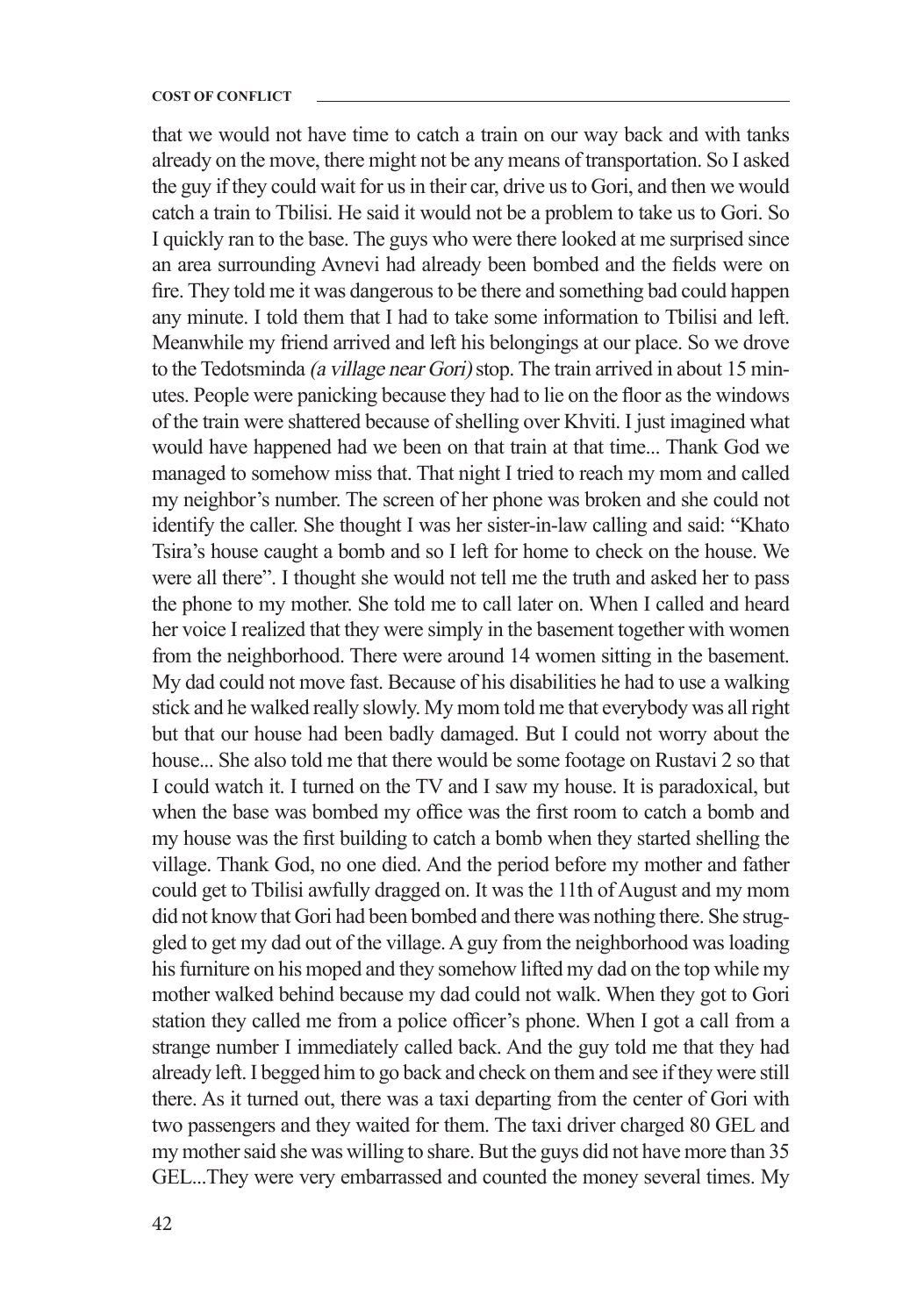that we would not have time to catch a train on our way back and with tanks already on the move, there might not be any means of transportation. So I asked the guy if they could wait for us in their car, drive us to Gori, and then we would catch a train to Tbilisi. He said it would not be a problem to take us to Gori. So I quickly ran to the base. The guys who were there looked at me surprised since an area surrounding Avnevi had already been bombed and the fields were on fire. They told me it was dangerous to be there and something bad could happen any minute. I told them that I had to take some information to Tbilisi and left. Meanwhile my friend arrived and left his belongings at our place. So we drove to the Tedotsminda *(a village near Gori)* stop. The train arrived in about 15 minutes. People were panicking because they had to lie on the floor as the windows of the train were shattered because of shelling over Khviti. I just imagined what would have happened had we been on that train at that time... Thank God we managed to somehow miss that. That night I tried to reach my mom and called my neighbor's number. The screen of her phone was broken and she could not identify the caller. She thought I was her sister-in-law calling and said: "Khato Tsira's house caught a bomb and so I left for home to check on the house. We were all there". I thought she would not tell me the truth and asked her to pass the phone to my mother. She told me to call later on. When I called and heard her voice I realized that they were simply in the basement together with women from the neighborhood. There were around 14 women sitting in the basement. My dad could not move fast. Because of his disabilities he had to use a walking stick and he walked really slowly. My mom told me that everybody was all right but that our house had been badly damaged. But I could not worry about the house... She also told me that there would be some footage on Rustavi 2 so that I could watch it. I turned on the TV and I saw my house. It is paradoxical, but when the base was bombed my office was the first room to catch a bomb and my house was the first building to catch a bomb when they started shelling the village. Thank God, no one died. And the period before my mother and father could get to Tbilisi awfully dragged on. It was the 11th of August and my mom did not know that Gori had been bombed and there was nothing there. She struggled to get my dad out of the village. A guy from the neighborhood was loading his furniture on his moped and they somehow lifted my dad on the top while my mother walked behind because my dad could not walk. When they got to Gori station they called me from a police officer's phone. When I got a call from a strange number I immediately called back. And the guy told me that they had already left. I begged him to go back and check on them and see if they were still there. As it turned out, there was a taxi departing from the center of Gori with two passengers and they waited for them. The taxi driver charged 80 GEL and my mother said she was willing to share. But the guys did not have more than 35 GEL...They were very embarrassed and counted the money several times. My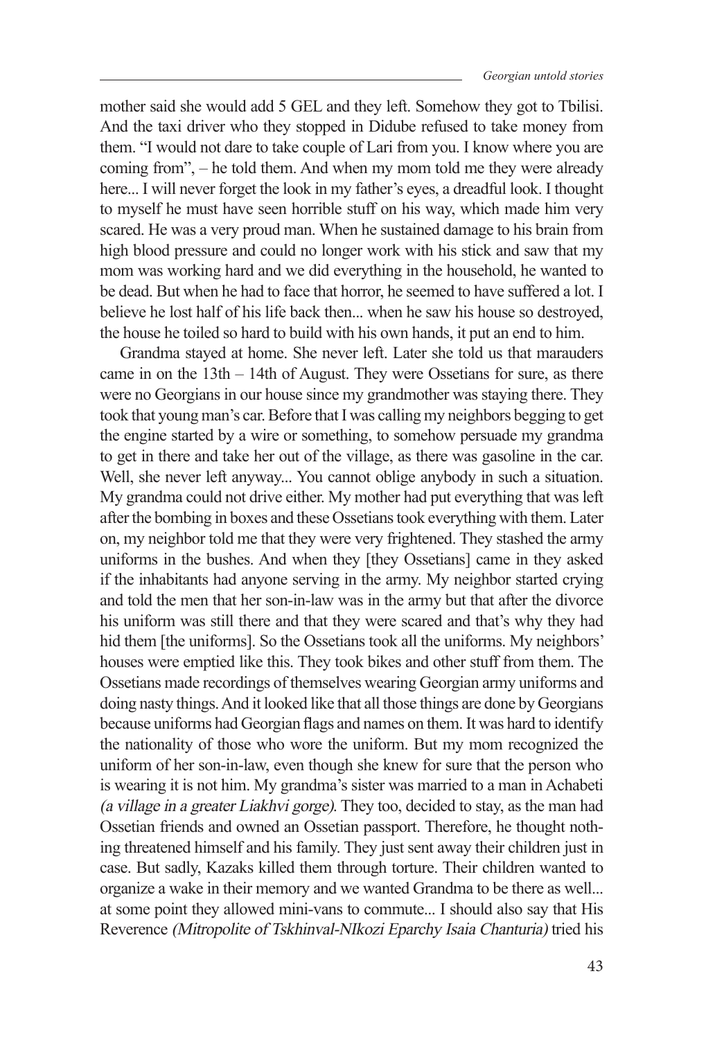mother said she would add 5 GEL and they left. Somehow they got to Tbilisi. And the taxi driver who they stopped in Didube refused to take money from them. “I would not dare to take couple of Lari from you. I know where you are coming from”, – he told them. And when my mom told me they were already here... I will never forget the look in my father’s eyes, a dreadful look. I thought to myself he must have seen horrible stuff on his way, which made him very scared. He was a very proud man. When he sustained damage to his brain from high blood pressure and could no longer work with his stick and saw that my mom was working hard and we did everything in the household, he wanted to be dead. But when he had to face that horror, he seemed to have suffered a lot. I believe he lost half of his life back then... when he saw his house so destroyed, the house he toiled so hard to build with his own hands, it put an end to him.

Grandma stayed at home. She never left. Later she told us that marauders came in on the 13th – 14th of August. They were Ossetians for sure, as there were no Georgians in our house since my grandmother was staying there. They took that young man’s car. Before that I was calling my neighbors begging to get the engine started by a wire or something, to somehow persuade my grandma to get in there and take her out of the village, as there was gasoline in the car. Well, she never left anyway... You cannot oblige anybody in such a situation. My grandma could not drive either. My mother had put everything that was left after the bombing in boxes and these Ossetians took everything with them. Later on, my neighbor told me that they were very frightened. They stashed the army uniforms in the bushes. And when they [they Ossetians] came in they asked if the inhabitants had anyone serving in the army. My neighbor started crying and told the men that her son-in-law was in the army but that after the divorce his uniform was still there and that they were scared and that’s why they had hid them [the uniforms]. So the Ossetians took all the uniforms. My neighbors’ houses were emptied like this. They took bikes and other stuff from them. The Ossetians made recordings of themselves wearing Georgian army uniforms and doing nasty things. And it looked like that all those things are done by Georgians because uniforms had Georgian flags and names on them. It was hard to identify the nationality of those who wore the uniform. But my mom recognized the uniform of her son-in-law, even though she knew for sure that the person who is wearing it is not him. My grandma’s sister was married to a man in Achabeti *(a village in a greater Liakhvi gorge)*. They too, decided to stay, as the man had Ossetian friends and owned an Ossetian passport. Therefore, he thought nothing threatened himself and his family. They just sent away their children just in case. But sadly, Kazaks killed them through torture. Their children wanted to organize a wake in their memory and we wanted Grandma to be there as well... at some point they allowed mini-vans to commute... I should also say that His Reverence *(Mitropolite of Tskhinval-NIkozi Eparchy Isaia Chanturia)* tried his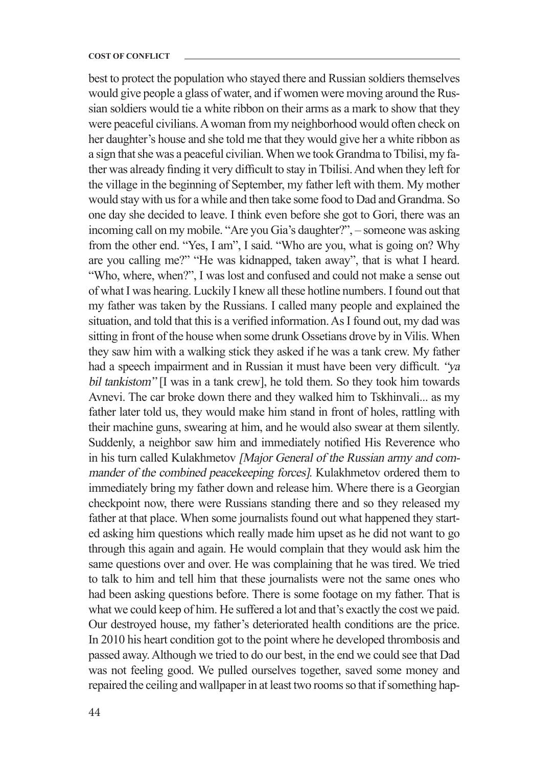best to protect the population who stayed there and Russian soldiers themselves would give people a glass of water, and if women were moving around the Russian soldiers would tie a white ribbon on their arms as a mark to show that they were peaceful civilians. A woman from my neighborhood would often check on her daughter's house and she told me that they would give her a white ribbon as a sign that she was a peaceful civilian. When we took Grandma to Tbilisi, my father was already finding it very difficult to stay in Tbilisi. And when they left for the village in the beginning of September, my father left with them. My mother would stay with us for a while and then take some food to Dad and Grandma. So one day she decided to leave. I think even before she got to Gori, there was an incoming call on my mobile. "Are you Gia's daughter?", – someone was asking from the other end. "Yes, I am", I said. "Who are you, what is going on? Why are you calling me?" "He was kidnapped, taken away", that is what I heard. "Who, where, when?", I was lost and confused and could not make a sense out of what I was hearing. Luckily I knew all these hotline numbers. I found out that my father was taken by the Russians. I called many people and explained the situation, and told that this is a verified information. As I found out, my dad was sitting in front of the house when some drunk Ossetians drove by in Vilis. When they saw him with a walking stick they asked if he was a tank crew. My father had a speech impairment and in Russian it must have been very difficult. *"ya bil tankistom"* [I was in a tank crew], he told them. So they took him towards Avnevi. The car broke down there and they walked him to Tskhinvali... as my father later told us, they would make him stand in front of holes, rattling with their machine guns, swearing at him, and he would also swear at them silently. Suddenly, a neighbor saw him and immediately notified His Reverence who in his turn called Kulakhmetov *[Major General of the Russian army and commander of the combined peacekeeping forces]*. Kulakhmetov ordered them to immediately bring my father down and release him. Where there is a Georgian checkpoint now, there were Russians standing there and so they released my father at that place. When some journalists found out what happened they started asking him questions which really made him upset as he did not want to go through this again and again. He would complain that they would ask him the same questions over and over. He was complaining that he was tired. We tried to talk to him and tell him that these journalists were not the same ones who had been asking questions before. There is some footage on my father. That is what we could keep of him. He suffered a lot and that's exactly the cost we paid. Our destroyed house, my father's deteriorated health conditions are the price. In 2010 his heart condition got to the point where he developed thrombosis and passed away. Although we tried to do our best, in the end we could see that Dad was not feeling good. We pulled ourselves together, saved some money and repaired the ceiling and wallpaper in at least two rooms so that if something hap-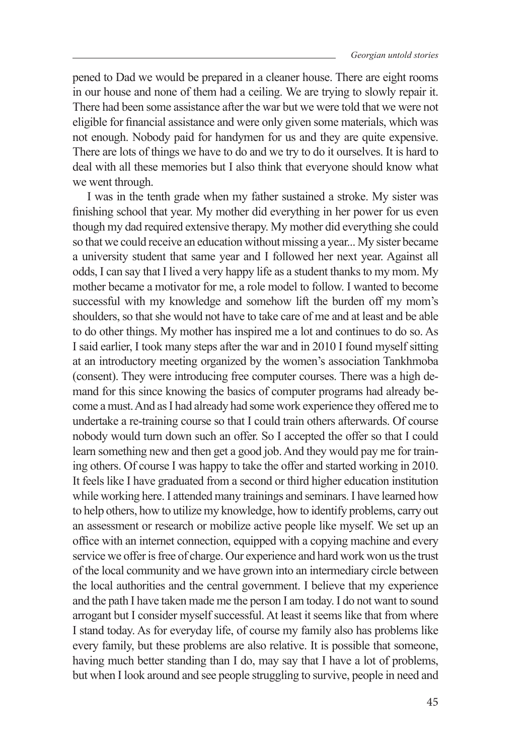pened to Dad we would be prepared in a cleaner house. There are eight rooms in our house and none of them had a ceiling. We are trying to slowly repair it. There had been some assistance after the war but we were told that we were not eligible for financial assistance and were only given some materials, which was not enough. Nobody paid for handymen for us and they are quite expensive. There are lots of things we have to do and we try to do it ourselves. It is hard to deal with all these memories but I also think that everyone should know what we went through.

I was in the tenth grade when my father sustained a stroke. My sister was finishing school that year. My mother did everything in her power for us even though my dad required extensive therapy. My mother did everything she could so that we could receive an education without missing a year... My sister became a university student that same year and I followed her next year. Against all odds, I can say that I lived a very happy life as a student thanks to my mom. My mother became a motivator for me, a role model to follow. I wanted to become successful with my knowledge and somehow lift the burden off my mom's shoulders, so that she would not have to take care of me and at least and be able to do other things. My mother has inspired me a lot and continues to do so. As I said earlier, I took many steps after the war and in 2010 I found myself sitting at an introductory meeting organized by the women's association Tankhmoba (consent). They were introducing free computer courses. There was a high demand for this since knowing the basics of computer programs had already become a must. And as I had already had some work experience they offered me to undertake a re-training course so that I could train others afterwards. Of course nobody would turn down such an offer. So I accepted the offer so that I could learn something new and then get a good job. And they would pay me for training others. Of course I was happy to take the offer and started working in 2010. It feels like I have graduated from a second or third higher education institution while working here. I attended many trainings and seminars. I have learned how to help others, how to utilize my knowledge, how to identify problems, carry out an assessment or research or mobilize active people like myself. We set up an office with an internet connection, equipped with a copying machine and every service we offer is free of charge. Our experience and hard work won us the trust of the local community and we have grown into an intermediary circle between the local authorities and the central government. I believe that my experience and the path I have taken made me the person I am today. I do not want to sound arrogant but I consider myself successful. At least it seems like that from where I stand today. As for everyday life, of course my family also has problems like every family, but these problems are also relative. It is possible that someone, having much better standing than I do, may say that I have a lot of problems, but when I look around and see people struggling to survive, people in need and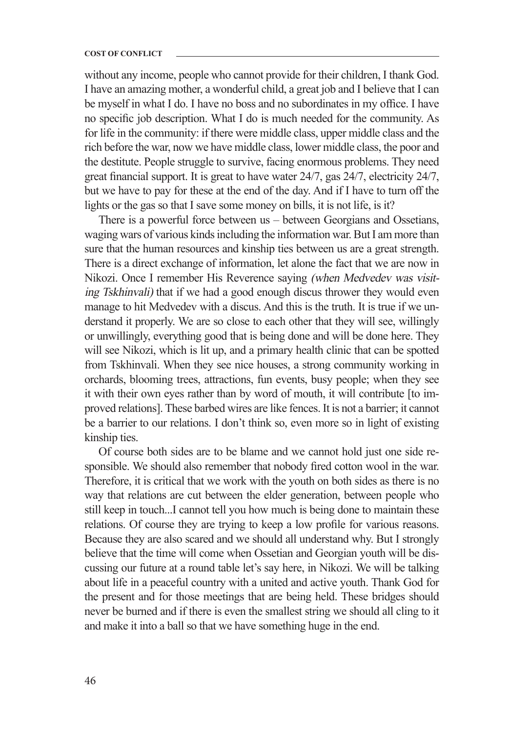without any income, people who cannot provide for their children, I thank God. I have an amazing mother, a wonderful child, a great job and I believe that I can be myself in what I do. I have no boss and no subordinates in my office. I have no specific job description. What I do is much needed for the community. As for life in the community: if there were middle class, upper middle class and the rich before the war, now we have middle class, lower middle class, the poor and the destitute. People struggle to survive, facing enormous problems. They need great financial support. It is great to have water 24/7, gas 24/7, electricity 24/7, but we have to pay for these at the end of the day. And if I have to turn off the lights or the gas so that I save some money on bills, it is not life, is it?

There is a powerful force between us – between Georgians and Ossetians, waging wars of various kinds including the information war. But I am more than sure that the human resources and kinship ties between us are a great strength. There is a direct exchange of information, let alone the fact that we are now in Nikozi. Once I remember His Reverence saying *(when Medvedev was visiting Tskhinvali)* that if we had a good enough discus thrower they would even manage to hit Medvedev with a discus. And this is the truth. It is true if we understand it properly. We are so close to each other that they will see, willingly or unwillingly, everything good that is being done and will be done here. They will see Nikozi, which is lit up, and a primary health clinic that can be spotted from Tskhinvali. When they see nice houses, a strong community working in orchards, blooming trees, attractions, fun events, busy people; when they see it with their own eyes rather than by word of mouth, it will contribute [to improved relations]. These barbed wires are like fences. It is not a barrier; it cannot be a barrier to our relations. I don't think so, even more so in light of existing kinship ties.

Of course both sides are to be blame and we cannot hold just one side responsible. We should also remember that nobody fired cotton wool in the war. Therefore, it is critical that we work with the youth on both sides as there is no way that relations are cut between the elder generation, between people who still keep in touch...I cannot tell you how much is being done to maintain these relations. Of course they are trying to keep a low profile for various reasons. Because they are also scared and we should all understand why. But I strongly believe that the time will come when Ossetian and Georgian youth will be discussing our future at a round table let's say here, in Nikozi. We will be talking about life in a peaceful country with a united and active youth. Thank God for the present and for those meetings that are being held. These bridges should never be burned and if there is even the smallest string we should all cling to it and make it into a ball so that we have something huge in the end.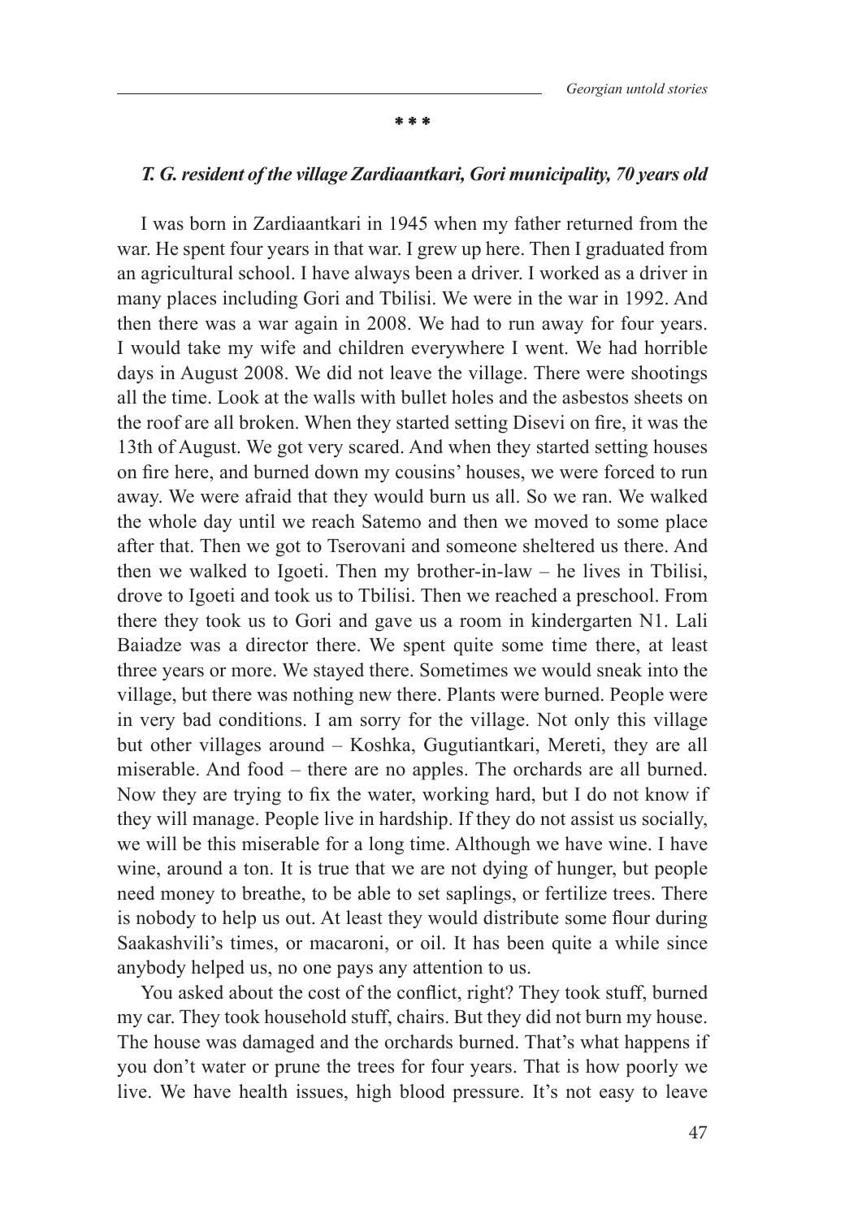\* \* \*

***T. G. resident of the village Zardiaantkari, Gori municipality, 70 years old***

I was born in Zardiaantkari in 1945 when my father returned from the war. He spent four years in that war. I grew up here. Then I graduated from an agricultural school. I have always been a driver. I worked as a driver in many places including Gori and Tbilisi. We were in the war in 1992. And then there was a war again in 2008. We had to run away for four years. I would take my wife and children everywhere I went. We had horrible days in August 2008. We did not leave the village. There were shootings all the time. Look at the walls with bullet holes and the asbestos sheets on the roof are all broken. When they started setting Disevi on fire, it was the 13th of August. We got very scared. And when they started setting houses on fire here, and burned down my cousins' houses, we were forced to run away. We were afraid that they would burn us all. So we ran. We walked the whole day until we reach Satemo and then we moved to some place after that. Then we got to Tserovani and someone sheltered us there. And then we walked to Igoeti. Then my brother-in-law – he lives in Tbilisi, drove to Igoeti and took us to Tbilisi. Then we reached a preschool. From there they took us to Gori and gave us a room in kindergarten N1. Lali Baiadze was a director there. We spent quite some time there, at least three years or more. We stayed there. Sometimes we would sneak into the village, but there was nothing new there. Plants were burned. People were in very bad conditions. I am sorry for the village. Not only this village but other villages around – Koshka, Gugutiantkari, Mereti, they are all miserable. And food – there are no apples. The orchards are all burned. Now they are trying to fix the water, working hard, but I do not know if they will manage. People live in hardship. If they do not assist us socially, we will be this miserable for a long time. Although we have wine. I have wine, around a ton. It is true that we are not dying of hunger, but people need money to breathe, to be able to set saplings, or fertilize trees. There is nobody to help us out. At least they would distribute some flour during Saakashvili's times, or macaroni, or oil. It has been quite a while since anybody helped us, no one pays any attention to us.

You asked about the cost of the conflict, right? They took stuff, burned my car. They took household stuff, chairs. But they did not burn my house. The house was damaged and the orchards burned. That's what happens if you don't water or prune the trees for four years. That is how poorly we live. We have health issues, high blood pressure. It's not easy to leave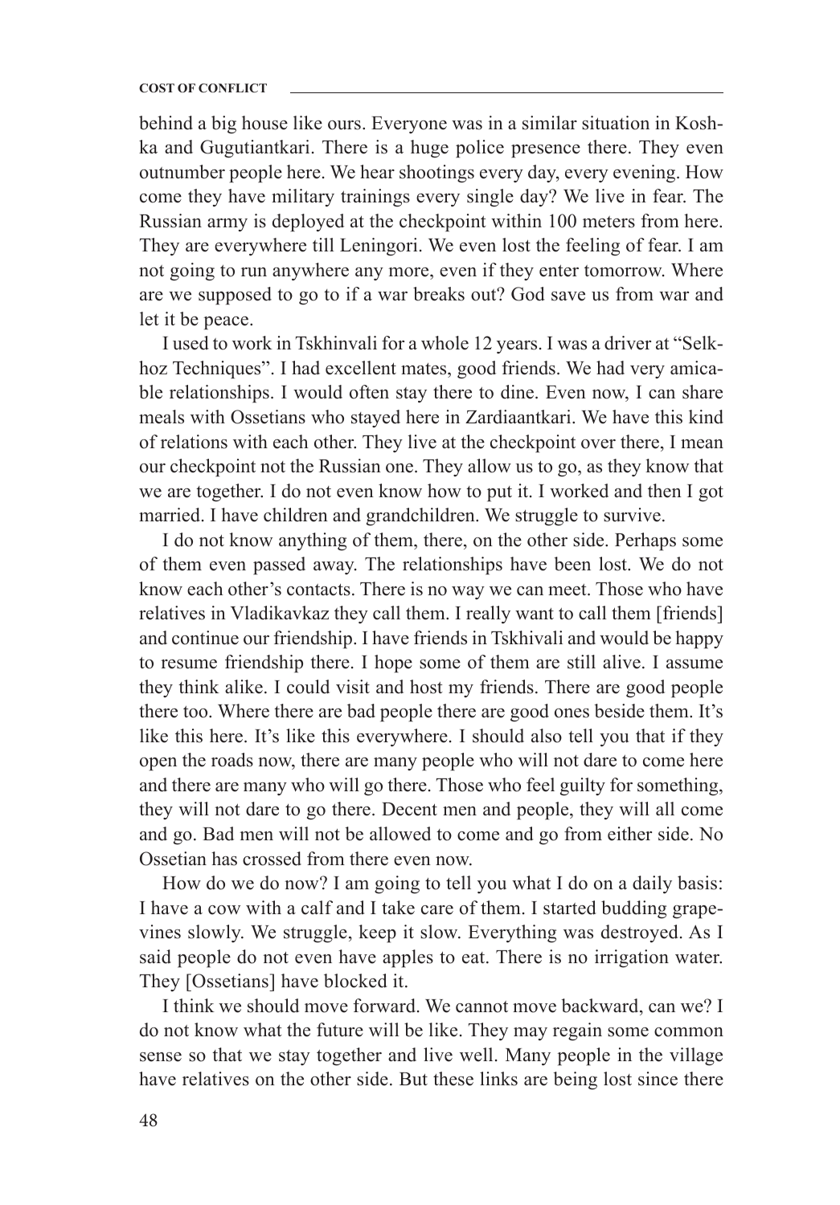behind a big house like ours. Everyone was in a similar situation in Koshka and Gugutiantkari. There is a huge police presence there. They even outnumber people here. We hear shootings every day, every evening. How come they have military trainings every single day? We live in fear. The Russian army is deployed at the checkpoint within 100 meters from here. They are everywhere till Leningori. We even lost the feeling of fear. I am not going to run anywhere any more, even if they enter tomorrow. Where are we supposed to go to if a war breaks out? God save us from war and let it be peace.

I used to work in Tskhinvali for a whole 12 years. I was a driver at "Selkhoz Techniques". I had excellent mates, good friends. We had very amicable relationships. I would often stay there to dine. Even now, I can share meals with Ossetians who stayed here in Zardiaantkari. We have this kind of relations with each other. They live at the checkpoint over there, I mean our checkpoint not the Russian one. They allow us to go, as they know that we are together. I do not even know how to put it. I worked and then I got married. I have children and grandchildren. We struggle to survive.

I do not know anything of them, there, on the other side. Perhaps some of them even passed away. The relationships have been lost. We do not know each other's contacts. There is no way we can meet. Those who have relatives in Vladikavkaz they call them. I really want to call them [friends] and continue our friendship. I have friends in Tskhivali and would be happy to resume friendship there. I hope some of them are still alive. I assume they think alike. I could visit and host my friends. There are good people there too. Where there are bad people there are good ones beside them. It's like this here. It's like this everywhere. I should also tell you that if they open the roads now, there are many people who will not dare to come here and there are many who will go there. Those who feel guilty for something, they will not dare to go there. Decent men and people, they will all come and go. Bad men will not be allowed to come and go from either side. No Ossetian has crossed from there even now.

How do we do now? I am going to tell you what I do on a daily basis: I have a cow with a calf and I take care of them. I started budding grapevines slowly. We struggle, keep it slow. Everything was destroyed. As I said people do not even have apples to eat. There is no irrigation water. They [Ossetians] have blocked it.

I think we should move forward. We cannot move backward, can we? I do not know what the future will be like. They may regain some common sense so that we stay together and live well. Many people in the village have relatives on the other side. But these links are being lost since there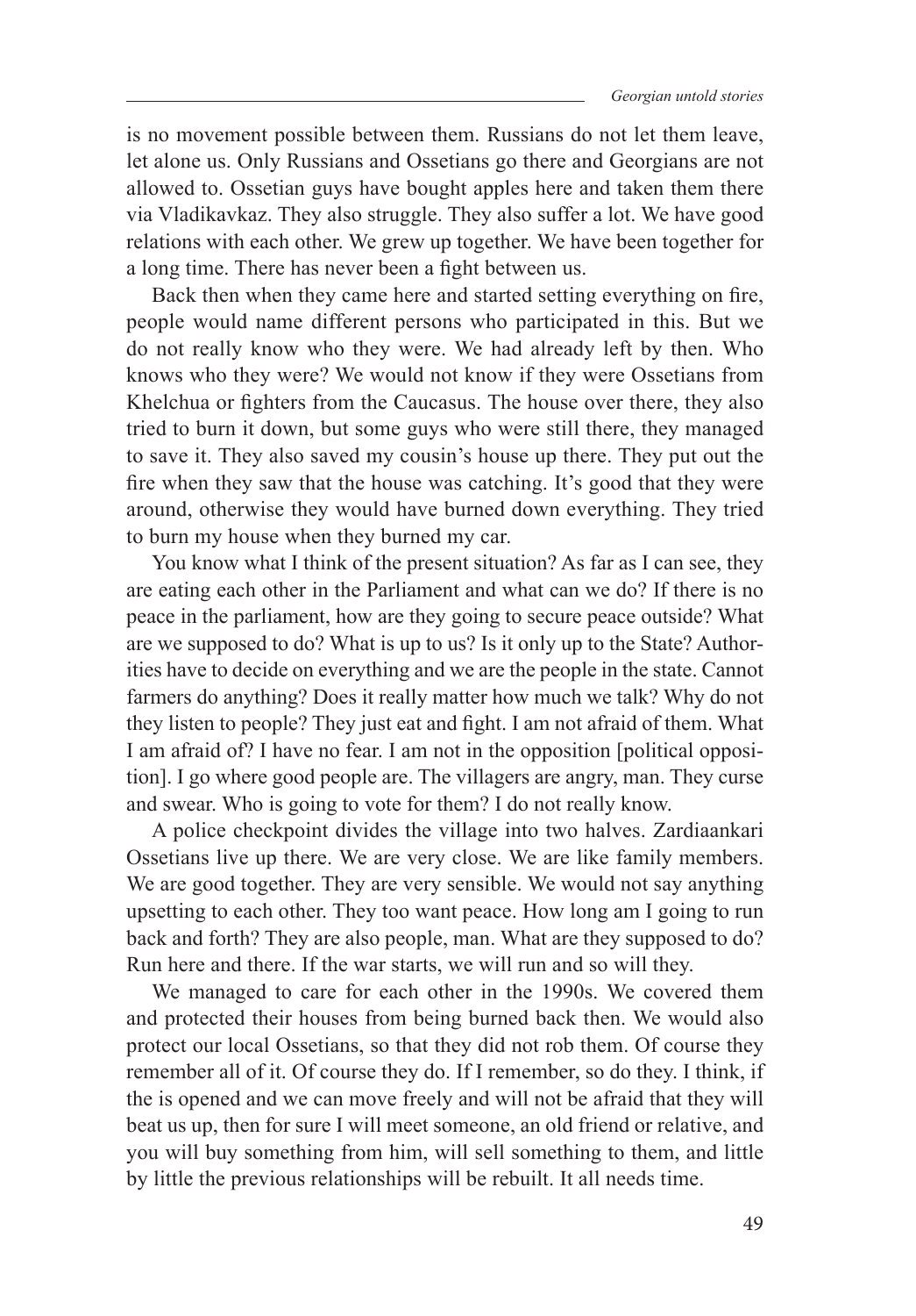is no movement possible between them. Russians do not let them leave, let alone us. Only Russians and Ossetians go there and Georgians are not allowed to. Ossetian guys have bought apples here and taken them there via Vladikavkaz. They also struggle. They also suffer a lot. We have good relations with each other. We grew up together. We have been together for a long time. There has never been a fight between us.

Back then when they came here and started setting everything on fire, people would name different persons who participated in this. But we do not really know who they were. We had already left by then. Who knows who they were? We would not know if they were Ossetians from Khelchua or fighters from the Caucasus. The house over there, they also tried to burn it down, but some guys who were still there, they managed to save it. They also saved my cousin's house up there. They put out the fire when they saw that the house was catching. It's good that they were around, otherwise they would have burned down everything. They tried to burn my house when they burned my car.

You know what I think of the present situation? As far as I can see, they are eating each other in the Parliament and what can we do? If there is no peace in the parliament, how are they going to secure peace outside? What are we supposed to do? What is up to us? Is it only up to the State? Authorities have to decide on everything and we are the people in the state. Cannot farmers do anything? Does it really matter how much we talk? Why do not they listen to people? They just eat and fight. I am not afraid of them. What I am afraid of? I have no fear. I am not in the opposition [political opposition]. I go where good people are. The villagers are angry, man. They curse and swear. Who is going to vote for them? I do not really know.

A police checkpoint divides the village into two halves. Zardiaankari Ossetians live up there. We are very close. We are like family members. We are good together. They are very sensible. We would not say anything upsetting to each other. They too want peace. How long am I going to run back and forth? They are also people, man. What are they supposed to do? Run here and there. If the war starts, we will run and so will they.

We managed to care for each other in the 1990s. We covered them and protected their houses from being burned back then. We would also protect our local Ossetians, so that they did not rob them. Of course they remember all of it. Of course they do. If I remember, so do they. I think, if the is opened and we can move freely and will not be afraid that they will beat us up, then for sure I will meet someone, an old friend or relative, and you will buy something from him, will sell something to them, and little by little the previous relationships will be rebuilt. It all needs time.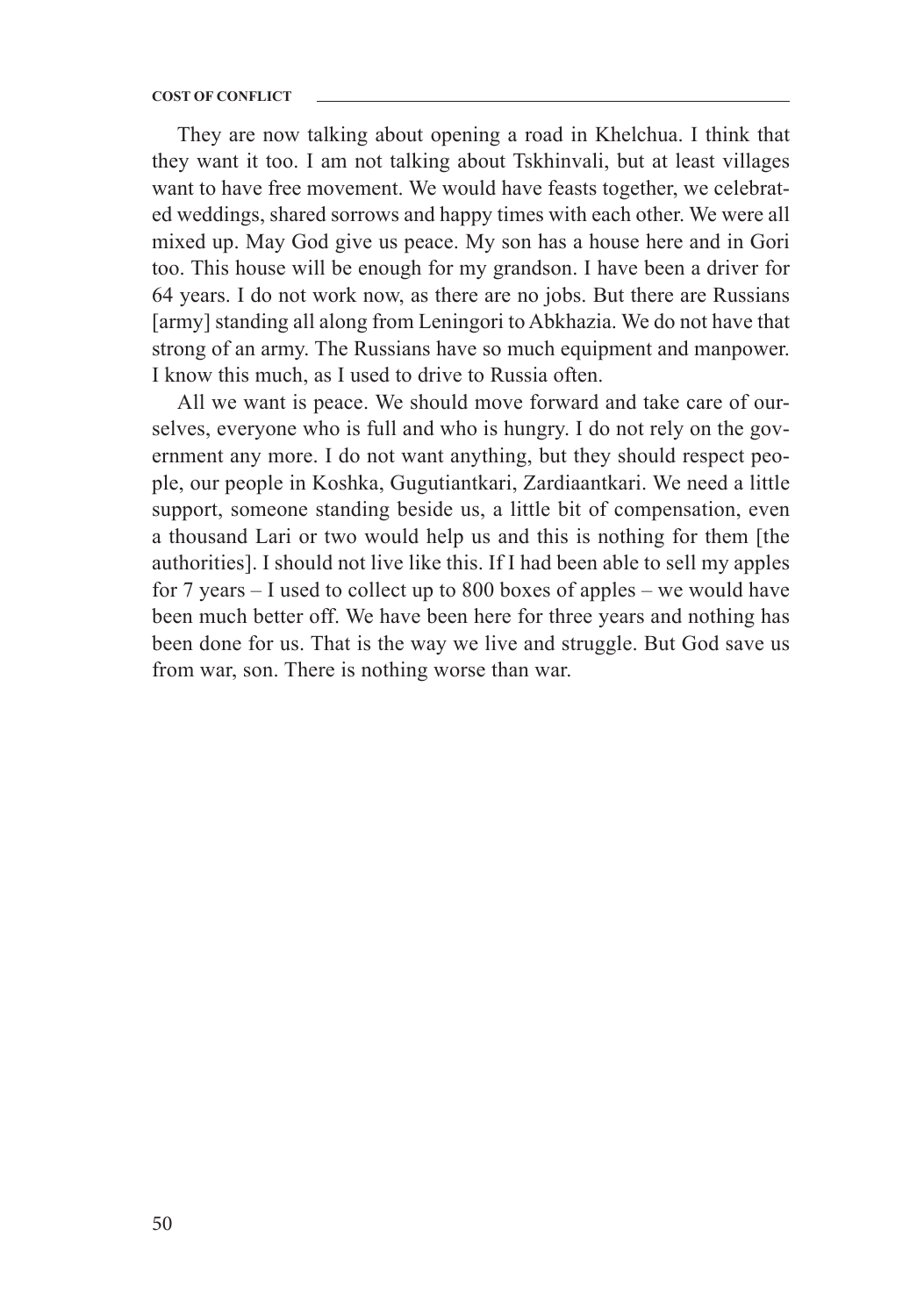They are now talking about opening a road in Khelchua. I think that they want it too. I am not talking about Tskhinvali, but at least villages want to have free movement. We would have feasts together, we celebrated weddings, shared sorrows and happy times with each other. We were all mixed up. May God give us peace. My son has a house here and in Gori too. This house will be enough for my grandson. I have been a driver for 64 years. I do not work now, as there are no jobs. But there are Russians [army] standing all along from Leningori to Abkhazia. We do not have that strong of an army. The Russians have so much equipment and manpower. I know this much, as I used to drive to Russia often.

All we want is peace. We should move forward and take care of ourselves, everyone who is full and who is hungry. I do not rely on the government any more. I do not want anything, but they should respect people, our people in Koshka, Gugutiantkari, Zardiaantkari. We need a little support, someone standing beside us, a little bit of compensation, even a thousand Lari or two would help us and this is nothing for them [the authorities]. I should not live like this. If I had been able to sell my apples for 7 years – I used to collect up to 800 boxes of apples – we would have been much better off. We have been here for three years and nothing has been done for us. That is the way we live and struggle. But God save us from war, son. There is nothing worse than war.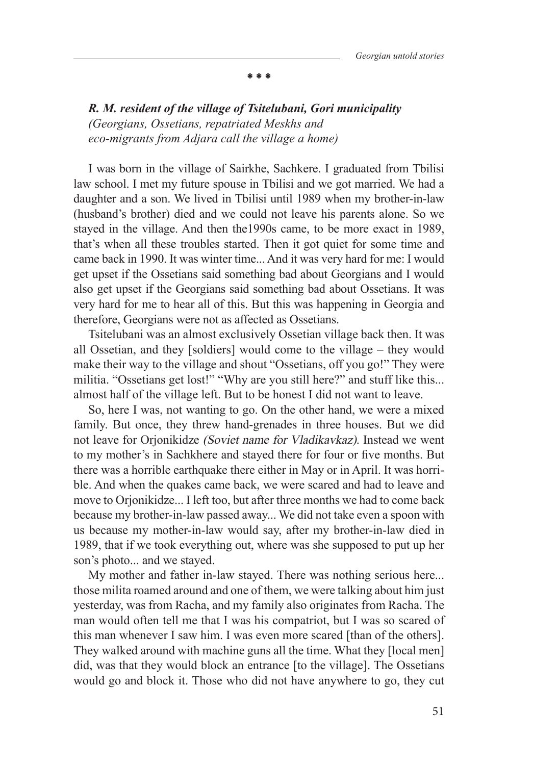\* \* \*

***R. M. resident of the village of Tsitelubani, Gori municipality***
*(Georgians, Ossetians, repatriated Meskhs and eco-migrants from Adjara call the village a home)*

I was born in the village of Sairkhe, Sachkere. I graduated from Tbilisi law school. I met my future spouse in Tbilisi and we got married. We had a daughter and a son. We lived in Tbilisi until 1989 when my brother-in-law (husband's brother) died and we could not leave his parents alone. So we stayed in the village. And then the1990s came, to be more exact in 1989, that's when all these troubles started. Then it got quiet for some time and came back in 1990. It was winter time... And it was very hard for me: I would get upset if the Ossetians said something bad about Georgians and I would also get upset if the Georgians said something bad about Ossetians. It was very hard for me to hear all of this. But this was happening in Georgia and therefore, Georgians were not as affected as Ossetians.

Tsitelubani was an almost exclusively Ossetian village back then. It was all Ossetian, and they [soldiers] would come to the village – they would make their way to the village and shout "Ossetians, off you go!" They were militia. "Ossetians get lost!" "Why are you still here?" and stuff like this... almost half of the village left. But to be honest I did not want to leave.

So, here I was, not wanting to go. On the other hand, we were a mixed family. But once, they threw hand-grenades in three houses. But we did not leave for Orjonikidze *(Soviet name for Vladikavkaz)*. Instead we went to my mother's in Sachkhere and stayed there for four or five months. But there was a horrible earthquake there either in May or in April. It was horrible. And when the quakes came back, we were scared and had to leave and move to Orjonikidze... I left too, but after three months we had to come back because my brother-in-law passed away... We did not take even a spoon with us because my mother-in-law would say, after my brother-in-law died in 1989, that if we took everything out, where was she supposed to put up her son's photo... and we stayed.

My mother and father in-law stayed. There was nothing serious here... those milita roamed around and one of them, we were talking about him just yesterday, was from Racha, and my family also originates from Racha. The man would often tell me that I was his compatriot, but I was so scared of this man whenever I saw him. I was even more scared [than of the others]. They walked around with machine guns all the time. What they [local men] did, was that they would block an entrance [to the village]. The Ossetians would go and block it. Those who did not have anywhere to go, they cut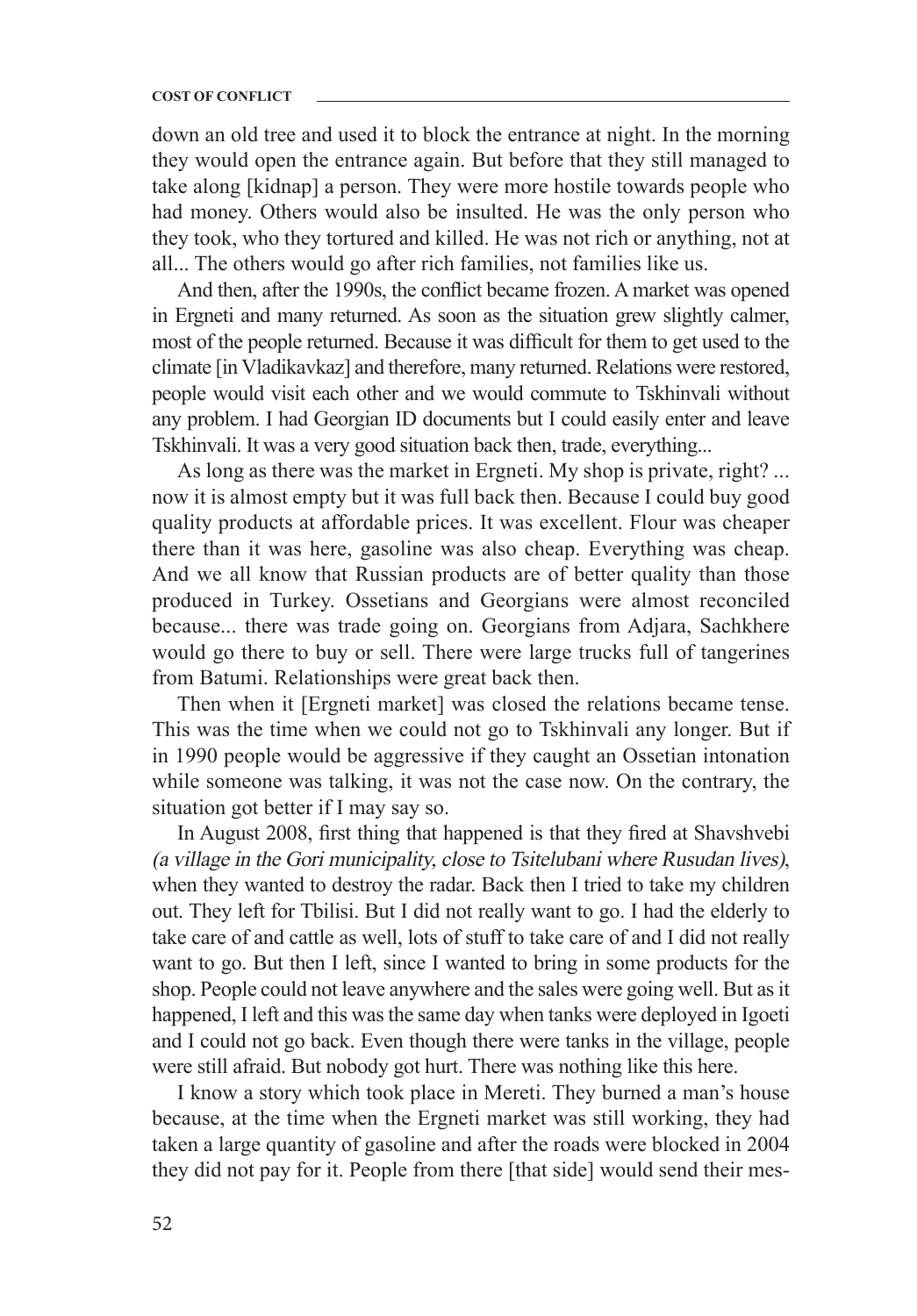down an old tree and used it to block the entrance at night. In the morning they would open the entrance again. But before that they still managed to take along [kidnap] a person. They were more hostile towards people who had money. Others would also be insulted. He was the only person who they took, who they tortured and killed. He was not rich or anything, not at all... The others would go after rich families, not families like us.

And then, after the 1990s, the conflict became frozen. A market was opened in Ergneti and many returned. As soon as the situation grew slightly calmer, most of the people returned. Because it was difficult for them to get used to the climate [in Vladikavkaz] and therefore, many returned. Relations were restored, people would visit each other and we would commute to Tskhinvali without any problem. I had Georgian ID documents but I could easily enter and leave Tskhinvali. It was a very good situation back then, trade, everything...

As long as there was the market in Ergneti. My shop is private, right? ... now it is almost empty but it was full back then. Because I could buy good quality products at affordable prices. It was excellent. Flour was cheaper there than it was here, gasoline was also cheap. Everything was cheap. And we all know that Russian products are of better quality than those produced in Turkey. Ossetians and Georgians were almost reconciled because... there was trade going on. Georgians from Adjara, Sachkhere would go there to buy or sell. There were large trucks full of tangerines from Batumi. Relationships were great back then.

Then when it [Ergneti market] was closed the relations became tense. This was the time when we could not go to Tskhinvali any longer. But if in 1990 people would be aggressive if they caught an Ossetian intonation while someone was talking, it was not the case now. On the contrary, the situation got better if I may say so.

In August 2008, first thing that happened is that they fired at Shavshvebi *(a village in the Gori municipality, close to Tsitelubani where Rusudan lives)*, when they wanted to destroy the radar. Back then I tried to take my children out. They left for Tbilisi. But I did not really want to go. I had the elderly to take care of and cattle as well, lots of stuff to take care of and I did not really want to go. But then I left, since I wanted to bring in some products for the shop. People could not leave anywhere and the sales were going well. But as it happened, I left and this was the same day when tanks were deployed in Igoeti and I could not go back. Even though there were tanks in the village, people were still afraid. But nobody got hurt. There was nothing like this here.

I know a story which took place in Mereti. They burned a man's house because, at the time when the Ergneti market was still working, they had taken a large quantity of gasoline and after the roads were blocked in 2004 they did not pay for it. People from there [that side] would send their mes-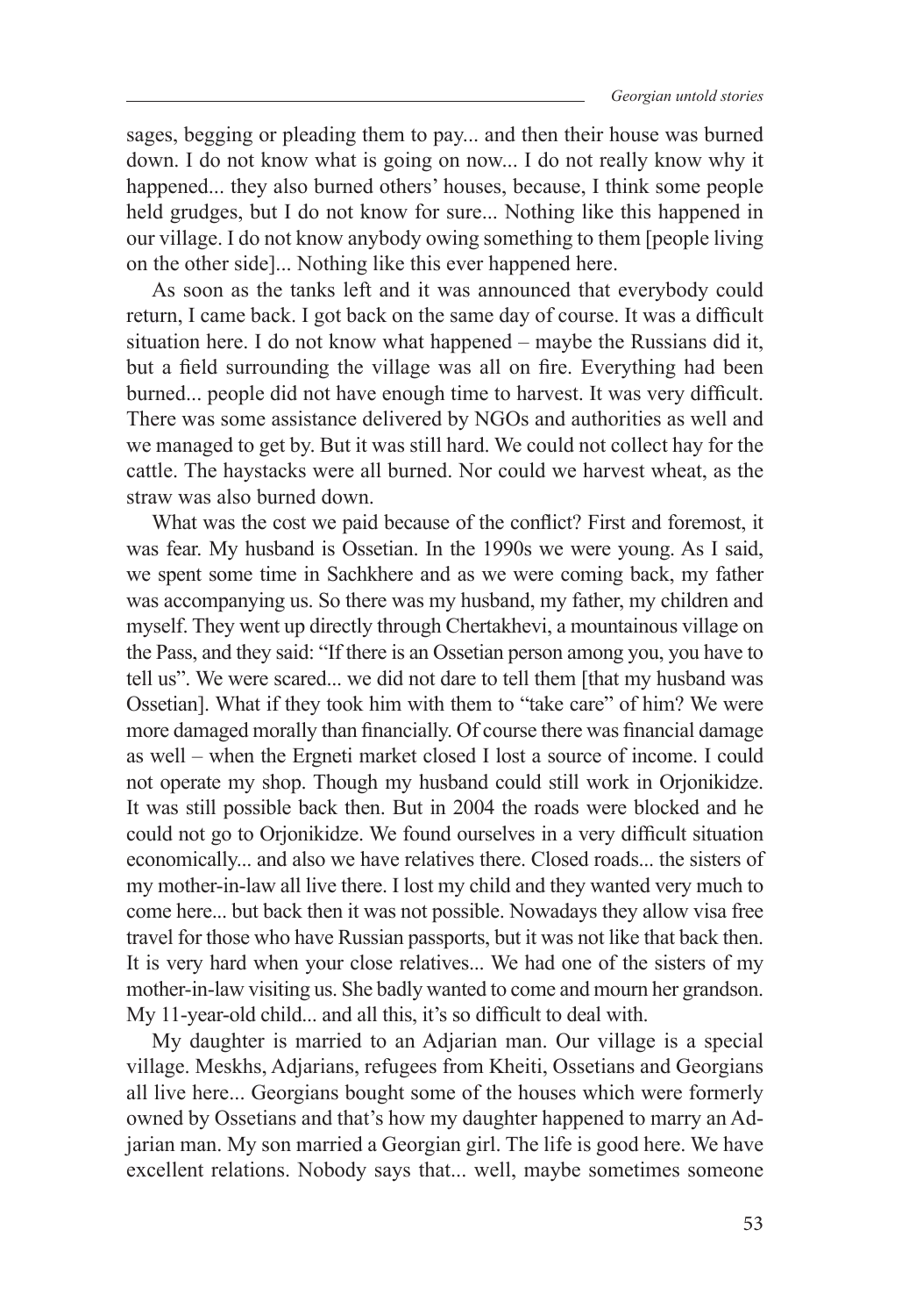sages, begging or pleading them to pay... and then their house was burned down. I do not know what is going on now... I do not really know why it happened... they also burned others' houses, because, I think some people held grudges, but I do not know for sure... Nothing like this happened in our village. I do not know anybody owing something to them [people living on the other side]... Nothing like this ever happened here.

As soon as the tanks left and it was announced that everybody could return, I came back. I got back on the same day of course. It was a difficult situation here. I do not know what happened – maybe the Russians did it, but a field surrounding the village was all on fire. Everything had been burned... people did not have enough time to harvest. It was very difficult. There was some assistance delivered by NGOs and authorities as well and we managed to get by. But it was still hard. We could not collect hay for the cattle. The haystacks were all burned. Nor could we harvest wheat, as the straw was also burned down.

What was the cost we paid because of the conflict? First and foremost, it was fear. My husband is Ossetian. In the 1990s we were young. As I said, we spent some time in Sachkhere and as we were coming back, my father was accompanying us. So there was my husband, my father, my children and myself. They went up directly through Chertakhevi, a mountainous village on the Pass, and they said: "If there is an Ossetian person among you, you have to tell us". We were scared... we did not dare to tell them [that my husband was Ossetian]. What if they took him with them to "take care" of him? We were more damaged morally than financially. Of course there was financial damage as well – when the Ergneti market closed I lost a source of income. I could not operate my shop. Though my husband could still work in Orjonikidze. It was still possible back then. But in 2004 the roads were blocked and he could not go to Orjonikidze. We found ourselves in a very difficult situation economically... and also we have relatives there. Closed roads... the sisters of my mother-in-law all live there. I lost my child and they wanted very much to come here... but back then it was not possible. Nowadays they allow visa free travel for those who have Russian passports, but it was not like that back then. It is very hard when your close relatives... We had one of the sisters of my mother-in-law visiting us. She badly wanted to come and mourn her grandson. My 11-year-old child... and all this, it's so difficult to deal with.

My daughter is married to an Adjarian man. Our village is a special village. Meskhs, Adjarians, refugees from Kheiti, Ossetians and Georgians all live here... Georgians bought some of the houses which were formerly owned by Ossetians and that's how my daughter happened to marry an Adjarian man. My son married a Georgian girl. The life is good here. We have excellent relations. Nobody says that... well, maybe sometimes someone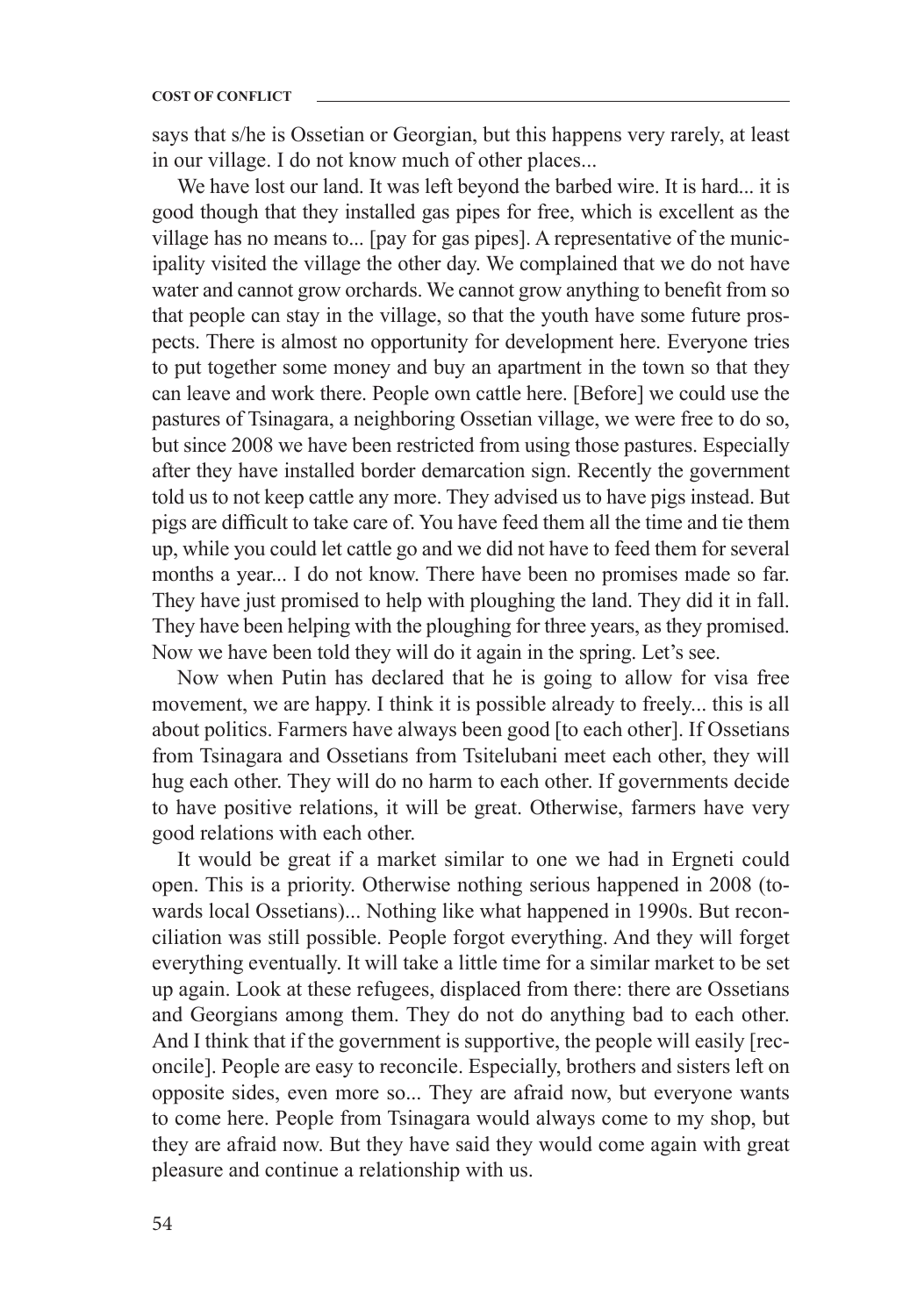says that s/he is Ossetian or Georgian, but this happens very rarely, at least in our village. I do not know much of other places...

We have lost our land. It was left beyond the barbed wire. It is hard... it is good though that they installed gas pipes for free, which is excellent as the village has no means to... [pay for gas pipes]. A representative of the municipality visited the village the other day. We complained that we do not have water and cannot grow orchards. We cannot grow anything to benefit from so that people can stay in the village, so that the youth have some future prospects. There is almost no opportunity for development here. Everyone tries to put together some money and buy an apartment in the town so that they can leave and work there. People own cattle here. [Before] we could use the pastures of Tsinagara, a neighboring Ossetian village, we were free to do so, but since 2008 we have been restricted from using those pastures. Especially after they have installed border demarcation sign. Recently the government told us to not keep cattle any more. They advised us to have pigs instead. But pigs are difficult to take care of. You have feed them all the time and tie them up, while you could let cattle go and we did not have to feed them for several months a year... I do not know. There have been no promises made so far. They have just promised to help with ploughing the land. They did it in fall. They have been helping with the ploughing for three years, as they promised. Now we have been told they will do it again in the spring. Let's see.

Now when Putin has declared that he is going to allow for visa free movement, we are happy. I think it is possible already to freely... this is all about politics. Farmers have always been good [to each other]. If Ossetians from Tsinagara and Ossetians from Tsitelubani meet each other, they will hug each other. They will do no harm to each other. If governments decide to have positive relations, it will be great. Otherwise, farmers have very good relations with each other.

It would be great if a market similar to one we had in Ergneti could open. This is a priority. Otherwise nothing serious happened in 2008 (towards local Ossetians)... Nothing like what happened in 1990s. But reconciliation was still possible. People forgot everything. And they will forget everything eventually. It will take a little time for a similar market to be set up again. Look at these refugees, displaced from there: there are Ossetians and Georgians among them. They do not do anything bad to each other. And I think that if the government is supportive, the people will easily [reconcile]. People are easy to reconcile. Especially, brothers and sisters left on opposite sides, even more so... They are afraid now, but everyone wants to come here. People from Tsinagara would always come to my shop, but they are afraid now. But they have said they would come again with great pleasure and continue a relationship with us.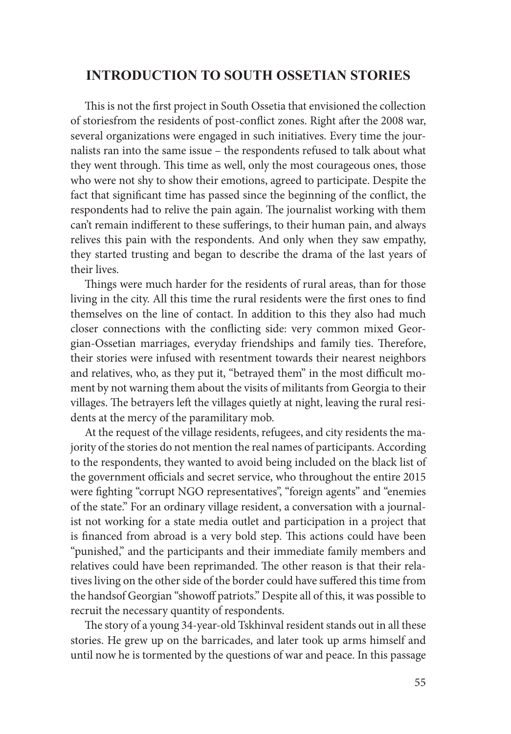## INTRODUCTION TO SOUTH OSSETIAN STORIES

This is not the first project in South Ossetia that envisioned the collection of storiesfrom the residents of post-conflict zones. Right after the 2008 war, several organizations were engaged in such initiatives. Every time the journalists ran into the same issue – the respondents refused to talk about what they went through. This time as well, only the most courageous ones, those who were not shy to show their emotions, agreed to participate. Despite the fact that significant time has passed since the beginning of the conflict, the respondents had to relive the pain again. The journalist working with them can't remain indifferent to these sufferings, to their human pain, and always relives this pain with the respondents. And only when they saw empathy, they started trusting and began to describe the drama of the last years of their lives.

Things were much harder for the residents of rural areas, than for those living in the city. All this time the rural residents were the first ones to find themselves on the line of contact. In addition to this they also had much closer connections with the conflicting side: very common mixed Georgian-Ossetian marriages, everyday friendships and family ties. Therefore, their stories were infused with resentment towards their nearest neighbors and relatives, who, as they put it, "betrayed them" in the most difficult moment by not warning them about the visits of militants from Georgia to their villages. The betrayers left the villages quietly at night, leaving the rural residents at the mercy of the paramilitary mob.

At the request of the village residents, refugees, and city residents the majority of the stories do not mention the real names of participants. According to the respondents, they wanted to avoid being included on the black list of the government officials and secret service, who throughout the entire 2015 were fighting "corrupt NGO representatives", "foreign agents" and "enemies of the state." For an ordinary village resident, a conversation with a journalist not working for a state media outlet and participation in a project that is financed from abroad is a very bold step. This actions could have been "punished," and the participants and their immediate family members and relatives could have been reprimanded. The other reason is that their relatives living on the other side of the border could have suffered this time from the handsof Georgian "showoff patriots." Despite all of this, it was possible to recruit the necessary quantity of respondents.

The story of a young 34-year-old Tskhinval resident stands out in all these stories. He grew up on the barricades, and later took up arms himself and until now he is tormented by the questions of war and peace. In this passage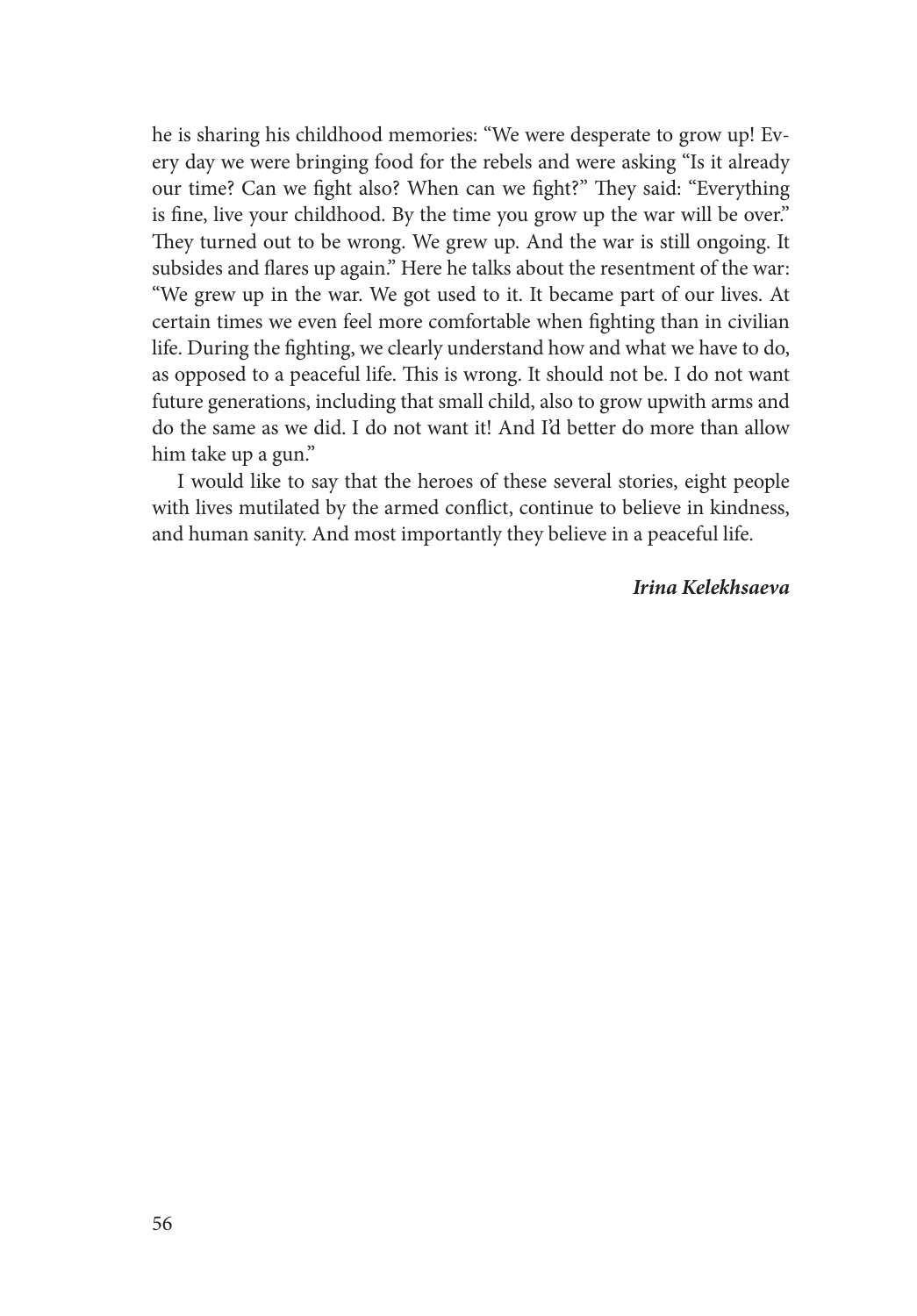he is sharing his childhood memories: "We were desperate to grow up! Every day we were bringing food for the rebels and were asking "Is it already our time? Can we fight also? When can we fight?" They said: "Everything is fine, live your childhood. By the time you grow up the war will be over." They turned out to be wrong. We grew up. And the war is still ongoing. It subsides and flares up again." Here he talks about the resentment of the war: "We grew up in the war. We got used to it. It became part of our lives. At certain times we even feel more comfortable when fighting than in civilian life. During the fighting, we clearly understand how and what we have to do, as opposed to a peaceful life. This is wrong. It should not be. I do not want future generations, including that small child, also to grow upwith arms and do the same as we did. I do not want it! And I'd better do more than allow him take up a gun."

I would like to say that the heroes of these several stories, eight people with lives mutilated by the armed conflict, continue to believe in kindness, and human sanity. And most importantly they believe in a peaceful life.

***Irina Kelekhsaeva***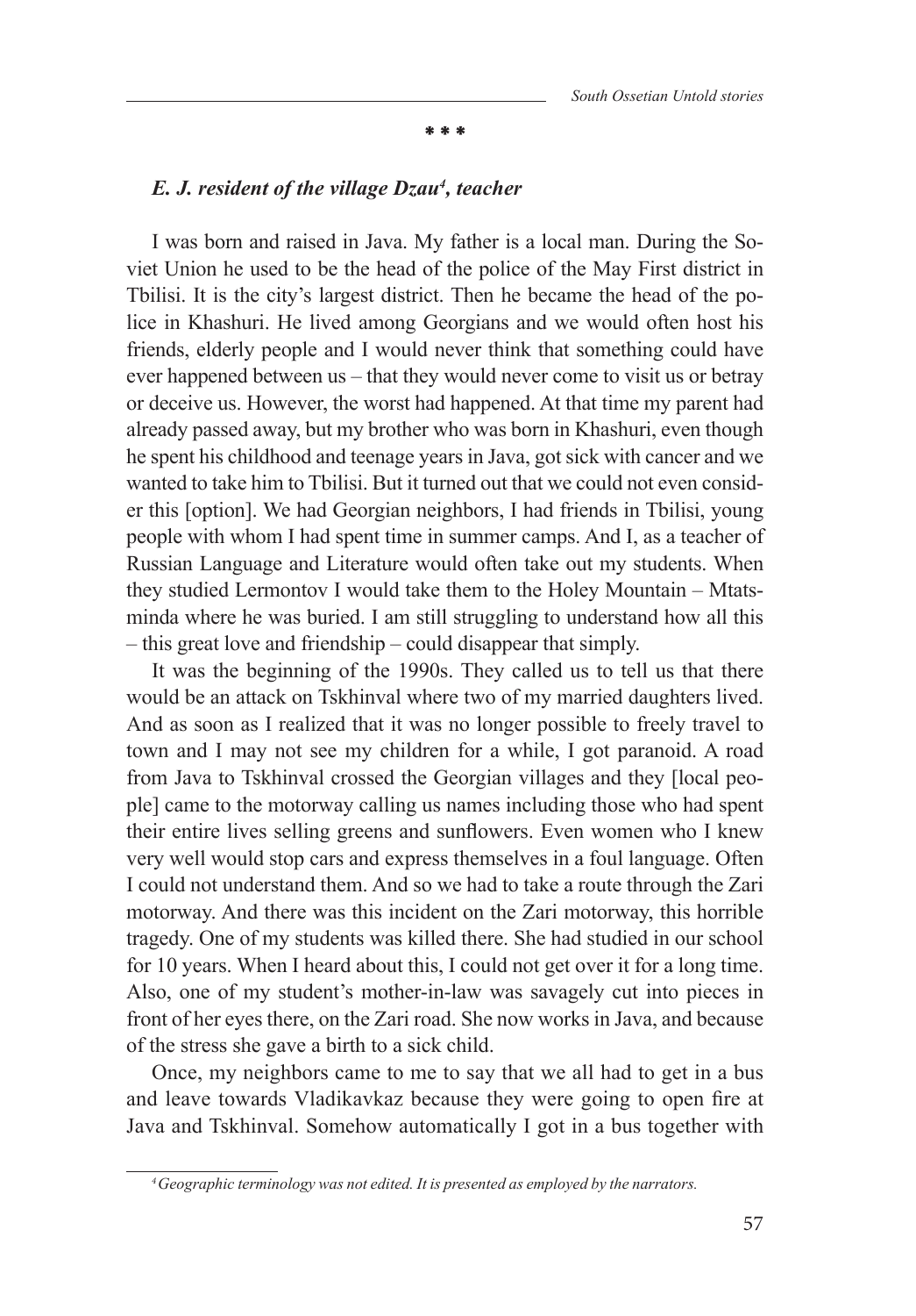\* \* \*

### *E. J. resident of the village Dzau[4], teacher*

I was born and raised in Java. My father is a local man. During the Soviet Union he used to be the head of the police of the May First district in Tbilisi. It is the city's largest district. Then he became the head of the police in Khashuri. He lived among Georgians and we would often host his friends, elderly people and I would never think that something could have ever happened between us – that they would never come to visit us or betray or deceive us. However, the worst had happened. At that time my parent had already passed away, but my brother who was born in Khashuri, even though he spent his childhood and teenage years in Java, got sick with cancer and we wanted to take him to Tbilisi. But it turned out that we could not even consider this [option]. We had Georgian neighbors, I had friends in Tbilisi, young people with whom I had spent time in summer camps. And I, as a teacher of Russian Language and Literature would often take out my students. When they studied Lermontov I would take them to the Holey Mountain – Mtatsminda where he was buried. I am still struggling to understand how all this – this great love and friendship – could disappear that simply.

It was the beginning of the 1990s. They called us to tell us that there would be an attack on Tskhinval where two of my married daughters lived. And as soon as I realized that it was no longer possible to freely travel to town and I may not see my children for a while, I got paranoid. A road from Java to Tskhinval crossed the Georgian villages and they [local people] came to the motorway calling us names including those who had spent their entire lives selling greens and sunflowers. Even women who I knew very well would stop cars and express themselves in a foul language. Often I could not understand them. And so we had to take a route through the Zari motorway. And there was this incident on the Zari motorway, this horrible tragedy. One of my students was killed there. She had studied in our school for 10 years. When I heard about this, I could not get over it for a long time. Also, one of my student's mother-in-law was savagely cut into pieces in front of her eyes there, on the Zari road. She now works in Java, and because of the stress she gave a birth to a sick child.

Once, my neighbors came to me to say that we all had to get in a bus and leave towards Vladikavkaz because they were going to open fire at Java and Tskhinval. Somehow automatically I got in a bus together with

---

[4] *Geographic terminology was not edited. It is presented as employed by the narrators.*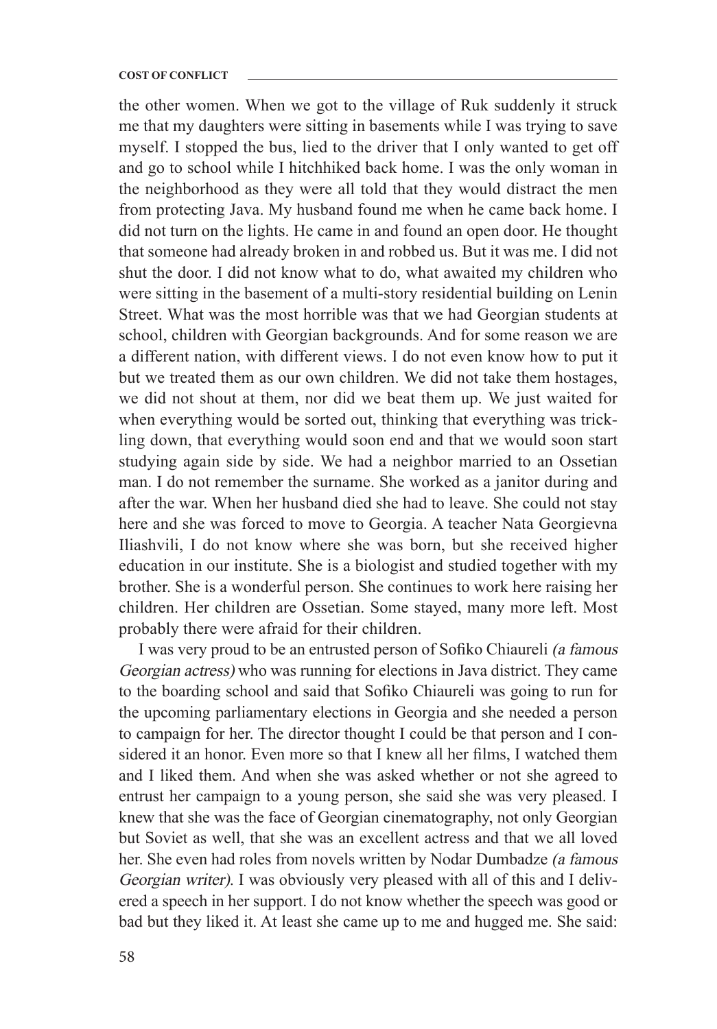the other women. When we got to the village of Ruk suddenly it struck me that my daughters were sitting in basements while I was trying to save myself. I stopped the bus, lied to the driver that I only wanted to get off and go to school while I hitchhiked back home. I was the only woman in the neighborhood as they were all told that they would distract the men from protecting Java. My husband found me when he came back home. I did not turn on the lights. He came in and found an open door. He thought that someone had already broken in and robbed us. But it was me. I did not shut the door. I did not know what to do, what awaited my children who were sitting in the basement of a multi-story residential building on Lenin Street. What was the most horrible was that we had Georgian students at school, children with Georgian backgrounds. And for some reason we are a different nation, with different views. I do not even know how to put it but we treated them as our own children. We did not take them hostages, we did not shout at them, nor did we beat them up. We just waited for when everything would be sorted out, thinking that everything was trickling down, that everything would soon end and that we would soon start studying again side by side. We had a neighbor married to an Ossetian man. I do not remember the surname. She worked as a janitor during and after the war. When her husband died she had to leave. She could not stay here and she was forced to move to Georgia. A teacher Nata Georgievna Iliashvili, I do not know where she was born, but she received higher education in our institute. She is a biologist and studied together with my brother. She is a wonderful person. She continues to work here raising her children. Her children are Ossetian. Some stayed, many more left. Most probably there were afraid for their children.

I was very proud to be an entrusted person of Sofiko Chiaureli *(a famous Georgian actress)* who was running for elections in Java district. They came to the boarding school and said that Sofiko Chiaureli was going to run for the upcoming parliamentary elections in Georgia and she needed a person to campaign for her. The director thought I could be that person and I considered it an honor. Even more so that I knew all her films, I watched them and I liked them. And when she was asked whether or not she agreed to entrust her campaign to a young person, she said she was very pleased. I knew that she was the face of Georgian cinematography, not only Georgian but Soviet as well, that she was an excellent actress and that we all loved her. She even had roles from novels written by Nodar Dumbadze *(a famous Georgian writer)*. I was obviously very pleased with all of this and I delivered a speech in her support. I do not know whether the speech was good or bad but they liked it. At least she came up to me and hugged me. She said: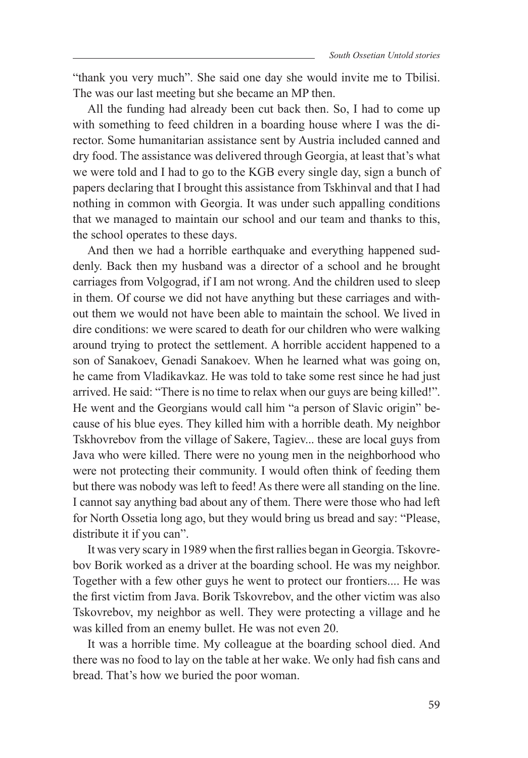"thank you very much". She said one day she would invite me to Tbilisi. The was our last meeting but she became an MP then.

All the funding had already been cut back then. So, I had to come up with something to feed children in a boarding house where I was the director. Some humanitarian assistance sent by Austria included canned and dry food. The assistance was delivered through Georgia, at least that's what we were told and I had to go to the KGB every single day, sign a bunch of papers declaring that I brought this assistance from Tskhinval and that I had nothing in common with Georgia. It was under such appalling conditions that we managed to maintain our school and our team and thanks to this, the school operates to these days.

And then we had a horrible earthquake and everything happened suddenly. Back then my husband was a director of a school and he brought carriages from Volgograd, if I am not wrong. And the children used to sleep in them. Of course we did not have anything but these carriages and without them we would not have been able to maintain the school. We lived in dire conditions: we were scared to death for our children who were walking around trying to protect the settlement. A horrible accident happened to a son of Sanakoev, Genadi Sanakoev. When he learned what was going on, he came from Vladikavkaz. He was told to take some rest since he had just arrived. He said: "There is no time to relax when our guys are being killed!". He went and the Georgians would call him "a person of Slavic origin" because of his blue eyes. They killed him with a horrible death. My neighbor Tskhovrebov from the village of Sakere, Tagiev... these are local guys from Java who were killed. There were no young men in the neighborhood who were not protecting their community. I would often think of feeding them but there was nobody was left to feed! As there were all standing on the line. I cannot say anything bad about any of them. There were those who had left for North Ossetia long ago, but they would bring us bread and say: "Please, distribute it if you can".

It was very scary in 1989 when the first rallies began in Georgia. Tskovrebov Borik worked as a driver at the boarding school. He was my neighbor. Together with a few other guys he went to protect our frontiers.... He was the first victim from Java. Borik Tskovrebov, and the other victim was also Tskovrebov, my neighbor as well. They were protecting a village and he was killed from an enemy bullet. He was not even 20.

It was a horrible time. My colleague at the boarding school died. And there was no food to lay on the table at her wake. We only had fish cans and bread. That's how we buried the poor woman.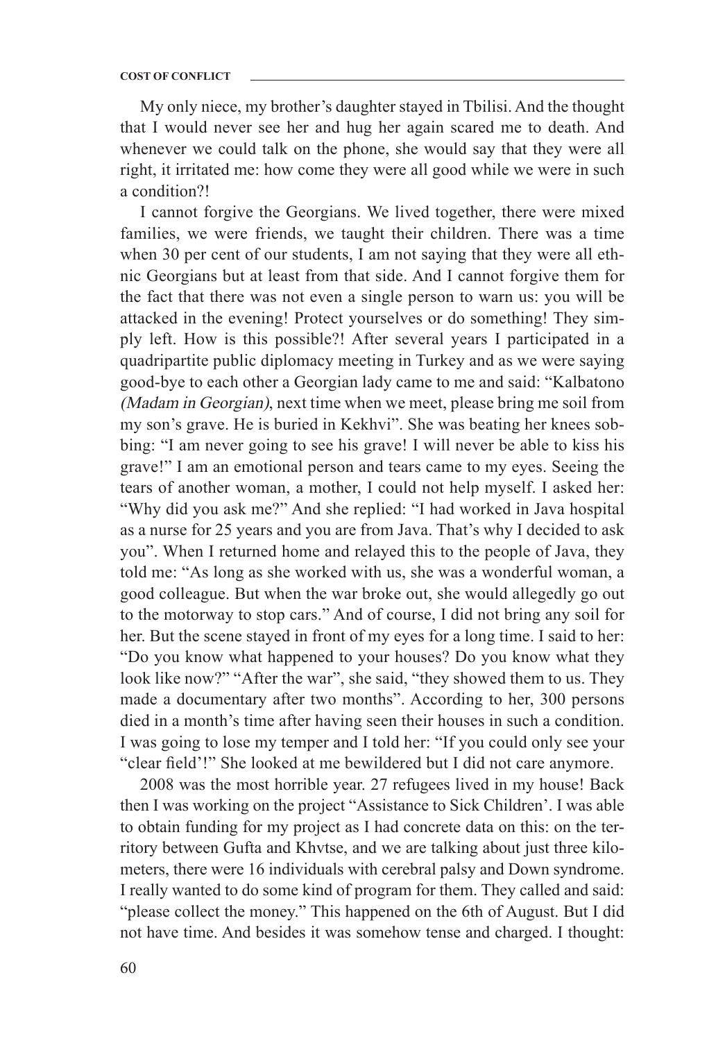My only niece, my brother's daughter stayed in Tbilisi. And the thought that I would never see her and hug her again scared me to death. And whenever we could talk on the phone, she would say that they were all right, it irritated me: how come they were all good while we were in such a condition?!

I cannot forgive the Georgians. We lived together, there were mixed families, we were friends, we taught their children. There was a time when 30 per cent of our students, I am not saying that they were all ethnic Georgians but at least from that side. And I cannot forgive them for the fact that there was not even a single person to warn us: you will be attacked in the evening! Protect yourselves or do something! They simply left. How is this possible?! After several years I participated in a quadripartite public diplomacy meeting in Turkey and as we were saying good-bye to each other a Georgian lady came to me and said: "Kalbatono *(Madam in Georgian)*, next time when we meet, please bring me soil from my son's grave. He is buried in Kekhvi". She was beating her knees sobbing: "I am never going to see his grave! I will never be able to kiss his grave!" I am an emotional person and tears came to my eyes. Seeing the tears of another woman, a mother, I could not help myself. I asked her: "Why did you ask me?" And she replied: "I had worked in Java hospital as a nurse for 25 years and you are from Java. That's why I decided to ask you". When I returned home and relayed this to the people of Java, they told me: "As long as she worked with us, she was a wonderful woman, a good colleague. But when the war broke out, she would allegedly go out to the motorway to stop cars." And of course, I did not bring any soil for her. But the scene stayed in front of my eyes for a long time. I said to her: "Do you know what happened to your houses? Do you know what they look like now?" "After the war", she said, "they showed them to us. They made a documentary after two months". According to her, 300 persons died in a month's time after having seen their houses in such a condition. I was going to lose my temper and I told her: "If you could only see your "clear field'!" She looked at me bewildered but I did not care anymore.

2008 was the most horrible year. 27 refugees lived in my house! Back then I was working on the project "Assistance to Sick Children'. I was able to obtain funding for my project as I had concrete data on this: on the territory between Gufta and Khvtse, and we are talking about just three kilometers, there were 16 individuals with cerebral palsy and Down syndrome. I really wanted to do some kind of program for them. They called and said: "please collect the money." This happened on the 6th of August. But I did not have time. And besides it was somehow tense and charged. I thought: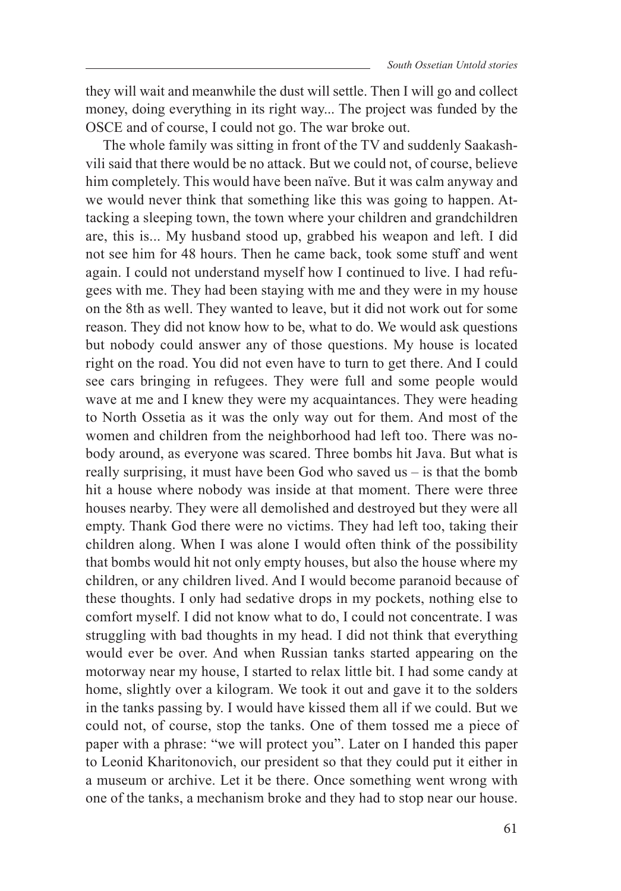they will wait and meanwhile the dust will settle. Then I will go and collect money, doing everything in its right way... The project was funded by the OSCE and of course, I could not go. The war broke out.

The whole family was sitting in front of the TV and suddenly Saakashvili said that there would be no attack. But we could not, of course, believe him completely. This would have been naïve. But it was calm anyway and we would never think that something like this was going to happen. Attacking a sleeping town, the town where your children and grandchildren are, this is... My husband stood up, grabbed his weapon and left. I did not see him for 48 hours. Then he came back, took some stuff and went again. I could not understand myself how I continued to live. I had refugees with me. They had been staying with me and they were in my house on the 8th as well. They wanted to leave, but it did not work out for some reason. They did not know how to be, what to do. We would ask questions but nobody could answer any of those questions. My house is located right on the road. You did not even have to turn to get there. And I could see cars bringing in refugees. They were full and some people would wave at me and I knew they were my acquaintances. They were heading to North Ossetia as it was the only way out for them. And most of the women and children from the neighborhood had left too. There was nobody around, as everyone was scared. Three bombs hit Java. But what is really surprising, it must have been God who saved us – is that the bomb hit a house where nobody was inside at that moment. There were three houses nearby. They were all demolished and destroyed but they were all empty. Thank God there were no victims. They had left too, taking their children along. When I was alone I would often think of the possibility that bombs would hit not only empty houses, but also the house where my children, or any children lived. And I would become paranoid because of these thoughts. I only had sedative drops in my pockets, nothing else to comfort myself. I did not know what to do, I could not concentrate. I was struggling with bad thoughts in my head. I did not think that everything would ever be over. And when Russian tanks started appearing on the motorway near my house, I started to relax little bit. I had some candy at home, slightly over a kilogram. We took it out and gave it to the solders in the tanks passing by. I would have kissed them all if we could. But we could not, of course, stop the tanks. One of them tossed me a piece of paper with a phrase: "we will protect you". Later on I handed this paper to Leonid Kharitonovich, our president so that they could put it either in a museum or archive. Let it be there. Once something went wrong with one of the tanks, a mechanism broke and they had to stop near our house.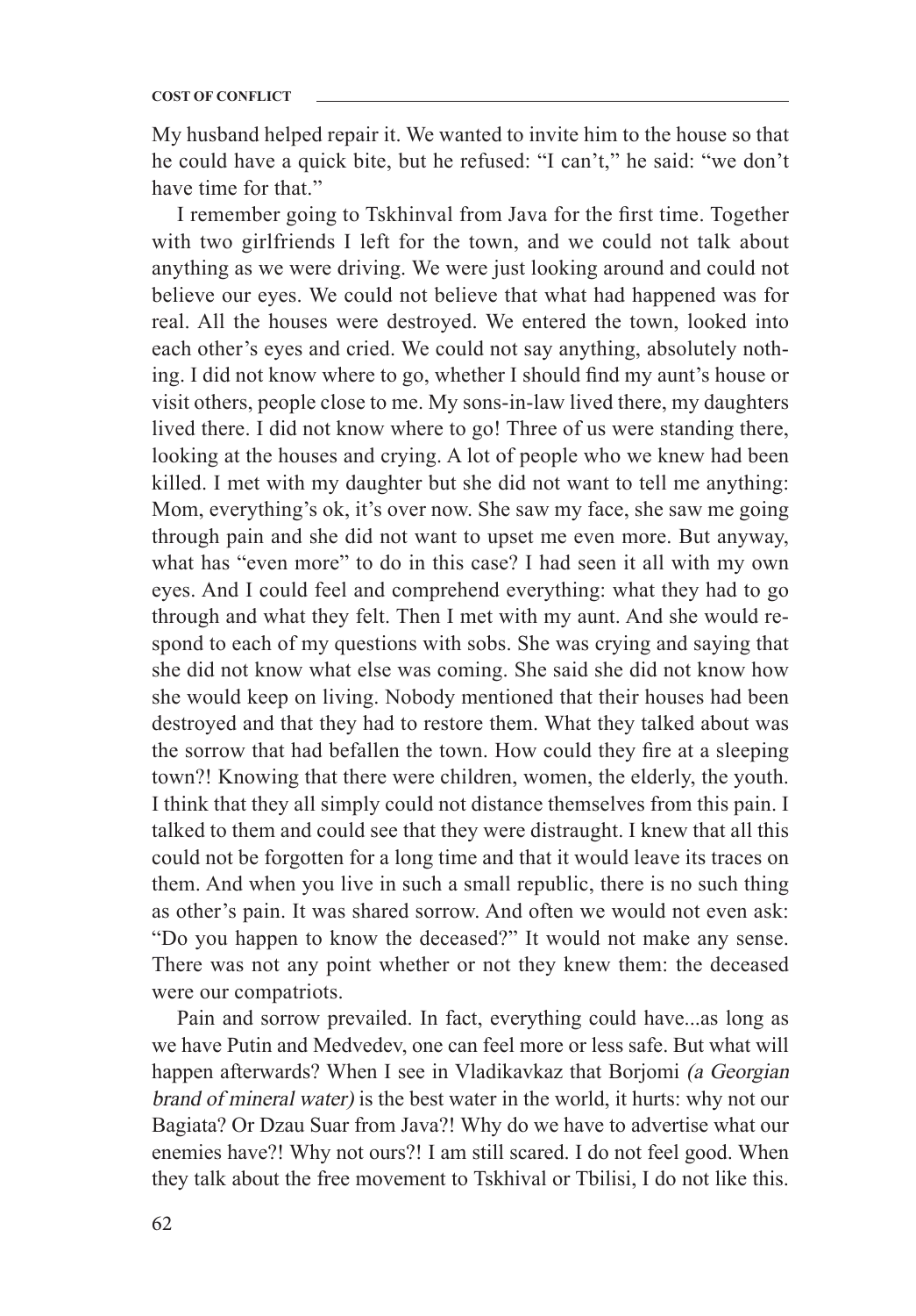My husband helped repair it. We wanted to invite him to the house so that he could have a quick bite, but he refused: "I can't," he said: "we don't have time for that."

I remember going to Tskhinval from Java for the first time. Together with two girlfriends I left for the town, and we could not talk about anything as we were driving. We were just looking around and could not believe our eyes. We could not believe that what had happened was for real. All the houses were destroyed. We entered the town, looked into each other's eyes and cried. We could not say anything, absolutely nothing. I did not know where to go, whether I should find my aunt's house or visit others, people close to me. My sons-in-law lived there, my daughters lived there. I did not know where to go! Three of us were standing there, looking at the houses and crying. A lot of people who we knew had been killed. I met with my daughter but she did not want to tell me anything: Mom, everything's ok, it's over now. She saw my face, she saw me going through pain and she did not want to upset me even more. But anyway, what has "even more" to do in this case? I had seen it all with my own eyes. And I could feel and comprehend everything: what they had to go through and what they felt. Then I met with my aunt. And she would respond to each of my questions with sobs. She was crying and saying that she did not know what else was coming. She said she did not know how she would keep on living. Nobody mentioned that their houses had been destroyed and that they had to restore them. What they talked about was the sorrow that had befallen the town. How could they fire at a sleeping town?! Knowing that there were children, women, the elderly, the youth. I think that they all simply could not distance themselves from this pain. I talked to them and could see that they were distraught. I knew that all this could not be forgotten for a long time and that it would leave its traces on them. And when you live in such a small republic, there is no such thing as other's pain. It was shared sorrow. And often we would not even ask: "Do you happen to know the deceased?" It would not make any sense. There was not any point whether or not they knew them: the deceased were our compatriots.

Pain and sorrow prevailed. In fact, everything could have...as long as we have Putin and Medvedev, one can feel more or less safe. But what will happen afterwards? When I see in Vladikavkaz that Borjomi *(a Georgian brand of mineral water)* is the best water in the world, it hurts: why not our Bagiata? Or Dzau Suar from Java?! Why do we have to advertise what our enemies have?! Why not ours?! I am still scared. I do not feel good. When they talk about the free movement to Tskhival or Tbilisi, I do not like this.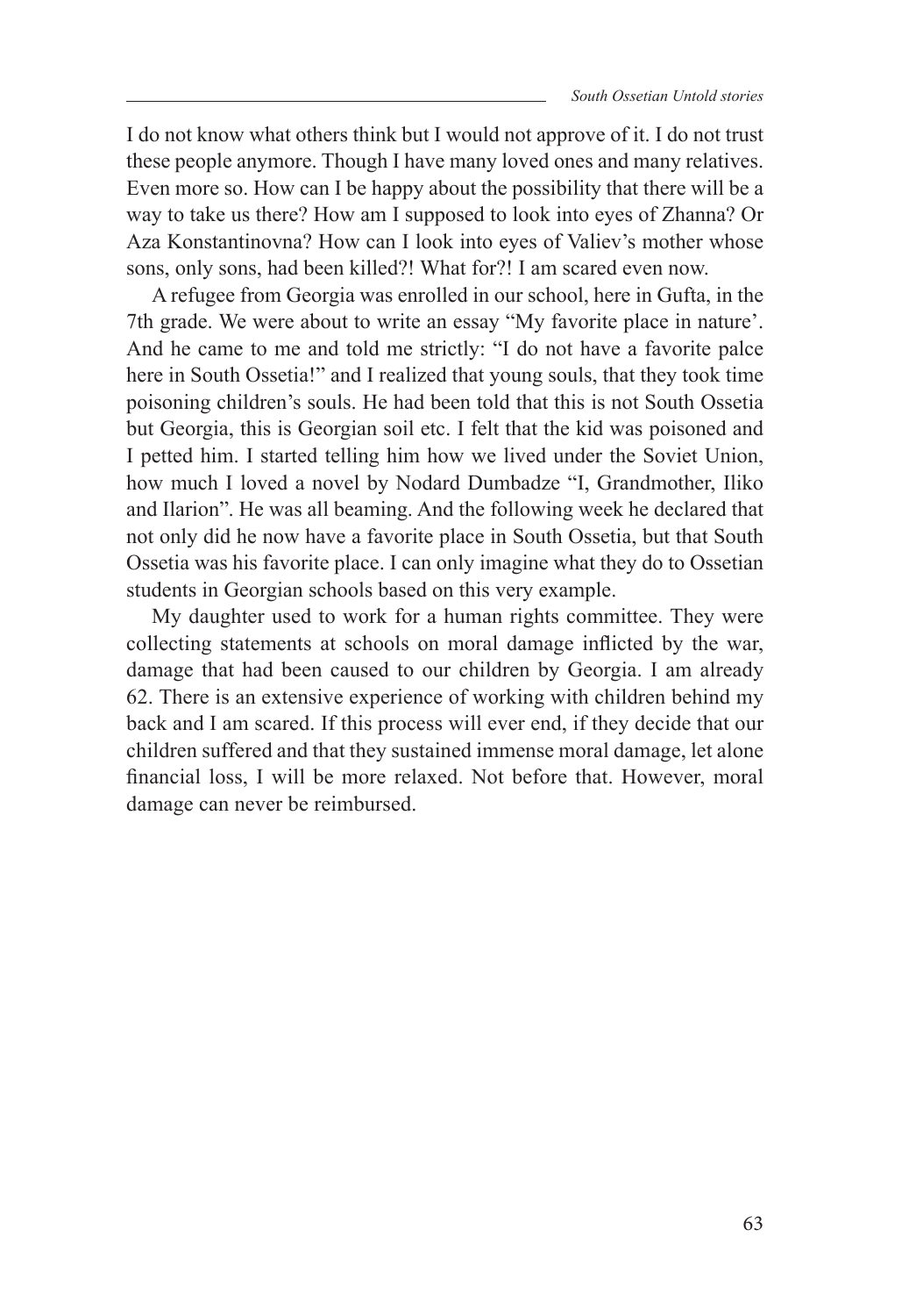I do not know what others think but I would not approve of it. I do not trust these people anymore. Though I have many loved ones and many relatives. Even more so. How can I be happy about the possibility that there will be a way to take us there? How am I supposed to look into eyes of Zhanna? Or Aza Konstantinovna? How can I look into eyes of Valiev's mother whose sons, only sons, had been killed?! What for?! I am scared even now.

A refugee from Georgia was enrolled in our school, here in Gufta, in the 7th grade. We were about to write an essay "My favorite place in nature'. And he came to me and told me strictly: "I do not have a favorite palce here in South Ossetia!" and I realized that young souls, that they took time poisoning children's souls. He had been told that this is not South Ossetia but Georgia, this is Georgian soil etc. I felt that the kid was poisoned and I petted him. I started telling him how we lived under the Soviet Union, how much I loved a novel by Nodard Dumbadze "I, Grandmother, Iliko and Ilarion". He was all beaming. And the following week he declared that not only did he now have a favorite place in South Ossetia, but that South Ossetia was his favorite place. I can only imagine what they do to Ossetian students in Georgian schools based on this very example.

My daughter used to work for a human rights committee. They were collecting statements at schools on moral damage inflicted by the war, damage that had been caused to our children by Georgia. I am already 62. There is an extensive experience of working with children behind my back and I am scared. If this process will ever end, if they decide that our children suffered and that they sustained immense moral damage, let alone financial loss, I will be more relaxed. Not before that. However, moral damage can never be reimbursed.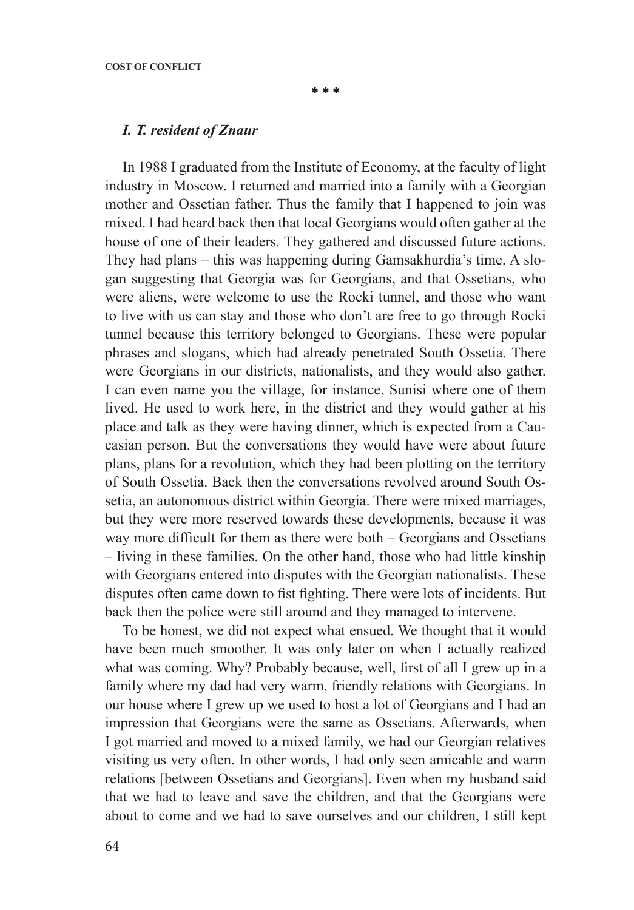\* \* \*

***I. T. resident of Znaur***

In 1988 I graduated from the Institute of Economy, at the faculty of light industry in Moscow. I returned and married into a family with a Georgian mother and Ossetian father. Thus the family that I happened to join was mixed. I had heard back then that local Georgians would often gather at the house of one of their leaders. They gathered and discussed future actions. They had plans – this was happening during Gamsakhurdia's time. A slogan suggesting that Georgia was for Georgians, and that Ossetians, who were aliens, were welcome to use the Rocki tunnel, and those who want to live with us can stay and those who don't are free to go through Rocki tunnel because this territory belonged to Georgians. These were popular phrases and slogans, which had already penetrated South Ossetia. There were Georgians in our districts, nationalists, and they would also gather. I can even name you the village, for instance, Sunisi where one of them lived. He used to work here, in the district and they would gather at his place and talk as they were having dinner, which is expected from a Caucasian person. But the conversations they would have were about future plans, plans for a revolution, which they had been plotting on the territory of South Ossetia. Back then the conversations revolved around South Ossetia, an autonomous district within Georgia. There were mixed marriages, but they were more reserved towards these developments, because it was way more difficult for them as there were both – Georgians and Ossetians – living in these families. On the other hand, those who had little kinship with Georgians entered into disputes with the Georgian nationalists. These disputes often came down to fist fighting. There were lots of incidents. But back then the police were still around and they managed to intervene.

To be honest, we did not expect what ensued. We thought that it would have been much smoother. It was only later on when I actually realized what was coming. Why? Probably because, well, first of all I grew up in a family where my dad had very warm, friendly relations with Georgians. In our house where I grew up we used to host a lot of Georgians and I had an impression that Georgians were the same as Ossetians. Afterwards, when I got married and moved to a mixed family, we had our Georgian relatives visiting us very often. In other words, I had only seen amicable and warm relations [between Ossetians and Georgians]. Even when my husband said that we had to leave and save the children, and that the Georgians were about to come and we had to save ourselves and our children, I still kept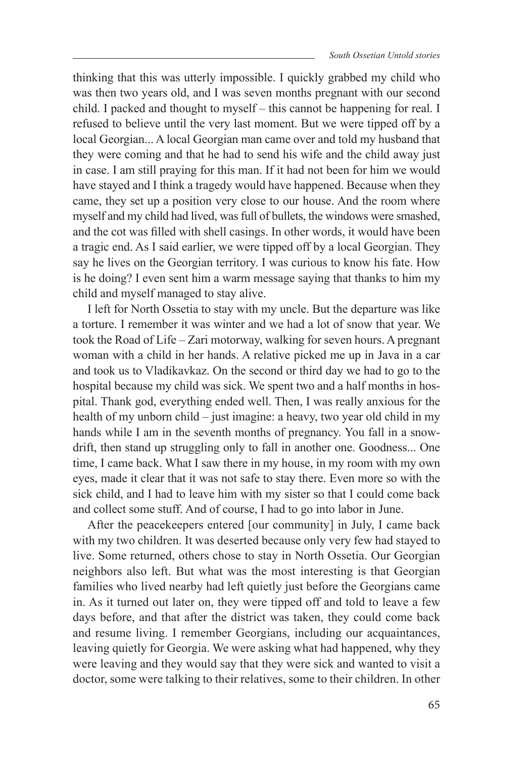thinking that this was utterly impossible. I quickly grabbed my child who was then two years old, and I was seven months pregnant with our second child. I packed and thought to myself – this cannot be happening for real. I refused to believe until the very last moment. But we were tipped off by a local Georgian... A local Georgian man came over and told my husband that they were coming and that he had to send his wife and the child away just in case. I am still praying for this man. If it had not been for him we would have stayed and I think a tragedy would have happened. Because when they came, they set up a position very close to our house. And the room where myself and my child had lived, was full of bullets, the windows were smashed, and the cot was filled with shell casings. In other words, it would have been a tragic end. As I said earlier, we were tipped off by a local Georgian. They say he lives on the Georgian territory. I was curious to know his fate. How is he doing? I even sent him a warm message saying that thanks to him my child and myself managed to stay alive.

I left for North Ossetia to stay with my uncle. But the departure was like a torture. I remember it was winter and we had a lot of snow that year. We took the Road of Life – Zari motorway, walking for seven hours. A pregnant woman with a child in her hands. A relative picked me up in Java in a car and took us to Vladikavkaz. On the second or third day we had to go to the hospital because my child was sick. We spent two and a half months in hospital. Thank god, everything ended well. Then, I was really anxious for the health of my unborn child – just imagine: a heavy, two year old child in my hands while I am in the seventh months of pregnancy. You fall in a snowdrift, then stand up struggling only to fall in another one. Goodness... One time, I came back. What I saw there in my house, in my room with my own eyes, made it clear that it was not safe to stay there. Even more so with the sick child, and I had to leave him with my sister so that I could come back and collect some stuff. And of course, I had to go into labor in June.

After the peacekeepers entered [our community] in July, I came back with my two children. It was deserted because only very few had stayed to live. Some returned, others chose to stay in North Ossetia. Our Georgian neighbors also left. But what was the most interesting is that Georgian families who lived nearby had left quietly just before the Georgians came in. As it turned out later on, they were tipped off and told to leave a few days before, and that after the district was taken, they could come back and resume living. I remember Georgians, including our acquaintances, leaving quietly for Georgia. We were asking what had happened, why they were leaving and they would say that they were sick and wanted to visit a doctor, some were talking to their relatives, some to their children. In other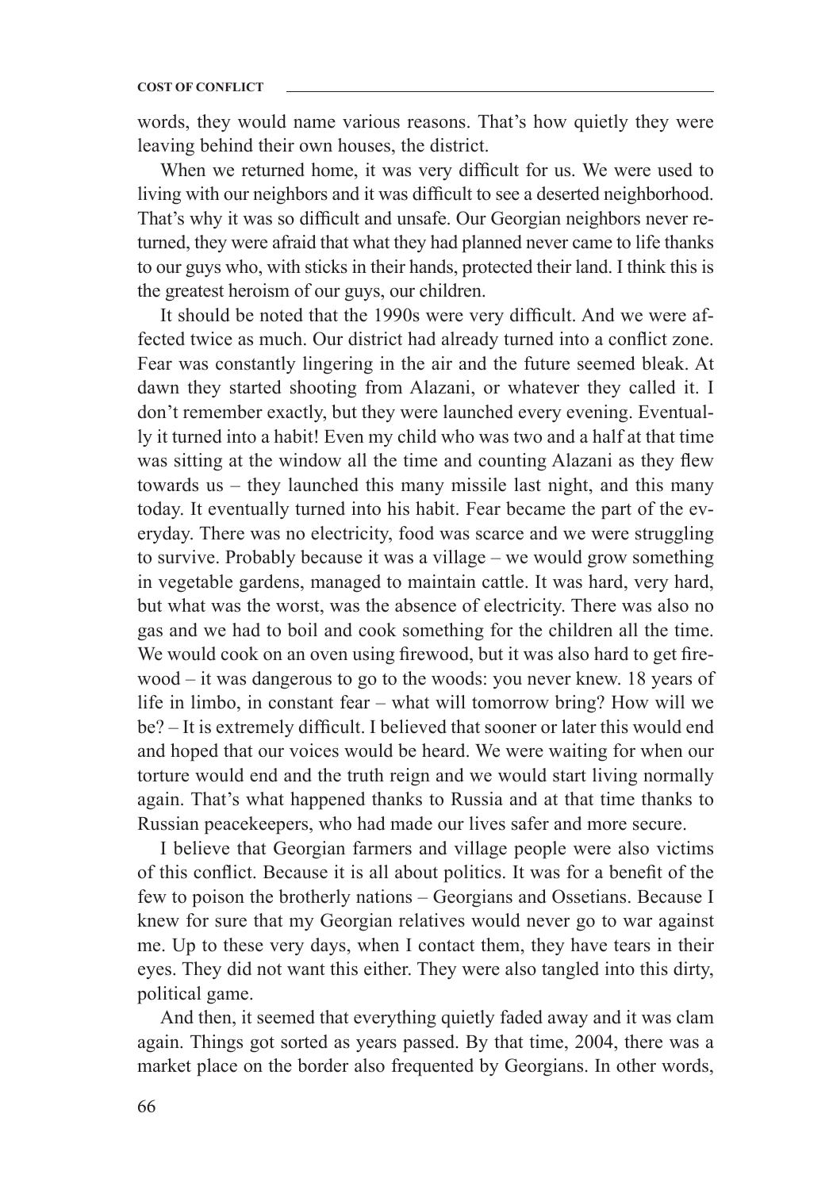words, they would name various reasons. That's how quietly they were leaving behind their own houses, the district.

When we returned home, it was very difficult for us. We were used to living with our neighbors and it was difficult to see a deserted neighborhood. That's why it was so difficult and unsafe. Our Georgian neighbors never returned, they were afraid that what they had planned never came to life thanks to our guys who, with sticks in their hands, protected their land. I think this is the greatest heroism of our guys, our children.

It should be noted that the 1990s were very difficult. And we were affected twice as much. Our district had already turned into a conflict zone. Fear was constantly lingering in the air and the future seemed bleak. At dawn they started shooting from Alazani, or whatever they called it. I don't remember exactly, but they were launched every evening. Eventually it turned into a habit! Even my child who was two and a half at that time was sitting at the window all the time and counting Alazani as they flew towards us – they launched this many missile last night, and this many today. It eventually turned into his habit. Fear became the part of the everyday. There was no electricity, food was scarce and we were struggling to survive. Probably because it was a village – we would grow something in vegetable gardens, managed to maintain cattle. It was hard, very hard, but what was the worst, was the absence of electricity. There was also no gas and we had to boil and cook something for the children all the time. We would cook on an oven using firewood, but it was also hard to get firewood – it was dangerous to go to the woods: you never knew. 18 years of life in limbo, in constant fear – what will tomorrow bring? How will we be? – It is extremely difficult. I believed that sooner or later this would end and hoped that our voices would be heard. We were waiting for when our torture would end and the truth reign and we would start living normally again. That's what happened thanks to Russia and at that time thanks to Russian peacekeepers, who had made our lives safer and more secure.

I believe that Georgian farmers and village people were also victims of this conflict. Because it is all about politics. It was for a benefit of the few to poison the brotherly nations – Georgians and Ossetians. Because I knew for sure that my Georgian relatives would never go to war against me. Up to these very days, when I contact them, they have tears in their eyes. They did not want this either. They were also tangled into this dirty, political game.

And then, it seemed that everything quietly faded away and it was clam again. Things got sorted as years passed. By that time, 2004, there was a market place on the border also frequented by Georgians. In other words,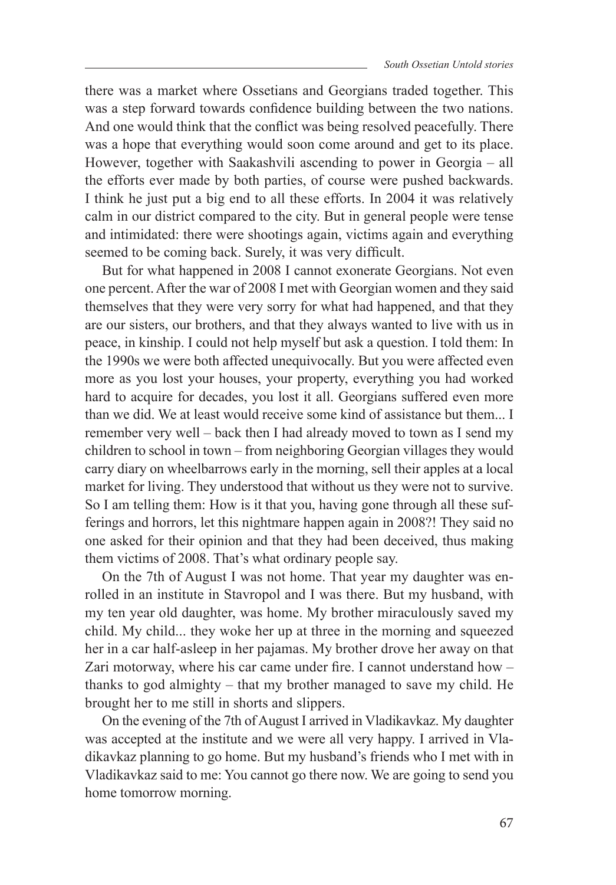there was a market where Ossetians and Georgians traded together. This was a step forward towards confidence building between the two nations. And one would think that the conflict was being resolved peacefully. There was a hope that everything would soon come around and get to its place. However, together with Saakashvili ascending to power in Georgia – all the efforts ever made by both parties, of course were pushed backwards. I think he just put a big end to all these efforts. In 2004 it was relatively calm in our district compared to the city. But in general people were tense and intimidated: there were shootings again, victims again and everything seemed to be coming back. Surely, it was very difficult.

But for what happened in 2008 I cannot exonerate Georgians. Not even one percent. After the war of 2008 I met with Georgian women and they said themselves that they were very sorry for what had happened, and that they are our sisters, our brothers, and that they always wanted to live with us in peace, in kinship. I could not help myself but ask a question. I told them: In the 1990s we were both affected unequivocally. But you were affected even more as you lost your houses, your property, everything you had worked hard to acquire for decades, you lost it all. Georgians suffered even more than we did. We at least would receive some kind of assistance but them... I remember very well – back then I had already moved to town as I send my children to school in town – from neighboring Georgian villages they would carry diary on wheelbarrows early in the morning, sell their apples at a local market for living. They understood that without us they were not to survive. So I am telling them: How is it that you, having gone through all these sufferings and horrors, let this nightmare happen again in 2008?! They said no one asked for their opinion and that they had been deceived, thus making them victims of 2008. That's what ordinary people say.

On the 7th of August I was not home. That year my daughter was enrolled in an institute in Stavropol and I was there. But my husband, with my ten year old daughter, was home. My brother miraculously saved my child. My child... they woke her up at three in the morning and squeezed her in a car half-asleep in her pajamas. My brother drove her away on that Zari motorway, where his car came under fire. I cannot understand how – thanks to god almighty – that my brother managed to save my child. He brought her to me still in shorts and slippers.

On the evening of the 7th of August I arrived in Vladikavkaz. My daughter was accepted at the institute and we were all very happy. I arrived in Vladikavkaz planning to go home. But my husband's friends who I met with in Vladikavkaz said to me: You cannot go there now. We are going to send you home tomorrow morning.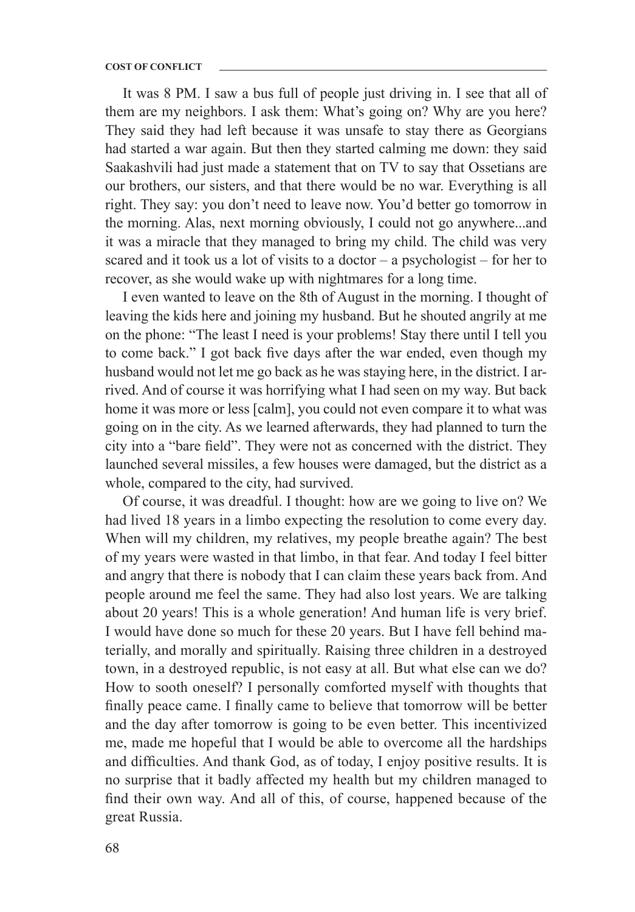It was 8 PM. I saw a bus full of people just driving in. I see that all of them are my neighbors. I ask them: What's going on? Why are you here? They said they had left because it was unsafe to stay there as Georgians had started a war again. But then they started calming me down: they said Saakashvili had just made a statement that on TV to say that Ossetians are our brothers, our sisters, and that there would be no war. Everything is all right. They say: you don't need to leave now. You'd better go tomorrow in the morning. Alas, next morning obviously, I could not go anywhere...and it was a miracle that they managed to bring my child. The child was very scared and it took us a lot of visits to a doctor – a psychologist – for her to recover, as she would wake up with nightmares for a long time.

I even wanted to leave on the 8th of August in the morning. I thought of leaving the kids here and joining my husband. But he shouted angrily at me on the phone: "The least I need is your problems! Stay there until I tell you to come back." I got back five days after the war ended, even though my husband would not let me go back as he was staying here, in the district. I arrived. And of course it was horrifying what I had seen on my way. But back home it was more or less [calm], you could not even compare it to what was going on in the city. As we learned afterwards, they had planned to turn the city into a "bare field". They were not as concerned with the district. They launched several missiles, a few houses were damaged, but the district as a whole, compared to the city, had survived.

Of course, it was dreadful. I thought: how are we going to live on? We had lived 18 years in a limbo expecting the resolution to come every day. When will my children, my relatives, my people breathe again? The best of my years were wasted in that limbo, in that fear. And today I feel bitter and angry that there is nobody that I can claim these years back from. And people around me feel the same. They had also lost years. We are talking about 20 years! This is a whole generation! And human life is very brief. I would have done so much for these 20 years. But I have fell behind materially, and morally and spiritually. Raising three children in a destroyed town, in a destroyed republic, is not easy at all. But what else can we do? How to sooth oneself? I personally comforted myself with thoughts that finally peace came. I finally came to believe that tomorrow will be better and the day after tomorrow is going to be even better. This incentivized me, made me hopeful that I would be able to overcome all the hardships and difficulties. And thank God, as of today, I enjoy positive results. It is no surprise that it badly affected my health but my children managed to find their own way. And all of this, of course, happened because of the great Russia.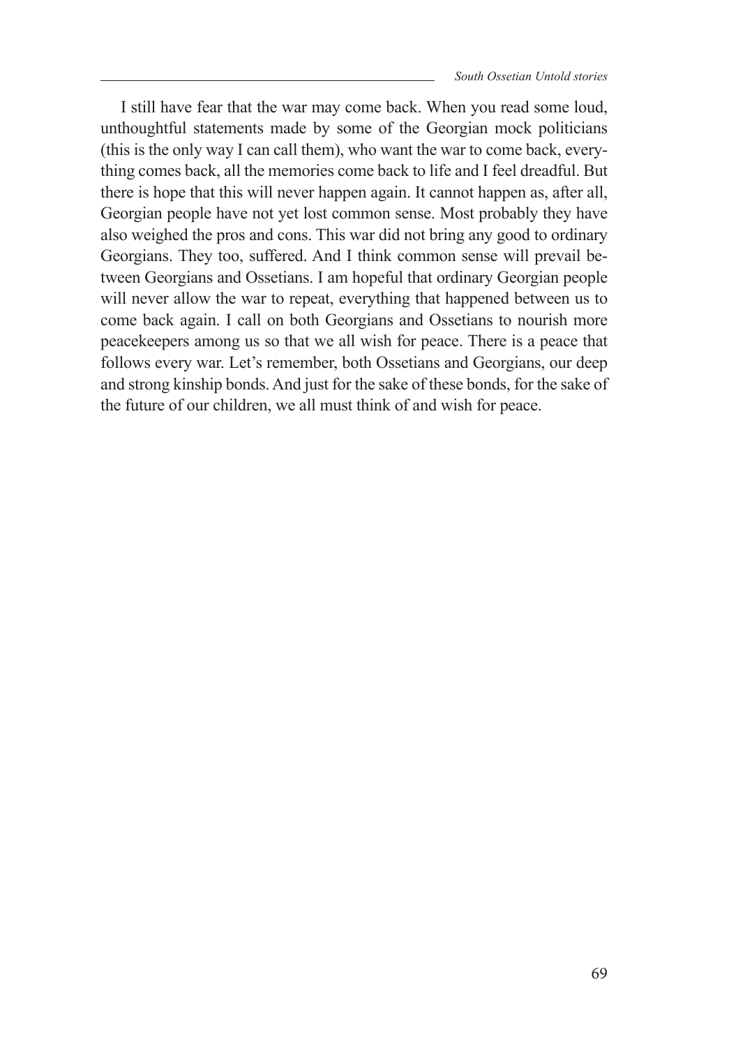I still have fear that the war may come back. When you read some loud, unthoughtful statements made by some of the Georgian mock politicians (this is the only way I can call them), who want the war to come back, everything comes back, all the memories come back to life and I feel dreadful. But there is hope that this will never happen again. It cannot happen as, after all, Georgian people have not yet lost common sense. Most probably they have also weighed the pros and cons. This war did not bring any good to ordinary Georgians. They too, suffered. And I think common sense will prevail between Georgians and Ossetians. I am hopeful that ordinary Georgian people will never allow the war to repeat, everything that happened between us to come back again. I call on both Georgians and Ossetians to nourish more peacekeepers among us so that we all wish for peace. There is a peace that follows every war. Let's remember, both Ossetians and Georgians, our deep and strong kinship bonds. And just for the sake of these bonds, for the sake of the future of our children, we all must think of and wish for peace.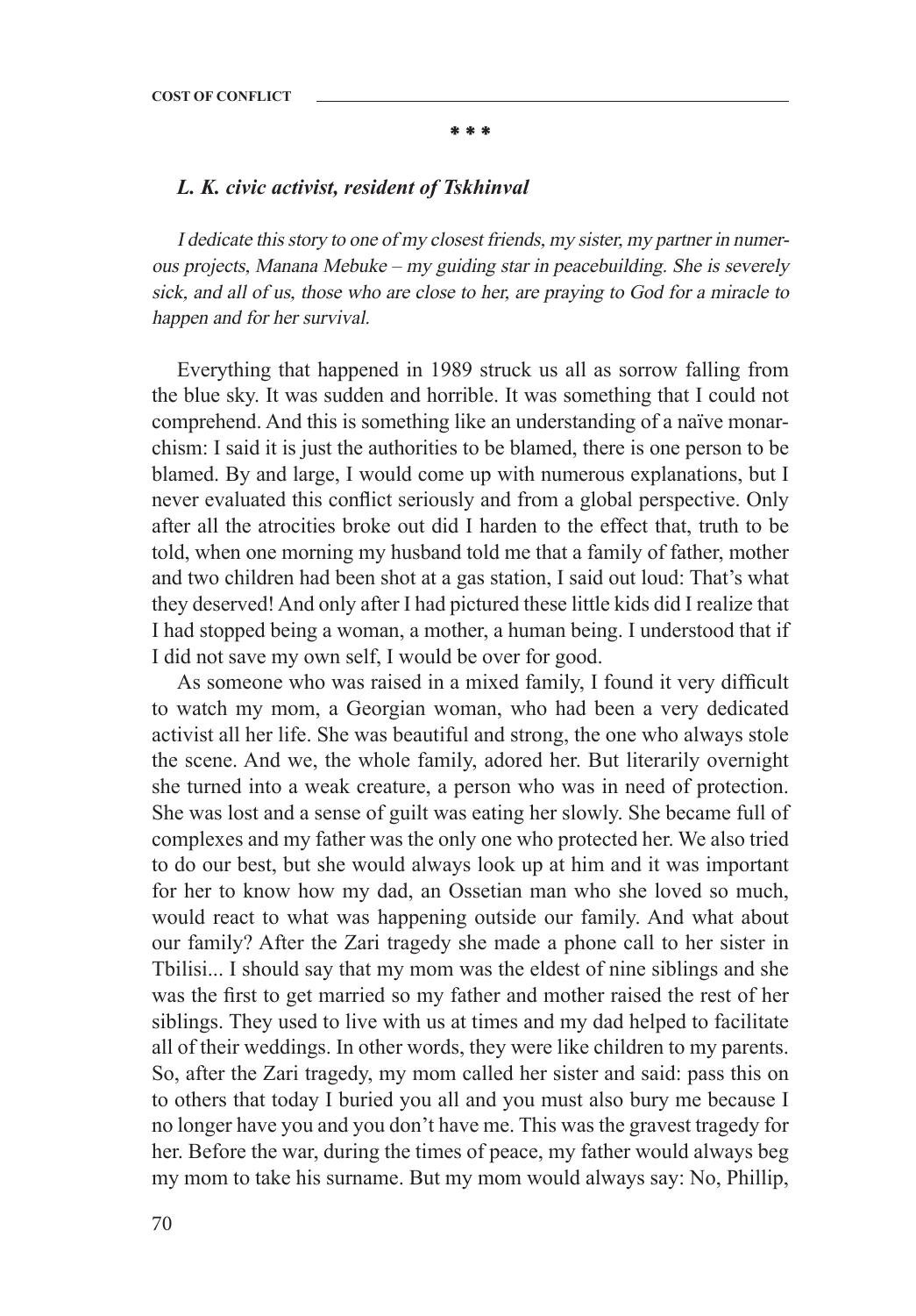\* \* \*

### *L. K. civic activist, resident of Tskhinval*

*I dedicate this story to one of my closest friends, my sister, my partner in numerous projects, Manana Mebuke – my guiding star in peacebuilding. She is severely sick, and all of us, those who are close to her, are praying to God for a miracle to happen and for her survival.*

Everything that happened in 1989 struck us all as sorrow falling from the blue sky. It was sudden and horrible. It was something that I could not comprehend. And this is something like an understanding of a naïve monarchism: I said it is just the authorities to be blamed, there is one person to be blamed. By and large, I would come up with numerous explanations, but I never evaluated this conflict seriously and from a global perspective. Only after all the atrocities broke out did I harden to the effect that, truth to be told, when one morning my husband told me that a family of father, mother and two children had been shot at a gas station, I said out loud: That's what they deserved! And only after I had pictured these little kids did I realize that I had stopped being a woman, a mother, a human being. I understood that if I did not save my own self, I would be over for good.

As someone who was raised in a mixed family, I found it very difficult to watch my mom, a Georgian woman, who had been a very dedicated activist all her life. She was beautiful and strong, the one who always stole the scene. And we, the whole family, adored her. But literarily overnight she turned into a weak creature, a person who was in need of protection. She was lost and a sense of guilt was eating her slowly. She became full of complexes and my father was the only one who protected her. We also tried to do our best, but she would always look up at him and it was important for her to know how my dad, an Ossetian man who she loved so much, would react to what was happening outside our family. And what about our family? After the Zari tragedy she made a phone call to her sister in Tbilisi... I should say that my mom was the eldest of nine siblings and she was the first to get married so my father and mother raised the rest of her siblings. They used to live with us at times and my dad helped to facilitate all of their weddings. In other words, they were like children to my parents. So, after the Zari tragedy, my mom called her sister and said: pass this on to others that today I buried you all and you must also bury me because I no longer have you and you don't have me. This was the gravest tragedy for her. Before the war, during the times of peace, my father would always beg my mom to take his surname. But my mom would always say: No, Phillip,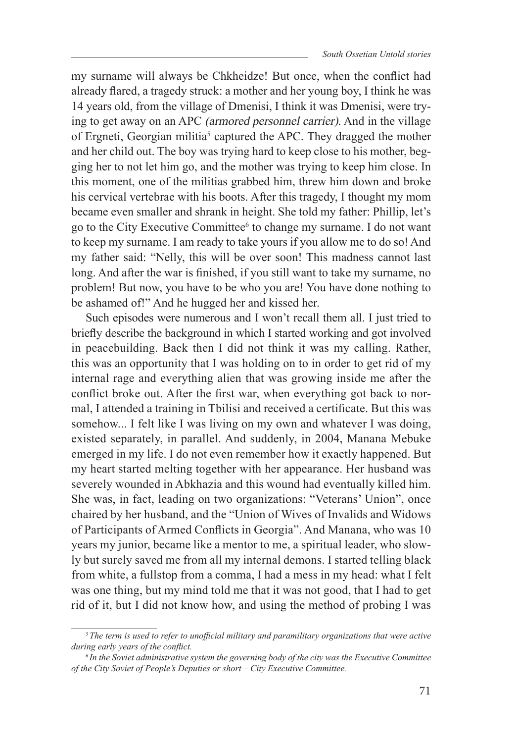my surname will always be Chkheidze! But once, when the conflict had already flared, a tragedy struck: a mother and her young boy, I think he was 14 years old, from the village of Dmenisi, I think it was Dmenisi, were trying to get away on an APC *(armored personnel carrier)*. And in the village of Ergneti, Georgian militia[5] captured the APC. They dragged the mother and her child out. The boy was trying hard to keep close to his mother, begging her to not let him go, and the mother was trying to keep him close. In this moment, one of the militias grabbed him, threw him down and broke his cervical vertebrae with his boots. After this tragedy, I thought my mom became even smaller and shrank in height. She told my father: Phillip, let's go to the City Executive Committee[6] to change my surname. I do not want to keep my surname. I am ready to take yours if you allow me to do so! And my father said: "Nelly, this will be over soon! This madness cannot last long. And after the war is finished, if you still want to take my surname, no problem! But now, you have to be who you are! You have done nothing to be ashamed of!" And he hugged her and kissed her.

Such episodes were numerous and I won't recall them all. I just tried to briefly describe the background in which I started working and got involved in peacebuilding. Back then I did not think it was my calling. Rather, this was an opportunity that I was holding on to in order to get rid of my internal rage and everything alien that was growing inside me after the conflict broke out. After the first war, when everything got back to normal, I attended a training in Tbilisi and received a certificate. But this was somehow... I felt like I was living on my own and whatever I was doing, existed separately, in parallel. And suddenly, in 2004, Manana Mebuke emerged in my life. I do not even remember how it exactly happened. But my heart started melting together with her appearance. Her husband was severely wounded in Abkhazia and this wound had eventually killed him. She was, in fact, leading on two organizations: "Veterans' Union", once chaired by her husband, and the "Union of Wives of Invalids and Widows of Participants of Armed Conflicts in Georgia". And Manana, who was 10 years my junior, became like a mentor to me, a spiritual leader, who slowly but surely saved me from all my internal demons. I started telling black from white, a fullstop from a comma, I had a mess in my head: what I felt was one thing, but my mind told me that it was not good, that I had to get rid of it, but I did not know how, and using the method of probing I was

*[5] The term is used to refer to unofficial military and paramilitary organizations that were active during early years of the conflict.*

*[6] In the Soviet administrative system the governing body of the city was the Executive Committee of the City Soviet of People's Deputies or short – City Executive Committee.*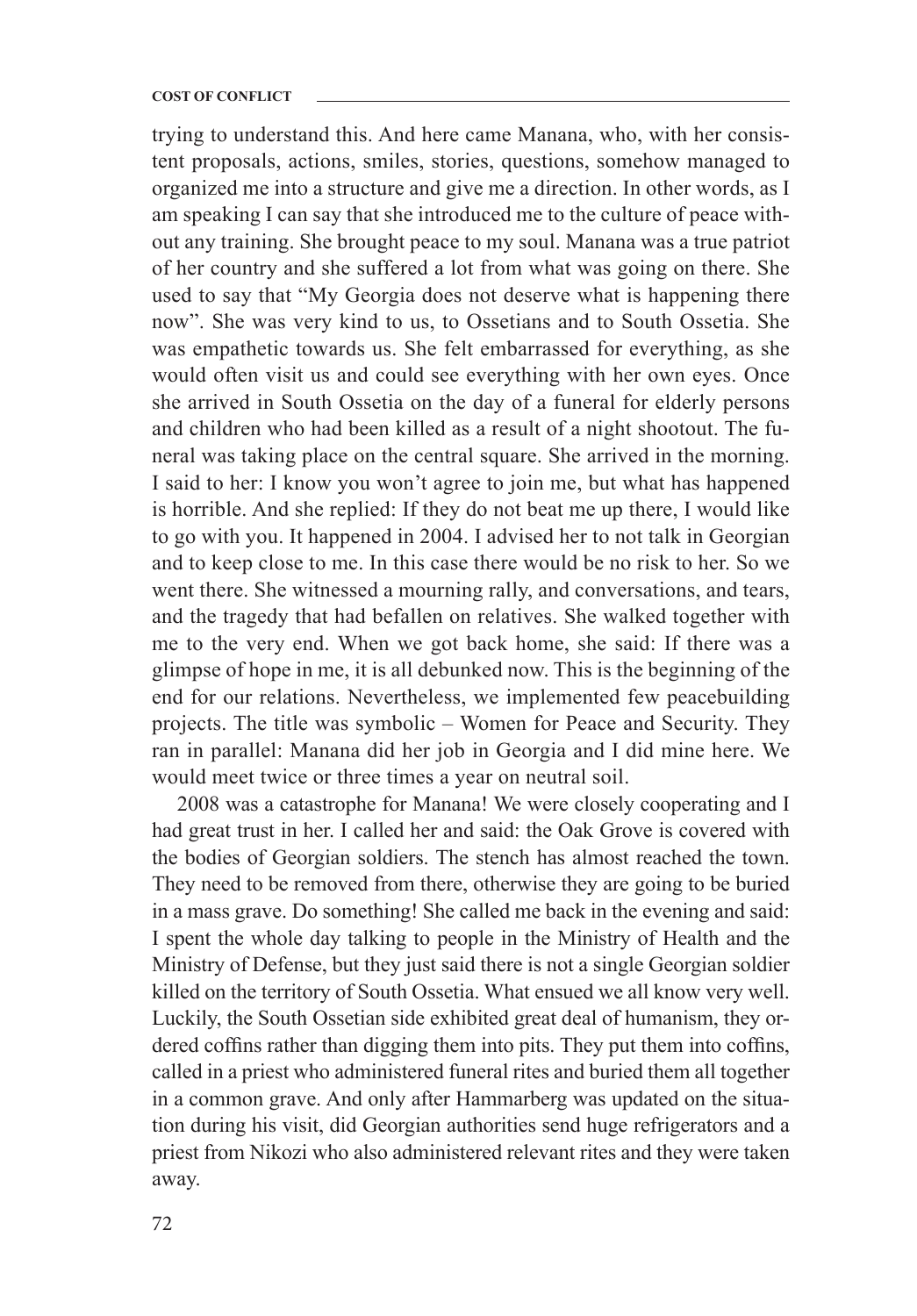trying to understand this. And here came Manana, who, with her consistent proposals, actions, smiles, stories, questions, somehow managed to organized me into a structure and give me a direction. In other words, as I am speaking I can say that she introduced me to the culture of peace without any training. She brought peace to my soul. Manana was a true patriot of her country and she suffered a lot from what was going on there. She used to say that "My Georgia does not deserve what is happening there now". She was very kind to us, to Ossetians and to South Ossetia. She was empathetic towards us. She felt embarrassed for everything, as she would often visit us and could see everything with her own eyes. Once she arrived in South Ossetia on the day of a funeral for elderly persons and children who had been killed as a result of a night shootout. The funeral was taking place on the central square. She arrived in the morning. I said to her: I know you won't agree to join me, but what has happened is horrible. And she replied: If they do not beat me up there, I would like to go with you. It happened in 2004. I advised her to not talk in Georgian and to keep close to me. In this case there would be no risk to her. So we went there. She witnessed a mourning rally, and conversations, and tears, and the tragedy that had befallen on relatives. She walked together with me to the very end. When we got back home, she said: If there was a glimpse of hope in me, it is all debunked now. This is the beginning of the end for our relations. Nevertheless, we implemented few peacebuilding projects. The title was symbolic – Women for Peace and Security. They ran in parallel: Manana did her job in Georgia and I did mine here. We would meet twice or three times a year on neutral soil.

2008 was a catastrophe for Manana! We were closely cooperating and I had great trust in her. I called her and said: the Oak Grove is covered with the bodies of Georgian soldiers. The stench has almost reached the town. They need to be removed from there, otherwise they are going to be buried in a mass grave. Do something! She called me back in the evening and said: I spent the whole day talking to people in the Ministry of Health and the Ministry of Defense, but they just said there is not a single Georgian soldier killed on the territory of South Ossetia. What ensued we all know very well. Luckily, the South Ossetian side exhibited great deal of humanism, they ordered coffins rather than digging them into pits. They put them into coffins, called in a priest who administered funeral rites and buried them all together in a common grave. And only after Hammarberg was updated on the situation during his visit, did Georgian authorities send huge refrigerators and a priest from Nikozi who also administered relevant rites and they were taken away.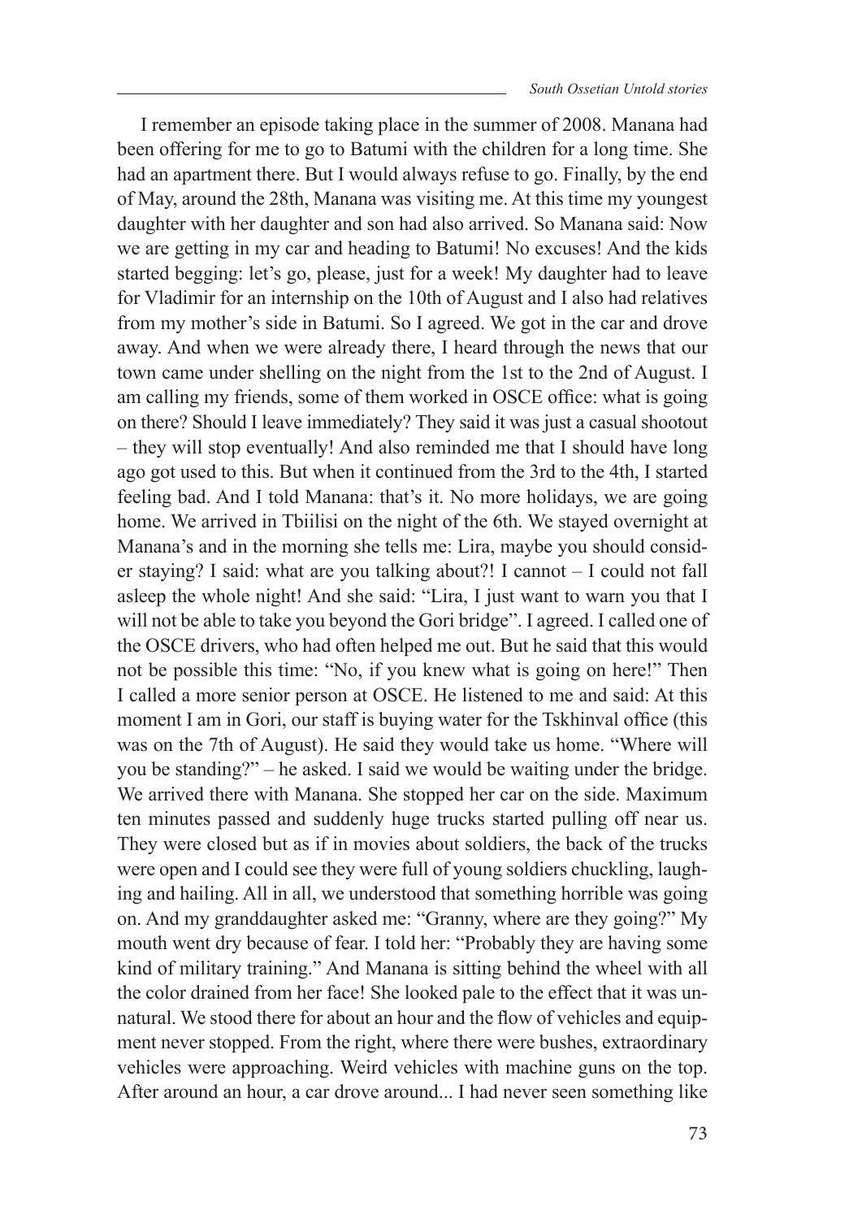I remember an episode taking place in the summer of 2008. Manana had been offering for me to go to Batumi with the children for a long time. She had an apartment there. But I would always refuse to go. Finally, by the end of May, around the 28th, Manana was visiting me. At this time my youngest daughter with her daughter and son had also arrived. So Manana said: Now we are getting in my car and heading to Batumi! No excuses! And the kids started begging: let's go, please, just for a week! My daughter had to leave for Vladimir for an internship on the 10th of August and I also had relatives from my mother's side in Batumi. So I agreed. We got in the car and drove away. And when we were already there, I heard through the news that our town came under shelling on the night from the 1st to the 2nd of August. I am calling my friends, some of them worked in OSCE office: what is going on there? Should I leave immediately? They said it was just a casual shootout – they will stop eventually! And also reminded me that I should have long ago got used to this. But when it continued from the 3rd to the 4th, I started feeling bad. And I told Manana: that's it. No more holidays, we are going home. We arrived in Tbiilisi on the night of the 6th. We stayed overnight at Manana's and in the morning she tells me: Lira, maybe you should consider staying? I said: what are you talking about?! I cannot – I could not fall asleep the whole night! And she said: "Lira, I just want to warn you that I will not be able to take you beyond the Gori bridge". I agreed. I called one of the OSCE drivers, who had often helped me out. But he said that this would not be possible this time: "No, if you knew what is going on here!" Then I called a more senior person at OSCE. He listened to me and said: At this moment I am in Gori, our staff is buying water for the Tskhinval office (this was on the 7th of August). He said they would take us home. "Where will you be standing?" – he asked. I said we would be waiting under the bridge. We arrived there with Manana. She stopped her car on the side. Maximum ten minutes passed and suddenly huge trucks started pulling off near us. They were closed but as if in movies about soldiers, the back of the trucks were open and I could see they were full of young soldiers chuckling, laughing and hailing. All in all, we understood that something horrible was going on. And my granddaughter asked me: "Granny, where are they going?" My mouth went dry because of fear. I told her: "Probably they are having some kind of military training." And Manana is sitting behind the wheel with all the color drained from her face! She looked pale to the effect that it was unnatural. We stood there for about an hour and the flow of vehicles and equipment never stopped. From the right, where there were bushes, extraordinary vehicles were approaching. Weird vehicles with machine guns on the top. After around an hour, a car drove around... I had never seen something like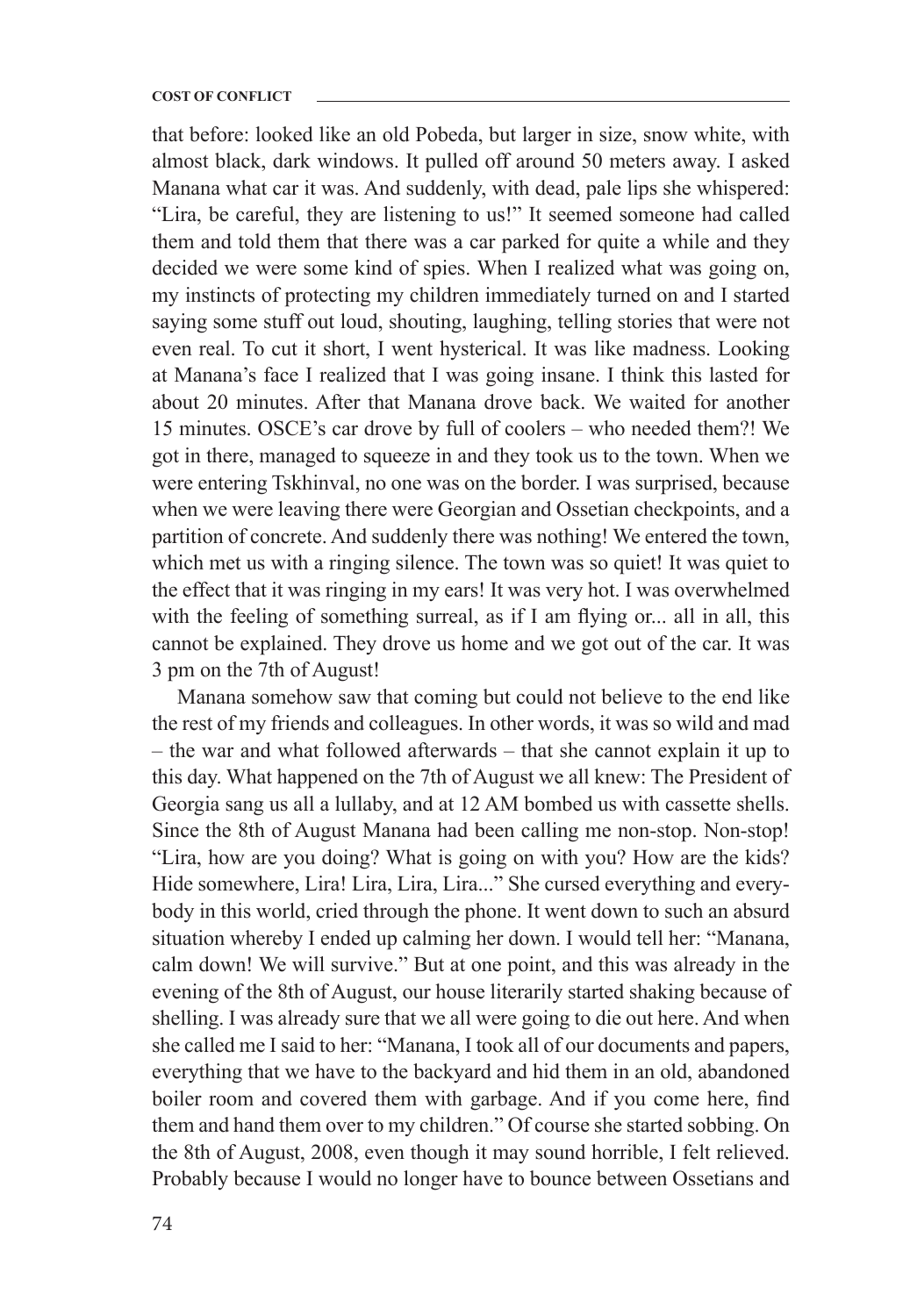that before: looked like an old Pobeda, but larger in size, snow white, with almost black, dark windows. It pulled off around 50 meters away. I asked Manana what car it was. And suddenly, with dead, pale lips she whispered: "Lira, be careful, they are listening to us!" It seemed someone had called them and told them that there was a car parked for quite a while and they decided we were some kind of spies. When I realized what was going on, my instincts of protecting my children immediately turned on and I started saying some stuff out loud, shouting, laughing, telling stories that were not even real. To cut it short, I went hysterical. It was like madness. Looking at Manana's face I realized that I was going insane. I think this lasted for about 20 minutes. After that Manana drove back. We waited for another 15 minutes. OSCE's car drove by full of coolers – who needed them?! We got in there, managed to squeeze in and they took us to the town. When we were entering Tskhinval, no one was on the border. I was surprised, because when we were leaving there were Georgian and Ossetian checkpoints, and a partition of concrete. And suddenly there was nothing! We entered the town, which met us with a ringing silence. The town was so quiet! It was quiet to the effect that it was ringing in my ears! It was very hot. I was overwhelmed with the feeling of something surreal, as if I am flying or... all in all, this cannot be explained. They drove us home and we got out of the car. It was 3 pm on the 7th of August!

Manana somehow saw that coming but could not believe to the end like the rest of my friends and colleagues. In other words, it was so wild and mad – the war and what followed afterwards – that she cannot explain it up to this day. What happened on the 7th of August we all knew: The President of Georgia sang us all a lullaby, and at 12 AM bombed us with cassette shells. Since the 8th of August Manana had been calling me non-stop. Non-stop! "Lira, how are you doing? What is going on with you? How are the kids? Hide somewhere, Lira! Lira, Lira, Lira..." She cursed everything and everybody in this world, cried through the phone. It went down to such an absurd situation whereby I ended up calming her down. I would tell her: "Manana, calm down! We will survive." But at one point, and this was already in the evening of the 8th of August, our house literarily started shaking because of shelling. I was already sure that we all were going to die out here. And when she called me I said to her: "Manana, I took all of our documents and papers, everything that we have to the backyard and hid them in an old, abandoned boiler room and covered them with garbage. And if you come here, find them and hand them over to my children." Of course she started sobbing. On the 8th of August, 2008, even though it may sound horrible, I felt relieved. Probably because I would no longer have to bounce between Ossetians and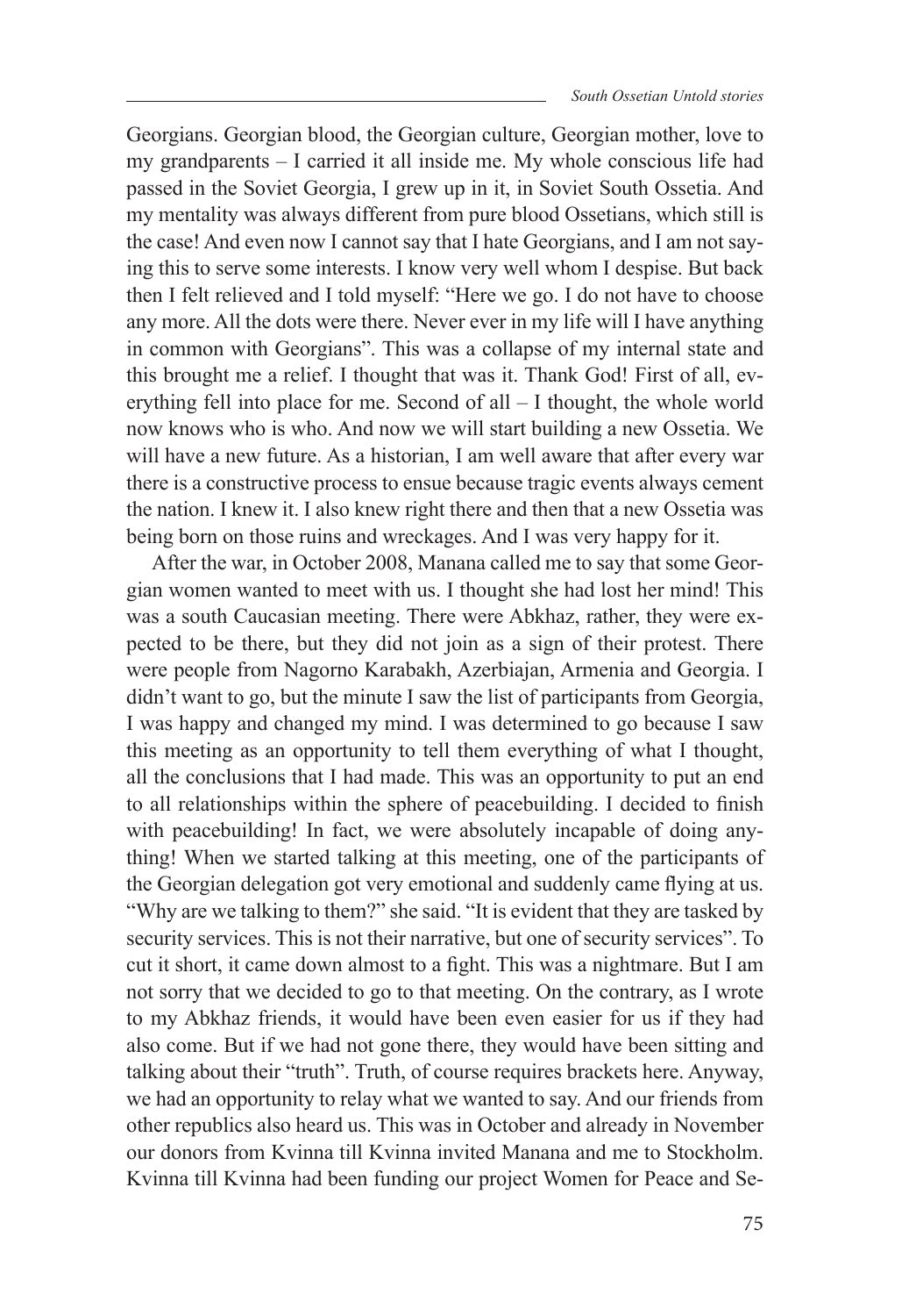Georgians. Georgian blood, the Georgian culture, Georgian mother, love to my grandparents – I carried it all inside me. My whole conscious life had passed in the Soviet Georgia, I grew up in it, in Soviet South Ossetia. And my mentality was always different from pure blood Ossetians, which still is the case! And even now I cannot say that I hate Georgians, and I am not saying this to serve some interests. I know very well whom I despise. But back then I felt relieved and I told myself: "Here we go. I do not have to choose any more. All the dots were there. Never ever in my life will I have anything in common with Georgians". This was a collapse of my internal state and this brought me a relief. I thought that was it. Thank God! First of all, everything fell into place for me. Second of all – I thought, the whole world now knows who is who. And now we will start building a new Ossetia. We will have a new future. As a historian, I am well aware that after every war there is a constructive process to ensue because tragic events always cement the nation. I knew it. I also knew right there and then that a new Ossetia was being born on those ruins and wreckages. And I was very happy for it.

After the war, in October 2008, Manana called me to say that some Georgian women wanted to meet with us. I thought she had lost her mind! This was a south Caucasian meeting. There were Abkhaz, rather, they were expected to be there, but they did not join as a sign of their protest. There were people from Nagorno Karabakh, Azerbiajan, Armenia and Georgia. I didn't want to go, but the minute I saw the list of participants from Georgia, I was happy and changed my mind. I was determined to go because I saw this meeting as an opportunity to tell them everything of what I thought, all the conclusions that I had made. This was an opportunity to put an end to all relationships within the sphere of peacebuilding. I decided to finish with peacebuilding! In fact, we were absolutely incapable of doing anything! When we started talking at this meeting, one of the participants of the Georgian delegation got very emotional and suddenly came flying at us. "Why are we talking to them?" she said. "It is evident that they are tasked by security services. This is not their narrative, but one of security services". To cut it short, it came down almost to a fight. This was a nightmare. But I am not sorry that we decided to go to that meeting. On the contrary, as I wrote to my Abkhaz friends, it would have been even easier for us if they had also come. But if we had not gone there, they would have been sitting and talking about their "truth". Truth, of course requires brackets here. Anyway, we had an opportunity to relay what we wanted to say. And our friends from other republics also heard us. This was in October and already in November our donors from Kvinna till Kvinna invited Manana and me to Stockholm. Kvinna till Kvinna had been funding our project Women for Peace and Se-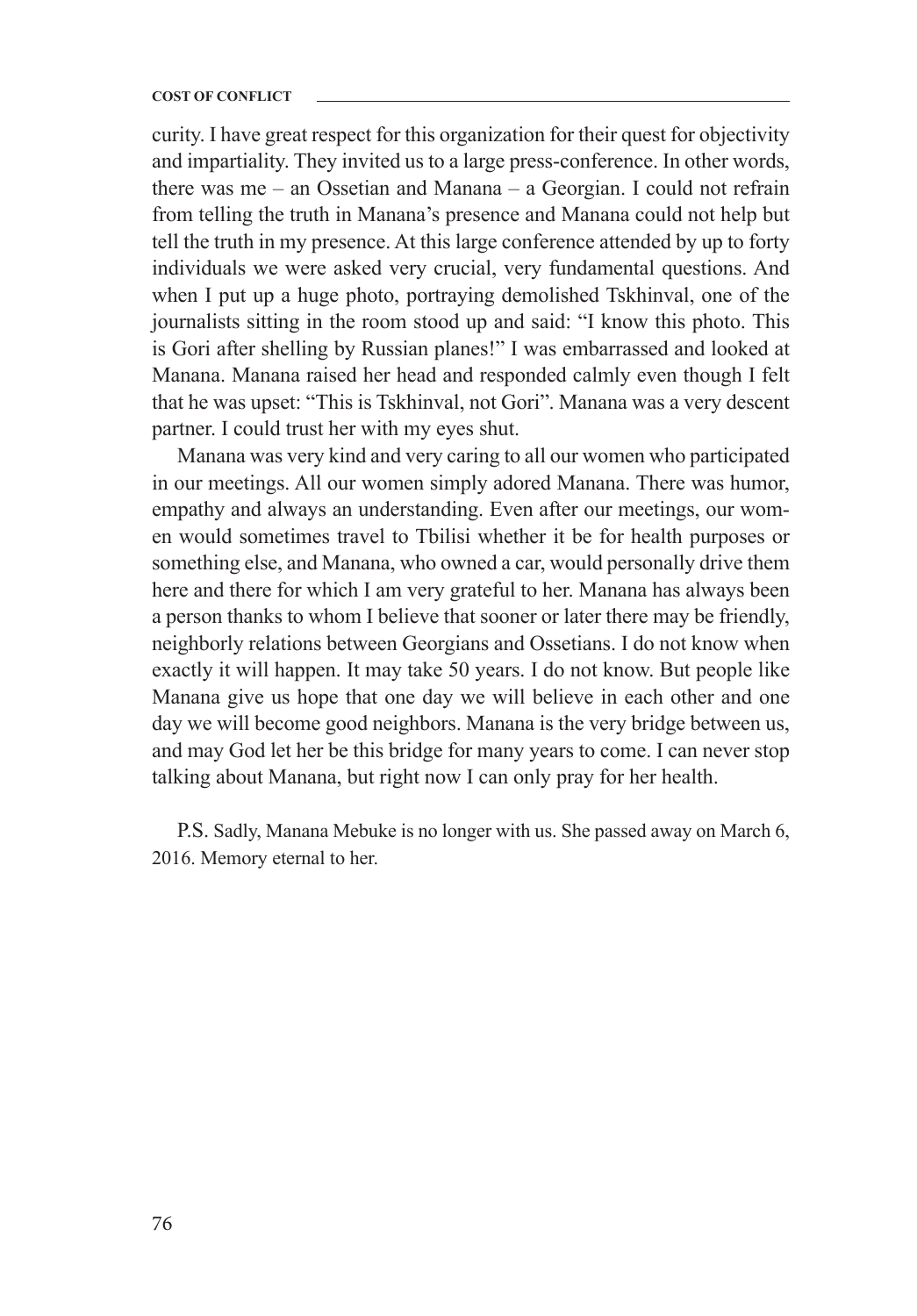curity. I have great respect for this organization for their quest for objectivity and impartiality. They invited us to a large press-conference. In other words, there was me – an Ossetian and Manana – a Georgian. I could not refrain from telling the truth in Manana's presence and Manana could not help but tell the truth in my presence. At this large conference attended by up to forty individuals we were asked very crucial, very fundamental questions. And when I put up a huge photo, portraying demolished Tskhinval, one of the journalists sitting in the room stood up and said: "I know this photo. This is Gori after shelling by Russian planes!" I was embarrassed and looked at Manana. Manana raised her head and responded calmly even though I felt that he was upset: "This is Tskhinval, not Gori". Manana was a very descent partner. I could trust her with my eyes shut.

Manana was very kind and very caring to all our women who participated in our meetings. All our women simply adored Manana. There was humor, empathy and always an understanding. Even after our meetings, our women would sometimes travel to Tbilisi whether it be for health purposes or something else, and Manana, who owned a car, would personally drive them here and there for which I am very grateful to her. Manana has always been a person thanks to whom I believe that sooner or later there may be friendly, neighborly relations between Georgians and Ossetians. I do not know when exactly it will happen. It may take 50 years. I do not know. But people like Manana give us hope that one day we will believe in each other and one day we will become good neighbors. Manana is the very bridge between us, and may God let her be this bridge for many years to come. I can never stop talking about Manana, but right now I can only pray for her health.

P.S. Sadly, Manana Mebuke is no longer with us. She passed away on March 6, 2016. Memory eternal to her.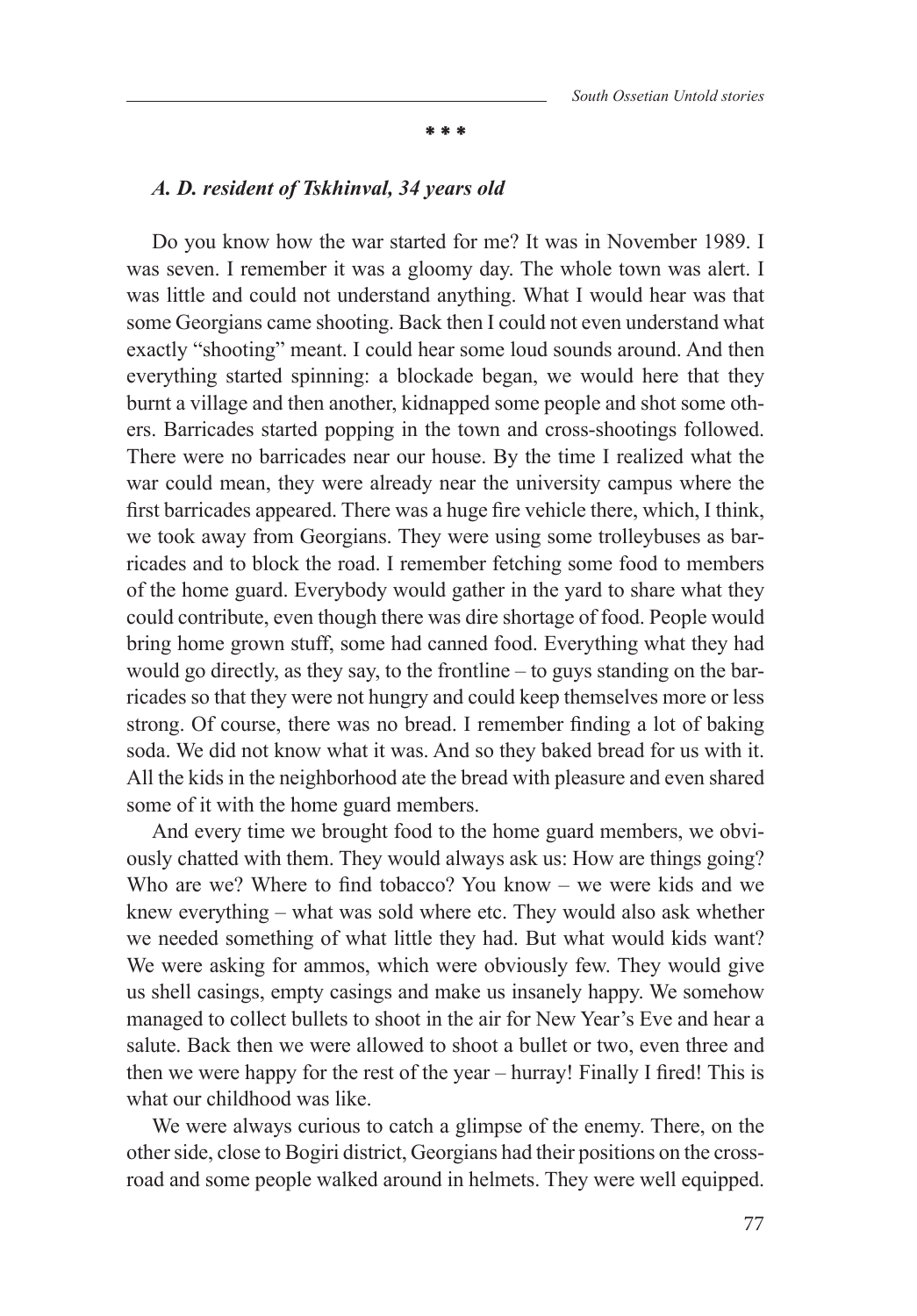\* \* \*

***A. D. resident of Tskhinval, 34 years old***

Do you know how the war started for me? It was in November 1989. I was seven. I remember it was a gloomy day. The whole town was alert. I was little and could not understand anything. What I would hear was that some Georgians came shooting. Back then I could not even understand what exactly "shooting" meant. I could hear some loud sounds around. And then everything started spinning: a blockade began, we would here that they burnt a village and then another, kidnapped some people and shot some others. Barricades started popping in the town and cross-shootings followed. There were no barricades near our house. By the time I realized what the war could mean, they were already near the university campus where the first barricades appeared. There was a huge fire vehicle there, which, I think, we took away from Georgians. They were using some trolleybuses as barricades and to block the road. I remember fetching some food to members of the home guard. Everybody would gather in the yard to share what they could contribute, even though there was dire shortage of food. People would bring home grown stuff, some had canned food. Everything what they had would go directly, as they say, to the frontline – to guys standing on the barricades so that they were not hungry and could keep themselves more or less strong. Of course, there was no bread. I remember finding a lot of baking soda. We did not know what it was. And so they baked bread for us with it. All the kids in the neighborhood ate the bread with pleasure and even shared some of it with the home guard members.

And every time we brought food to the home guard members, we obviously chatted with them. They would always ask us: How are things going? Who are we? Where to find tobacco? You know – we were kids and we knew everything – what was sold where etc. They would also ask whether we needed something of what little they had. But what would kids want? We were asking for ammos, which were obviously few. They would give us shell casings, empty casings and make us insanely happy. We somehow managed to collect bullets to shoot in the air for New Year's Eve and hear a salute. Back then we were allowed to shoot a bullet or two, even three and then we were happy for the rest of the year – hurray! Finally I fired! This is what our childhood was like.

We were always curious to catch a glimpse of the enemy. There, on the other side, close to Bogiri district, Georgians had their positions on the crossroad and some people walked around in helmets. They were well equipped.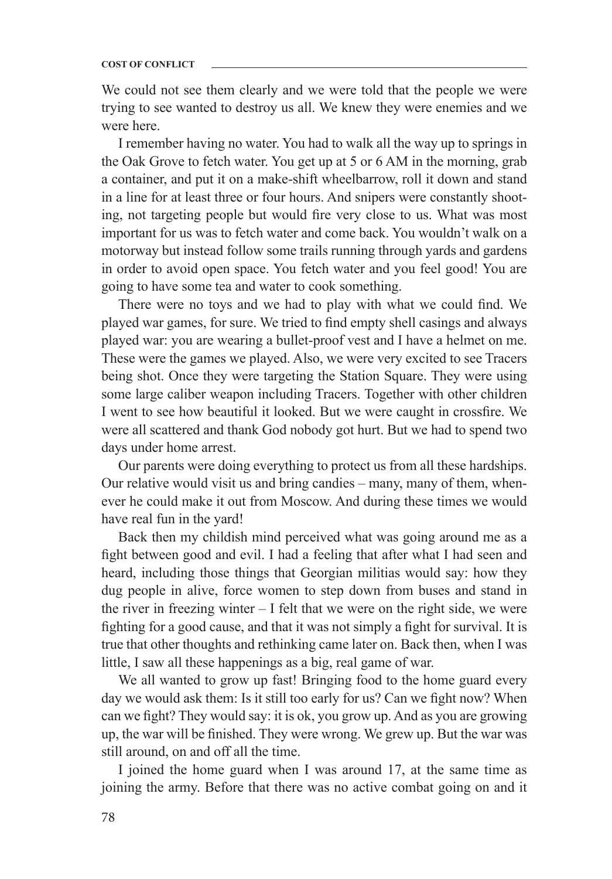We could not see them clearly and we were told that the people we were trying to see wanted to destroy us all. We knew they were enemies and we were here.

I remember having no water. You had to walk all the way up to springs in the Oak Grove to fetch water. You get up at 5 or 6 AM in the morning, grab a container, and put it on a make-shift wheelbarrow, roll it down and stand in a line for at least three or four hours. And snipers were constantly shooting, not targeting people but would fire very close to us. What was most important for us was to fetch water and come back. You wouldn't walk on a motorway but instead follow some trails running through yards and gardens in order to avoid open space. You fetch water and you feel good! You are going to have some tea and water to cook something.

There were no toys and we had to play with what we could find. We played war games, for sure. We tried to find empty shell casings and always played war: you are wearing a bullet-proof vest and I have a helmet on me. These were the games we played. Also, we were very excited to see Tracers being shot. Once they were targeting the Station Square. They were using some large caliber weapon including Tracers. Together with other children I went to see how beautiful it looked. But we were caught in crossfire. We were all scattered and thank God nobody got hurt. But we had to spend two days under home arrest.

Our parents were doing everything to protect us from all these hardships. Our relative would visit us and bring candies – many, many of them, whenever he could make it out from Moscow. And during these times we would have real fun in the yard!

Back then my childish mind perceived what was going around me as a fight between good and evil. I had a feeling that after what I had seen and heard, including those things that Georgian militias would say: how they dug people in alive, force women to step down from buses and stand in the river in freezing winter – I felt that we were on the right side, we were fighting for a good cause, and that it was not simply a fight for survival. It is true that other thoughts and rethinking came later on. Back then, when I was little, I saw all these happenings as a big, real game of war.

We all wanted to grow up fast! Bringing food to the home guard every day we would ask them: Is it still too early for us? Can we fight now? When can we fight? They would say: it is ok, you grow up. And as you are growing up, the war will be finished. They were wrong. We grew up. But the war was still around, on and off all the time.

I joined the home guard when I was around 17, at the same time as joining the army. Before that there was no active combat going on and it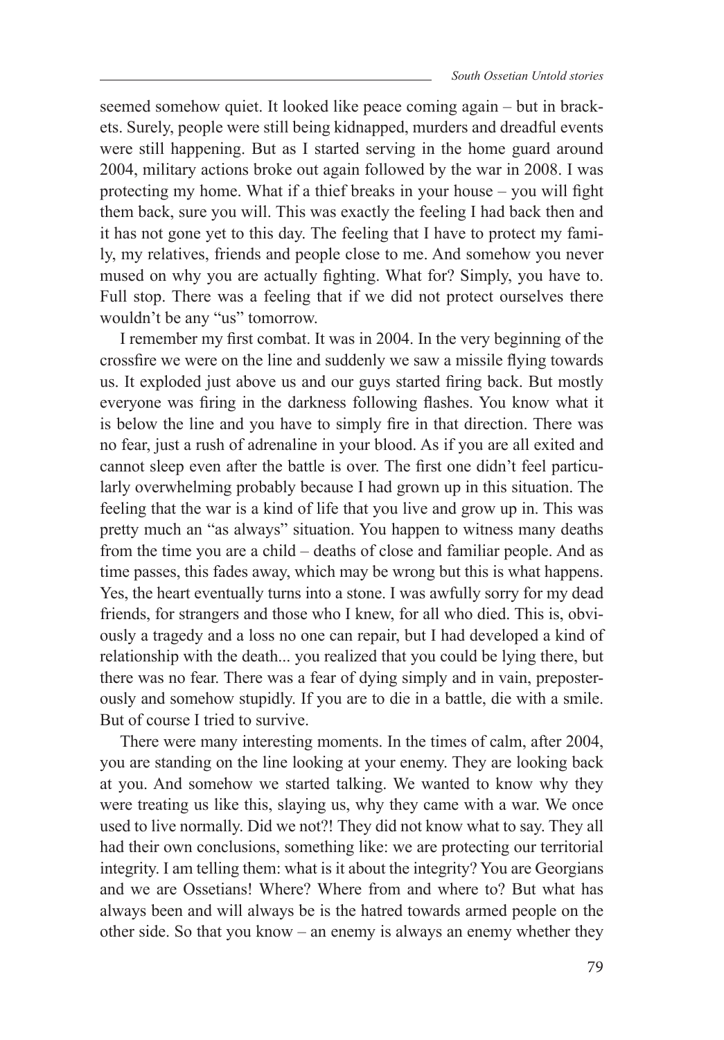seemed somehow quiet. It looked like peace coming again – but in brackets. Surely, people were still being kidnapped, murders and dreadful events were still happening. But as I started serving in the home guard around 2004, military actions broke out again followed by the war in 2008. I was protecting my home. What if a thief breaks in your house – you will fight them back, sure you will. This was exactly the feeling I had back then and it has not gone yet to this day. The feeling that I have to protect my family, my relatives, friends and people close to me. And somehow you never mused on why you are actually fighting. What for? Simply, you have to. Full stop. There was a feeling that if we did not protect ourselves there wouldn't be any "us" tomorrow.

I remember my first combat. It was in 2004. In the very beginning of the crossfire we were on the line and suddenly we saw a missile flying towards us. It exploded just above us and our guys started firing back. But mostly everyone was firing in the darkness following flashes. You know what it is below the line and you have to simply fire in that direction. There was no fear, just a rush of adrenaline in your blood. As if you are all exited and cannot sleep even after the battle is over. The first one didn't feel particularly overwhelming probably because I had grown up in this situation. The feeling that the war is a kind of life that you live and grow up in. This was pretty much an "as always" situation. You happen to witness many deaths from the time you are a child – deaths of close and familiar people. And as time passes, this fades away, which may be wrong but this is what happens. Yes, the heart eventually turns into a stone. I was awfully sorry for my dead friends, for strangers and those who I knew, for all who died. This is, obviously a tragedy and a loss no one can repair, but I had developed a kind of relationship with the death... you realized that you could be lying there, but there was no fear. There was a fear of dying simply and in vain, preposterously and somehow stupidly. If you are to die in a battle, die with a smile. But of course I tried to survive.

There were many interesting moments. In the times of calm, after 2004, you are standing on the line looking at your enemy. They are looking back at you. And somehow we started talking. We wanted to know why they were treating us like this, slaying us, why they came with a war. We once used to live normally. Did we not?! They did not know what to say. They all had their own conclusions, something like: we are protecting our territorial integrity. I am telling them: what is it about the integrity? You are Georgians and we are Ossetians! Where? Where from and where to? But what has always been and will always be is the hatred towards armed people on the other side. So that you know – an enemy is always an enemy whether they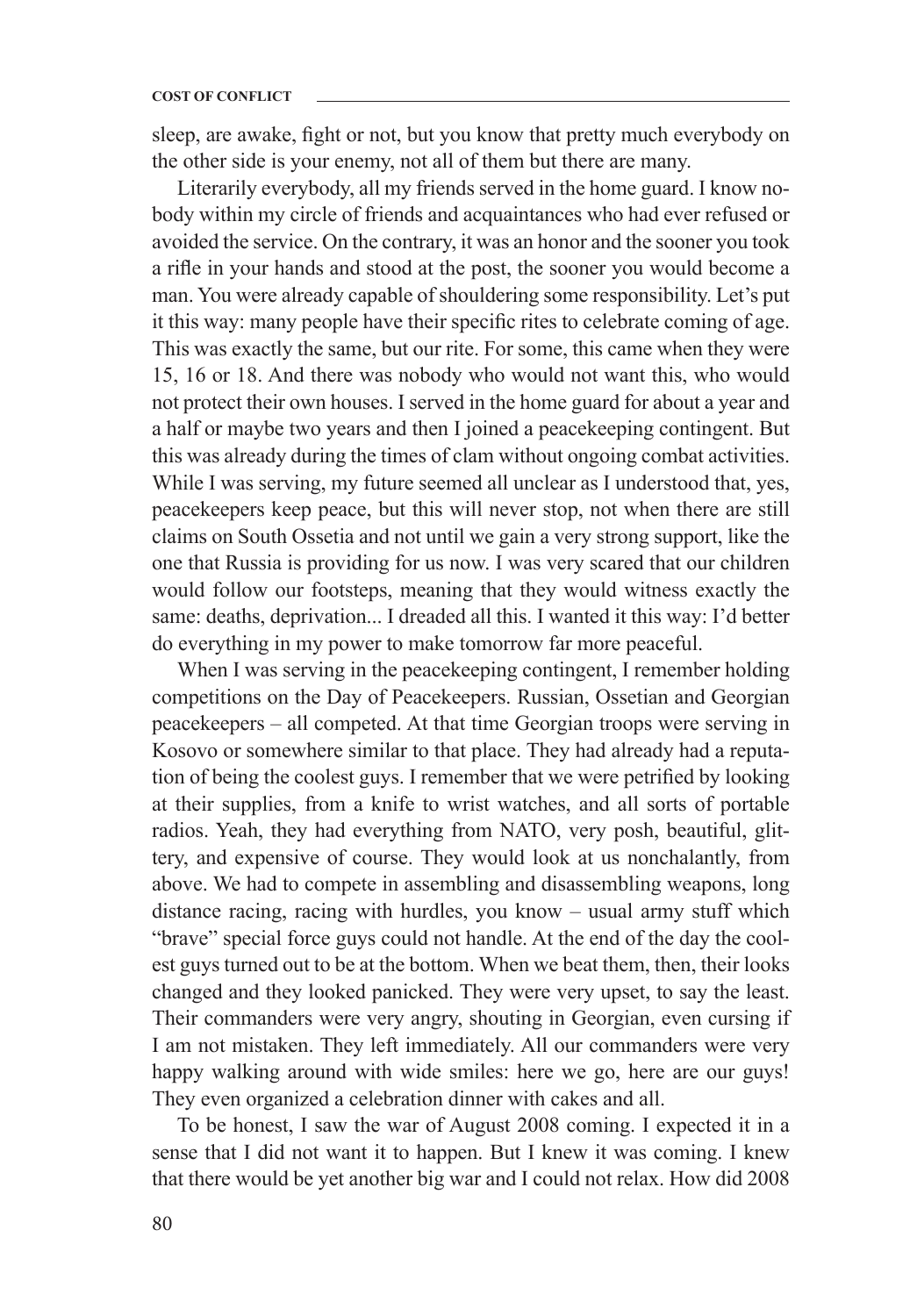sleep, are awake, fight or not, but you know that pretty much everybody on the other side is your enemy, not all of them but there are many.

Literarily everybody, all my friends served in the home guard. I know nobody within my circle of friends and acquaintances who had ever refused or avoided the service. On the contrary, it was an honor and the sooner you took a rifle in your hands and stood at the post, the sooner you would become a man. You were already capable of shouldering some responsibility. Let's put it this way: many people have their specific rites to celebrate coming of age. This was exactly the same, but our rite. For some, this came when they were 15, 16 or 18. And there was nobody who would not want this, who would not protect their own houses. I served in the home guard for about a year and a half or maybe two years and then I joined a peacekeeping contingent. But this was already during the times of clam without ongoing combat activities. While I was serving, my future seemed all unclear as I understood that, yes, peacekeepers keep peace, but this will never stop, not when there are still claims on South Ossetia and not until we gain a very strong support, like the one that Russia is providing for us now. I was very scared that our children would follow our footsteps, meaning that they would witness exactly the same: deaths, deprivation... I dreaded all this. I wanted it this way: I'd better do everything in my power to make tomorrow far more peaceful.

When I was serving in the peacekeeping contingent, I remember holding competitions on the Day of Peacekeepers. Russian, Ossetian and Georgian peacekeepers – all competed. At that time Georgian troops were serving in Kosovo or somewhere similar to that place. They had already had a reputation of being the coolest guys. I remember that we were petrified by looking at their supplies, from a knife to wrist watches, and all sorts of portable radios. Yeah, they had everything from NATO, very posh, beautiful, glittery, and expensive of course. They would look at us nonchalantly, from above. We had to compete in assembling and disassembling weapons, long distance racing, racing with hurdles, you know – usual army stuff which "brave" special force guys could not handle. At the end of the day the coolest guys turned out to be at the bottom. When we beat them, then, their looks changed and they looked panicked. They were very upset, to say the least. Their commanders were very angry, shouting in Georgian, even cursing if I am not mistaken. They left immediately. All our commanders were very happy walking around with wide smiles: here we go, here are our guys! They even organized a celebration dinner with cakes and all.

To be honest, I saw the war of August 2008 coming. I expected it in a sense that I did not want it to happen. But I knew it was coming. I knew that there would be yet another big war and I could not relax. How did 2008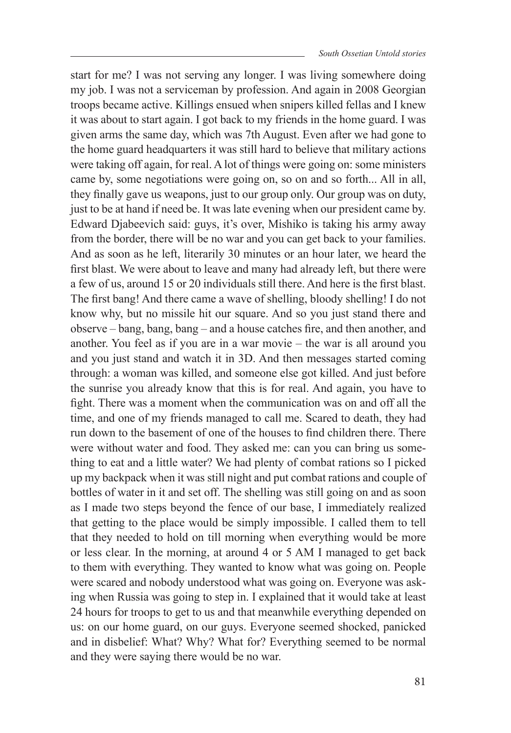start for me? I was not serving any longer. I was living somewhere doing my job. I was not a serviceman by profession. And again in 2008 Georgian troops became active. Killings ensued when snipers killed fellas and I knew it was about to start again. I got back to my friends in the home guard. I was given arms the same day, which was 7th August. Even after we had gone to the home guard headquarters it was still hard to believe that military actions were taking off again, for real. A lot of things were going on: some ministers came by, some negotiations were going on, so on and so forth... All in all, they finally gave us weapons, just to our group only. Our group was on duty, just to be at hand if need be. It was late evening when our president came by. Edward Djabeevich said: guys, it's over, Mishiko is taking his army away from the border, there will be no war and you can get back to your families. And as soon as he left, literarily 30 minutes or an hour later, we heard the first blast. We were about to leave and many had already left, but there were a few of us, around 15 or 20 individuals still there. And here is the first blast. The first bang! And there came a wave of shelling, bloody shelling! I do not know why, but no missile hit our square. And so you just stand there and observe – bang, bang, bang – and a house catches fire, and then another, and another. You feel as if you are in a war movie – the war is all around you and you just stand and watch it in 3D. And then messages started coming through: a woman was killed, and someone else got killed. And just before the sunrise you already know that this is for real. And again, you have to fight. There was a moment when the communication was on and off all the time, and one of my friends managed to call me. Scared to death, they had run down to the basement of one of the houses to find children there. There were without water and food. They asked me: can you can bring us something to eat and a little water? We had plenty of combat rations so I picked up my backpack when it was still night and put combat rations and couple of bottles of water in it and set off. The shelling was still going on and as soon as I made two steps beyond the fence of our base, I immediately realized that getting to the place would be simply impossible. I called them to tell that they needed to hold on till morning when everything would be more or less clear. In the morning, at around 4 or 5 AM I managed to get back to them with everything. They wanted to know what was going on. People were scared and nobody understood what was going on. Everyone was asking when Russia was going to step in. I explained that it would take at least 24 hours for troops to get to us and that meanwhile everything depended on us: on our home guard, on our guys. Everyone seemed shocked, panicked and in disbelief: What? Why? What for? Everything seemed to be normal and they were saying there would be no war.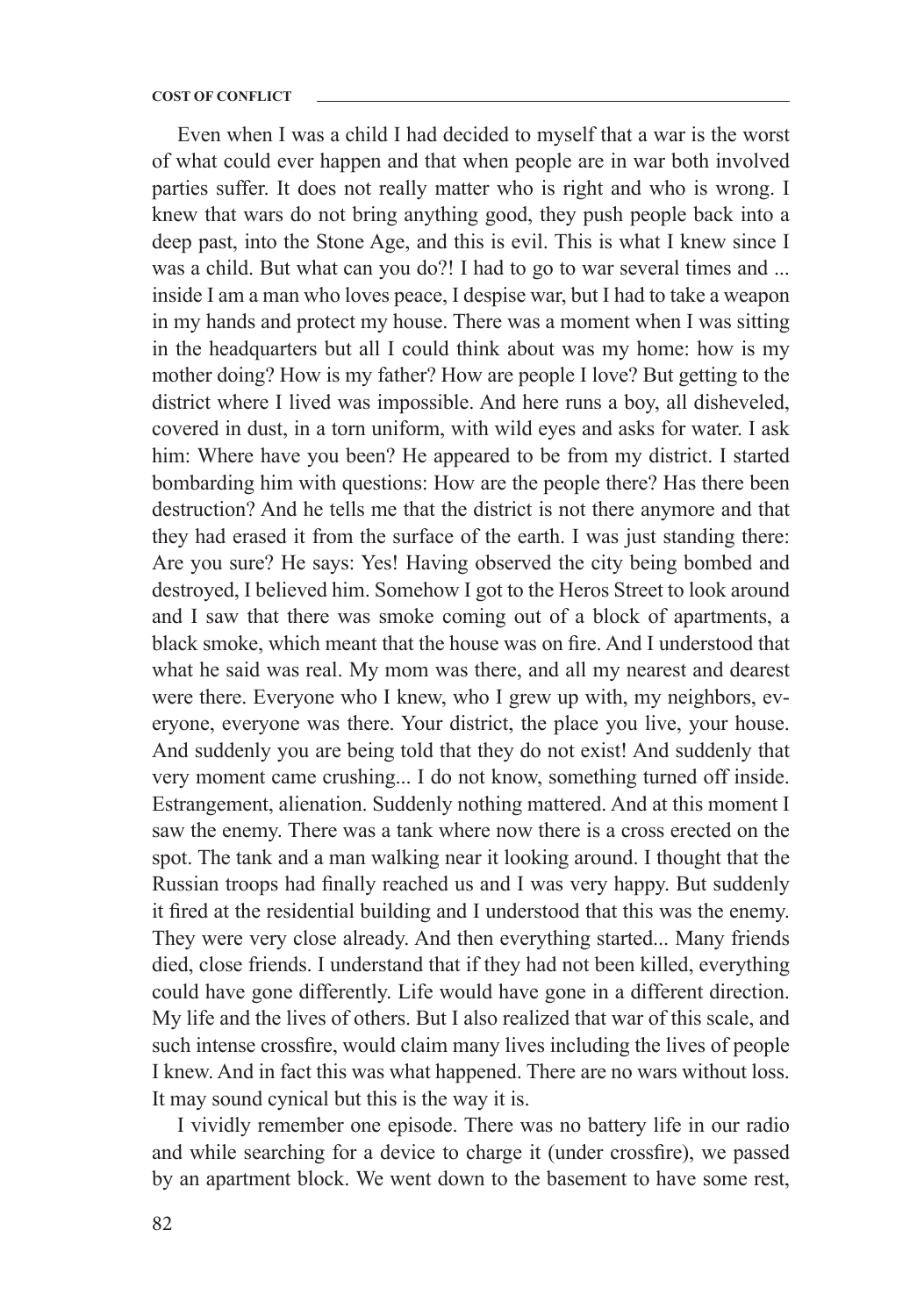Even when I was a child I had decided to myself that a war is the worst of what could ever happen and that when people are in war both involved parties suffer. It does not really matter who is right and who is wrong. I knew that wars do not bring anything good, they push people back into a deep past, into the Stone Age, and this is evil. This is what I knew since I was a child. But what can you do?! I had to go to war several times and ... inside I am a man who loves peace, I despise war, but I had to take a weapon in my hands and protect my house. There was a moment when I was sitting in the headquarters but all I could think about was my home: how is my mother doing? How is my father? How are people I love? But getting to the district where I lived was impossible. And here runs a boy, all disheveled, covered in dust, in a torn uniform, with wild eyes and asks for water. I ask him: Where have you been? He appeared to be from my district. I started bombarding him with questions: How are the people there? Has there been destruction? And he tells me that the district is not there anymore and that they had erased it from the surface of the earth. I was just standing there: Are you sure? He says: Yes! Having observed the city being bombed and destroyed, I believed him. Somehow I got to the Heros Street to look around and I saw that there was smoke coming out of a block of apartments, a black smoke, which meant that the house was on fire. And I understood that what he said was real. My mom was there, and all my nearest and dearest were there. Everyone who I knew, who I grew up with, my neighbors, everyone, everyone was there. Your district, the place you live, your house. And suddenly you are being told that they do not exist! And suddenly that very moment came crushing... I do not know, something turned off inside. Estrangement, alienation. Suddenly nothing mattered. And at this moment I saw the enemy. There was a tank where now there is a cross erected on the spot. The tank and a man walking near it looking around. I thought that the Russian troops had finally reached us and I was very happy. But suddenly it fired at the residential building and I understood that this was the enemy. They were very close already. And then everything started... Many friends died, close friends. I understand that if they had not been killed, everything could have gone differently. Life would have gone in a different direction. My life and the lives of others. But I also realized that war of this scale, and such intense crossfire, would claim many lives including the lives of people I knew. And in fact this was what happened. There are no wars without loss. It may sound cynical but this is the way it is.

I vividly remember one episode. There was no battery life in our radio and while searching for a device to charge it (under crossfire), we passed by an apartment block. We went down to the basement to have some rest,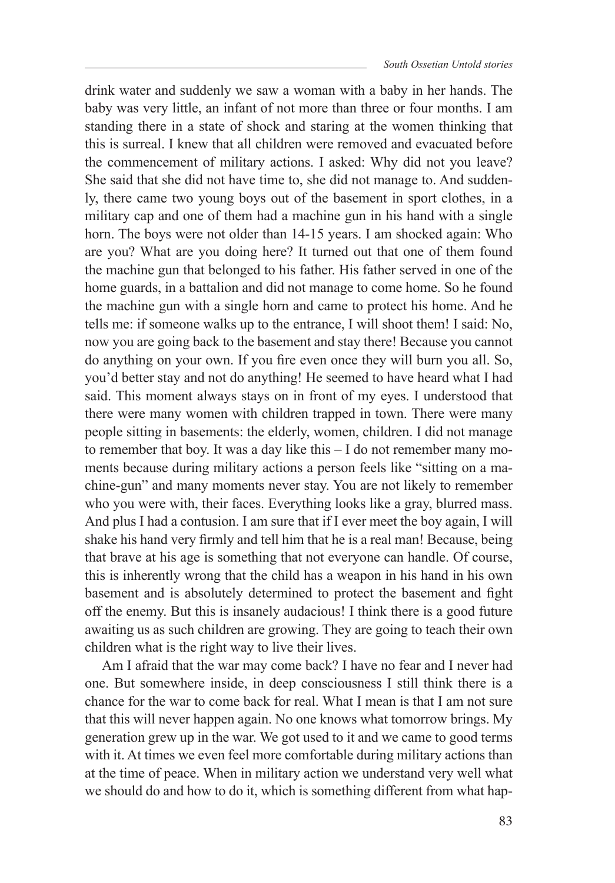drink water and suddenly we saw a woman with a baby in her hands. The baby was very little, an infant of not more than three or four months. I am standing there in a state of shock and staring at the women thinking that this is surreal. I knew that all children were removed and evacuated before the commencement of military actions. I asked: Why did not you leave? She said that she did not have time to, she did not manage to. And suddenly, there came two young boys out of the basement in sport clothes, in a military cap and one of them had a machine gun in his hand with a single horn. The boys were not older than 14-15 years. I am shocked again: Who are you? What are you doing here? It turned out that one of them found the machine gun that belonged to his father. His father served in one of the home guards, in a battalion and did not manage to come home. So he found the machine gun with a single horn and came to protect his home. And he tells me: if someone walks up to the entrance, I will shoot them! I said: No, now you are going back to the basement and stay there! Because you cannot do anything on your own. If you fire even once they will burn you all. So, you'd better stay and not do anything! He seemed to have heard what I had said. This moment always stays on in front of my eyes. I understood that there were many women with children trapped in town. There were many people sitting in basements: the elderly, women, children. I did not manage to remember that boy. It was a day like this – I do not remember many moments because during military actions a person feels like "sitting on a machine-gun" and many moments never stay. You are not likely to remember who you were with, their faces. Everything looks like a gray, blurred mass. And plus I had a contusion. I am sure that if I ever meet the boy again, I will shake his hand very firmly and tell him that he is a real man! Because, being that brave at his age is something that not everyone can handle. Of course, this is inherently wrong that the child has a weapon in his hand in his own basement and is absolutely determined to protect the basement and fight off the enemy. But this is insanely audacious! I think there is a good future awaiting us as such children are growing. They are going to teach their own children what is the right way to live their lives.

Am I afraid that the war may come back? I have no fear and I never had one. But somewhere inside, in deep consciousness I still think there is a chance for the war to come back for real. What I mean is that I am not sure that this will never happen again. No one knows what tomorrow brings. My generation grew up in the war. We got used to it and we came to good terms with it. At times we even feel more comfortable during military actions than at the time of peace. When in military action we understand very well what we should do and how to do it, which is something different from what hap-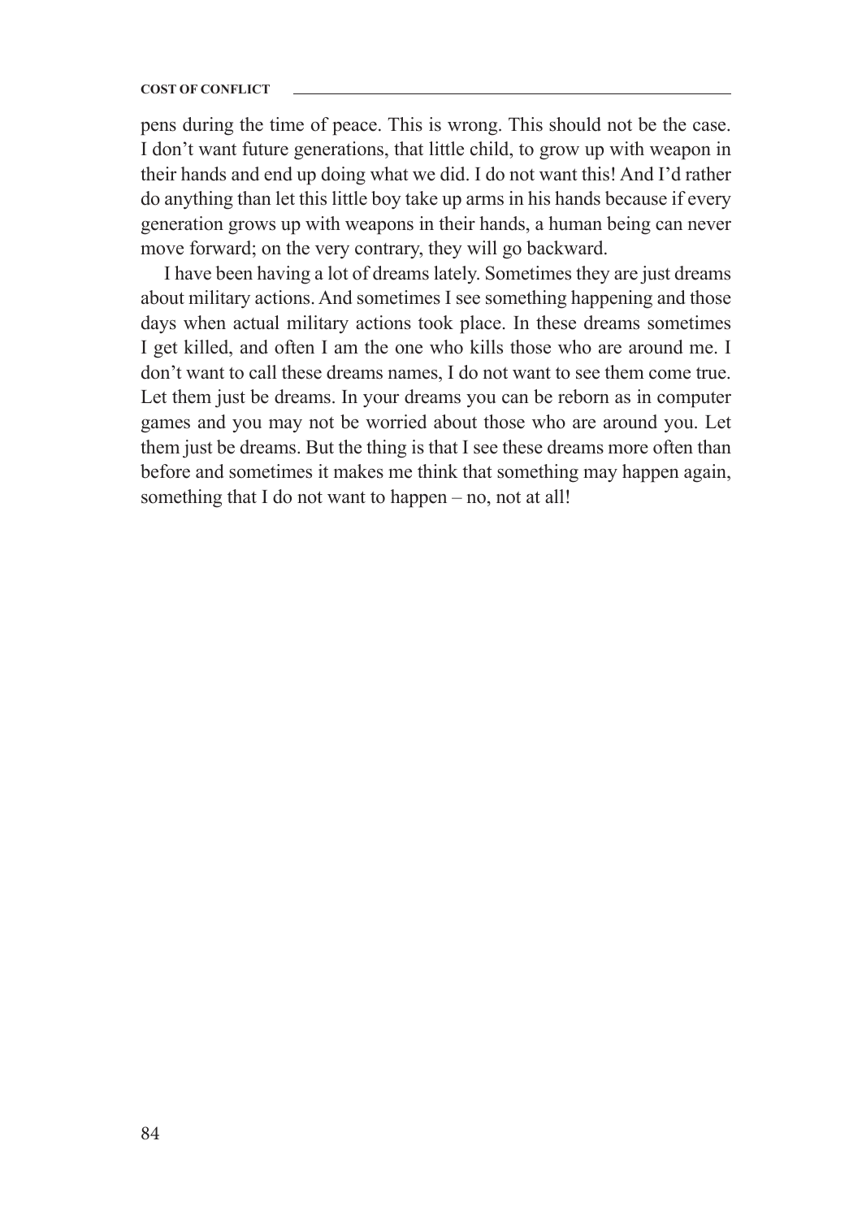pens during the time of peace. This is wrong. This should not be the case. I don't want future generations, that little child, to grow up with weapon in their hands and end up doing what we did. I do not want this! And I'd rather do anything than let this little boy take up arms in his hands because if every generation grows up with weapons in their hands, a human being can never move forward; on the very contrary, they will go backward.

I have been having a lot of dreams lately. Sometimes they are just dreams about military actions. And sometimes I see something happening and those days when actual military actions took place. In these dreams sometimes I get killed, and often I am the one who kills those who are around me. I don't want to call these dreams names, I do not want to see them come true. Let them just be dreams. In your dreams you can be reborn as in computer games and you may not be worried about those who are around you. Let them just be dreams. But the thing is that I see these dreams more often than before and sometimes it makes me think that something may happen again, something that I do not want to happen – no, not at all!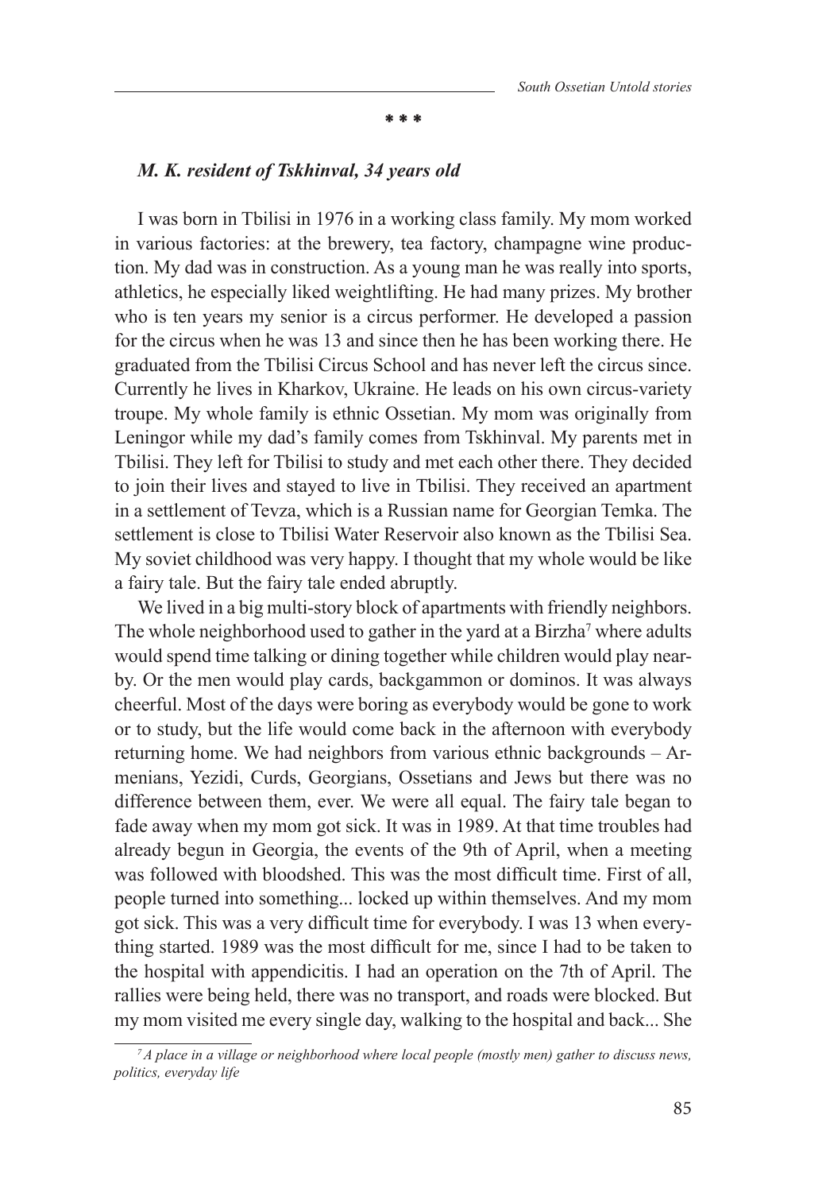\* \* \*

***M. K. resident of Tskhinval, 34 years old***

I was born in Tbilisi in 1976 in a working class family. My mom worked in various factories: at the brewery, tea factory, champagne wine production. My dad was in construction. As a young man he was really into sports, athletics, he especially liked weightlifting. He had many prizes. My brother who is ten years my senior is a circus performer. He developed a passion for the circus when he was 13 and since then he has been working there. He graduated from the Tbilisi Circus School and has never left the circus since. Currently he lives in Kharkov, Ukraine. He leads on his own circus-variety troupe. My whole family is ethnic Ossetian. My mom was originally from Leningor while my dad's family comes from Tskhinval. My parents met in Tbilisi. They left for Tbilisi to study and met each other there. They decided to join their lives and stayed to live in Tbilisi. They received an apartment in a settlement of Tevza, which is a Russian name for Georgian Temka. The settlement is close to Tbilisi Water Reservoir also known as the Tbilisi Sea. My soviet childhood was very happy. I thought that my whole would be like a fairy tale. But the fairy tale ended abruptly.

We lived in a big multi-story block of apartments with friendly neighbors. The whole neighborhood used to gather in the yard at a Birzha[7] where adults would spend time talking or dining together while children would play nearby. Or the men would play cards, backgammon or dominos. It was always cheerful. Most of the days were boring as everybody would be gone to work or to study, but the life would come back in the afternoon with everybody returning home. We had neighbors from various ethnic backgrounds – Armenians, Yezidi, Curds, Georgians, Ossetians and Jews but there was no difference between them, ever. We were all equal. The fairy tale began to fade away when my mom got sick. It was in 1989. At that time troubles had already begun in Georgia, the events of the 9th of April, when a meeting was followed with bloodshed. This was the most difficult time. First of all, people turned into something... locked up within themselves. And my mom got sick. This was a very difficult time for everybody. I was 13 when everything started. 1989 was the most difficult for me, since I had to be taken to the hospital with appendicitis. I had an operation on the 7th of April. The rallies were being held, there was no transport, and roads were blocked. But my mom visited me every single day, walking to the hospital and back... She

[7] *A place in a village or neighborhood where local people (mostly men) gather to discuss news, politics, everyday life*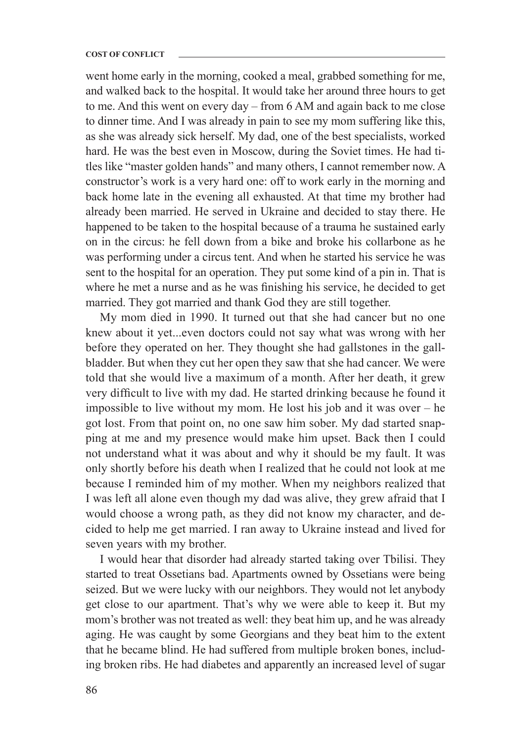went home early in the morning, cooked a meal, grabbed something for me, and walked back to the hospital. It would take her around three hours to get to me. And this went on every day – from 6 AM and again back to me close to dinner time. And I was already in pain to see my mom suffering like this, as she was already sick herself. My dad, one of the best specialists, worked hard. He was the best even in Moscow, during the Soviet times. He had titles like "master golden hands" and many others, I cannot remember now. A constructor's work is a very hard one: off to work early in the morning and back home late in the evening all exhausted. At that time my brother had already been married. He served in Ukraine and decided to stay there. He happened to be taken to the hospital because of a trauma he sustained early on in the circus: he fell down from a bike and broke his collarbone as he was performing under a circus tent. And when he started his service he was sent to the hospital for an operation. They put some kind of a pin in. That is where he met a nurse and as he was finishing his service, he decided to get married. They got married and thank God they are still together.

My mom died in 1990. It turned out that she had cancer but no one knew about it yet...even doctors could not say what was wrong with her before they operated on her. They thought she had gallstones in the gallbladder. But when they cut her open they saw that she had cancer. We were told that she would live a maximum of a month. After her death, it grew very difficult to live with my dad. He started drinking because he found it impossible to live without my mom. He lost his job and it was over – he got lost. From that point on, no one saw him sober. My dad started snapping at me and my presence would make him upset. Back then I could not understand what it was about and why it should be my fault. It was only shortly before his death when I realized that he could not look at me because I reminded him of my mother. When my neighbors realized that I was left all alone even though my dad was alive, they grew afraid that I would choose a wrong path, as they did not know my character, and decided to help me get married. I ran away to Ukraine instead and lived for seven years with my brother.

I would hear that disorder had already started taking over Tbilisi. They started to treat Ossetians bad. Apartments owned by Ossetians were being seized. But we were lucky with our neighbors. They would not let anybody get close to our apartment. That's why we were able to keep it. But my mom's brother was not treated as well: they beat him up, and he was already aging. He was caught by some Georgians and they beat him to the extent that he became blind. He had suffered from multiple broken bones, including broken ribs. He had diabetes and apparently an increased level of sugar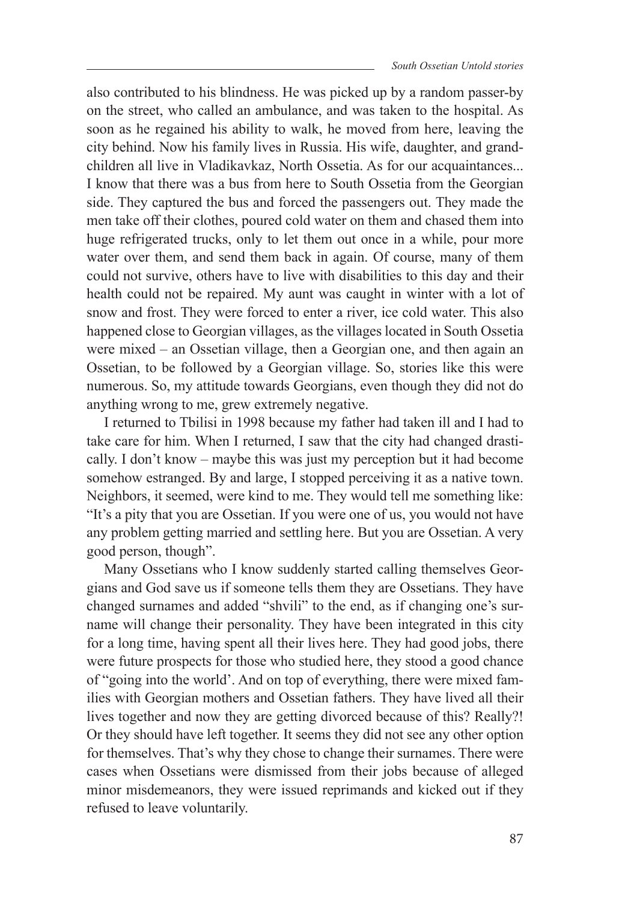also contributed to his blindness. He was picked up by a random passer-by on the street, who called an ambulance, and was taken to the hospital. As soon as he regained his ability to walk, he moved from here, leaving the city behind. Now his family lives in Russia. His wife, daughter, and grandchildren all live in Vladikavkaz, North Ossetia. As for our acquaintances... I know that there was a bus from here to South Ossetia from the Georgian side. They captured the bus and forced the passengers out. They made the men take off their clothes, poured cold water on them and chased them into huge refrigerated trucks, only to let them out once in a while, pour more water over them, and send them back in again. Of course, many of them could not survive, others have to live with disabilities to this day and their health could not be repaired. My aunt was caught in winter with a lot of snow and frost. They were forced to enter a river, ice cold water. This also happened close to Georgian villages, as the villages located in South Ossetia were mixed – an Ossetian village, then a Georgian one, and then again an Ossetian, to be followed by a Georgian village. So, stories like this were numerous. So, my attitude towards Georgians, even though they did not do anything wrong to me, grew extremely negative.

I returned to Tbilisi in 1998 because my father had taken ill and I had to take care for him. When I returned, I saw that the city had changed drastically. I don't know – maybe this was just my perception but it had become somehow estranged. By and large, I stopped perceiving it as a native town. Neighbors, it seemed, were kind to me. They would tell me something like: "It's a pity that you are Ossetian. If you were one of us, you would not have any problem getting married and settling here. But you are Ossetian. A very good person, though".

Many Ossetians who I know suddenly started calling themselves Georgians and God save us if someone tells them they are Ossetians. They have changed surnames and added "shvili" to the end, as if changing one's surname will change their personality. They have been integrated in this city for a long time, having spent all their lives here. They had good jobs, there were future prospects for those who studied here, they stood a good chance of "going into the world'. And on top of everything, there were mixed families with Georgian mothers and Ossetian fathers. They have lived all their lives together and now they are getting divorced because of this? Really?! Or they should have left together. It seems they did not see any other option for themselves. That's why they chose to change their surnames. There were cases when Ossetians were dismissed from their jobs because of alleged minor misdemeanors, they were issued reprimands and kicked out if they refused to leave voluntarily.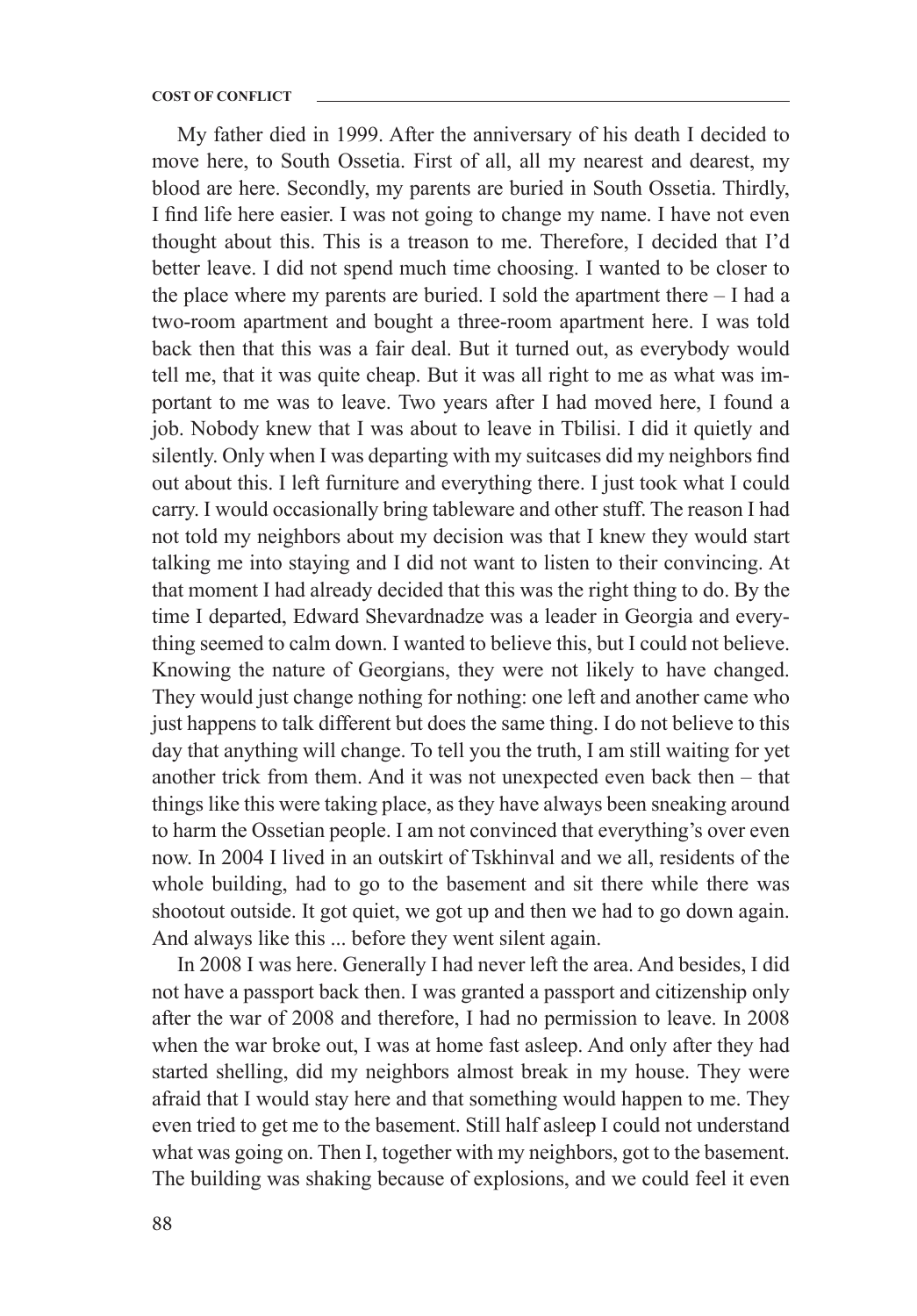My father died in 1999. After the anniversary of his death I decided to move here, to South Ossetia. First of all, all my nearest and dearest, my blood are here. Secondly, my parents are buried in South Ossetia. Thirdly, I find life here easier. I was not going to change my name. I have not even thought about this. This is a treason to me. Therefore, I decided that I'd better leave. I did not spend much time choosing. I wanted to be closer to the place where my parents are buried. I sold the apartment there – I had a two-room apartment and bought a three-room apartment here. I was told back then that this was a fair deal. But it turned out, as everybody would tell me, that it was quite cheap. But it was all right to me as what was important to me was to leave. Two years after I had moved here, I found a job. Nobody knew that I was about to leave in Tbilisi. I did it quietly and silently. Only when I was departing with my suitcases did my neighbors find out about this. I left furniture and everything there. I just took what I could carry. I would occasionally bring tableware and other stuff. The reason I had not told my neighbors about my decision was that I knew they would start talking me into staying and I did not want to listen to their convincing. At that moment I had already decided that this was the right thing to do. By the time I departed, Edward Shevardnadze was a leader in Georgia and everything seemed to calm down. I wanted to believe this, but I could not believe. Knowing the nature of Georgians, they were not likely to have changed. They would just change nothing for nothing: one left and another came who just happens to talk different but does the same thing. I do not believe to this day that anything will change. To tell you the truth, I am still waiting for yet another trick from them. And it was not unexpected even back then – that things like this were taking place, as they have always been sneaking around to harm the Ossetian people. I am not convinced that everything's over even now. In 2004 I lived in an outskirt of Tskhinval and we all, residents of the whole building, had to go to the basement and sit there while there was shootout outside. It got quiet, we got up and then we had to go down again. And always like this ... before they went silent again.

In 2008 I was here. Generally I had never left the area. And besides, I did not have a passport back then. I was granted a passport and citizenship only after the war of 2008 and therefore, I had no permission to leave. In 2008 when the war broke out, I was at home fast asleep. And only after they had started shelling, did my neighbors almost break in my house. They were afraid that I would stay here and that something would happen to me. They even tried to get me to the basement. Still half asleep I could not understand what was going on. Then I, together with my neighbors, got to the basement. The building was shaking because of explosions, and we could feel it even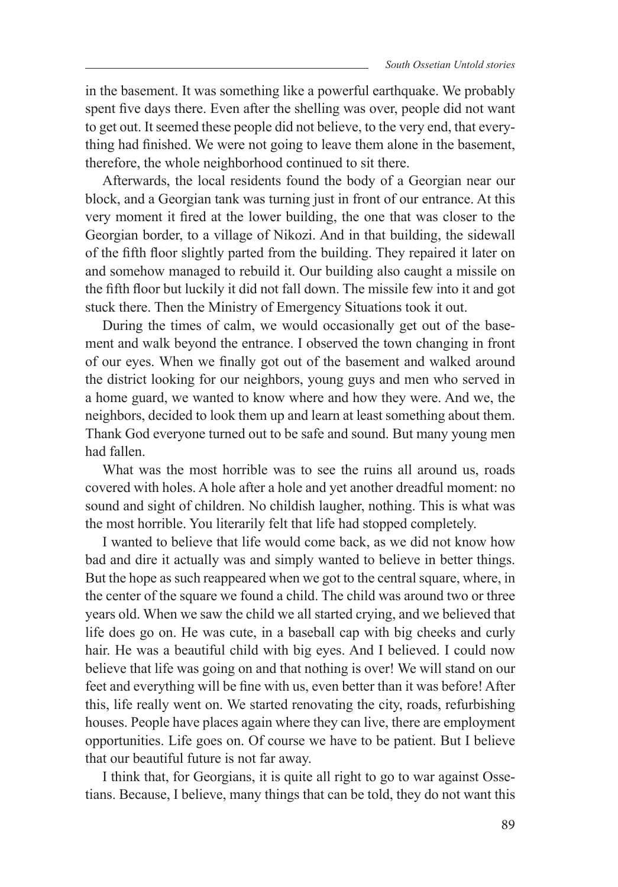in the basement. It was something like a powerful earthquake. We probably spent five days there. Even after the shelling was over, people did not want to get out. It seemed these people did not believe, to the very end, that everything had finished. We were not going to leave them alone in the basement, therefore, the whole neighborhood continued to sit there.

Afterwards, the local residents found the body of a Georgian near our block, and a Georgian tank was turning just in front of our entrance. At this very moment it fired at the lower building, the one that was closer to the Georgian border, to a village of Nikozi. And in that building, the sidewall of the fifth floor slightly parted from the building. They repaired it later on and somehow managed to rebuild it. Our building also caught a missile on the fifth floor but luckily it did not fall down. The missile few into it and got stuck there. Then the Ministry of Emergency Situations took it out.

During the times of calm, we would occasionally get out of the basement and walk beyond the entrance. I observed the town changing in front of our eyes. When we finally got out of the basement and walked around the district looking for our neighbors, young guys and men who served in a home guard, we wanted to know where and how they were. And we, the neighbors, decided to look them up and learn at least something about them. Thank God everyone turned out to be safe and sound. But many young men had fallen.

What was the most horrible was to see the ruins all around us, roads covered with holes. A hole after a hole and yet another dreadful moment: no sound and sight of children. No childish laughter, nothing. This is what was the most horrible. You literarily felt that life had stopped completely.

I wanted to believe that life would come back, as we did not know how bad and dire it actually was and simply wanted to believe in better things. But the hope as such reappeared when we got to the central square, where, in the center of the square we found a child. The child was around two or three years old. When we saw the child we all started crying, and we believed that life does go on. He was cute, in a baseball cap with big cheeks and curly hair. He was a beautiful child with big eyes. And I believed. I could now believe that life was going on and that nothing is over! We will stand on our feet and everything will be fine with us, even better than it was before! After this, life really went on. We started renovating the city, roads, refurbishing houses. People have places again where they can live, there are employment opportunities. Life goes on. Of course we have to be patient. But I believe that our beautiful future is not far away.

I think that, for Georgians, it is quite all right to go to war against Ossetians. Because, I believe, many things that can be told, they do not want this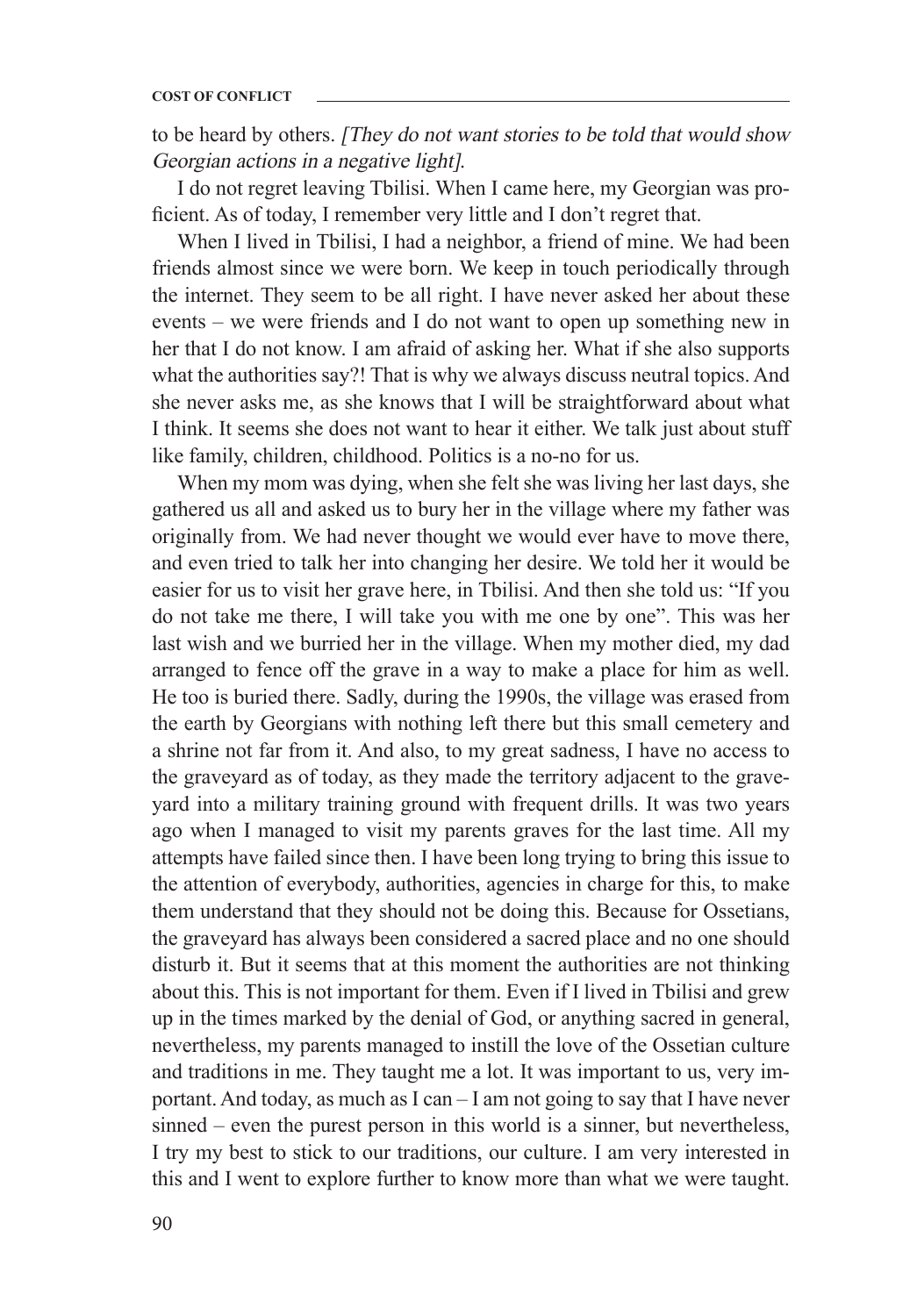to be heard by others. *[They do not want stories to be told that would show Georgian actions in a negative light].*

I do not regret leaving Tbilisi. When I came here, my Georgian was proficient. As of today, I remember very little and I don't regret that.

When I lived in Tbilisi, I had a neighbor, a friend of mine. We had been friends almost since we were born. We keep in touch periodically through the internet. They seem to be all right. I have never asked her about these events – we were friends and I do not want to open up something new in her that I do not know. I am afraid of asking her. What if she also supports what the authorities say?! That is why we always discuss neutral topics. And she never asks me, as she knows that I will be straightforward about what I think. It seems she does not want to hear it either. We talk just about stuff like family, children, childhood. Politics is a no-no for us.

When my mom was dying, when she felt she was living her last days, she gathered us all and asked us to bury her in the village where my father was originally from. We had never thought we would ever have to move there, and even tried to talk her into changing her desire. We told her it would be easier for us to visit her grave here, in Tbilisi. And then she told us: "If you do not take me there, I will take you with me one by one". This was her last wish and we burried her in the village. When my mother died, my dad arranged to fence off the grave in a way to make a place for him as well. He too is buried there. Sadly, during the 1990s, the village was erased from the earth by Georgians with nothing left there but this small cemetery and a shrine not far from it. And also, to my great sadness, I have no access to the graveyard as of today, as they made the territory adjacent to the graveyard into a military training ground with frequent drills. It was two years ago when I managed to visit my parents graves for the last time. All my attempts have failed since then. I have been long trying to bring this issue to the attention of everybody, authorities, agencies in charge for this, to make them understand that they should not be doing this. Because for Ossetians, the graveyard has always been considered a sacred place and no one should disturb it. But it seems that at this moment the authorities are not thinking about this. This is not important for them. Even if I lived in Tbilisi and grew up in the times marked by the denial of God, or anything sacred in general, nevertheless, my parents managed to instill the love of the Ossetian culture and traditions in me. They taught me a lot. It was important to us, very important. And today, as much as I can – I am not going to say that I have never sinned – even the purest person in this world is a sinner, but nevertheless, I try my best to stick to our traditions, our culture. I am very interested in this and I went to explore further to know more than what we were taught.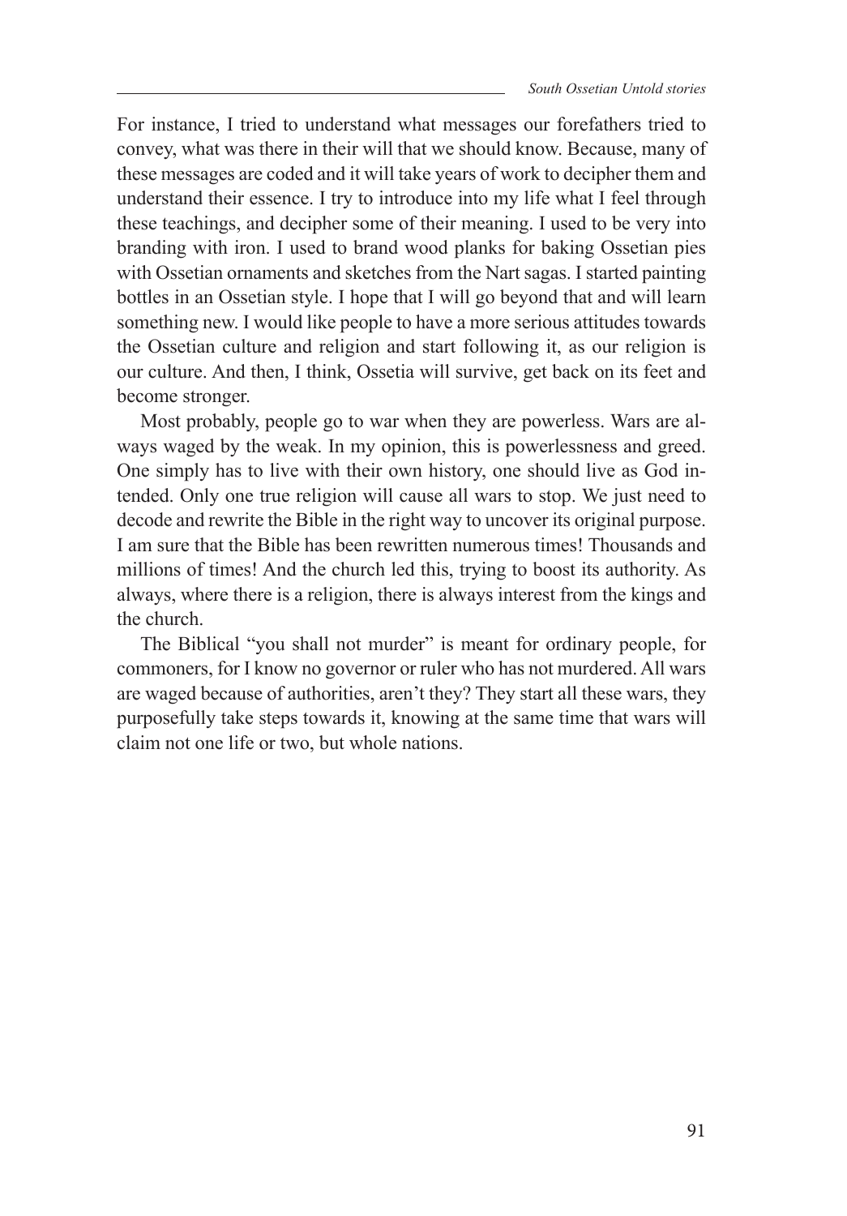For instance, I tried to understand what messages our forefathers tried to convey, what was there in their will that we should know. Because, many of these messages are coded and it will take years of work to decipher them and understand their essence. I try to introduce into my life what I feel through these teachings, and decipher some of their meaning. I used to be very into branding with iron. I used to brand wood planks for baking Ossetian pies with Ossetian ornaments and sketches from the Nart sagas. I started painting bottles in an Ossetian style. I hope that I will go beyond that and will learn something new. I would like people to have a more serious attitudes towards the Ossetian culture and religion and start following it, as our religion is our culture. And then, I think, Ossetia will survive, get back on its feet and become stronger.

Most probably, people go to war when they are powerless. Wars are always waged by the weak. In my opinion, this is powerlessness and greed. One simply has to live with their own history, one should live as God intended. Only one true religion will cause all wars to stop. We just need to decode and rewrite the Bible in the right way to uncover its original purpose. I am sure that the Bible has been rewritten numerous times! Thousands and millions of times! And the church led this, trying to boost its authority. As always, where there is a religion, there is always interest from the kings and the church.

The Biblical "you shall not murder" is meant for ordinary people, for commoners, for I know no governor or ruler who has not murdered. All wars are waged because of authorities, aren't they? They start all these wars, they purposefully take steps towards it, knowing at the same time that wars will claim not one life or two, but whole nations.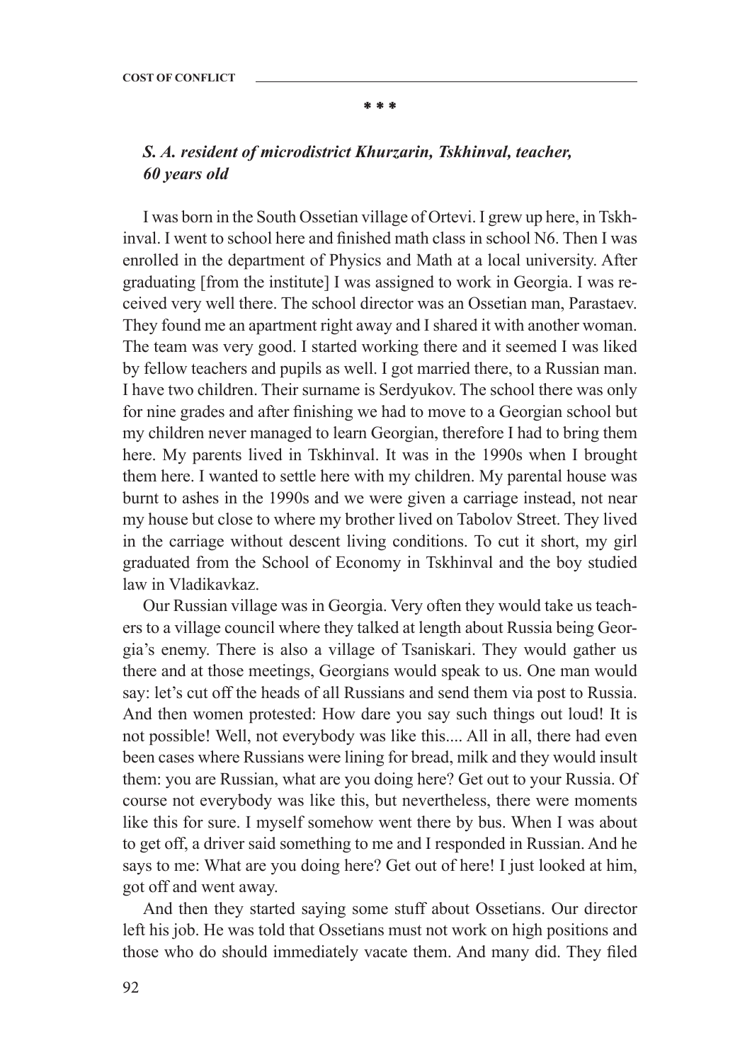\* \* \*

***S. A. resident of microdistrict Khurzarin, Tskhinval, teacher, 60 years old***

I was born in the South Ossetian village of Ortevi. I grew up here, in Tskhinval. I went to school here and finished math class in school N6. Then I was enrolled in the department of Physics and Math at a local university. After graduating [from the institute] I was assigned to work in Georgia. I was received very well there. The school director was an Ossetian man, Parastaev. They found me an apartment right away and I shared it with another woman. The team was very good. I started working there and it seemed I was liked by fellow teachers and pupils as well. I got married there, to a Russian man. I have two children. Their surname is Serdyukov. The school there was only for nine grades and after finishing we had to move to a Georgian school but my children never managed to learn Georgian, therefore I had to bring them here. My parents lived in Tskhinval. It was in the 1990s when I brought them here. I wanted to settle here with my children. My parental house was burnt to ashes in the 1990s and we were given a carriage instead, not near my house but close to where my brother lived on Tabolov Street. They lived in the carriage without descent living conditions. To cut it short, my girl graduated from the School of Economy in Tskhinval and the boy studied law in Vladikavkaz.

Our Russian village was in Georgia. Very often they would take us teachers to a village council where they talked at length about Russia being Georgia's enemy. There is also a village of Tsaniskari. They would gather us there and at those meetings, Georgians would speak to us. One man would say: let's cut off the heads of all Russians and send them via post to Russia. And then women protested: How dare you say such things out loud! It is not possible! Well, not everybody was like this.... All in all, there had even been cases where Russians were lining for bread, milk and they would insult them: you are Russian, what are you doing here? Get out to your Russia. Of course not everybody was like this, but nevertheless, there were moments like this for sure. I myself somehow went there by bus. When I was about to get off, a driver said something to me and I responded in Russian. And he says to me: What are you doing here? Get out of here! I just looked at him, got off and went away.

And then they started saying some stuff about Ossetians. Our director left his job. He was told that Ossetians must not work on high positions and those who do should immediately vacate them. And many did. They filed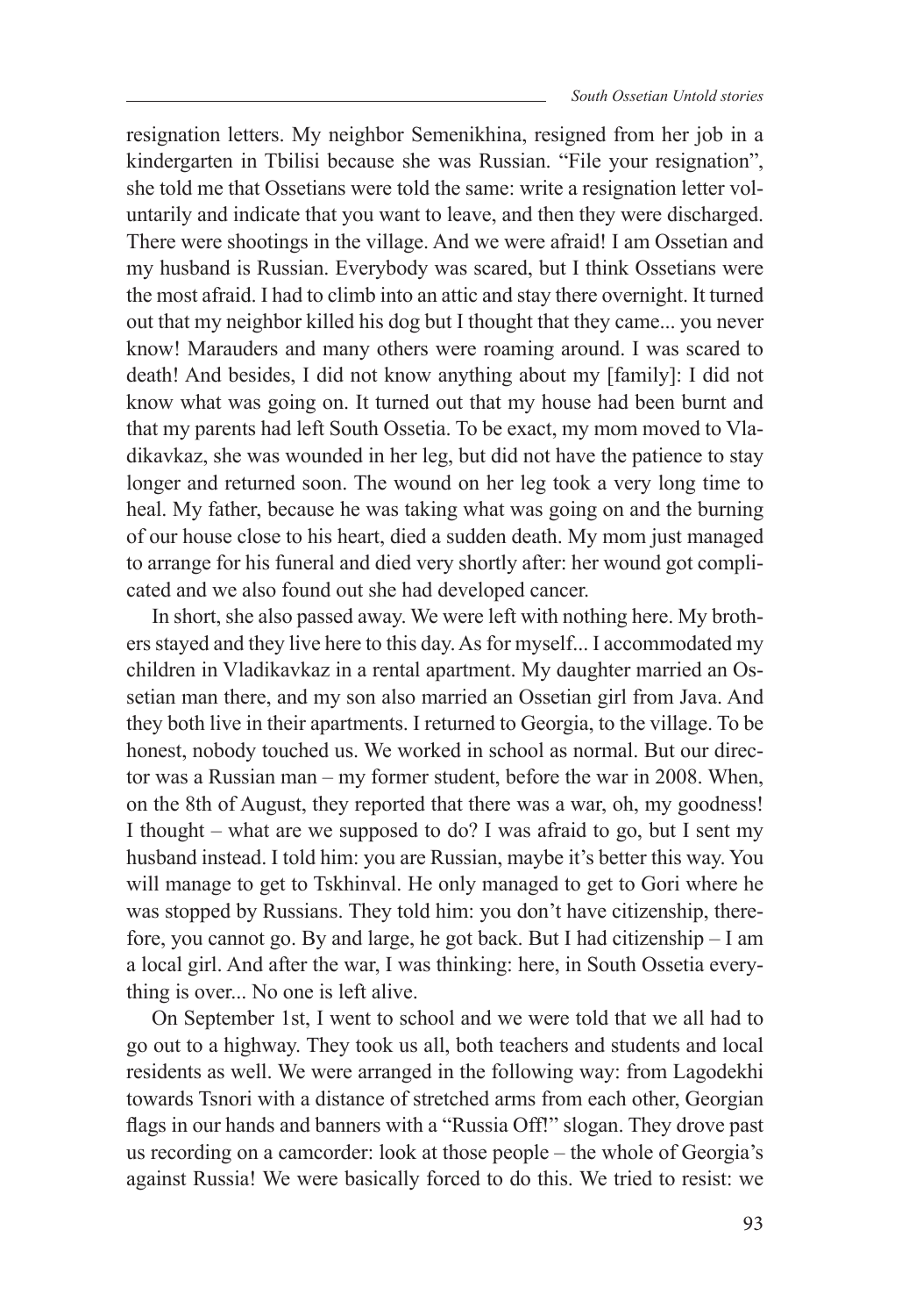resignation letters. My neighbor Semenikhina, resigned from her job in a kindergarten in Tbilisi because she was Russian. "File your resignation", she told me that Ossetians were told the same: write a resignation letter voluntarily and indicate that you want to leave, and then they were discharged. There were shootings in the village. And we were afraid! I am Ossetian and my husband is Russian. Everybody was scared, but I think Ossetians were the most afraid. I had to climb into an attic and stay there overnight. It turned out that my neighbor killed his dog but I thought that they came... you never know! Marauders and many others were roaming around. I was scared to death! And besides, I did not know anything about my [family]: I did not know what was going on. It turned out that my house had been burnt and that my parents had left South Ossetia. To be exact, my mom moved to Vladikavkaz, she was wounded in her leg, but did not have the patience to stay longer and returned soon. The wound on her leg took a very long time to heal. My father, because he was taking what was going on and the burning of our house close to his heart, died a sudden death. My mom just managed to arrange for his funeral and died very shortly after: her wound got complicated and we also found out she had developed cancer.

In short, she also passed away. We were left with nothing here. My brothers stayed and they live here to this day. As for myself... I accommodated my children in Vladikavkaz in a rental apartment. My daughter married an Ossetian man there, and my son also married an Ossetian girl from Java. And they both live in their apartments. I returned to Georgia, to the village. To be honest, nobody touched us. We worked in school as normal. But our director was a Russian man – my former student, before the war in 2008. When, on the 8th of August, they reported that there was a war, oh, my goodness! I thought – what are we supposed to do? I was afraid to go, but I sent my husband instead. I told him: you are Russian, maybe it's better this way. You will manage to get to Tskhinval. He only managed to get to Gori where he was stopped by Russians. They told him: you don't have citizenship, therefore, you cannot go. By and large, he got back. But I had citizenship – I am a local girl. And after the war, I was thinking: here, in South Ossetia everything is over... No one is left alive.

On September 1st, I went to school and we were told that we all had to go out to a highway. They took us all, both teachers and students and local residents as well. We were arranged in the following way: from Lagodekhi towards Tsnori with a distance of stretched arms from each other, Georgian flags in our hands and banners with a "Russia Off!" slogan. They drove past us recording on a camcorder: look at those people – the whole of Georgia's against Russia! We were basically forced to do this. We tried to resist: we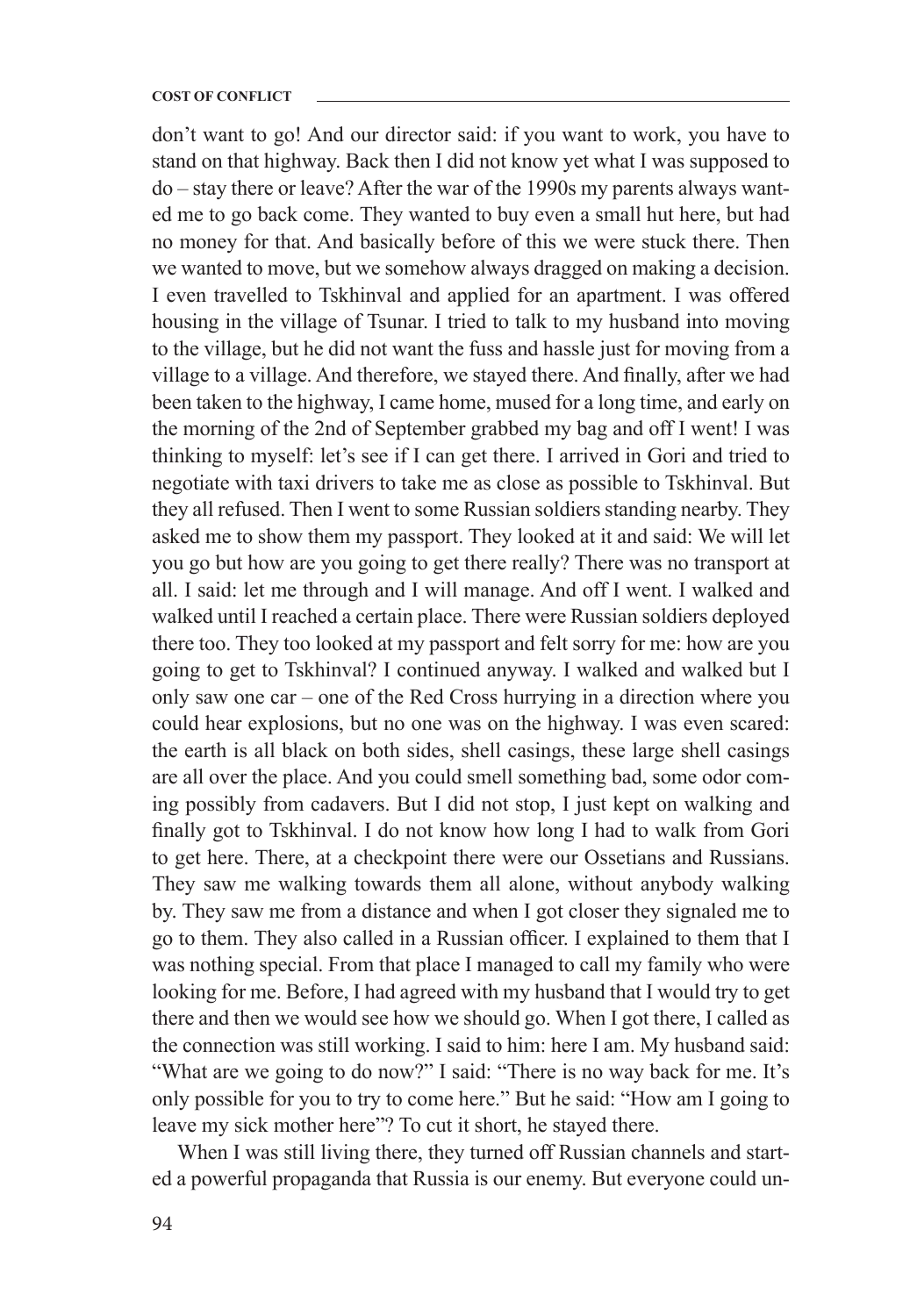don't want to go! And our director said: if you want to work, you have to stand on that highway. Back then I did not know yet what I was supposed to do – stay there or leave? After the war of the 1990s my parents always wanted me to go back come. They wanted to buy even a small hut here, but had no money for that. And basically before of this we were stuck there. Then we wanted to move, but we somehow always dragged on making a decision. I even travelled to Tskhinval and applied for an apartment. I was offered housing in the village of Tsunar. I tried to talk to my husband into moving to the village, but he did not want the fuss and hassle just for moving from a village to a village. And therefore, we stayed there. And finally, after we had been taken to the highway, I came home, mused for a long time, and early on the morning of the 2nd of September grabbed my bag and off I went! I was thinking to myself: let's see if I can get there. I arrived in Gori and tried to negotiate with taxi drivers to take me as close as possible to Tskhinval. But they all refused. Then I went to some Russian soldiers standing nearby. They asked me to show them my passport. They looked at it and said: We will let you go but how are you going to get there really? There was no transport at all. I said: let me through and I will manage. And off I went. I walked and walked until I reached a certain place. There were Russian soldiers deployed there too. They too looked at my passport and felt sorry for me: how are you going to get to Tskhinval? I continued anyway. I walked and walked but I only saw one car – one of the Red Cross hurrying in a direction where you could hear explosions, but no one was on the highway. I was even scared: the earth is all black on both sides, shell casings, these large shell casings are all over the place. And you could smell something bad, some odor coming possibly from cadavers. But I did not stop, I just kept on walking and finally got to Tskhinval. I do not know how long I had to walk from Gori to get here. There, at a checkpoint there were our Ossetians and Russians. They saw me walking towards them all alone, without anybody walking by. They saw me from a distance and when I got closer they signaled me to go to them. They also called in a Russian officer. I explained to them that I was nothing special. From that place I managed to call my family who were looking for me. Before, I had agreed with my husband that I would try to get there and then we would see how we should go. When I got there, I called as the connection was still working. I said to him: here I am. My husband said: "What are we going to do now?" I said: "There is no way back for me. It's only possible for you to try to come here." But he said: "How am I going to leave my sick mother here"? To cut it short, he stayed there.

When I was still living there, they turned off Russian channels and started a powerful propaganda that Russia is our enemy. But everyone could un-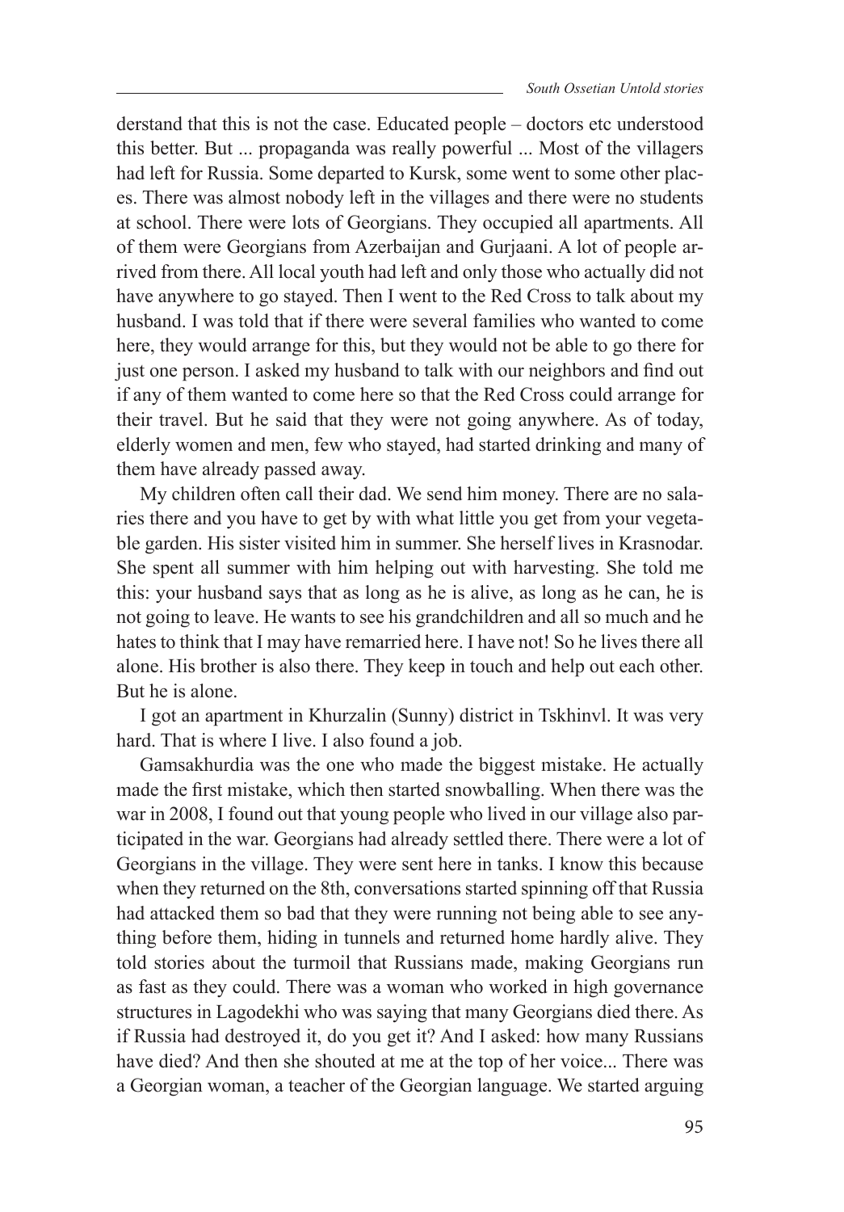derstand that this is not the case. Educated people – doctors etc understood this better. But ... propaganda was really powerful ... Most of the villagers had left for Russia. Some departed to Kursk, some went to some other places. There was almost nobody left in the villages and there were no students at school. There were lots of Georgians. They occupied all apartments. All of them were Georgians from Azerbaijan and Gurjaani. A lot of people arrived from there. All local youth had left and only those who actually did not have anywhere to go stayed. Then I went to the Red Cross to talk about my husband. I was told that if there were several families who wanted to come here, they would arrange for this, but they would not be able to go there for just one person. I asked my husband to talk with our neighbors and find out if any of them wanted to come here so that the Red Cross could arrange for their travel. But he said that they were not going anywhere. As of today, elderly women and men, few who stayed, had started drinking and many of them have already passed away.

My children often call their dad. We send him money. There are no salaries there and you have to get by with what little you get from your vegetable garden. His sister visited him in summer. She herself lives in Krasnodar. She spent all summer with him helping out with harvesting. She told me this: your husband says that as long as he is alive, as long as he can, he is not going to leave. He wants to see his grandchildren and all so much and he hates to think that I may have remarried here. I have not! So he lives there all alone. His brother is also there. They keep in touch and help out each other. But he is alone.

I got an apartment in Khurzalin (Sunny) district in Tskhinvl. It was very hard. That is where I live. I also found a job.

Gamsakhurdia was the one who made the biggest mistake. He actually made the first mistake, which then started snowballing. When there was the war in 2008, I found out that young people who lived in our village also participated in the war. Georgians had already settled there. There were a lot of Georgians in the village. They were sent here in tanks. I know this because when they returned on the 8th, conversations started spinning off that Russia had attacked them so bad that they were running not being able to see anything before them, hiding in tunnels and returned home hardly alive. They told stories about the turmoil that Russians made, making Georgians run as fast as they could. There was a woman who worked in high governance structures in Lagodekhi who was saying that many Georgians died there. As if Russia had destroyed it, do you get it? And I asked: how many Russians have died? And then she shouted at me at the top of her voice... There was a Georgian woman, a teacher of the Georgian language. We started arguing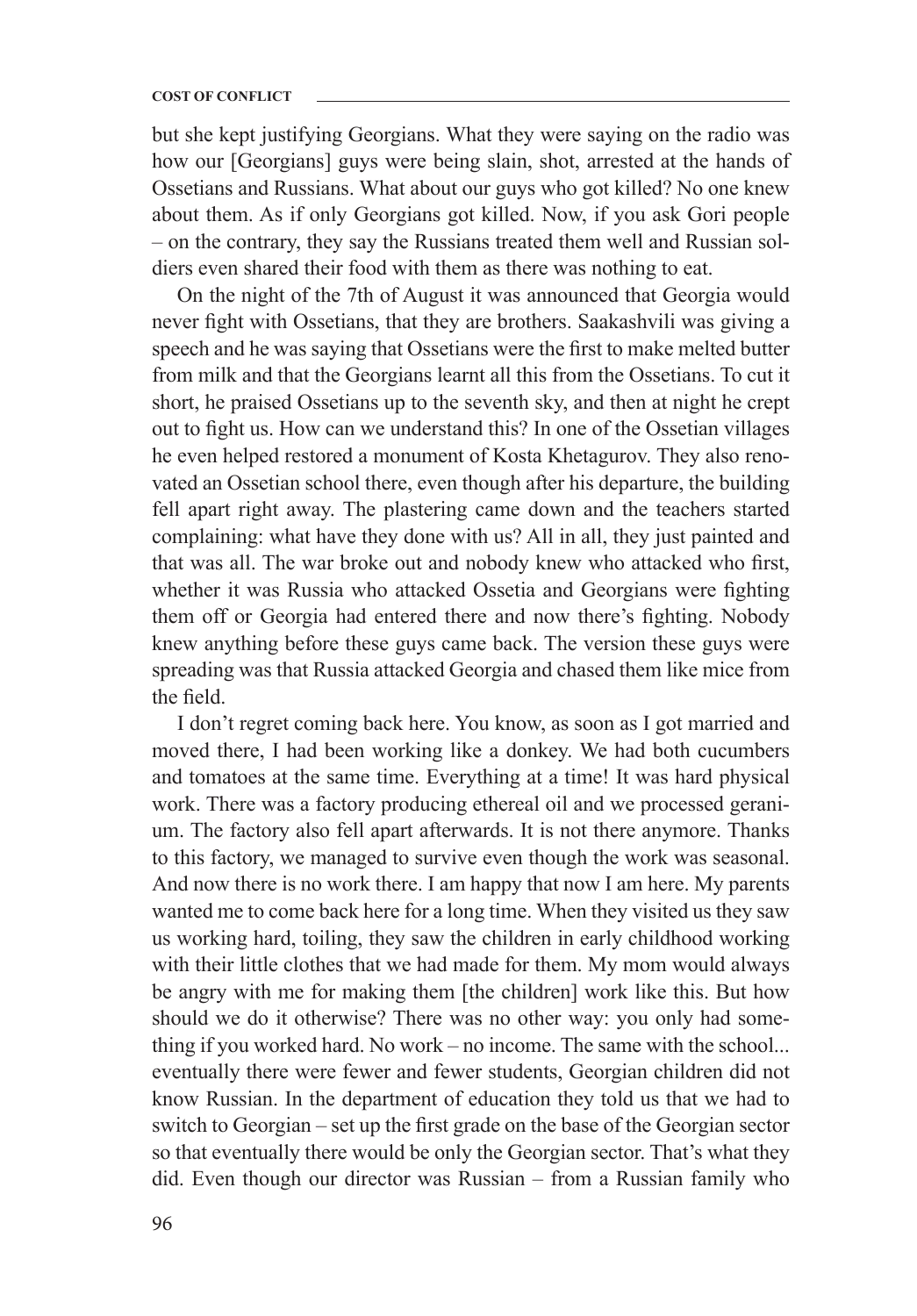but she kept justifying Georgians. What they were saying on the radio was how our [Georgians] guys were being slain, shot, arrested at the hands of Ossetians and Russians. What about our guys who got killed? No one knew about them. As if only Georgians got killed. Now, if you ask Gori people – on the contrary, they say the Russians treated them well and Russian soldiers even shared their food with them as there was nothing to eat.

On the night of the 7th of August it was announced that Georgia would never fight with Ossetians, that they are brothers. Saakashvili was giving a speech and he was saying that Ossetians were the first to make melted butter from milk and that the Georgians learnt all this from the Ossetians. To cut it short, he praised Ossetians up to the seventh sky, and then at night he crept out to fight us. How can we understand this? In one of the Ossetian villages he even helped restored a monument of Kosta Khetagurov. They also renovated an Ossetian school there, even though after his departure, the building fell apart right away. The plastering came down and the teachers started complaining: what have they done with us? All in all, they just painted and that was all. The war broke out and nobody knew who attacked who first, whether it was Russia who attacked Ossetia and Georgians were fighting them off or Georgia had entered there and now there's fighting. Nobody knew anything before these guys came back. The version these guys were spreading was that Russia attacked Georgia and chased them like mice from the field.

I don't regret coming back here. You know, as soon as I got married and moved there, I had been working like a donkey. We had both cucumbers and tomatoes at the same time. Everything at a time! It was hard physical work. There was a factory producing ethereal oil and we processed geranium. The factory also fell apart afterwards. It is not there anymore. Thanks to this factory, we managed to survive even though the work was seasonal. And now there is no work there. I am happy that now I am here. My parents wanted me to come back here for a long time. When they visited us they saw us working hard, toiling, they saw the children in early childhood working with their little clothes that we had made for them. My mom would always be angry with me for making them [the children] work like this. But how should we do it otherwise? There was no other way: you only had something if you worked hard. No work – no income. The same with the school... eventually there were fewer and fewer students, Georgian children did not know Russian. In the department of education they told us that we had to switch to Georgian – set up the first grade on the base of the Georgian sector so that eventually there would be only the Georgian sector. That's what they did. Even though our director was Russian – from a Russian family who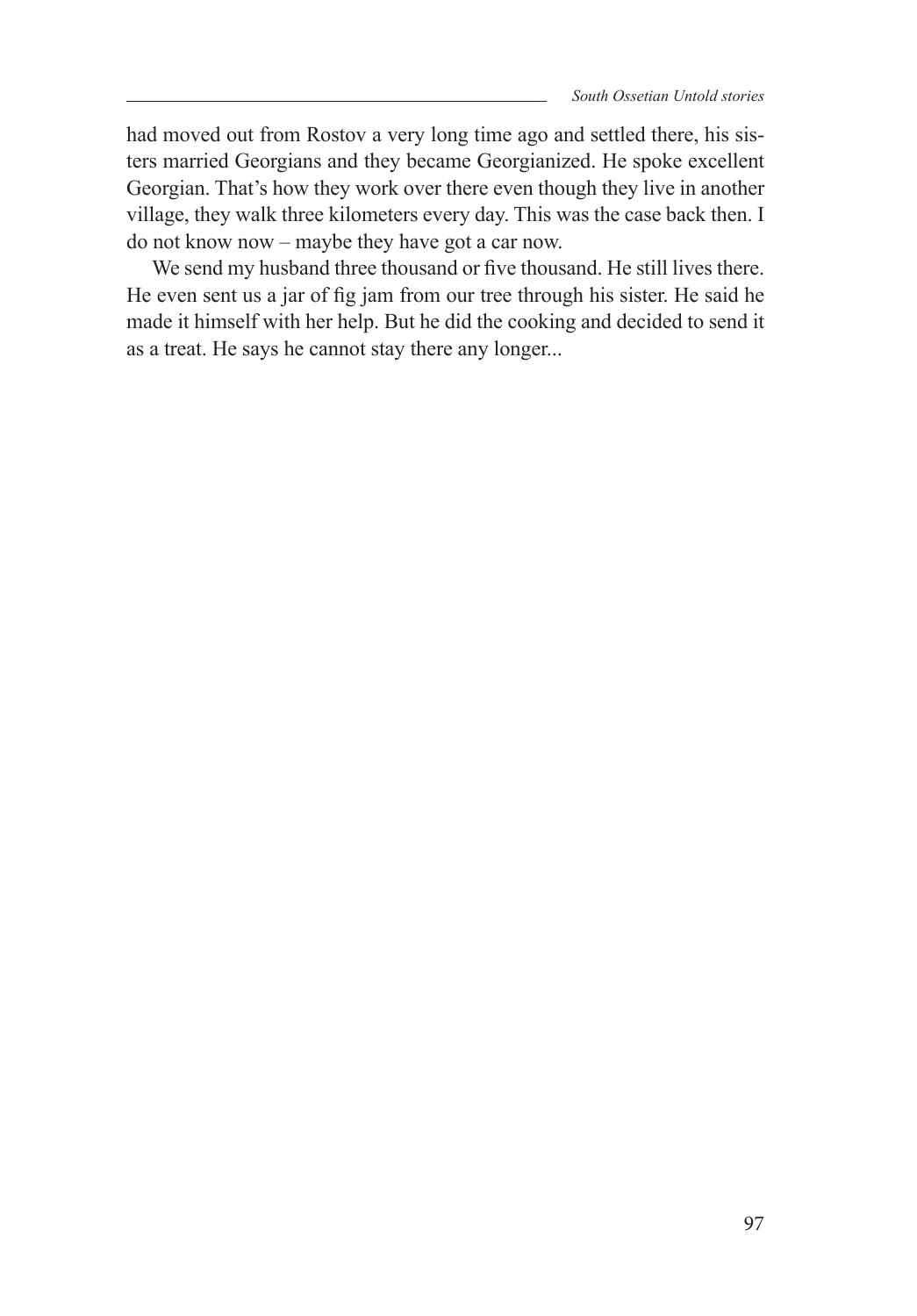had moved out from Rostov a very long time ago and settled there, his sisters married Georgians and they became Georgianized. He spoke excellent Georgian. That's how they work over there even though they live in another village, they walk three kilometers every day. This was the case back then. I do not know now – maybe they have got a car now.

We send my husband three thousand or five thousand. He still lives there. He even sent us a jar of fig jam from our tree through his sister. He said he made it himself with her help. But he did the cooking and decided to send it as a treat. He says he cannot stay there any longer...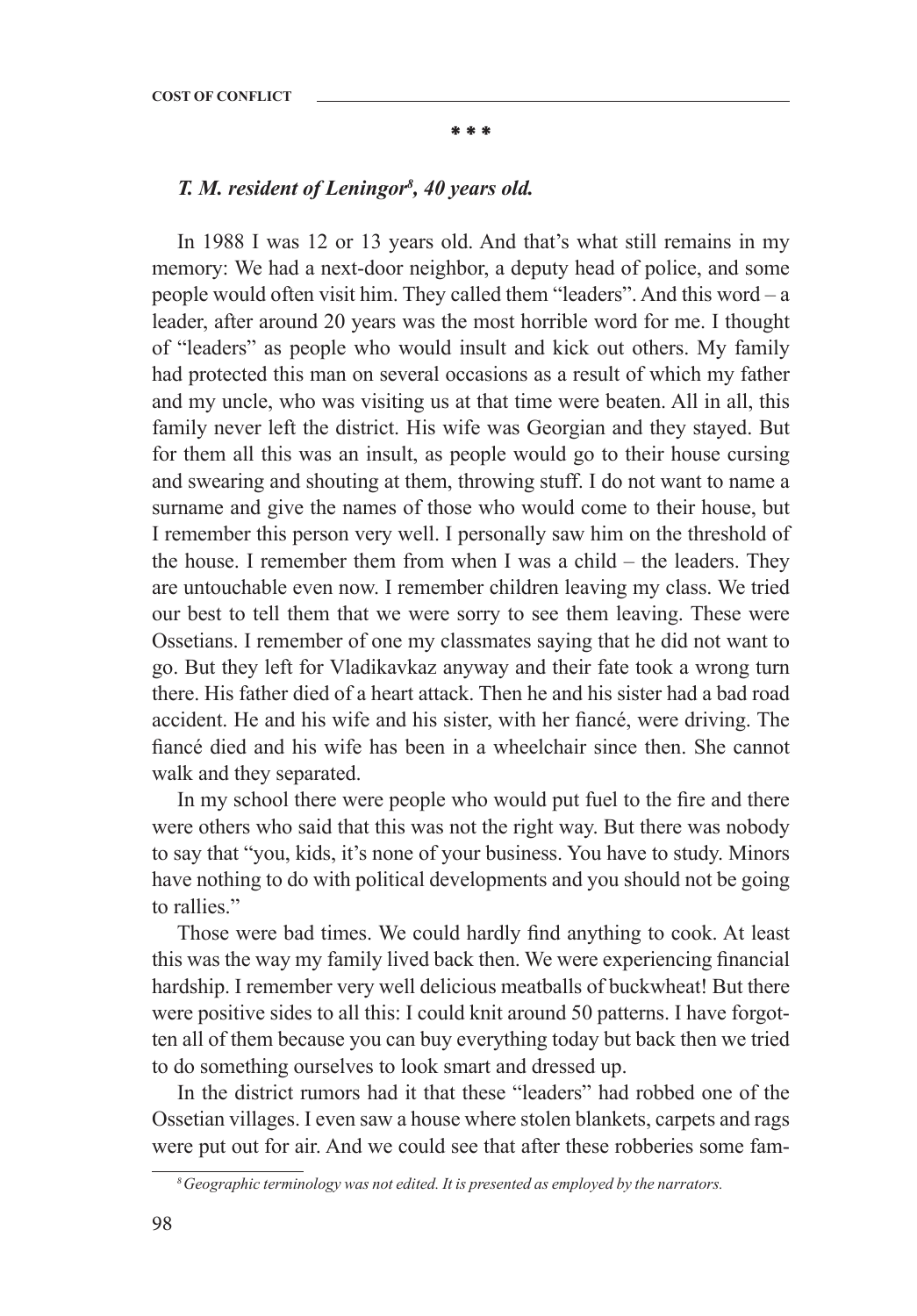\* \* \*

***T. M. resident of Leningor[8], 40 years old.***

In 1988 I was 12 or 13 years old. And that's what still remains in my memory: We had a next-door neighbor, a deputy head of police, and some people would often visit him. They called them "leaders". And this word – a leader, after around 20 years was the most horrible word for me. I thought of "leaders" as people who would insult and kick out others. My family had protected this man on several occasions as a result of which my father and my uncle, who was visiting us at that time were beaten. All in all, this family never left the district. His wife was Georgian and they stayed. But for them all this was an insult, as people would go to their house cursing and swearing and shouting at them, throwing stuff. I do not want to name a surname and give the names of those who would come to their house, but I remember this person very well. I personally saw him on the threshold of the house. I remember them from when I was a child – the leaders. They are untouchable even now. I remember children leaving my class. We tried our best to tell them that we were sorry to see them leaving. These were Ossetians. I remember of one my classmates saying that he did not want to go. But they left for Vladikavkaz anyway and their fate took a wrong turn there. His father died of a heart attack. Then he and his sister had a bad road accident. He and his wife and his sister, with her fiancé, were driving. The fiancé died and his wife has been in a wheelchair since then. She cannot walk and they separated.

In my school there were people who would put fuel to the fire and there were others who said that this was not the right way. But there was nobody to say that "you, kids, it's none of your business. You have to study. Minors have nothing to do with political developments and you should not be going to rallies."

Those were bad times. We could hardly find anything to cook. At least this was the way my family lived back then. We were experiencing financial hardship. I remember very well delicious meatballs of buckwheat! But there were positive sides to all this: I could knit around 50 patterns. I have forgotten all of them because you can buy everything today but back then we tried to do something ourselves to look smart and dressed up.

In the district rumors had it that these "leaders" had robbed one of the Ossetian villages. I even saw a house where stolen blankets, carpets and rags were put out for air. And we could see that after these robberies some fam-

[8] *Geographic terminology was not edited. It is presented as employed by the narrators.*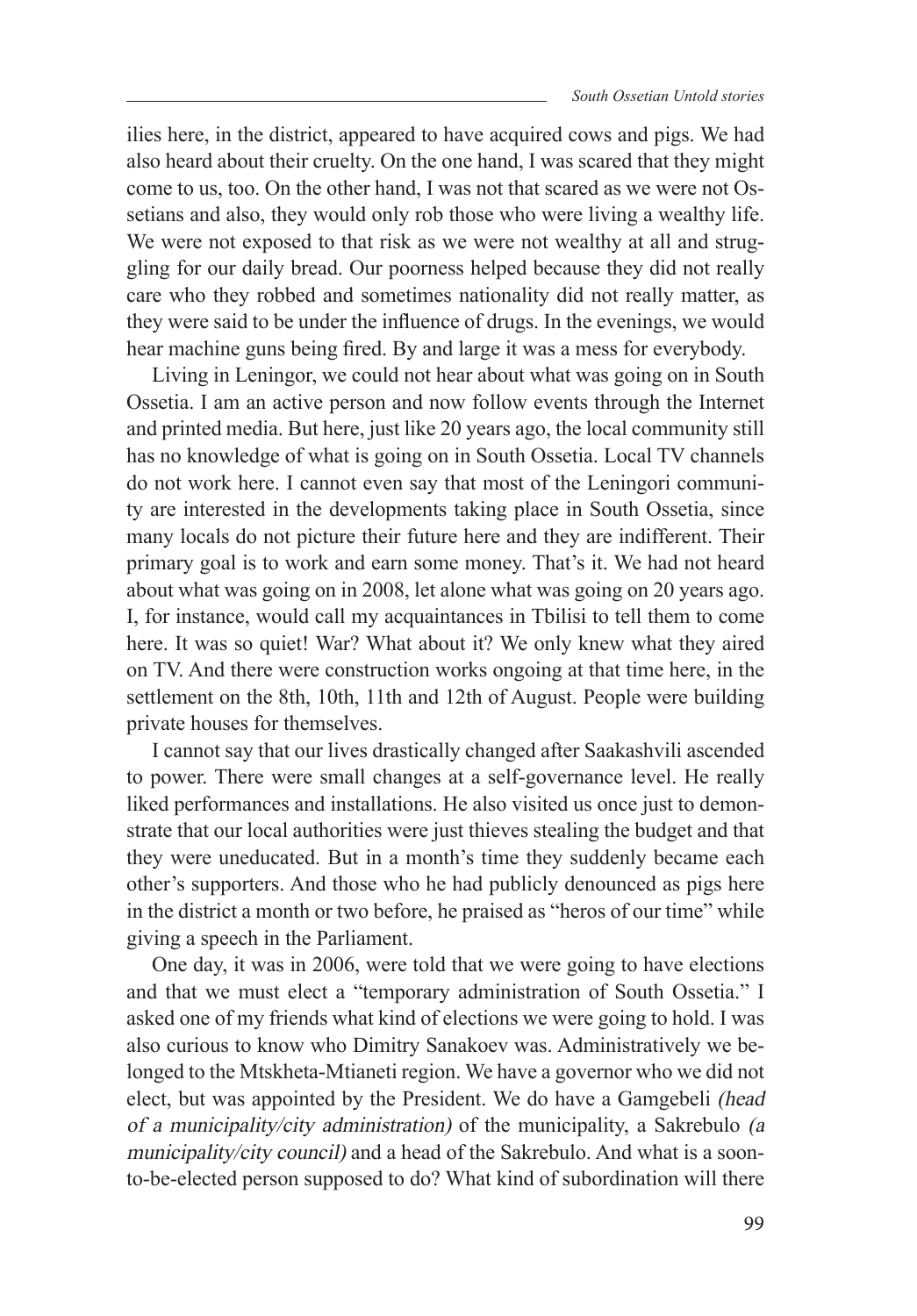ilies here, in the district, appeared to have acquired cows and pigs. We had also heard about their cruelty. On the one hand, I was scared that they might come to us, too. On the other hand, I was not that scared as we were not Ossetians and also, they would only rob those who were living a wealthy life. We were not exposed to that risk as we were not wealthy at all and struggling for our daily bread. Our poorness helped because they did not really care who they robbed and sometimes nationality did not really matter, as they were said to be under the influence of drugs. In the evenings, we would hear machine guns being fired. By and large it was a mess for everybody.

Living in Leningor, we could not hear about what was going on in South Ossetia. I am an active person and now follow events through the Internet and printed media. But here, just like 20 years ago, the local community still has no knowledge of what is going on in South Ossetia. Local TV channels do not work here. I cannot even say that most of the Leningori community are interested in the developments taking place in South Ossetia, since many locals do not picture their future here and they are indifferent. Their primary goal is to work and earn some money. That's it. We had not heard about what was going on in 2008, let alone what was going on 20 years ago. I, for instance, would call my acquaintances in Tbilisi to tell them to come here. It was so quiet! War? What about it? We only knew what they aired on TV. And there were construction works ongoing at that time here, in the settlement on the 8th, 10th, 11th and 12th of August. People were building private houses for themselves.

I cannot say that our lives drastically changed after Saakashvili ascended to power. There were small changes at a self-governance level. He really liked performances and installations. He also visited us once just to demonstrate that our local authorities were just thieves stealing the budget and that they were uneducated. But in a month's time they suddenly became each other's supporters. And those who he had publicly denounced as pigs here in the district a month or two before, he praised as "heros of our time" while giving a speech in the Parliament.

One day, it was in 2006, were told that we were going to have elections and that we must elect a "temporary administration of South Ossetia." I asked one of my friends what kind of elections we were going to hold. I was also curious to know who Dimitry Sanakoev was. Administratively we belonged to the Mtskheta-Mtianeti region. We have a governor who we did not elect, but was appointed by the President. We do have a Gamgebeli *(head of a municipality/city administration)* of the municipality, a Sakrebulo *(a municipality/city council)* and a head of the Sakrebulo. And what is a soon-to-be-elected person supposed to do? What kind of subordination will there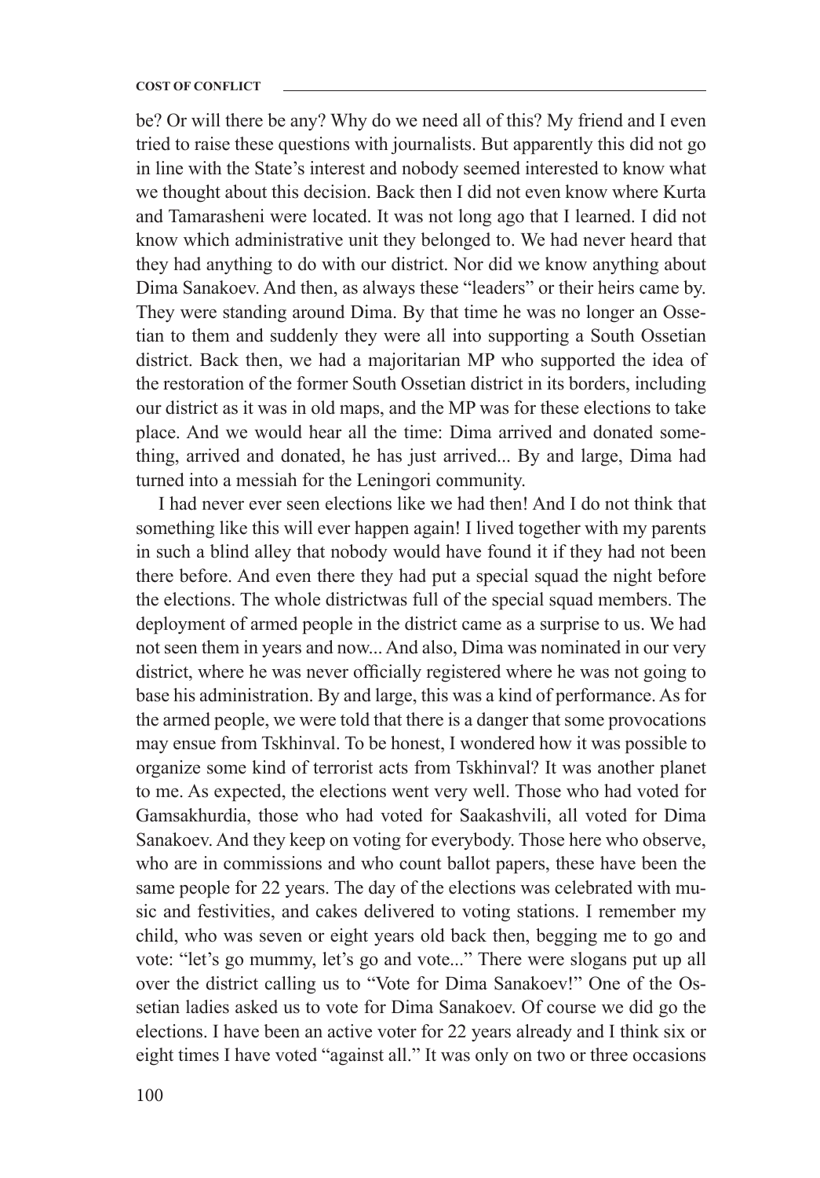be? Or will there be any? Why do we need all of this? My friend and I even tried to raise these questions with journalists. But apparently this did not go in line with the State's interest and nobody seemed interested to know what we thought about this decision. Back then I did not even know where Kurta and Tamarasheni were located. It was not long ago that I learned. I did not know which administrative unit they belonged to. We had never heard that they had anything to do with our district. Nor did we know anything about Dima Sanakoev. And then, as always these "leaders" or their heirs came by. They were standing around Dima. By that time he was no longer an Ossetian to them and suddenly they were all into supporting a South Ossetian district. Back then, we had a majoritarian MP who supported the idea of the restoration of the former South Ossetian district in its borders, including our district as it was in old maps, and the MP was for these elections to take place. And we would hear all the time: Dima arrived and donated something, arrived and donated, he has just arrived... By and large, Dima had turned into a messiah for the Leningori community.

I had never ever seen elections like we had then! And I do not think that something like this will ever happen again! I lived together with my parents in such a blind alley that nobody would have found it if they had not been there before. And even there they had put a special squad the night before the elections. The whole districtwas full of the special squad members. The deployment of armed people in the district came as a surprise to us. We had not seen them in years and now... And also, Dima was nominated in our very district, where he was never officially registered where he was not going to base his administration. By and large, this was a kind of performance. As for the armed people, we were told that there is a danger that some provocations may ensue from Tskhinval. To be honest, I wondered how it was possible to organize some kind of terrorist acts from Tskhinval? It was another planet to me. As expected, the elections went very well. Those who had voted for Gamsakhurdia, those who had voted for Saakashvili, all voted for Dima Sanakoev. And they keep on voting for everybody. Those here who observe, who are in commissions and who count ballot papers, these have been the same people for 22 years. The day of the elections was celebrated with music and festivities, and cakes delivered to voting stations. I remember my child, who was seven or eight years old back then, begging me to go and vote: "let's go mummy, let's go and vote..." There were slogans put up all over the district calling us to "Vote for Dima Sanakoev!" One of the Ossetian ladies asked us to vote for Dima Sanakoev. Of course we did go the elections. I have been an active voter for 22 years already and I think six or eight times I have voted "against all." It was only on two or three occasions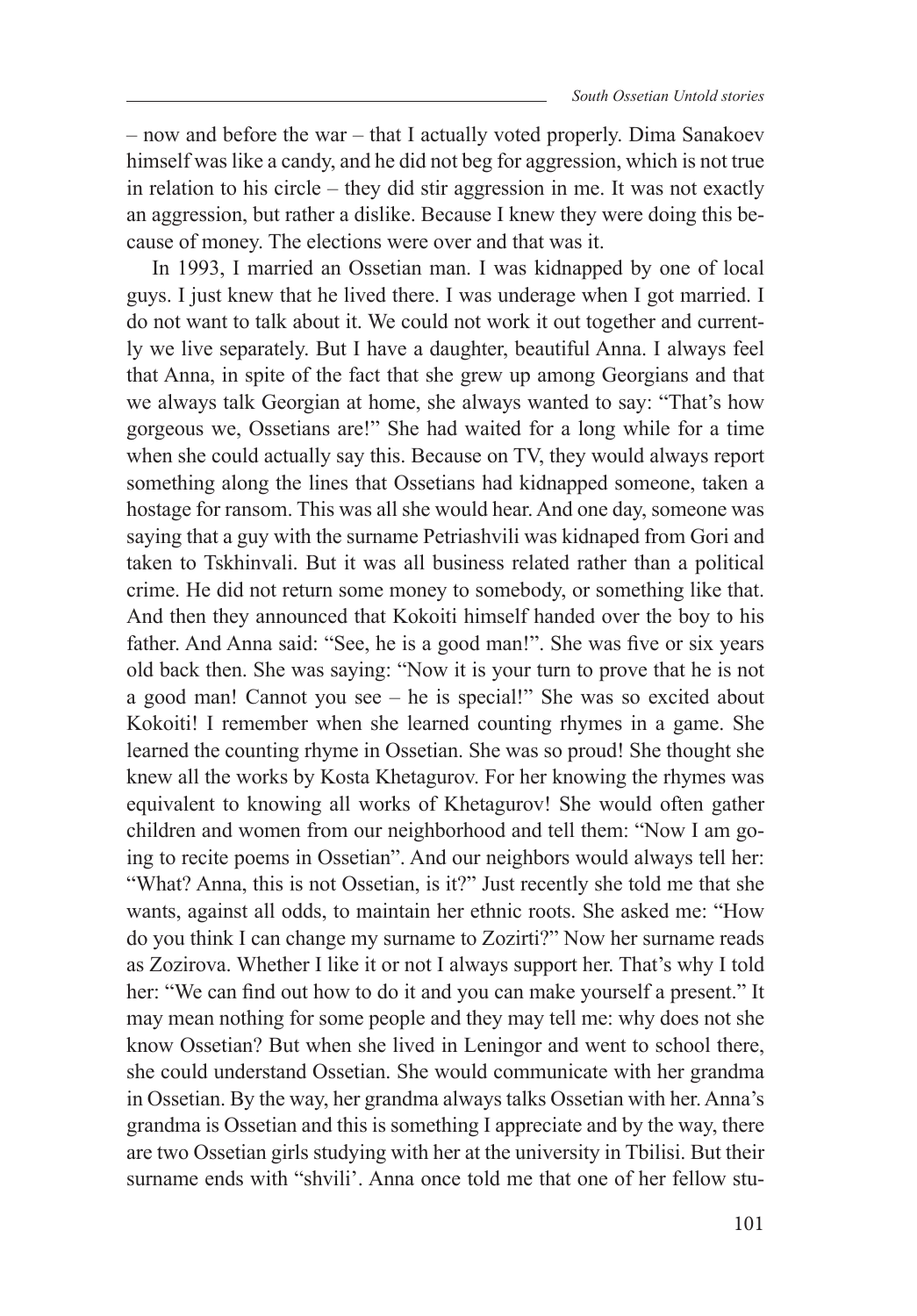– now and before the war – that I actually voted properly. Dima Sanakoev himself was like a candy, and he did not beg for aggression, which is not true in relation to his circle – they did stir aggression in me. It was not exactly an aggression, but rather a dislike. Because I knew they were doing this because of money. The elections were over and that was it.

In 1993, I married an Ossetian man. I was kidnapped by one of local guys. I just knew that he lived there. I was underage when I got married. I do not want to talk about it. We could not work it out together and currently we live separately. But I have a daughter, beautiful Anna. I always feel that Anna, in spite of the fact that she grew up among Georgians and that we always talk Georgian at home, she always wanted to say: "That's how gorgeous we, Ossetians are!" She had waited for a long while for a time when she could actually say this. Because on TV, they would always report something along the lines that Ossetians had kidnapped someone, taken a hostage for ransom. This was all she would hear. And one day, someone was saying that a guy with the surname Petriashvili was kidnaped from Gori and taken to Tskhinvali. But it was all business related rather than a political crime. He did not return some money to somebody, or something like that. And then they announced that Kokoiti himself handed over the boy to his father. And Anna said: "See, he is a good man!". She was five or six years old back then. She was saying: "Now it is your turn to prove that he is not a good man! Cannot you see – he is special!" She was so excited about Kokoiti! I remember when she learned counting rhymes in a game. She learned the counting rhyme in Ossetian. She was so proud! She thought she knew all the works by Kosta Khetagurov. For her knowing the rhymes was equivalent to knowing all works of Khetagurov! She would often gather children and women from our neighborhood and tell them: "Now I am going to recite poems in Ossetian". And our neighbors would always tell her: "What? Anna, this is not Ossetian, is it?" Just recently she told me that she wants, against all odds, to maintain her ethnic roots. She asked me: "How do you think I can change my surname to Zozirti?" Now her surname reads as Zozirova. Whether I like it or not I always support her. That's why I told her: "We can find out how to do it and you can make yourself a present." It may mean nothing for some people and they may tell me: why does not she know Ossetian? But when she lived in Leningor and went to school there, she could understand Ossetian. She would communicate with her grandma in Ossetian. By the way, her grandma always talks Ossetian with her. Anna's grandma is Ossetian and this is something I appreciate and by the way, there are two Ossetian girls studying with her at the university in Tbilisi. But their surname ends with "shvili'. Anna once told me that one of her fellow stu-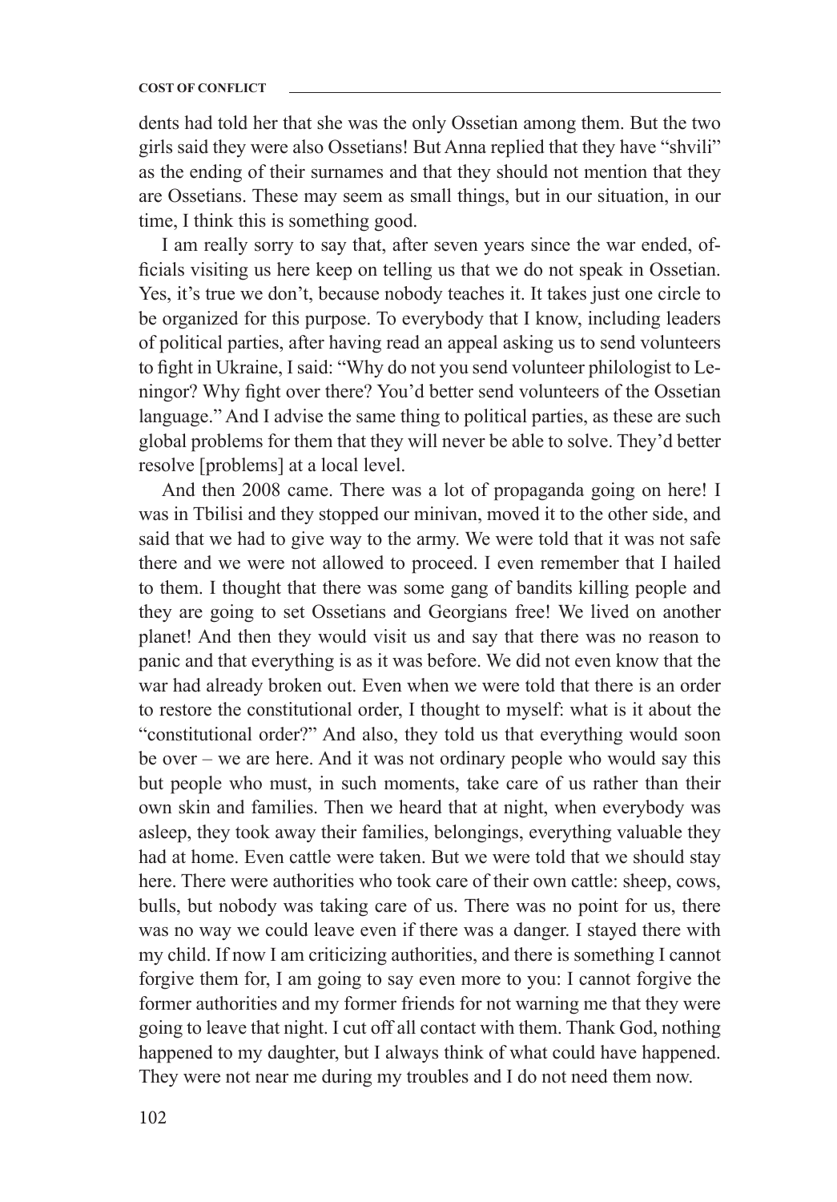dents had told her that she was the only Ossetian among them. But the two girls said they were also Ossetians! But Anna replied that they have "shvili" as the ending of their surnames and that they should not mention that they are Ossetians. These may seem as small things, but in our situation, in our time, I think this is something good.

I am really sorry to say that, after seven years since the war ended, officials visiting us here keep on telling us that we do not speak in Ossetian. Yes, it's true we don't, because nobody teaches it. It takes just one circle to be organized for this purpose. To everybody that I know, including leaders of political parties, after having read an appeal asking us to send volunteers to fight in Ukraine, I said: "Why do not you send volunteer philologist to Leningor? Why fight over there? You'd better send volunteers of the Ossetian language." And I advise the same thing to political parties, as these are such global problems for them that they will never be able to solve. They'd better resolve [problems] at a local level.

And then 2008 came. There was a lot of propaganda going on here! I was in Tbilisi and they stopped our minivan, moved it to the other side, and said that we had to give way to the army. We were told that it was not safe there and we were not allowed to proceed. I even remember that I hailed to them. I thought that there was some gang of bandits killing people and they are going to set Ossetians and Georgians free! We lived on another planet! And then they would visit us and say that there was no reason to panic and that everything is as it was before. We did not even know that the war had already broken out. Even when we were told that there is an order to restore the constitutional order, I thought to myself: what is it about the "constitutional order?" And also, they told us that everything would soon be over – we are here. And it was not ordinary people who would say this but people who must, in such moments, take care of us rather than their own skin and families. Then we heard that at night, when everybody was asleep, they took away their families, belongings, everything valuable they had at home. Even cattle were taken. But we were told that we should stay here. There were authorities who took care of their own cattle: sheep, cows, bulls, but nobody was taking care of us. There was no point for us, there was no way we could leave even if there was a danger. I stayed there with my child. If now I am criticizing authorities, and there is something I cannot forgive them for, I am going to say even more to you: I cannot forgive the former authorities and my former friends for not warning me that they were going to leave that night. I cut off all contact with them. Thank God, nothing happened to my daughter, but I always think of what could have happened. They were not near me during my troubles and I do not need them now.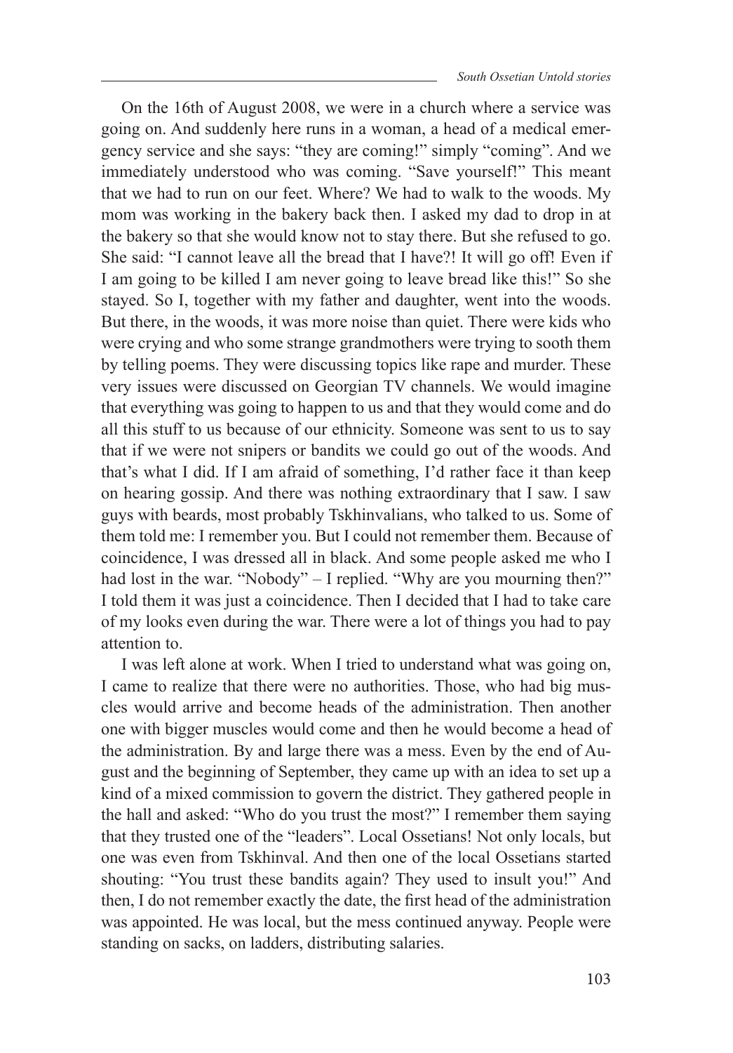On the 16th of August 2008, we were in a church where a service was going on. And suddenly here runs in a woman, a head of a medical emergency service and she says: "they are coming!" simply "coming". And we immediately understood who was coming. "Save yourself!" This meant that we had to run on our feet. Where? We had to walk to the woods. My mom was working in the bakery back then. I asked my dad to drop in at the bakery so that she would know not to stay there. But she refused to go. She said: "I cannot leave all the bread that I have?! It will go off! Even if I am going to be killed I am never going to leave bread like this!" So she stayed. So I, together with my father and daughter, went into the woods. But there, in the woods, it was more noise than quiet. There were kids who were crying and who some strange grandmothers were trying to sooth them by telling poems. They were discussing topics like rape and murder. These very issues were discussed on Georgian TV channels. We would imagine that everything was going to happen to us and that they would come and do all this stuff to us because of our ethnicity. Someone was sent to us to say that if we were not snipers or bandits we could go out of the woods. And that's what I did. If I am afraid of something, I'd rather face it than keep on hearing gossip. And there was nothing extraordinary that I saw. I saw guys with beards, most probably Tskhinvalians, who talked to us. Some of them told me: I remember you. But I could not remember them. Because of coincidence, I was dressed all in black. And some people asked me who I had lost in the war. "Nobody" – I replied. "Why are you mourning then?" I told them it was just a coincidence. Then I decided that I had to take care of my looks even during the war. There were a lot of things you had to pay attention to.

I was left alone at work. When I tried to understand what was going on, I came to realize that there were no authorities. Those, who had big muscles would arrive and become heads of the administration. Then another one with bigger muscles would come and then he would become a head of the administration. By and large there was a mess. Even by the end of August and the beginning of September, they came up with an idea to set up a kind of a mixed commission to govern the district. They gathered people in the hall and asked: "Who do you trust the most?" I remember them saying that they trusted one of the "leaders". Local Ossetians! Not only locals, but one was even from Tskhinval. And then one of the local Ossetians started shouting: "You trust these bandits again? They used to insult you!" And then, I do not remember exactly the date, the first head of the administration was appointed. He was local, but the mess continued anyway. People were standing on sacks, on ladders, distributing salaries.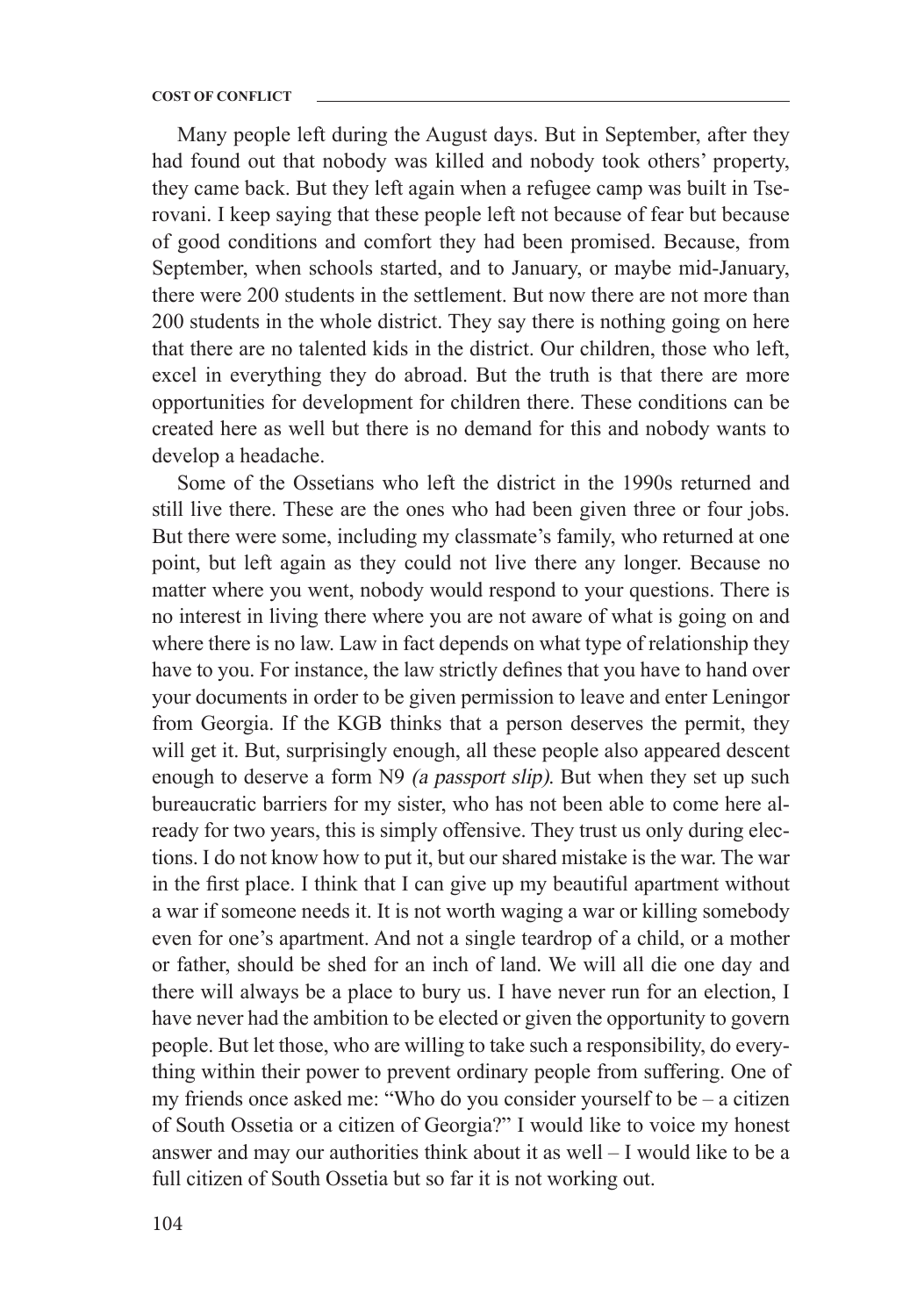Many people left during the August days. But in September, after they had found out that nobody was killed and nobody took others' property, they came back. But they left again when a refugee camp was built in Tserovani. I keep saying that these people left not because of fear but because of good conditions and comfort they had been promised. Because, from September, when schools started, and to January, or maybe mid-January, there were 200 students in the settlement. But now there are not more than 200 students in the whole district. They say there is nothing going on here that there are no talented kids in the district. Our children, those who left, excel in everything they do abroad. But the truth is that there are more opportunities for development for children there. These conditions can be created here as well but there is no demand for this and nobody wants to develop a headache.

Some of the Ossetians who left the district in the 1990s returned and still live there. These are the ones who had been given three or four jobs. But there were some, including my classmate's family, who returned at one point, but left again as they could not live there any longer. Because no matter where you went, nobody would respond to your questions. There is no interest in living there where you are not aware of what is going on and where there is no law. Law in fact depends on what type of relationship they have to you. For instance, the law strictly defines that you have to hand over your documents in order to be given permission to leave and enter Leningor from Georgia. If the KGB thinks that a person deserves the permit, they will get it. But, surprisingly enough, all these people also appeared descent enough to deserve a form N9 *(a passport slip)*. But when they set up such bureaucratic barriers for my sister, who has not been able to come here already for two years, this is simply offensive. They trust us only during elections. I do not know how to put it, but our shared mistake is the war. The war in the first place. I think that I can give up my beautiful apartment without a war if someone needs it. It is not worth waging a war or killing somebody even for one's apartment. And not a single teardrop of a child, or a mother or father, should be shed for an inch of land. We will all die one day and there will always be a place to bury us. I have never run for an election, I have never had the ambition to be elected or given the opportunity to govern people. But let those, who are willing to take such a responsibility, do everything within their power to prevent ordinary people from suffering. One of my friends once asked me: "Who do you consider yourself to be – a citizen of South Ossetia or a citizen of Georgia?" I would like to voice my honest answer and may our authorities think about it as well – I would like to be a full citizen of South Ossetia but so far it is not working out.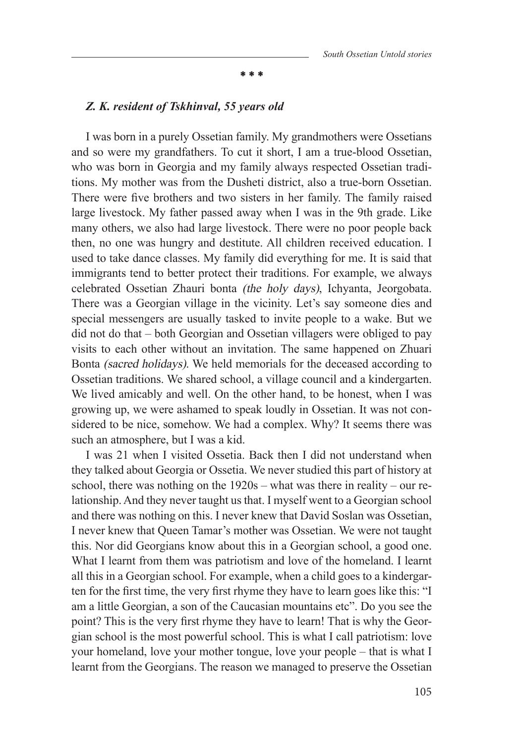\* \* \*

***Z. K. resident of Tskhinval, 55 years old***

I was born in a purely Ossetian family. My grandmothers were Ossetians and so were my grandfathers. To cut it short, I am a true-blood Ossetian, who was born in Georgia and my family always respected Ossetian traditions. My mother was from the Dusheti district, also a true-born Ossetian. There were five brothers and two sisters in her family. The family raised large livestock. My father passed away when I was in the 9th grade. Like many others, we also had large livestock. There were no poor people back then, no one was hungry and destitute. All children received education. I used to take dance classes. My family did everything for me. It is said that immigrants tend to better protect their traditions. For example, we always celebrated Ossetian Zhauri bonta *(the holy days)*, Ichyanta, Jeorgobata. There was a Georgian village in the vicinity. Let's say someone dies and special messengers are usually tasked to invite people to a wake. But we did not do that – both Georgian and Ossetian villagers were obliged to pay visits to each other without an invitation. The same happened on Zhuari Bonta *(sacred holidays)*. We held memorials for the deceased according to Ossetian traditions. We shared school, a village council and a kindergarten. We lived amicably and well. On the other hand, to be honest, when I was growing up, we were ashamed to speak loudly in Ossetian. It was not considered to be nice, somehow. We had a complex. Why? It seems there was such an atmosphere, but I was a kid.

I was 21 when I visited Ossetia. Back then I did not understand when they talked about Georgia or Ossetia. We never studied this part of history at school, there was nothing on the 1920s – what was there in reality – our relationship. And they never taught us that. I myself went to a Georgian school and there was nothing on this. I never knew that David Soslan was Ossetian, I never knew that Queen Tamar's mother was Ossetian. We were not taught this. Nor did Georgians know about this in a Georgian school, a good one. What I learnt from them was patriotism and love of the homeland. I learnt all this in a Georgian school. For example, when a child goes to a kindergarten for the first time, the very first rhyme they have to learn goes like this: "I am a little Georgian, a son of the Caucasian mountains etc". Do you see the point? This is the very first rhyme they have to learn! That is why the Georgian school is the most powerful school. This is what I call patriotism: love your homeland, love your mother tongue, love your people – that is what I learnt from the Georgians. The reason we managed to preserve the Ossetian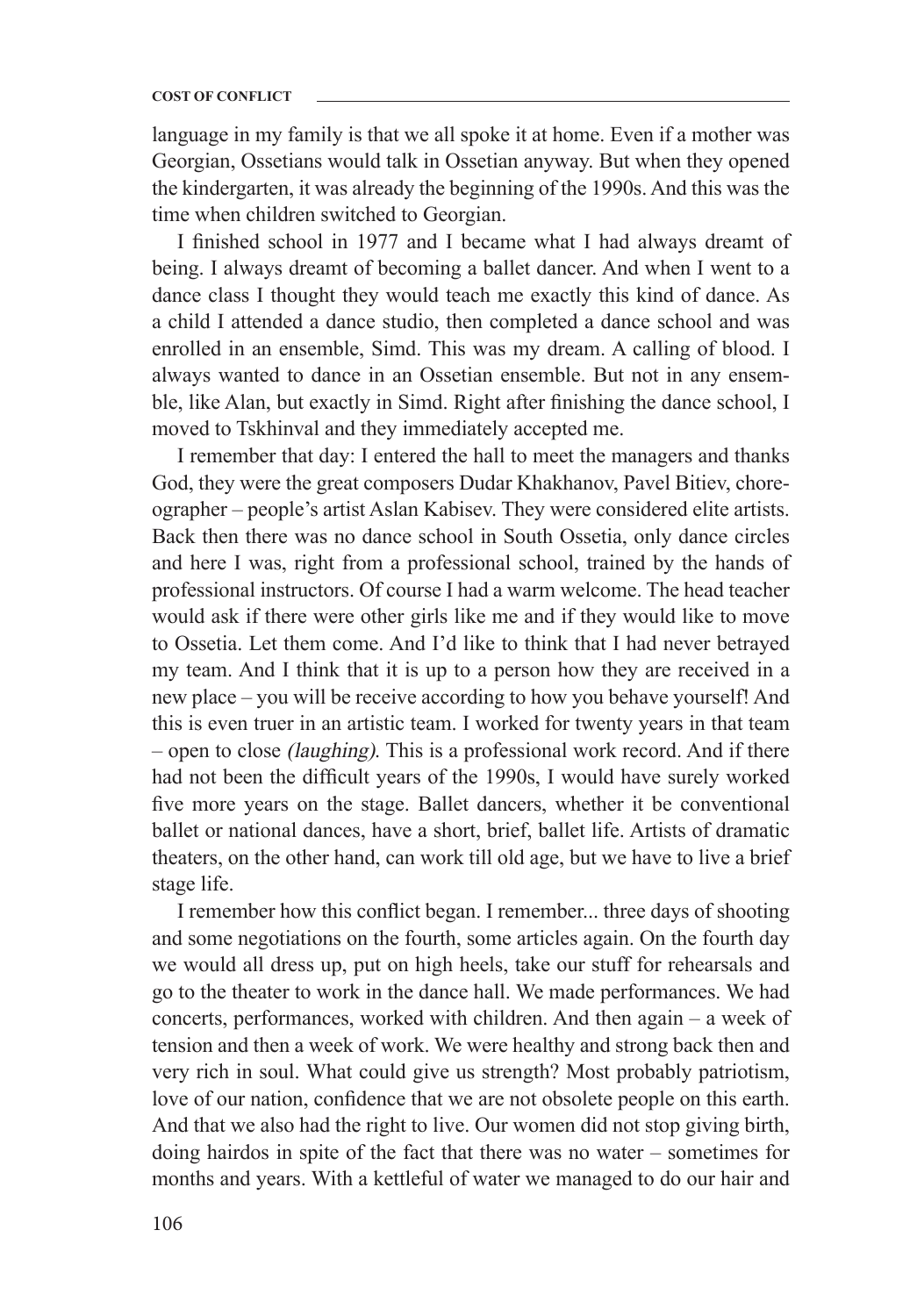language in my family is that we all spoke it at home. Even if a mother was Georgian, Ossetians would talk in Ossetian anyway. But when they opened the kindergarten, it was already the beginning of the 1990s. And this was the time when children switched to Georgian.

I finished school in 1977 and I became what I had always dreamt of being. I always dreamt of becoming a ballet dancer. And when I went to a dance class I thought they would teach me exactly this kind of dance. As a child I attended a dance studio, then completed a dance school and was enrolled in an ensemble, Simd. This was my dream. A calling of blood. I always wanted to dance in an Ossetian ensemble. But not in any ensemble, like Alan, but exactly in Simd. Right after finishing the dance school, I moved to Tskhinval and they immediately accepted me.

I remember that day: I entered the hall to meet the managers and thanks God, they were the great composers Dudar Khakhanov, Pavel Bitiev, choreographer – people's artist Aslan Kabisev. They were considered elite artists. Back then there was no dance school in South Ossetia, only dance circles and here I was, right from a professional school, trained by the hands of professional instructors. Of course I had a warm welcome. The head teacher would ask if there were other girls like me and if they would like to move to Ossetia. Let them come. And I'd like to think that I had never betrayed my team. And I think that it is up to a person how they are received in a new place – you will be receive according to how you behave yourself! And this is even truer in an artistic team. I worked for twenty years in that team – open to close *(laughing)*. This is a professional work record. And if there had not been the difficult years of the 1990s, I would have surely worked five more years on the stage. Ballet dancers, whether it be conventional ballet or national dances, have a short, brief, ballet life. Artists of dramatic theaters, on the other hand, can work till old age, but we have to live a brief stage life.

I remember how this conflict began. I remember... three days of shooting and some negotiations on the fourth, some articles again. On the fourth day we would all dress up, put on high heels, take our stuff for rehearsals and go to the theater to work in the dance hall. We made performances. We had concerts, performances, worked with children. And then again – a week of tension and then a week of work. We were healthy and strong back then and very rich in soul. What could give us strength? Most probably patriotism, love of our nation, confidence that we are not obsolete people on this earth. And that we also had the right to live. Our women did not stop giving birth, doing hairdos in spite of the fact that there was no water – sometimes for months and years. With a kettleful of water we managed to do our hair and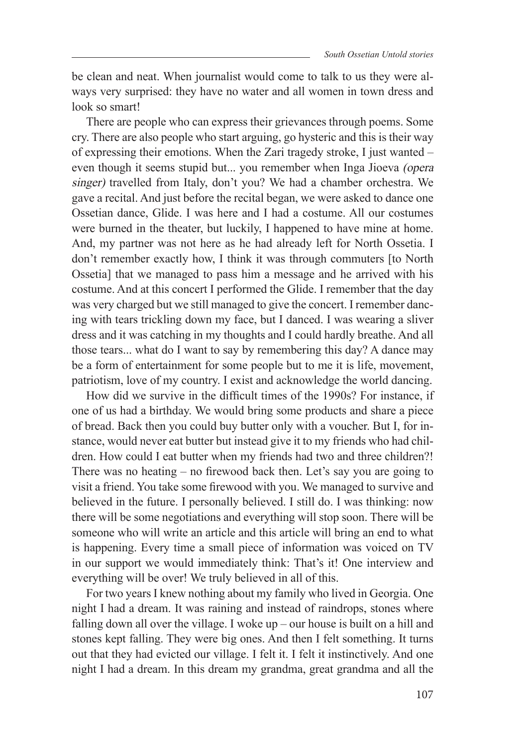be clean and neat. When journalist would come to talk to us they were always very surprised: they have no water and all women in town dress and look so smart!

There are people who can express their grievances through poems. Some cry. There are also people who start arguing, go hysteric and this is their way of expressing their emotions. When the Zari tragedy stroke, I just wanted – even though it seems stupid but... you remember when Inga Jioeva *(opera singer)* travelled from Italy, don't you? We had a chamber orchestra. We gave a recital. And just before the recital began, we were asked to dance one Ossetian dance, Glide. I was here and I had a costume. All our costumes were burned in the theater, but luckily, I happened to have mine at home. And, my partner was not here as he had already left for North Ossetia. I don't remember exactly how, I think it was through commuters [to North Ossetia] that we managed to pass him a message and he arrived with his costume. And at this concert I performed the Glide. I remember that the day was very charged but we still managed to give the concert. I remember dancing with tears trickling down my face, but I danced. I was wearing a sliver dress and it was catching in my thoughts and I could hardly breathe. And all those tears... what do I want to say by remembering this day? A dance may be a form of entertainment for some people but to me it is life, movement, patriotism, love of my country. I exist and acknowledge the world dancing.

How did we survive in the difficult times of the 1990s? For instance, if one of us had a birthday. We would bring some products and share a piece of bread. Back then you could buy butter only with a voucher. But I, for instance, would never eat butter but instead give it to my friends who had children. How could I eat butter when my friends had two and three children?! There was no heating – no firewood back then. Let's say you are going to visit a friend. You take some firewood with you. We managed to survive and believed in the future. I personally believed. I still do. I was thinking: now there will be some negotiations and everything will stop soon. There will be someone who will write an article and this article will bring an end to what is happening. Every time a small piece of information was voiced on TV in our support we would immediately think: That's it! One interview and everything will be over! We truly believed in all of this.

For two years I knew nothing about my family who lived in Georgia. One night I had a dream. It was raining and instead of raindrops, stones where falling down all over the village. I woke up – our house is built on a hill and stones kept falling. They were big ones. And then I felt something. It turns out that they had evicted our village. I felt it. I felt it instinctively. And one night I had a dream. In this dream my grandma, great grandma and all the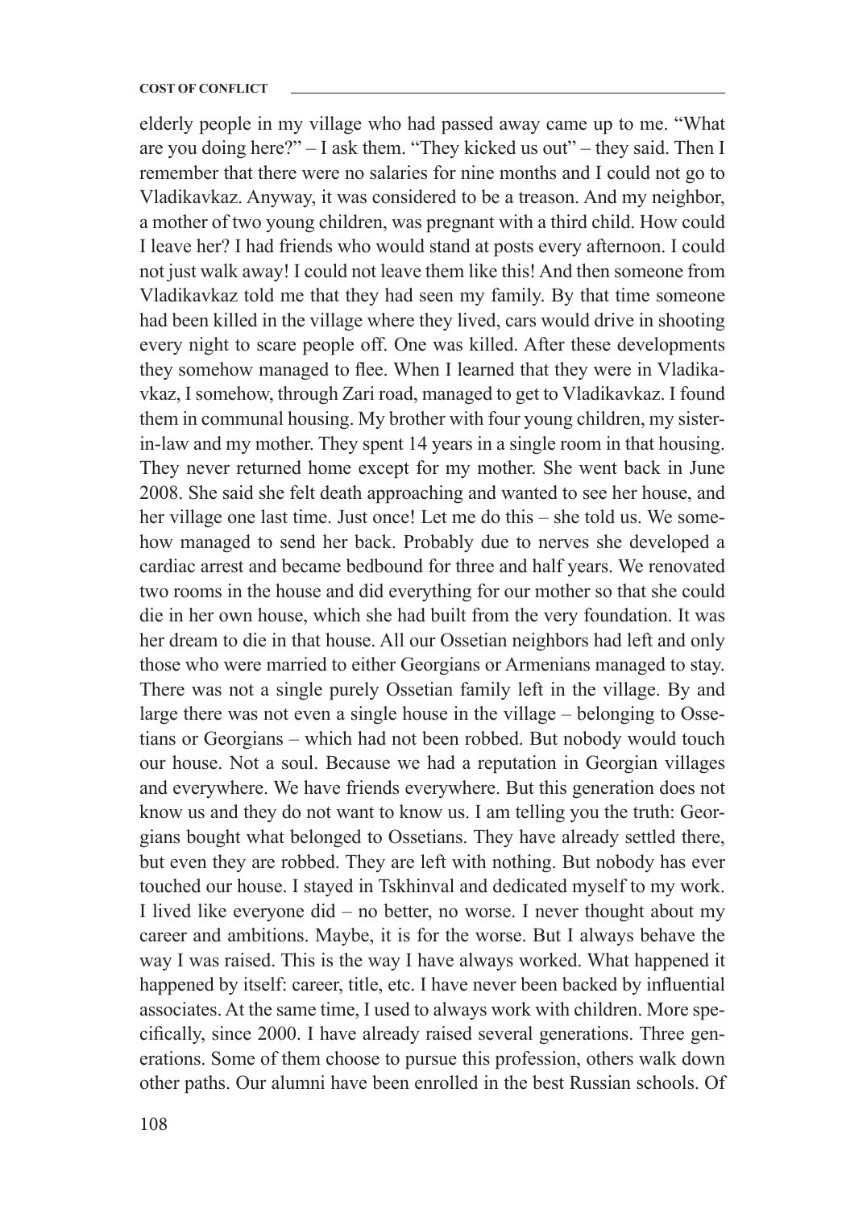elderly people in my village who had passed away came up to me. "What are you doing here?" – I ask them. "They kicked us out" – they said. Then I remember that there were no salaries for nine months and I could not go to Vladikavkaz. Anyway, it was considered to be a treason. And my neighbor, a mother of two young children, was pregnant with a third child. How could I leave her? I had friends who would stand at posts every afternoon. I could not just walk away! I could not leave them like this! And then someone from Vladikavkaz told me that they had seen my family. By that time someone had been killed in the village where they lived, cars would drive in shooting every night to scare people off. One was killed. After these developments they somehow managed to flee. When I learned that they were in Vladikavkaz, I somehow, through Zari road, managed to get to Vladikavkaz. I found them in communal housing. My brother with four young children, my sister-in-law and my mother. They spent 14 years in a single room in that housing. They never returned home except for my mother. She went back in June 2008. She said she felt death approaching and wanted to see her house, and her village one last time. Just once! Let me do this – she told us. We somehow managed to send her back. Probably due to nerves she developed a cardiac arrest and became bedbound for three and half years. We renovated two rooms in the house and did everything for our mother so that she could die in her own house, which she had built from the very foundation. It was her dream to die in that house. All our Ossetian neighbors had left and only those who were married to either Georgians or Armenians managed to stay. There was not a single purely Ossetian family left in the village. By and large there was not even a single house in the village – belonging to Ossetians or Georgians – which had not been robbed. But nobody would touch our house. Not a soul. Because we had a reputation in Georgian villages and everywhere. We have friends everywhere. But this generation does not know us and they do not want to know us. I am telling you the truth: Georgians bought what belonged to Ossetians. They have already settled there, but even they are robbed. They are left with nothing. But nobody has ever touched our house. I stayed in Tskhinval and dedicated myself to my work. I lived like everyone did – no better, no worse. I never thought about my career and ambitions. Maybe, it is for the worse. But I always behave the way I was raised. This is the way I have always worked. What happened it happened by itself: career, title, etc. I have never been backed by influential associates. At the same time, I used to always work with children. More specifically, since 2000. I have already raised several generations. Three generations. Some of them choose to pursue this profession, others walk down other paths. Our alumni have been enrolled in the best Russian schools. Of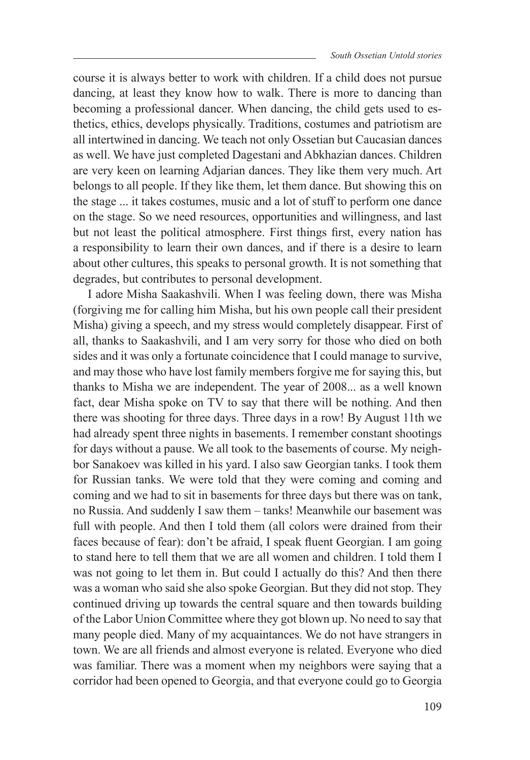course it is always better to work with children. If a child does not pursue dancing, at least they know how to walk. There is more to dancing than becoming a professional dancer. When dancing, the child gets used to esthetics, ethics, develops physically. Traditions, costumes and patriotism are all intertwined in dancing. We teach not only Ossetian but Caucasian dances as well. We have just completed Dagestani and Abkhazian dances. Children are very keen on learning Adjarian dances. They like them very much. Art belongs to all people. If they like them, let them dance. But showing this on the stage ... it takes costumes, music and a lot of stuff to perform one dance on the stage. So we need resources, opportunities and willingness, and last but not least the political atmosphere. First things first, every nation has a responsibility to learn their own dances, and if there is a desire to learn about other cultures, this speaks to personal growth. It is not something that degrades, but contributes to personal development.

I adore Misha Saakashvili. When I was feeling down, there was Misha (forgiving me for calling him Misha, but his own people call their president Misha) giving a speech, and my stress would completely disappear. First of all, thanks to Saakashvili, and I am very sorry for those who died on both sides and it was only a fortunate coincidence that I could manage to survive, and may those who have lost family members forgive me for saying this, but thanks to Misha we are independent. The year of 2008... as a well known fact, dear Misha spoke on TV to say that there will be nothing. And then there was shooting for three days. Three days in a row! By August 11th we had already spent three nights in basements. I remember constant shootings for days without a pause. We all took to the basements of course. My neighbor Sanakoev was killed in his yard. I also saw Georgian tanks. I took them for Russian tanks. We were told that they were coming and coming and coming and we had to sit in basements for three days but there was on tank, no Russia. And suddenly I saw them – tanks! Meanwhile our basement was full with people. And then I told them (all colors were drained from their faces because of fear): don't be afraid, I speak fluent Georgian. I am going to stand here to tell them that we are all women and children. I told them I was not going to let them in. But could I actually do this? And then there was a woman who said she also spoke Georgian. But they did not stop. They continued driving up towards the central square and then towards building of the Labor Union Committee where they got blown up. No need to say that many people died. Many of my acquaintances. We do not have strangers in town. We are all friends and almost everyone is related. Everyone who died was familiar. There was a moment when my neighbors were saying that a corridor had been opened to Georgia, and that everyone could go to Georgia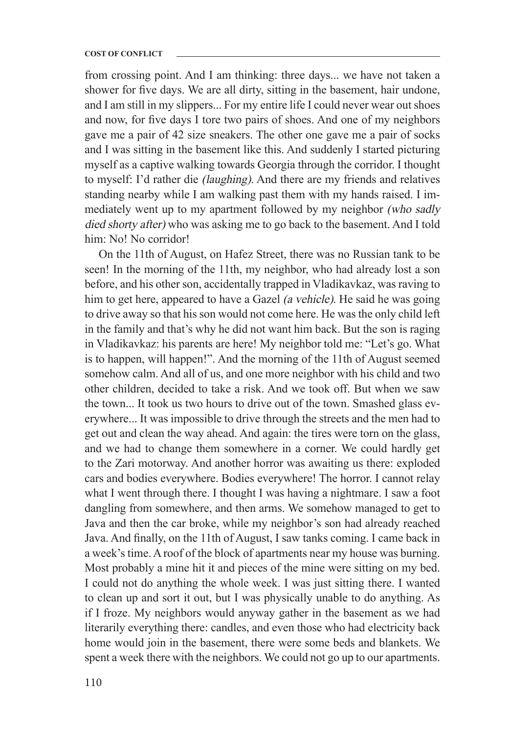from crossing point. And I am thinking: three days... we have not taken a shower for five days. We are all dirty, sitting in the basement, hair undone, and I am still in my slippers... For my entire life I could never wear out shoes and now, for five days I tore two pairs of shoes. And one of my neighbors gave me a pair of 42 size sneakers. The other one gave me a pair of socks and I was sitting in the basement like this. And suddenly I started picturing myself as a captive walking towards Georgia through the corridor. I thought to myself: I'd rather die *(laughing)*. And there are my friends and relatives standing nearby while I am walking past them with my hands raised. I immediately went up to my apartment followed by my neighbor *(who sadly died shorty after)* who was asking me to go back to the basement. And I told him: No! No corridor!

On the 11th of August, on Hafez Street, there was no Russian tank to be seen! In the morning of the 11th, my neighbor, who had already lost a son before, and his other son, accidentally trapped in Vladikavkaz, was raving to him to get here, appeared to have a Gazel *(a vehicle)*. He said he was going to drive away so that his son would not come here. He was the only child left in the family and that's why he did not want him back. But the son is raging in Vladikavkaz: his parents are here! My neighbor told me: "Let's go. What is to happen, will happen!". And the morning of the 11th of August seemed somehow calm. And all of us, and one more neighbor with his child and two other children, decided to take a risk. And we took off. But when we saw the town... It took us two hours to drive out of the town. Smashed glass everywhere... It was impossible to drive through the streets and the men had to get out and clean the way ahead. And again: the tires were torn on the glass, and we had to change them somewhere in a corner. We could hardly get to the Zari motorway. And another horror was awaiting us there: exploded cars and bodies everywhere. Bodies everywhere! The horror. I cannot relay what I went through there. I thought I was having a nightmare. I saw a foot dangling from somewhere, and then arms. We somehow managed to get to Java and then the car broke, while my neighbor's son had already reached Java. And finally, on the 11th of August, I saw tanks coming. I came back in a week's time. A roof of the block of apartments near my house was burning. Most probably a mine hit it and pieces of the mine were sitting on my bed. I could not do anything the whole week. I was just sitting there. I wanted to clean up and sort it out, but I was physically unable to do anything. As if I froze. My neighbors would anyway gather in the basement as we had literarily everything there: candles, and even those who had electricity back home would join in the basement, there were some beds and blankets. We spent a week there with the neighbors. We could not go up to our apartments.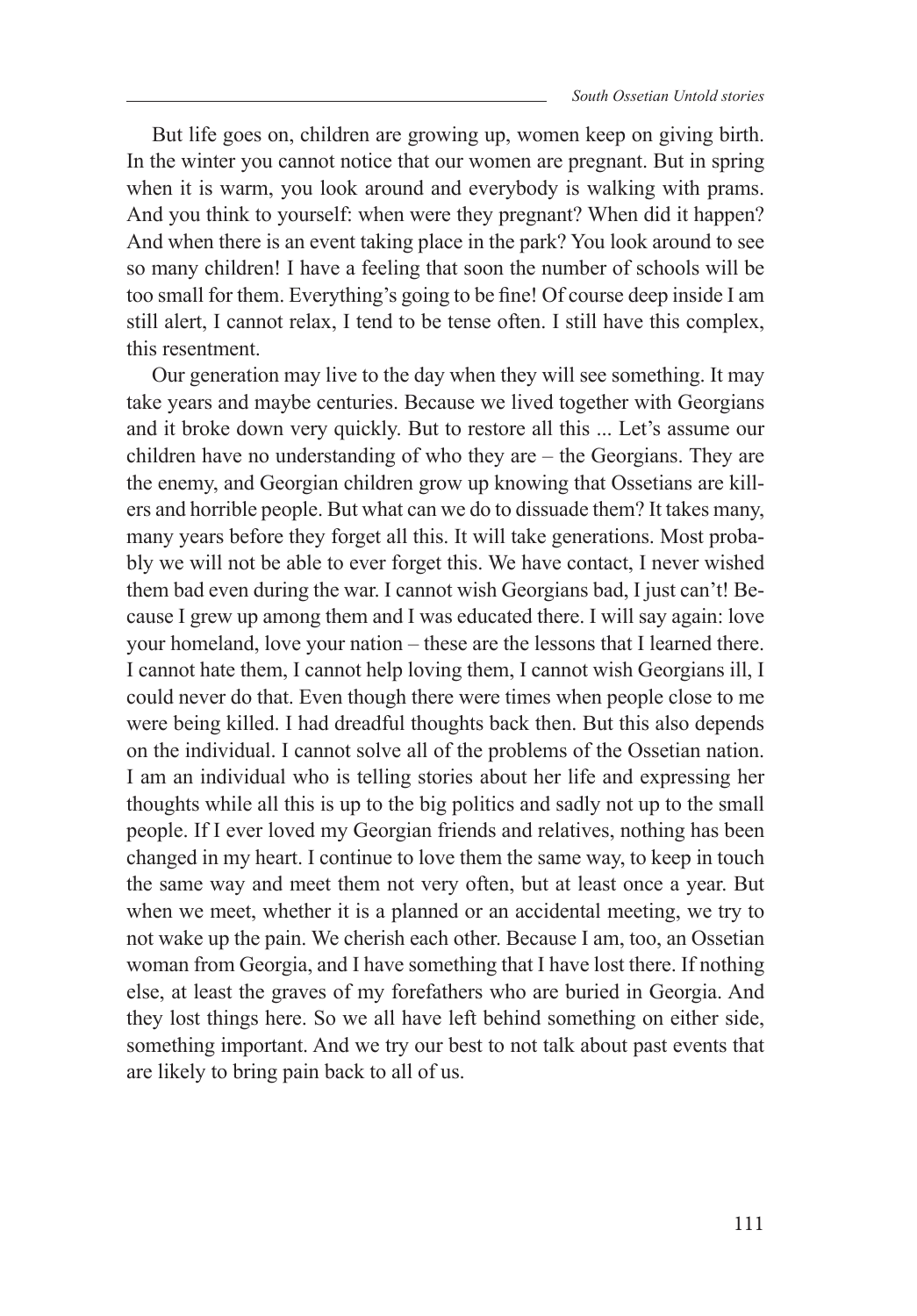But life goes on, children are growing up, women keep on giving birth. In the winter you cannot notice that our women are pregnant. But in spring when it is warm, you look around and everybody is walking with prams. And you think to yourself: when were they pregnant? When did it happen? And when there is an event taking place in the park? You look around to see so many children! I have a feeling that soon the number of schools will be too small for them. Everything's going to be fine! Of course deep inside I am still alert, I cannot relax, I tend to be tense often. I still have this complex, this resentment.

Our generation may live to the day when they will see something. It may take years and maybe centuries. Because we lived together with Georgians and it broke down very quickly. But to restore all this ... Let's assume our children have no understanding of who they are – the Georgians. They are the enemy, and Georgian children grow up knowing that Ossetians are killers and horrible people. But what can we do to dissuade them? It takes many, many years before they forget all this. It will take generations. Most probably we will not be able to ever forget this. We have contact, I never wished them bad even during the war. I cannot wish Georgians bad, I just can't! Because I grew up among them and I was educated there. I will say again: love your homeland, love your nation – these are the lessons that I learned there. I cannot hate them, I cannot help loving them, I cannot wish Georgians ill, I could never do that. Even though there were times when people close to me were being killed. I had dreadful thoughts back then. But this also depends on the individual. I cannot solve all of the problems of the Ossetian nation. I am an individual who is telling stories about her life and expressing her thoughts while all this is up to the big politics and sadly not up to the small people. If I ever loved my Georgian friends and relatives, nothing has been changed in my heart. I continue to love them the same way, to keep in touch the same way and meet them not very often, but at least once a year. But when we meet, whether it is a planned or an accidental meeting, we try to not wake up the pain. We cherish each other. Because I am, too, an Ossetian woman from Georgia, and I have something that I have lost there. If nothing else, at least the graves of my forefathers who are buried in Georgia. And they lost things here. So we all have left behind something on either side, something important. And we try our best to not talk about past events that are likely to bring pain back to all of us.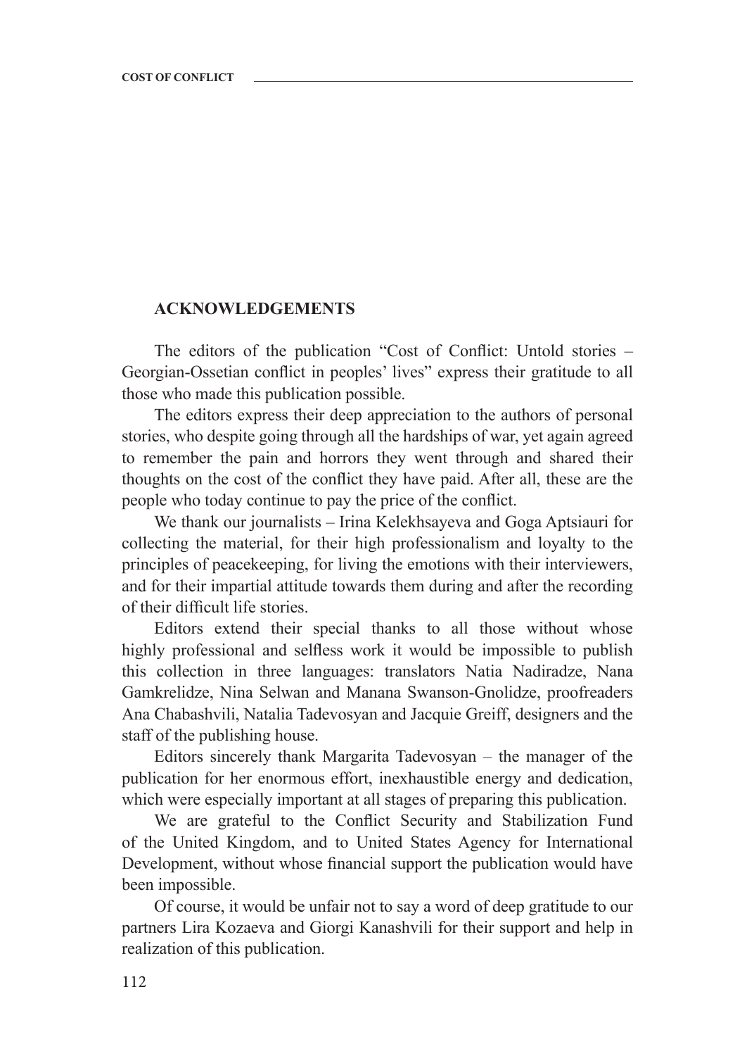## ACKNOWLEDGEMENTS

The editors of the publication "Cost of Conflict: Untold stories – Georgian-Ossetian conflict in peoples' lives" express their gratitude to all those who made this publication possible.

The editors express their deep appreciation to the authors of personal stories, who despite going through all the hardships of war, yet again agreed to remember the pain and horrors they went through and shared their thoughts on the cost of the conflict they have paid. After all, these are the people who today continue to pay the price of the conflict.

We thank our journalists – Irina Kelekhsayeva and Goga Aptsiauri for collecting the material, for their high professionalism and loyalty to the principles of peacekeeping, for living the emotions with their interviewers, and for their impartial attitude towards them during and after the recording of their difficult life stories.

Editors extend their special thanks to all those without whose highly professional and selfless work it would be impossible to publish this collection in three languages: translators Natia Nadiradze, Nana Gamkrelidze, Nina Selwan and Manana Swanson-Gnolidze, proofreaders Ana Chabashvili, Natalia Tadevosyan and Jacquie Greiff, designers and the staff of the publishing house.

Editors sincerely thank Margarita Tadevosyan – the manager of the publication for her enormous effort, inexhaustible energy and dedication, which were especially important at all stages of preparing this publication.

We are grateful to the Conflict Security and Stabilization Fund of the United Kingdom, and to United States Agency for International Development, without whose financial support the publication would have been impossible.

Of course, it would be unfair not to say a word of deep gratitude to our partners Lira Kozaeva and Giorgi Kanashvili for their support and help in realization of this publication.